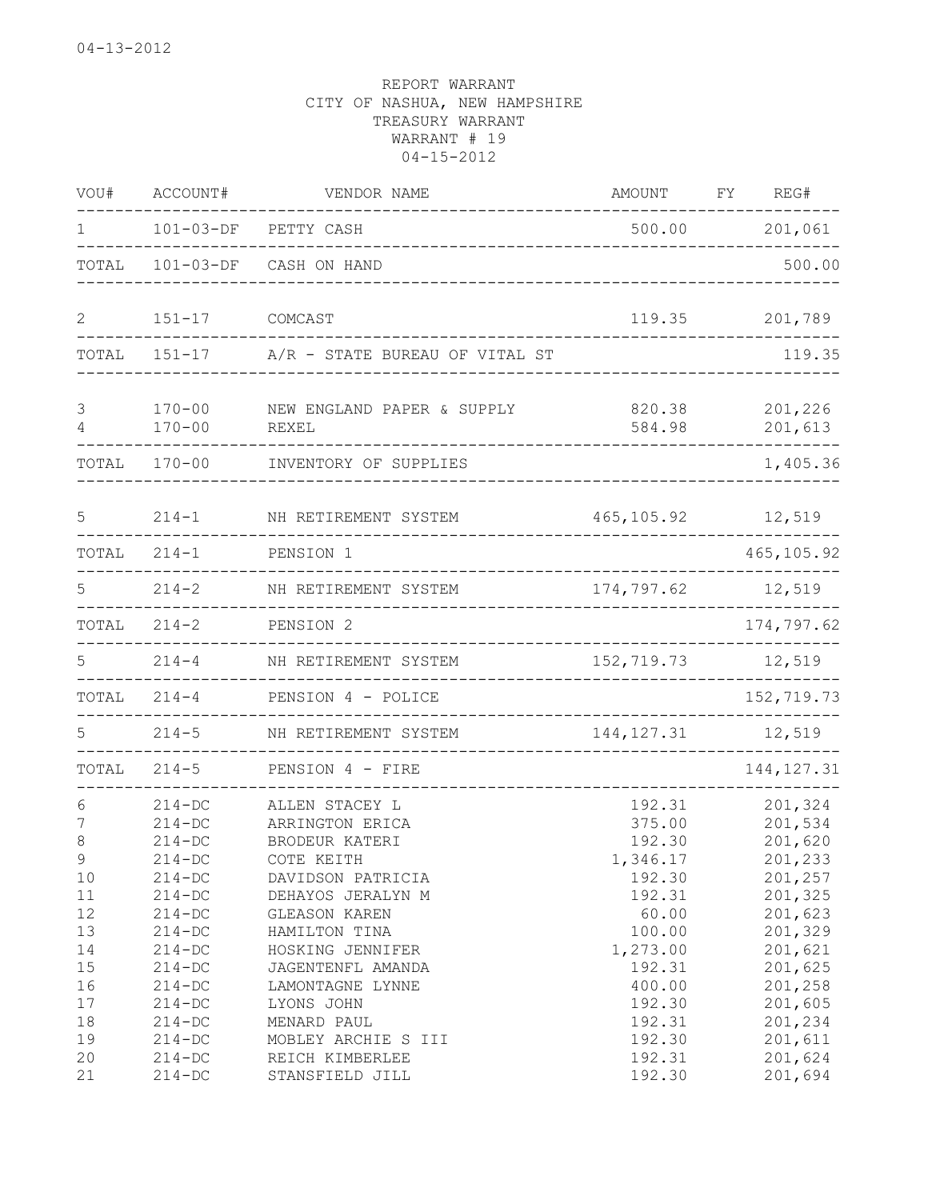04-13-2012

REPORT WARRANT
CITY OF NASHUA, NEW HAMPSHIRE
TREASURY WARRANT
WARRANT # 19
04-15-2012

| VOU# | ACCOUNT# | VENDOR NAME | AMOUNT | FY | REG# |
|---|---|---|---|---|---|
| 1 | 101-03-DF | PETTY CASH | 500.00 | | 201,061 |
| TOTAL | 101-03-DF | CASH ON HAND | | | 500.00 |
| 2 | 151-17 | COMCAST | 119.35 | | 201,789 |
| TOTAL | 151-17 | A/R - STATE BUREAU OF VITAL ST | | | 119.35 |
| 3 | 170-00 | NEW ENGLAND PAPER & SUPPLY | 820.38 | | 201,226 |
| 4 | 170-00 | REXEL | 584.98 | | 201,613 |
| TOTAL | 170-00 | INVENTORY OF SUPPLIES | | | 1,405.36 |
| 5 | 214-1 | NH RETIREMENT SYSTEM | 465,105.92 | | 12,519 |
| TOTAL | 214-1 | PENSION 1 | | | 465,105.92 |
| 5 | 214-2 | NH RETIREMENT SYSTEM | 174,797.62 | | 12,519 |
| TOTAL | 214-2 | PENSION 2 | | | 174,797.62 |
| 5 | 214-4 | NH RETIREMENT SYSTEM | 152,719.73 | | 12,519 |
| TOTAL | 214-4 | PENSION 4 - POLICE | | | 152,719.73 |
| 5 | 214-5 | NH RETIREMENT SYSTEM | 144,127.31 | | 12,519 |
| TOTAL | 214-5 | PENSION 4 - FIRE | | | 144,127.31 |
| 6 | 214-DC | ALLEN STACEY L | 192.31 | | 201,324 |
| 7 | 214-DC | ARRINGTON ERICA | 375.00 | | 201,534 |
| 8 | 214-DC | BRODEUR KATERI | 192.30 | | 201,620 |
| 9 | 214-DC | COTE KEITH | 1,346.17 | | 201,233 |
| 10 | 214-DC | DAVIDSON PATRICIA | 192.30 | | 201,257 |
| 11 | 214-DC | DEHAYOS JERALYN M | 192.31 | | 201,325 |
| 12 | 214-DC | GLEASON KAREN | 60.00 | | 201,623 |
| 13 | 214-DC | HAMILTON TINA | 100.00 | | 201,329 |
| 14 | 214-DC | HOSKING JENNIFER | 1,273.00 | | 201,621 |
| 15 | 214-DC | JAGENTENFL AMANDA | 192.31 | | 201,625 |
| 16 | 214-DC | LAMONTAGNE LYNNE | 400.00 | | 201,258 |
| 17 | 214-DC | LYONS JOHN | 192.30 | | 201,605 |
| 18 | 214-DC | MENARD PAUL | 192.31 | | 201,234 |
| 19 | 214-DC | MOBLEY ARCHIE S III | 192.30 | | 201,611 |
| 20 | 214-DC | REICH KIMBERLEE | 192.31 | | 201,624 |
| 21 | 214-DC | STANSFIELD JILL | 192.30 | | 201,694 |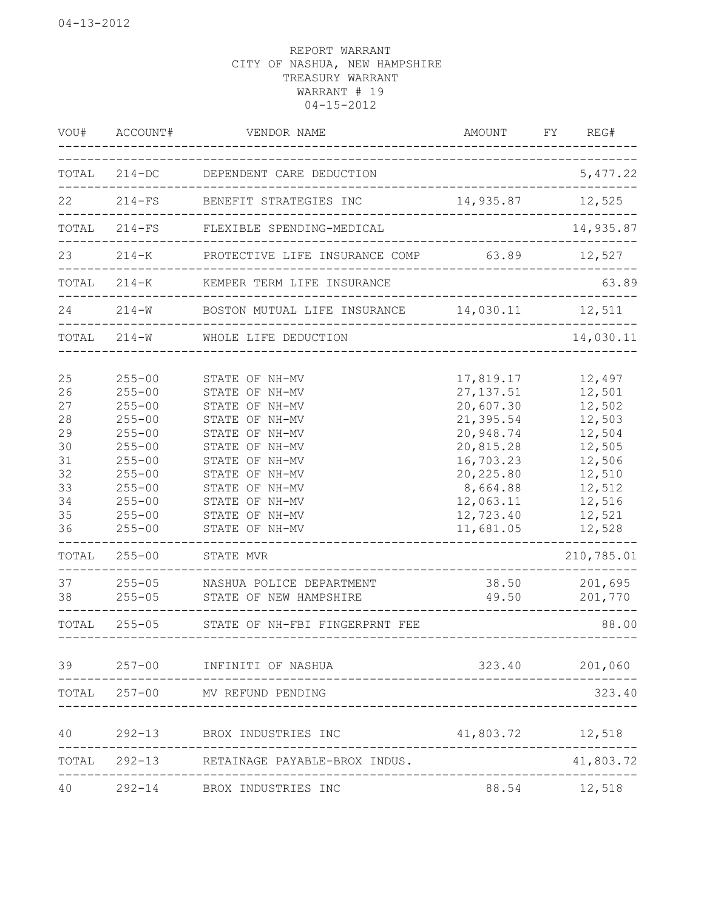04-13-2012

REPORT WARRANT
CITY OF NASHUA, NEW HAMPSHIRE
TREASURY WARRANT
WARRANT # 19
04-15-2012

| VOU# | ACCOUNT# | VENDOR NAME | AMOUNT | FY | REG# |
|---|---|---|---|---|---|
| TOTAL | 214-DC | DEPENDENT CARE DEDUCTION | | | 5,477.22 |
| 22 | 214-FS | BENEFIT STRATEGIES INC | 14,935.87 | | 12,525 |
| TOTAL | 214-FS | FLEXIBLE SPENDING-MEDICAL | | | 14,935.87 |
| 23 | 214-K | PROTECTIVE LIFE INSURANCE COMP | 63.89 | | 12,527 |
| TOTAL | 214-K | KEMPER TERM LIFE INSURANCE | | | 63.89 |
| 24 | 214-W | BOSTON MUTUAL LIFE INSURANCE | 14,030.11 | | 12,511 |
| TOTAL | 214-W | WHOLE LIFE DEDUCTION | | | 14,030.11 |
| 25 | 255-00 | STATE OF NH-MV | 17,819.17 | | 12,497 |
| 26 | 255-00 | STATE OF NH-MV | 27,137.51 | | 12,501 |
| 27 | 255-00 | STATE OF NH-MV | 20,607.30 | | 12,502 |
| 28 | 255-00 | STATE OF NH-MV | 21,395.54 | | 12,503 |
| 29 | 255-00 | STATE OF NH-MV | 20,948.74 | | 12,504 |
| 30 | 255-00 | STATE OF NH-MV | 20,815.28 | | 12,505 |
| 31 | 255-00 | STATE OF NH-MV | 16,703.23 | | 12,506 |
| 32 | 255-00 | STATE OF NH-MV | 20,225.80 | | 12,510 |
| 33 | 255-00 | STATE OF NH-MV | 8,664.88 | | 12,512 |
| 34 | 255-00 | STATE OF NH-MV | 12,063.11 | | 12,516 |
| 35 | 255-00 | STATE OF NH-MV | 12,723.40 | | 12,521 |
| 36 | 255-00 | STATE OF NH-MV | 11,681.05 | | 12,528 |
| TOTAL | 255-00 | STATE MVR | | | 210,785.01 |
| 37 | 255-05 | NASHUA POLICE DEPARTMENT | 38.50 | | 201,695 |
| 38 | 255-05 | STATE OF NEW HAMPSHIRE | 49.50 | | 201,770 |
| TOTAL | 255-05 | STATE OF NH-FBI FINGERPRNT FEE | | | 88.00 |
| 39 | 257-00 | INFINITI OF NASHUA | 323.40 | | 201,060 |
| TOTAL | 257-00 | MV REFUND PENDING | | | 323.40 |
| 40 | 292-13 | BROX INDUSTRIES INC | 41,803.72 | | 12,518 |
| TOTAL | 292-13 | RETAINAGE PAYABLE-BROX INDUS. | | | 41,803.72 |
| 40 | 292-14 | BROX INDUSTRIES INC | 88.54 | | 12,518 |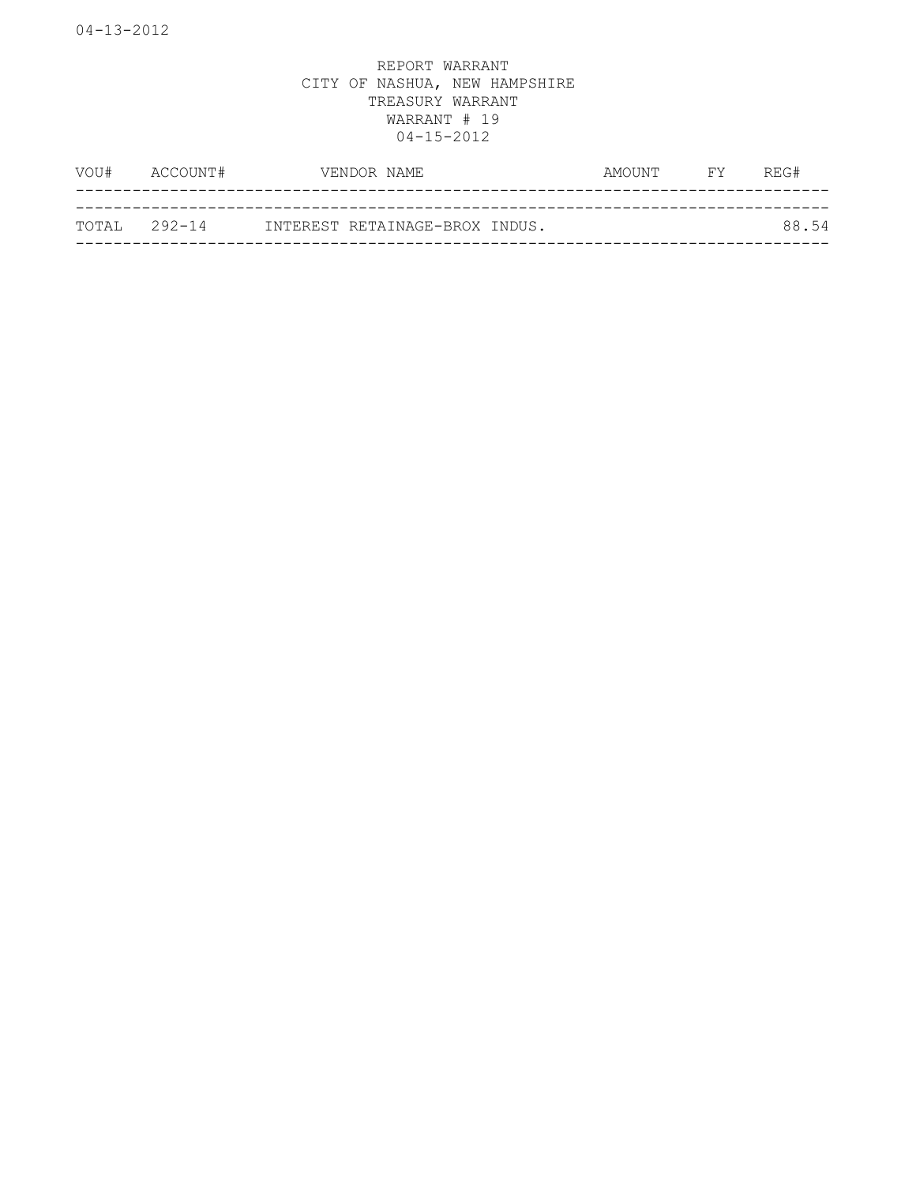REPORT WARRANT
CITY OF NASHUA, NEW HAMPSHIRE
TREASURY WARRANT
WARRANT # 19
04-15-2012

| VOU# | ACCOUNT# | VENDOR NAME | AMOUNT | FY | REG# |
|---|---|---|---|---|---|
| TOTAL | 292-14 | INTEREST RETAINAGE-BROX INDUS. | | | 88.54 |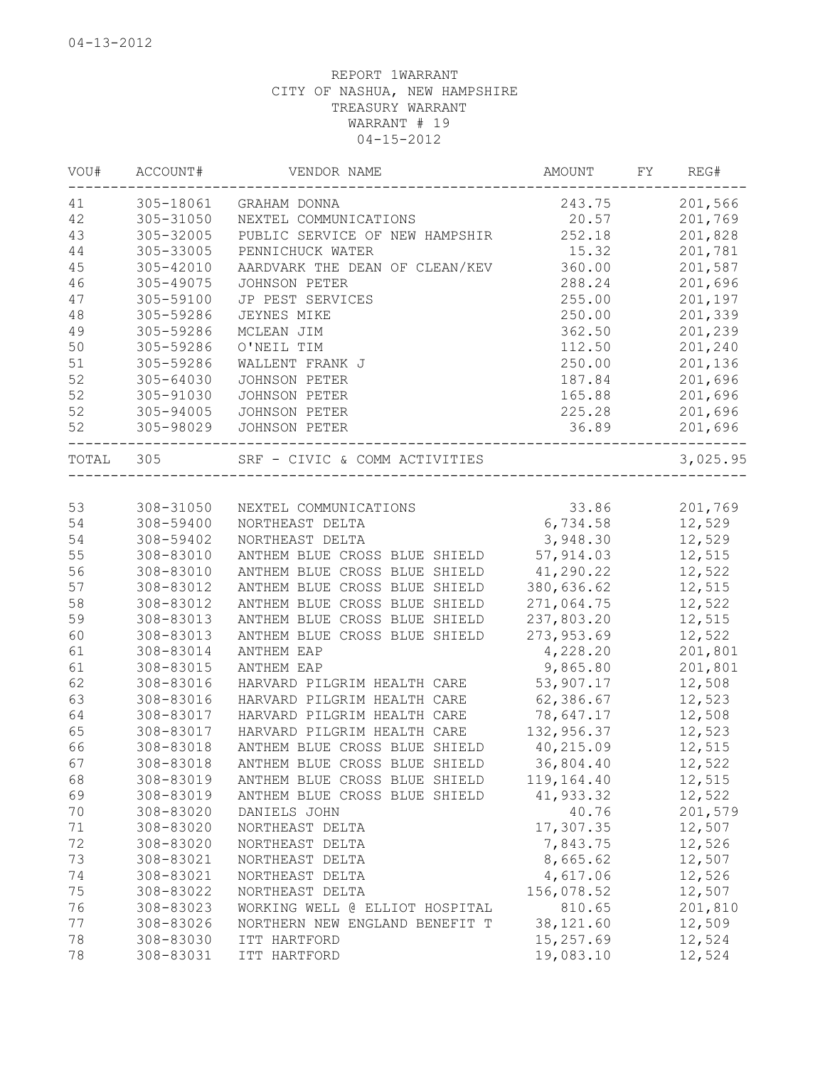04-13-2012

REPORT 1WARRANT
CITY OF NASHUA, NEW HAMPSHIRE
TREASURY WARRANT
WARRANT # 19
04-15-2012

| VOU# | ACCOUNT# | VENDOR NAME | AMOUNT | FY | REG# |
|---|---|---|---|---|---|
| 41 | 305-18061 | GRAHAM DONNA | 243.75 | | 201,566 |
| 42 | 305-31050 | NEXTEL COMMUNICATIONS | 20.57 | | 201,769 |
| 43 | 305-32005 | PUBLIC SERVICE OF NEW HAMPSHIR | 252.18 | | 201,828 |
| 44 | 305-33005 | PENNICHUCK WATER | 15.32 | | 201,781 |
| 45 | 305-42010 | AARDVARK THE DEAN OF CLEAN/KEV | 360.00 | | 201,587 |
| 46 | 305-49075 | JOHNSON PETER | 288.24 | | 201,696 |
| 47 | 305-59100 | JP PEST SERVICES | 255.00 | | 201,197 |
| 48 | 305-59286 | JEYNES MIKE | 250.00 | | 201,339 |
| 49 | 305-59286 | MCLEAN JIM | 362.50 | | 201,239 |
| 50 | 305-59286 | O'NEIL TIM | 112.50 | | 201,240 |
| 51 | 305-59286 | WALLENT FRANK J | 250.00 | | 201,136 |
| 52 | 305-64030 | JOHNSON PETER | 187.84 | | 201,696 |
| 52 | 305-91030 | JOHNSON PETER | 165.88 | | 201,696 |
| 52 | 305-94005 | JOHNSON PETER | 225.28 | | 201,696 |
| 52 | 305-98029 | JOHNSON PETER | 36.89 | | 201,696 |
| TOTAL | 305 | SRF - CIVIC & COMM ACTIVITIES | | | 3,025.95 |
| 53 | 308-31050 | NEXTEL COMMUNICATIONS | 33.86 | | 201,769 |
| 54 | 308-59400 | NORTHEAST DELTA | 6,734.58 | | 12,529 |
| 54 | 308-59402 | NORTHEAST DELTA | 3,948.30 | | 12,529 |
| 55 | 308-83010 | ANTHEM BLUE CROSS BLUE SHIELD | 57,914.03 | | 12,515 |
| 56 | 308-83010 | ANTHEM BLUE CROSS BLUE SHIELD | 41,290.22 | | 12,522 |
| 57 | 308-83012 | ANTHEM BLUE CROSS BLUE SHIELD | 380,636.62 | | 12,515 |
| 58 | 308-83012 | ANTHEM BLUE CROSS BLUE SHIELD | 271,064.75 | | 12,522 |
| 59 | 308-83013 | ANTHEM BLUE CROSS BLUE SHIELD | 237,803.20 | | 12,515 |
| 60 | 308-83013 | ANTHEM BLUE CROSS BLUE SHIELD | 273,953.69 | | 12,522 |
| 61 | 308-83014 | ANTHEM EAP | 4,228.20 | | 201,801 |
| 61 | 308-83015 | ANTHEM EAP | 9,865.80 | | 201,801 |
| 62 | 308-83016 | HARVARD PILGRIM HEALTH CARE | 53,907.17 | | 12,508 |
| 63 | 308-83016 | HARVARD PILGRIM HEALTH CARE | 62,386.67 | | 12,523 |
| 64 | 308-83017 | HARVARD PILGRIM HEALTH CARE | 78,647.17 | | 12,508 |
| 65 | 308-83017 | HARVARD PILGRIM HEALTH CARE | 132,956.37 | | 12,523 |
| 66 | 308-83018 | ANTHEM BLUE CROSS BLUE SHIELD | 40,215.09 | | 12,515 |
| 67 | 308-83018 | ANTHEM BLUE CROSS BLUE SHIELD | 36,804.40 | | 12,522 |
| 68 | 308-83019 | ANTHEM BLUE CROSS BLUE SHIELD | 119,164.40 | | 12,515 |
| 69 | 308-83019 | ANTHEM BLUE CROSS BLUE SHIELD | 41,933.32 | | 12,522 |
| 70 | 308-83020 | DANIELS JOHN | 40.76 | | 201,579 |
| 71 | 308-83020 | NORTHEAST DELTA | 17,307.35 | | 12,507 |
| 72 | 308-83020 | NORTHEAST DELTA | 7,843.75 | | 12,526 |
| 73 | 308-83021 | NORTHEAST DELTA | 8,665.62 | | 12,507 |
| 74 | 308-83021 | NORTHEAST DELTA | 4,617.06 | | 12,526 |
| 75 | 308-83022 | NORTHEAST DELTA | 156,078.52 | | 12,507 |
| 76 | 308-83023 | WORKING WELL @ ELLIOT HOSPITAL | 810.65 | | 201,810 |
| 77 | 308-83026 | NORTHERN NEW ENGLAND BENEFIT T | 38,121.60 | | 12,509 |
| 78 | 308-83030 | ITT HARTFORD | 15,257.69 | | 12,524 |
| 78 | 308-83031 | ITT HARTFORD | 19,083.10 | | 12,524 |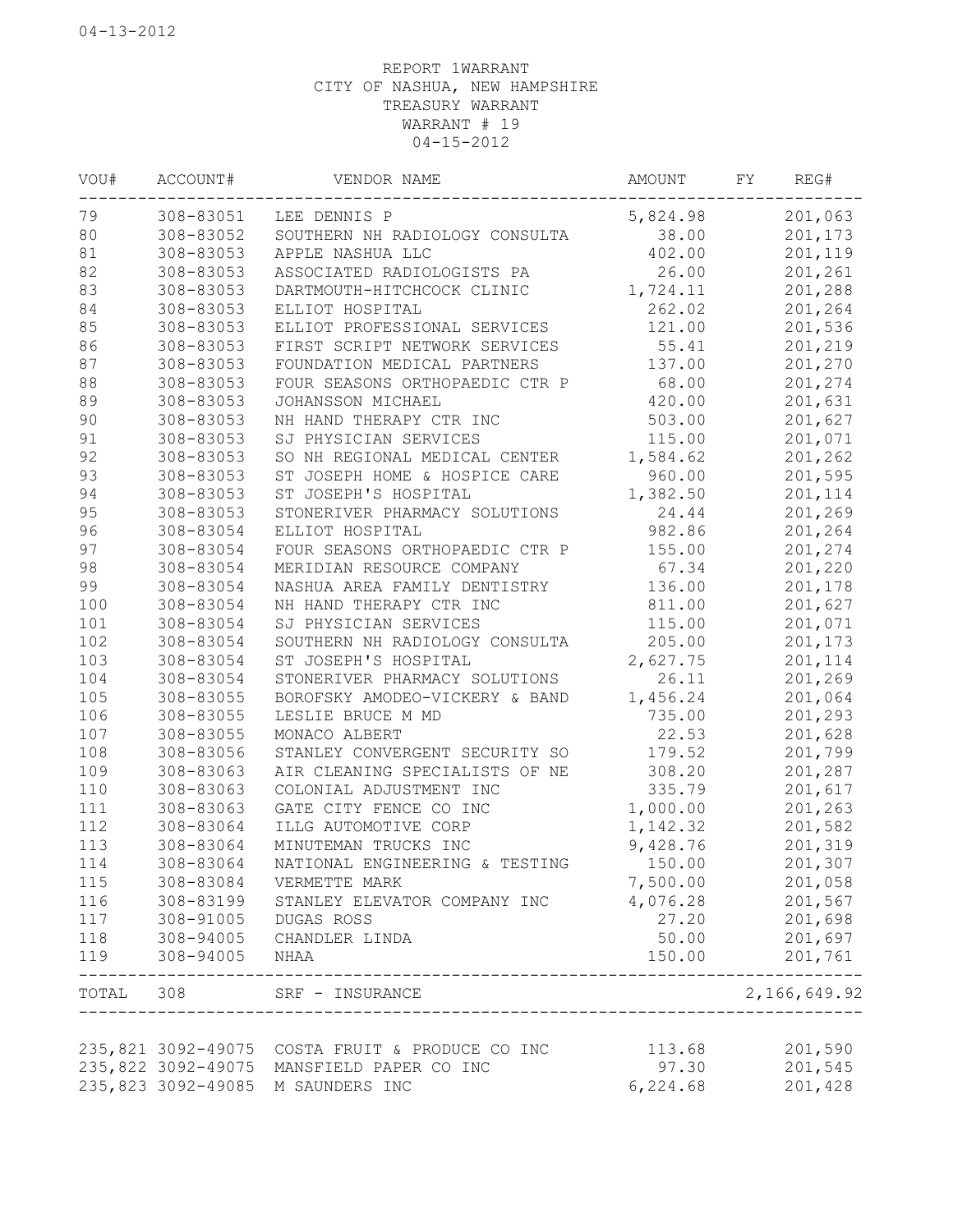REPORT 1WARRANT
CITY OF NASHUA, NEW HAMPSHIRE
TREASURY WARRANT
WARRANT # 19
04-15-2012

| VOU# | ACCOUNT# | VENDOR NAME | AMOUNT | FY | REG# |
|---|---|---|---|---|---|
| 79 | 308-83051 | LEE DENNIS P | 5,824.98 | | 201,063 |
| 80 | 308-83052 | SOUTHERN NH RADIOLOGY CONSULTA | 38.00 | | 201,173 |
| 81 | 308-83053 | APPLE NASHUA LLC | 402.00 | | 201,119 |
| 82 | 308-83053 | ASSOCIATED RADIOLOGISTS PA | 26.00 | | 201,261 |
| 83 | 308-83053 | DARTMOUTH-HITCHCOCK CLINIC | 1,724.11 | | 201,288 |
| 84 | 308-83053 | ELLIOT HOSPITAL | 262.02 | | 201,264 |
| 85 | 308-83053 | ELLIOT PROFESSIONAL SERVICES | 121.00 | | 201,536 |
| 86 | 308-83053 | FIRST SCRIPT NETWORK SERVICES | 55.41 | | 201,219 |
| 87 | 308-83053 | FOUNDATION MEDICAL PARTNERS | 137.00 | | 201,270 |
| 88 | 308-83053 | FOUR SEASONS ORTHOPAEDIC CTR P | 68.00 | | 201,274 |
| 89 | 308-83053 | JOHANSSON MICHAEL | 420.00 | | 201,631 |
| 90 | 308-83053 | NH HAND THERAPY CTR INC | 503.00 | | 201,627 |
| 91 | 308-83053 | SJ PHYSICIAN SERVICES | 115.00 | | 201,071 |
| 92 | 308-83053 | SO NH REGIONAL MEDICAL CENTER | 1,584.62 | | 201,262 |
| 93 | 308-83053 | ST JOSEPH HOME & HOSPICE CARE | 960.00 | | 201,595 |
| 94 | 308-83053 | ST JOSEPH'S HOSPITAL | 1,382.50 | | 201,114 |
| 95 | 308-83053 | STONERIVER PHARMACY SOLUTIONS | 24.44 | | 201,269 |
| 96 | 308-83054 | ELLIOT HOSPITAL | 982.86 | | 201,264 |
| 97 | 308-83054 | FOUR SEASONS ORTHOPAEDIC CTR P | 155.00 | | 201,274 |
| 98 | 308-83054 | MERIDIAN RESOURCE COMPANY | 67.34 | | 201,220 |
| 99 | 308-83054 | NASHUA AREA FAMILY DENTISTRY | 136.00 | | 201,178 |
| 100 | 308-83054 | NH HAND THERAPY CTR INC | 811.00 | | 201,627 |
| 101 | 308-83054 | SJ PHYSICIAN SERVICES | 115.00 | | 201,071 |
| 102 | 308-83054 | SOUTHERN NH RADIOLOGY CONSULTA | 205.00 | | 201,173 |
| 103 | 308-83054 | ST JOSEPH'S HOSPITAL | 2,627.75 | | 201,114 |
| 104 | 308-83054 | STONERIVER PHARMACY SOLUTIONS | 26.11 | | 201,269 |
| 105 | 308-83055 | BOROFSKY AMODEO-VICKERY & BAND | 1,456.24 | | 201,064 |
| 106 | 308-83055 | LESLIE BRUCE M MD | 735.00 | | 201,293 |
| 107 | 308-83055 | MONACO ALBERT | 22.53 | | 201,628 |
| 108 | 308-83056 | STANLEY CONVERGENT SECURITY SO | 179.52 | | 201,799 |
| 109 | 308-83063 | AIR CLEANING SPECIALISTS OF NE | 308.20 | | 201,287 |
| 110 | 308-83063 | COLONIAL ADJUSTMENT INC | 335.79 | | 201,617 |
| 111 | 308-83063 | GATE CITY FENCE CO INC | 1,000.00 | | 201,263 |
| 112 | 308-83064 | ILLG AUTOMOTIVE CORP | 1,142.32 | | 201,582 |
| 113 | 308-83064 | MINUTEMAN TRUCKS INC | 9,428.76 | | 201,319 |
| 114 | 308-83064 | NATIONAL ENGINEERING & TESTING | 150.00 | | 201,307 |
| 115 | 308-83084 | VERMETTE MARK | 7,500.00 | | 201,058 |
| 116 | 308-83199 | STANLEY ELEVATOR COMPANY INC | 4,076.28 | | 201,567 |
| 117 | 308-91005 | DUGAS ROSS | 27.20 | | 201,698 |
| 118 | 308-94005 | CHANDLER LINDA | 50.00 | | 201,697 |
| 119 | 308-94005 | NHAA | 150.00 | | 201,761 |
| TOTAL | 308 | SRF - INSURANCE | | | 2,166,649.92 |
| 235,821 | 3092-49075 | COSTA FRUIT & PRODUCE CO INC | 113.68 | | 201,590 |
| 235,822 | 3092-49075 | MANSFIELD PAPER CO INC | 97.30 | | 201,545 |
| 235,823 | 3092-49085 | M SAUNDERS INC | 6,224.68 | | 201,428 |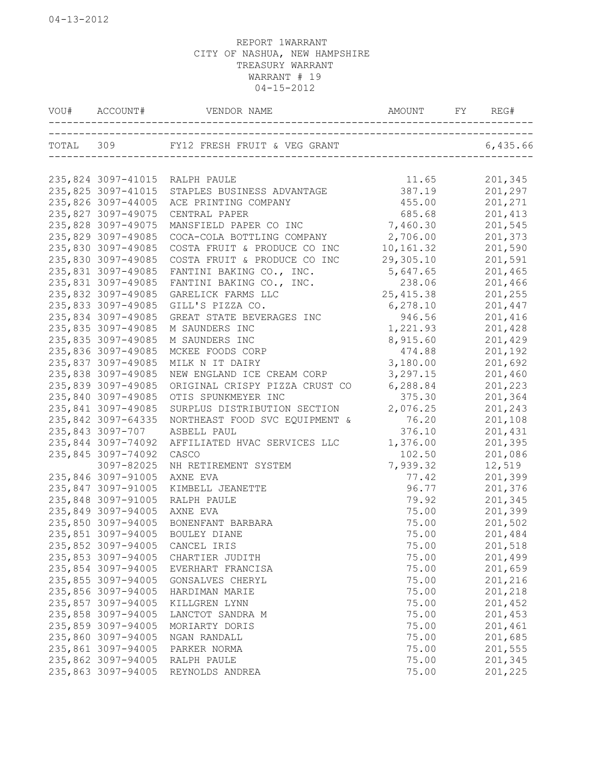04-13-2012

REPORT 1WARRANT
CITY OF NASHUA, NEW HAMPSHIRE
TREASURY WARRANT
WARRANT # 19
04-15-2012

| VOU# | ACCOUNT# | VENDOR NAME | AMOUNT | FY | REG# |
|---|---|---|---|---|---|
| TOTAL | 309 | FY12 FRESH FRUIT & VEG GRANT | | | 6,435.66 |
| 235,824 | 3097-41015 | RALPH PAULE | 11.65 | | 201,345 |
| 235,825 | 3097-41015 | STAPLES BUSINESS ADVANTAGE | 387.19 | | 201,297 |
| 235,826 | 3097-44005 | ACE PRINTING COMPANY | 455.00 | | 201,271 |
| 235,827 | 3097-49075 | CENTRAL PAPER | 685.68 | | 201,413 |
| 235,828 | 3097-49075 | MANSFIELD PAPER CO INC | 7,460.30 | | 201,545 |
| 235,829 | 3097-49085 | COCA-COLA BOTTLING COMPANY | 2,706.00 | | 201,373 |
| 235,830 | 3097-49085 | COSTA FRUIT & PRODUCE CO INC | 10,161.32 | | 201,590 |
| 235,830 | 3097-49085 | COSTA FRUIT & PRODUCE CO INC | 29,305.10 | | 201,591 |
| 235,831 | 3097-49085 | FANTINI BAKING CO., INC. | 5,647.65 | | 201,465 |
| 235,831 | 3097-49085 | FANTINI BAKING CO., INC. | 238.06 | | 201,466 |
| 235,832 | 3097-49085 | GARELICK FARMS LLC | 25,415.38 | | 201,255 |
| 235,833 | 3097-49085 | GILL'S PIZZA CO. | 6,278.10 | | 201,447 |
| 235,834 | 3097-49085 | GREAT STATE BEVERAGES INC | 946.56 | | 201,416 |
| 235,835 | 3097-49085 | M SAUNDERS INC | 1,221.93 | | 201,428 |
| 235,835 | 3097-49085 | M SAUNDERS INC | 8,915.60 | | 201,429 |
| 235,836 | 3097-49085 | MCKEE FOODS CORP | 474.88 | | 201,192 |
| 235,837 | 3097-49085 | MILK N IT DAIRY | 3,180.00 | | 201,692 |
| 235,838 | 3097-49085 | NEW ENGLAND ICE CREAM CORP | 3,297.15 | | 201,460 |
| 235,839 | 3097-49085 | ORIGINAL CRISPY PIZZA CRUST CO | 6,288.84 | | 201,223 |
| 235,840 | 3097-49085 | OTIS SPUNKMEYER INC | 375.30 | | 201,364 |
| 235,841 | 3097-49085 | SURPLUS DISTRIBUTION SECTION | 2,076.25 | | 201,243 |
| 235,842 | 3097-64335 | NORTHEAST FOOD SVC EQUIPMENT & | 76.20 | | 201,108 |
| 235,843 | 3097-707 | ASBELL PAUL | 376.10 | | 201,431 |
| 235,844 | 3097-74092 | AFFILIATED HVAC SERVICES LLC | 1,376.00 | | 201,395 |
| 235,845 | 3097-74092 | CASCO | 102.50 | | 201,086 |
| | 3097-82025 | NH RETIREMENT SYSTEM | 7,939.32 | | 12,519 |
| 235,846 | 3097-91005 | AXNE EVA | 77.42 | | 201,399 |
| 235,847 | 3097-91005 | KIMBELL JEANETTE | 96.77 | | 201,376 |
| 235,848 | 3097-91005 | RALPH PAULE | 79.92 | | 201,345 |
| 235,849 | 3097-94005 | AXNE EVA | 75.00 | | 201,399 |
| 235,850 | 3097-94005 | BONENFANT BARBARA | 75.00 | | 201,502 |
| 235,851 | 3097-94005 | BOULEY DIANE | 75.00 | | 201,484 |
| 235,852 | 3097-94005 | CANCEL IRIS | 75.00 | | 201,518 |
| 235,853 | 3097-94005 | CHARTIER JUDITH | 75.00 | | 201,499 |
| 235,854 | 3097-94005 | EVERHART FRANCISA | 75.00 | | 201,659 |
| 235,855 | 3097-94005 | GONSALVES CHERYL | 75.00 | | 201,216 |
| 235,856 | 3097-94005 | HARDIMAN MARIE | 75.00 | | 201,218 |
| 235,857 | 3097-94005 | KILLGREN LYNN | 75.00 | | 201,452 |
| 235,858 | 3097-94005 | LANCTOT SANDRA M | 75.00 | | 201,453 |
| 235,859 | 3097-94005 | MORIARTY DORIS | 75.00 | | 201,461 |
| 235,860 | 3097-94005 | NGAN RANDALL | 75.00 | | 201,685 |
| 235,861 | 3097-94005 | PARKER NORMA | 75.00 | | 201,555 |
| 235,862 | 3097-94005 | RALPH PAULE | 75.00 | | 201,345 |
| 235,863 | 3097-94005 | REYNOLDS ANDREA | 75.00 | | 201,225 |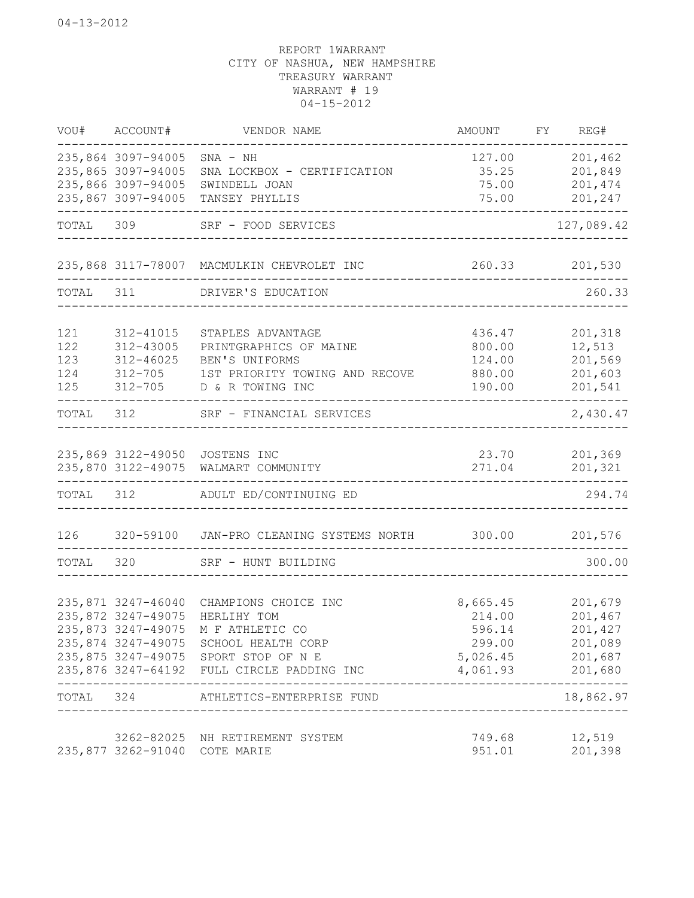04-13-2012

REPORT 1WARRANT
CITY OF NASHUA, NEW HAMPSHIRE
TREASURY WARRANT
WARRANT # 19
04-15-2012

| VOU# | ACCOUNT# | VENDOR NAME | AMOUNT | FY | REG# |
|---|---|---|---|---|---|
| 235,864 | 3097-94005 | SNA - NH | 127.00 | | 201,462 |
| 235,865 | 3097-94005 | SNA LOCKBOX - CERTIFICATION | 35.25 | | 201,849 |
| 235,866 | 3097-94005 | SWINDELL JOAN | 75.00 | | 201,474 |
| 235,867 | 3097-94005 | TANSEY PHYLLIS | 75.00 | | 201,247 |
| TOTAL | 309 | SRF - FOOD SERVICES | | | 127,089.42 |
| 235,868 | 3117-78007 | MACMULKIN CHEVROLET INC | 260.33 | | 201,530 |
| TOTAL | 311 | DRIVER'S EDUCATION | | | 260.33 |
| 121 | 312-41015 | STAPLES ADVANTAGE | 436.47 | | 201,318 |
| 122 | 312-43005 | PRINTGRAPHICS OF MAINE | 800.00 | | 12,513 |
| 123 | 312-46025 | BEN'S UNIFORMS | 124.00 | | 201,569 |
| 124 | 312-705 | 1ST PRIORITY TOWING AND RECOVE | 880.00 | | 201,603 |
| 125 | 312-705 | D & R TOWING INC | 190.00 | | 201,541 |
| TOTAL | 312 | SRF - FINANCIAL SERVICES | | | 2,430.47 |
| 235,869 | 3122-49050 | JOSTENS INC | 23.70 | | 201,369 |
| 235,870 | 3122-49075 | WALMART COMMUNITY | 271.04 | | 201,321 |
| TOTAL | 312 | ADULT ED/CONTINUING ED | | | 294.74 |
| 126 | 320-59100 | JAN-PRO CLEANING SYSTEMS NORTH | 300.00 | | 201,576 |
| TOTAL | 320 | SRF - HUNT BUILDING | | | 300.00 |
| 235,871 | 3247-46040 | CHAMPIONS CHOICE INC | 8,665.45 | | 201,679 |
| 235,872 | 3247-49075 | HERLIHY TOM | 214.00 | | 201,467 |
| 235,873 | 3247-49075 | M F ATHLETIC CO | 596.14 | | 201,427 |
| 235,874 | 3247-49075 | SCHOOL HEALTH CORP | 299.00 | | 201,089 |
| 235,875 | 3247-49075 | SPORT STOP OF N E | 5,026.45 | | 201,687 |
| 235,876 | 3247-64192 | FULL CIRCLE PADDING INC | 4,061.93 | | 201,680 |
| TOTAL | 324 | ATHLETICS-ENTERPRISE FUND | | | 18,862.97 |
| | 3262-82025 | NH RETIREMENT SYSTEM | 749.68 | | 12,519 |
| 235,877 | 3262-91040 | COTE MARIE | 951.01 | | 201,398 |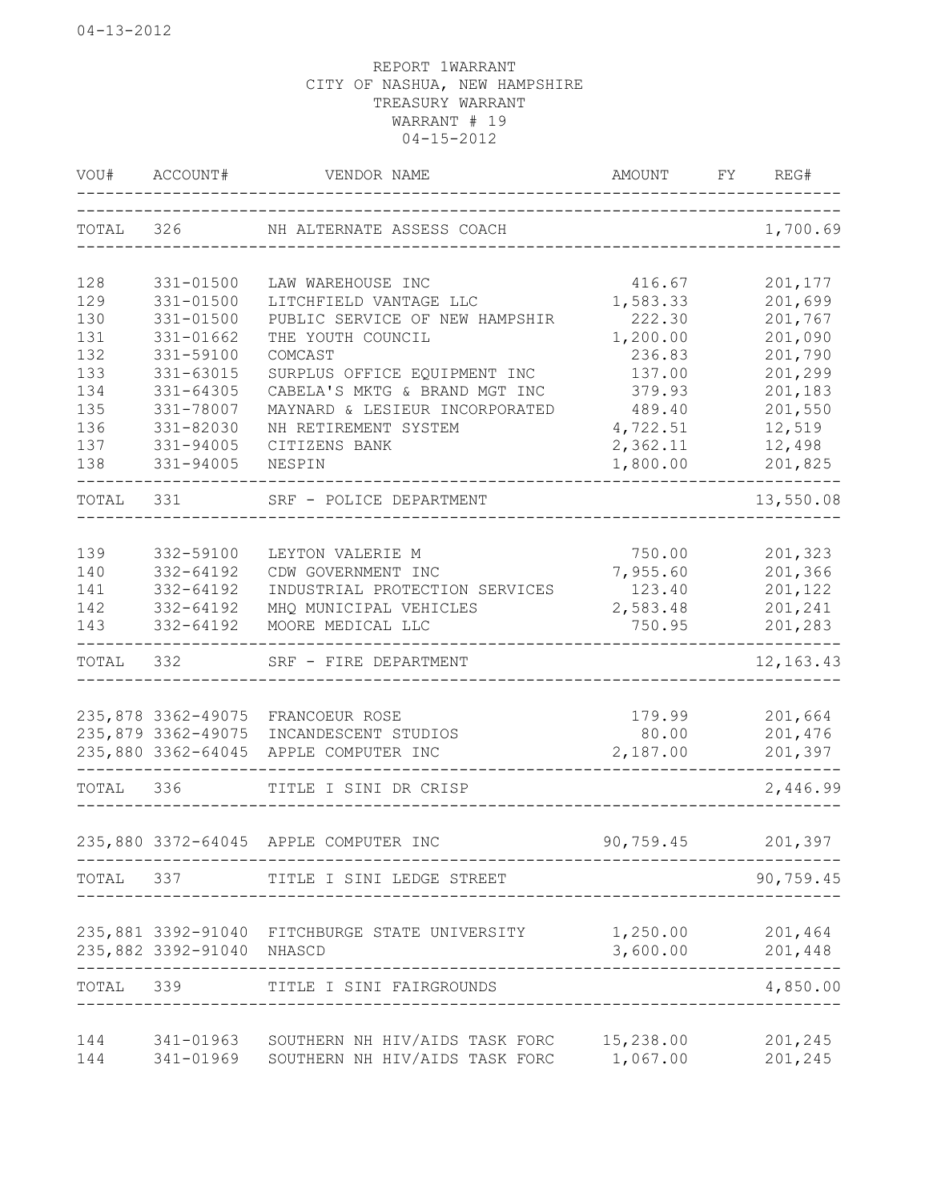04-13-2012

REPORT 1WARRANT
CITY OF NASHUA, NEW HAMPSHIRE
TREASURY WARRANT
WARRANT # 19
04-15-2012

| VOU# | ACCOUNT# | VENDOR NAME | AMOUNT | FY | REG# |
|---|---|---|---|---|---|
| TOTAL | 326 | NH ALTERNATE ASSESS COACH | | | 1,700.69 |
| 128 | 331-01500 | LAW WAREHOUSE INC | 416.67 | | 201,177 |
| 129 | 331-01500 | LITCHFIELD VANTAGE LLC | 1,583.33 | | 201,699 |
| 130 | 331-01500 | PUBLIC SERVICE OF NEW HAMPSHIR | 222.30 | | 201,767 |
| 131 | 331-01662 | THE YOUTH COUNCIL | 1,200.00 | | 201,090 |
| 132 | 331-59100 | COMCAST | 236.83 | | 201,790 |
| 133 | 331-63015 | SURPLUS OFFICE EQUIPMENT INC | 137.00 | | 201,299 |
| 134 | 331-64305 | CABELA'S MKTG & BRAND MGT INC | 379.93 | | 201,183 |
| 135 | 331-78007 | MAYNARD & LESIEUR INCORPORATED | 489.40 | | 201,550 |
| 136 | 331-82030 | NH RETIREMENT SYSTEM | 4,722.51 | | 12,519 |
| 137 | 331-94005 | CITIZENS BANK | 2,362.11 | | 12,498 |
| 138 | 331-94005 | NESPIN | 1,800.00 | | 201,825 |
| TOTAL | 331 | SRF - POLICE DEPARTMENT | | | 13,550.08 |
| 139 | 332-59100 | LEYTON VALERIE M | 750.00 | | 201,323 |
| 140 | 332-64192 | CDW GOVERNMENT INC | 7,955.60 | | 201,366 |
| 141 | 332-64192 | INDUSTRIAL PROTECTION SERVICES | 123.40 | | 201,122 |
| 142 | 332-64192 | MHQ MUNICIPAL VEHICLES | 2,583.48 | | 201,241 |
| 143 | 332-64192 | MOORE MEDICAL LLC | 750.95 | | 201,283 |
| TOTAL | 332 | SRF - FIRE DEPARTMENT | | | 12,163.43 |
| 235,878 | 3362-49075 | FRANCOEUR ROSE | 179.99 | | 201,664 |
| 235,879 | 3362-49075 | INCANDESCENT STUDIOS | 80.00 | | 201,476 |
| 235,880 | 3362-64045 | APPLE COMPUTER INC | 2,187.00 | | 201,397 |
| TOTAL | 336 | TITLE I SINI DR CRISP | | | 2,446.99 |
| 235,880 | 3372-64045 | APPLE COMPUTER INC | 90,759.45 | | 201,397 |
| TOTAL | 337 | TITLE I SINI LEDGE STREET | | | 90,759.45 |
| 235,881 | 3392-91040 | FITCHBURGE STATE UNIVERSITY | 1,250.00 | | 201,464 |
| 235,882 | 3392-91040 | NHASCD | 3,600.00 | | 201,448 |
| TOTAL | 339 | TITLE I SINI FAIRGROUNDS | | | 4,850.00 |
| 144 | 341-01963 | SOUTHERN NH HIV/AIDS TASK FORC | 15,238.00 | | 201,245 |
| 144 | 341-01969 | SOUTHERN NH HIV/AIDS TASK FORC | 1,067.00 | | 201,245 |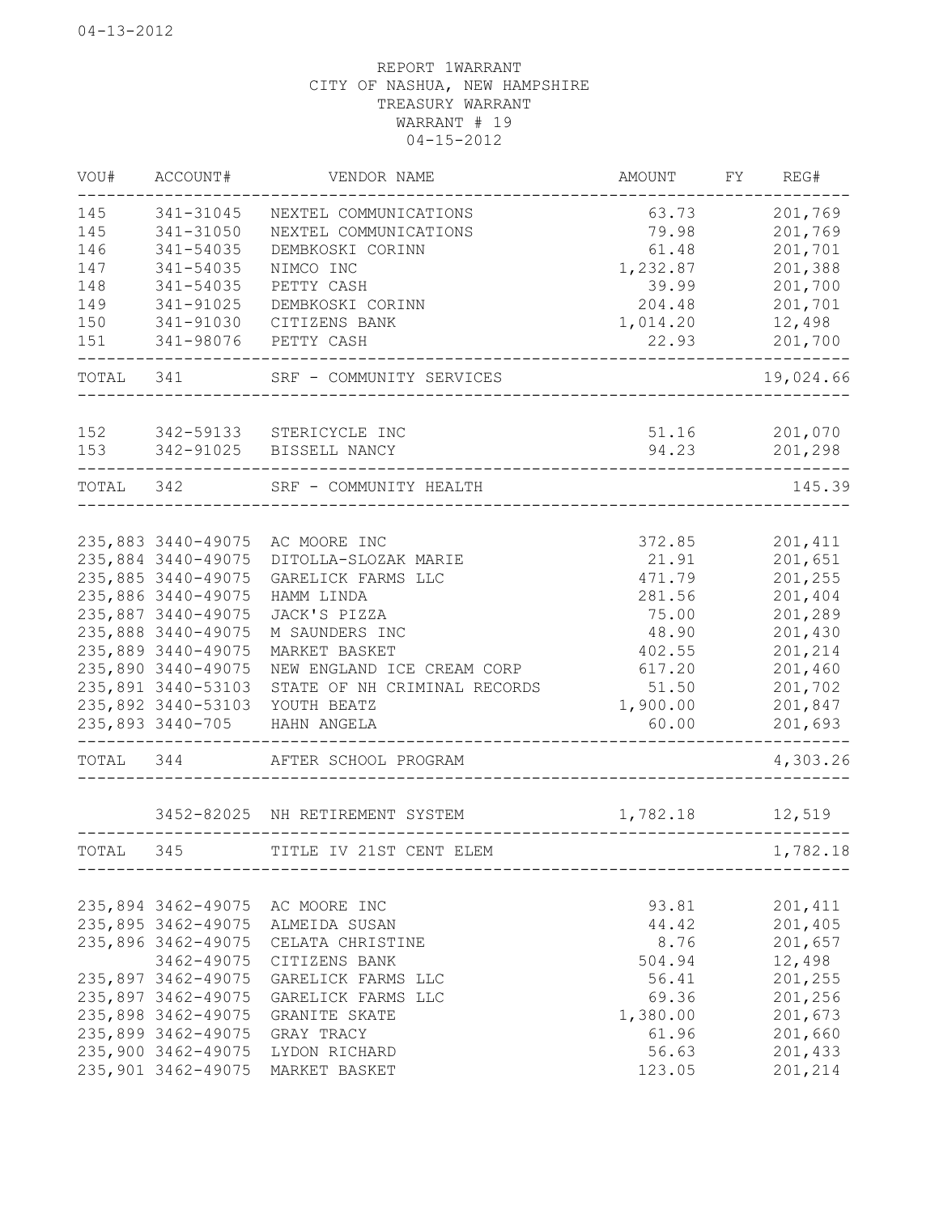04-13-2012

REPORT 1WARRANT
CITY OF NASHUA, NEW HAMPSHIRE
TREASURY WARRANT
WARRANT # 19
04-15-2012

| VOU# | ACCOUNT# | VENDOR NAME | AMOUNT | FY | REG# |
|---|---|---|---|---|---|
| 145 | 341-31045 | NEXTEL COMMUNICATIONS | 63.73 | | 201,769 |
| 145 | 341-31050 | NEXTEL COMMUNICATIONS | 79.98 | | 201,769 |
| 146 | 341-54035 | DEMBKOSKI CORINN | 61.48 | | 201,701 |
| 147 | 341-54035 | NIMCO INC | 1,232.87 | | 201,388 |
| 148 | 341-54035 | PETTY CASH | 39.99 | | 201,700 |
| 149 | 341-91025 | DEMBKOSKI CORINN | 204.48 | | 201,701 |
| 150 | 341-91030 | CITIZENS BANK | 1,014.20 | | 12,498 |
| 151 | 341-98076 | PETTY CASH | 22.93 | | 201,700 |
| TOTAL | 341 | SRF - COMMUNITY SERVICES | | | 19,024.66 |
| 152 | 342-59133 | STERICYCLE INC | 51.16 | | 201,070 |
| 153 | 342-91025 | BISSELL NANCY | 94.23 | | 201,298 |
| TOTAL | 342 | SRF - COMMUNITY HEALTH | | | 145.39 |
| 235,883 | 3440-49075 | AC MOORE INC | 372.85 | | 201,411 |
| 235,884 | 3440-49075 | DITOLLA-SLOZAK MARIE | 21.91 | | 201,651 |
| 235,885 | 3440-49075 | GARELICK FARMS LLC | 471.79 | | 201,255 |
| 235,886 | 3440-49075 | HAMM LINDA | 281.56 | | 201,404 |
| 235,887 | 3440-49075 | JACK'S PIZZA | 75.00 | | 201,289 |
| 235,888 | 3440-49075 | M SAUNDERS INC | 48.90 | | 201,430 |
| 235,889 | 3440-49075 | MARKET BASKET | 402.55 | | 201,214 |
| 235,890 | 3440-49075 | NEW ENGLAND ICE CREAM CORP | 617.20 | | 201,460 |
| 235,891 | 3440-53103 | STATE OF NH CRIMINAL RECORDS | 51.50 | | 201,702 |
| 235,892 | 3440-53103 | YOUTH BEATZ | 1,900.00 | | 201,847 |
| 235,893 | 3440-705 | HAHN ANGELA | 60.00 | | 201,693 |
| TOTAL | 344 | AFTER SCHOOL PROGRAM | | | 4,303.26 |
| | 3452-82025 | NH RETIREMENT SYSTEM | 1,782.18 | | 12,519 |
| TOTAL | 345 | TITLE IV 21ST CENT ELEM | | | 1,782.18 |
| 235,894 | 3462-49075 | AC MOORE INC | 93.81 | | 201,411 |
| 235,895 | 3462-49075 | ALMEIDA SUSAN | 44.42 | | 201,405 |
| 235,896 | 3462-49075 | CELATA CHRISTINE | 8.76 | | 201,657 |
| | 3462-49075 | CITIZENS BANK | 504.94 | | 12,498 |
| 235,897 | 3462-49075 | GARELICK FARMS LLC | 56.41 | | 201,255 |
| 235,897 | 3462-49075 | GARELICK FARMS LLC | 69.36 | | 201,256 |
| 235,898 | 3462-49075 | GRANITE SKATE | 1,380.00 | | 201,673 |
| 235,899 | 3462-49075 | GRAY TRACY | 61.96 | | 201,660 |
| 235,900 | 3462-49075 | LYDON RICHARD | 56.63 | | 201,433 |
| 235,901 | 3462-49075 | MARKET BASKET | 123.05 | | 201,214 |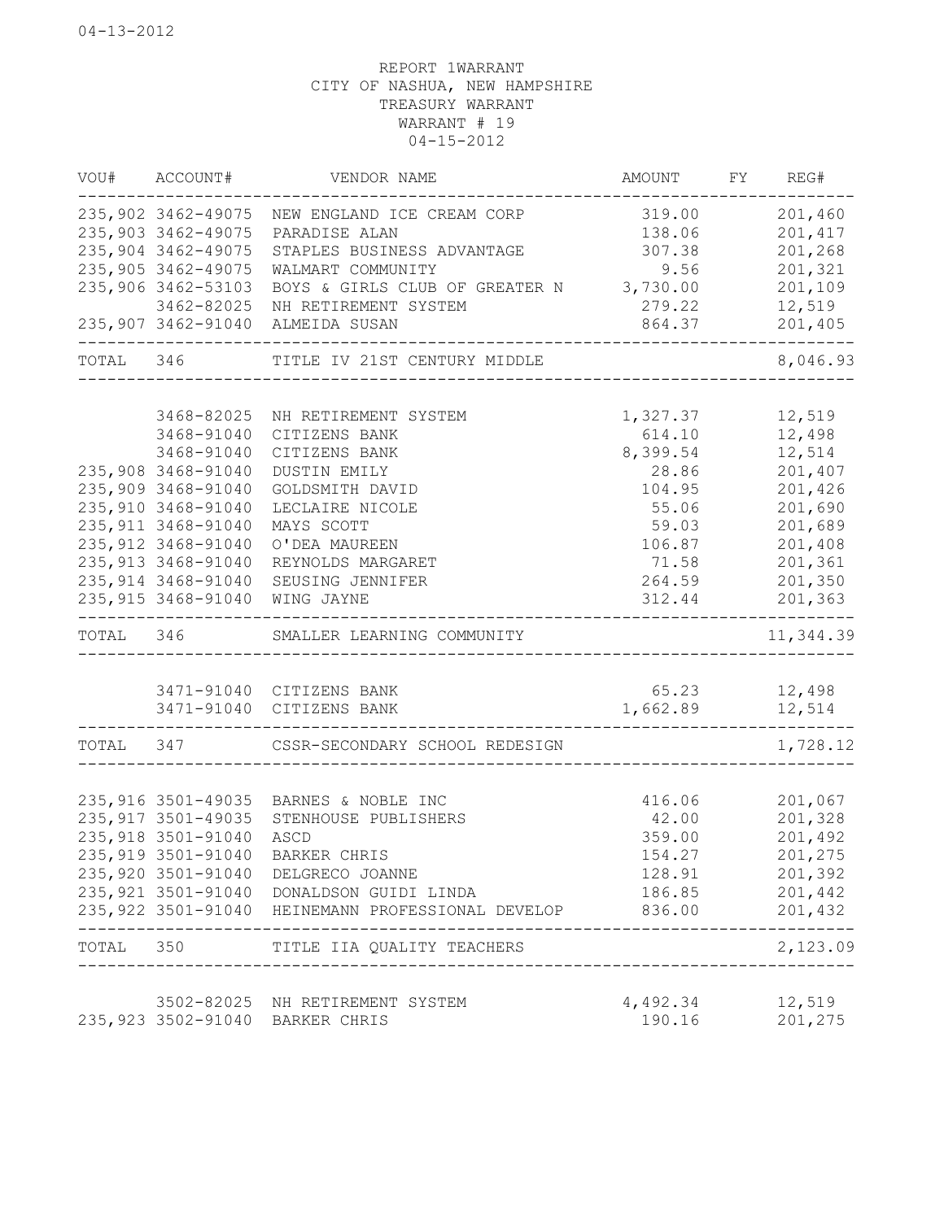04-13-2012

REPORT 1WARRANT
CITY OF NASHUA, NEW HAMPSHIRE
TREASURY WARRANT
WARRANT # 19
04-15-2012

| VOU# | ACCOUNT# | VENDOR NAME | AMOUNT | FY | REG# |
|---|---|---|---|---|---|
| 235,902 | 3462-49075 | NEW ENGLAND ICE CREAM CORP | 319.00 | | 201,460 |
| 235,903 | 3462-49075 | PARADISE ALAN | 138.06 | | 201,417 |
| 235,904 | 3462-49075 | STAPLES BUSINESS ADVANTAGE | 307.38 | | 201,268 |
| 235,905 | 3462-49075 | WALMART COMMUNITY | 9.56 | | 201,321 |
| 235,906 | 3462-53103 | BOYS & GIRLS CLUB OF GREATER N | 3,730.00 | | 201,109 |
| | 3462-82025 | NH RETIREMENT SYSTEM | 279.22 | | 12,519 |
| 235,907 | 3462-91040 | ALMEIDA SUSAN | 864.37 | | 201,405 |
| TOTAL | 346 | TITLE IV 21ST CENTURY MIDDLE | | | 8,046.93 |
| | 3468-82025 | NH RETIREMENT SYSTEM | 1,327.37 | | 12,519 |
| | 3468-91040 | CITIZENS BANK | 614.10 | | 12,498 |
| | 3468-91040 | CITIZENS BANK | 8,399.54 | | 12,514 |
| 235,908 | 3468-91040 | DUSTIN EMILY | 28.86 | | 201,407 |
| 235,909 | 3468-91040 | GOLDSMITH DAVID | 104.95 | | 201,426 |
| 235,910 | 3468-91040 | LECLAIRE NICOLE | 55.06 | | 201,690 |
| 235,911 | 3468-91040 | MAYS SCOTT | 59.03 | | 201,689 |
| 235,912 | 3468-91040 | O'DEA MAUREEN | 106.87 | | 201,408 |
| 235,913 | 3468-91040 | REYNOLDS MARGARET | 71.58 | | 201,361 |
| 235,914 | 3468-91040 | SEUSING JENNIFER | 264.59 | | 201,350 |
| 235,915 | 3468-91040 | WING JAYNE | 312.44 | | 201,363 |
| TOTAL | 346 | SMALLER LEARNING COMMUNITY | | | 11,344.39 |
| | 3471-91040 | CITIZENS BANK | 65.23 | | 12,498 |
| | 3471-91040 | CITIZENS BANK | 1,662.89 | | 12,514 |
| TOTAL | 347 | CSSR-SECONDARY SCHOOL REDESIGN | | | 1,728.12 |
| 235,916 | 3501-49035 | BARNES & NOBLE INC | 416.06 | | 201,067 |
| 235,917 | 3501-49035 | STENHOUSE PUBLISHERS | 42.00 | | 201,328 |
| 235,918 | 3501-91040 | ASCD | 359.00 | | 201,492 |
| 235,919 | 3501-91040 | BARKER CHRIS | 154.27 | | 201,275 |
| 235,920 | 3501-91040 | DELGRECO JOANNE | 128.91 | | 201,392 |
| 235,921 | 3501-91040 | DONALDSON GUIDI LINDA | 186.85 | | 201,442 |
| 235,922 | 3501-91040 | HEINEMANN PROFESSIONAL DEVELOP | 836.00 | | 201,432 |
| TOTAL | 350 | TITLE IIA QUALITY TEACHERS | | | 2,123.09 |
| | 3502-82025 | NH RETIREMENT SYSTEM | 4,492.34 | | 12,519 |
| 235,923 | 3502-91040 | BARKER CHRIS | 190.16 | | 201,275 |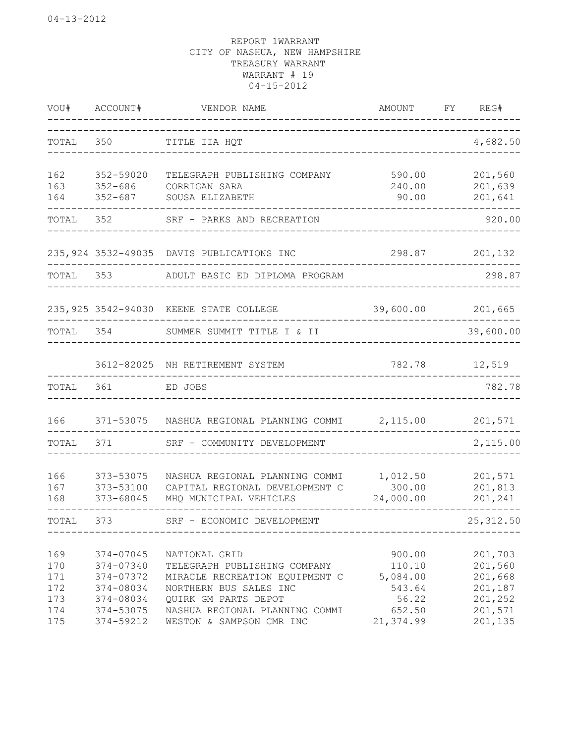REPORT 1WARRANT
CITY OF NASHUA, NEW HAMPSHIRE
TREASURY WARRANT
WARRANT # 19
04-15-2012

| VOU# | ACCOUNT# | VENDOR NAME | AMOUNT | FY | REG# |
|---|---|---|---|---|---|
| TOTAL | 350 | TITLE IIA HQT | | | 4,682.50 |
| 162 | 352-59020 | TELEGRAPH PUBLISHING COMPANY | 590.00 | | 201,560 |
| 163 | 352-686 | CORRIGAN SARA | 240.00 | | 201,639 |
| 164 | 352-687 | SOUSA ELIZABETH | 90.00 | | 201,641 |
| TOTAL | 352 | SRF - PARKS AND RECREATION | | | 920.00 |
| 235,924 | 3532-49035 | DAVIS PUBLICATIONS INC | 298.87 | | 201,132 |
| TOTAL | 353 | ADULT BASIC ED DIPLOMA PROGRAM | | | 298.87 |
| 235,925 | 3542-94030 | KEENE STATE COLLEGE | 39,600.00 | | 201,665 |
| TOTAL | 354 | SUMMER SUMMIT TITLE I & II | | | 39,600.00 |
| | 3612-82025 | NH RETIREMENT SYSTEM | 782.78 | | 12,519 |
| TOTAL | 361 | ED JOBS | | | 782.78 |
| 166 | 371-53075 | NASHUA REGIONAL PLANNING COMMI | 2,115.00 | | 201,571 |
| TOTAL | 371 | SRF - COMMUNITY DEVELOPMENT | | | 2,115.00 |
| 166 | 373-53075 | NASHUA REGIONAL PLANNING COMMI | 1,012.50 | | 201,571 |
| 167 | 373-53100 | CAPITAL REGIONAL DEVELOPMENT C | 300.00 | | 201,813 |
| 168 | 373-68045 | MHQ MUNICIPAL VEHICLES | 24,000.00 | | 201,241 |
| TOTAL | 373 | SRF - ECONOMIC DEVELOPMENT | | | 25,312.50 |
| 169 | 374-07045 | NATIONAL GRID | 900.00 | | 201,703 |
| 170 | 374-07340 | TELEGRAPH PUBLISHING COMPANY | 110.10 | | 201,560 |
| 171 | 374-07372 | MIRACLE RECREATION EQUIPMENT C | 5,084.00 | | 201,668 |
| 172 | 374-08034 | NORTHERN BUS SALES INC | 543.64 | | 201,187 |
| 173 | 374-08034 | QUIRK GM PARTS DEPOT | 56.22 | | 201,252 |
| 174 | 374-53075 | NASHUA REGIONAL PLANNING COMMI | 652.50 | | 201,571 |
| 175 | 374-59212 | WESTON & SAMPSON CMR INC | 21,374.99 | | 201,135 |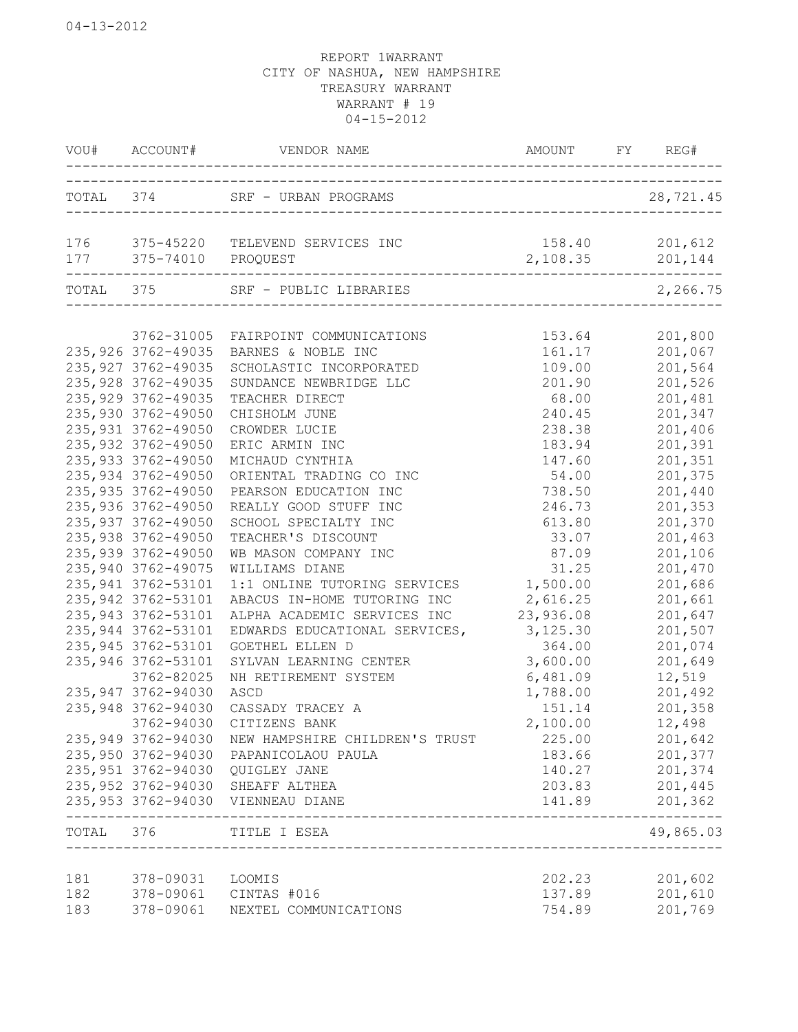04-13-2012

REPORT 1WARRANT
CITY OF NASHUA, NEW HAMPSHIRE
TREASURY WARRANT
WARRANT # 19
04-15-2012

| VOU# | ACCOUNT# | VENDOR NAME | AMOUNT | FY | REG# |
|---|---|---|---|---|---|
| TOTAL | 374 | SRF - URBAN PROGRAMS | | | 28,721.45 |
| 176 | 375-45220 | TELEVEND SERVICES INC | 158.40 | | 201,612 |
| 177 | 375-74010 | PROQUEST | 2,108.35 | | 201,144 |
| TOTAL | 375 | SRF - PUBLIC LIBRARIES | | | 2,266.75 |
| | 3762-31005 | FAIRPOINT COMMUNICATIONS | 153.64 | | 201,800 |
| 235,926 | 3762-49035 | BARNES & NOBLE INC | 161.17 | | 201,067 |
| 235,927 | 3762-49035 | SCHOLASTIC INCORPORATED | 109.00 | | 201,564 |
| 235,928 | 3762-49035 | SUNDANCE NEWBRIDGE LLC | 201.90 | | 201,526 |
| 235,929 | 3762-49035 | TEACHER DIRECT | 68.00 | | 201,481 |
| 235,930 | 3762-49050 | CHISHOLM JUNE | 240.45 | | 201,347 |
| 235,931 | 3762-49050 | CROWDER LUCIE | 238.38 | | 201,406 |
| 235,932 | 3762-49050 | ERIC ARMIN INC | 183.94 | | 201,391 |
| 235,933 | 3762-49050 | MICHAUD CYNTHIA | 147.60 | | 201,351 |
| 235,934 | 3762-49050 | ORIENTAL TRADING CO INC | 54.00 | | 201,375 |
| 235,935 | 3762-49050 | PEARSON EDUCATION INC | 738.50 | | 201,440 |
| 235,936 | 3762-49050 | REALLY GOOD STUFF INC | 246.73 | | 201,353 |
| 235,937 | 3762-49050 | SCHOOL SPECIALTY INC | 613.80 | | 201,370 |
| 235,938 | 3762-49050 | TEACHER'S DISCOUNT | 33.07 | | 201,463 |
| 235,939 | 3762-49050 | WB MASON COMPANY INC | 87.09 | | 201,106 |
| 235,940 | 3762-49075 | WILLIAMS DIANE | 31.25 | | 201,470 |
| 235,941 | 3762-53101 | 1:1 ONLINE TUTORING SERVICES | 1,500.00 | | 201,686 |
| 235,942 | 3762-53101 | ABACUS IN-HOME TUTORING INC | 2,616.25 | | 201,661 |
| 235,943 | 3762-53101 | ALPHA ACADEMIC SERVICES INC | 23,936.08 | | 201,647 |
| 235,944 | 3762-53101 | EDWARDS EDUCATIONAL SERVICES, | 3,125.30 | | 201,507 |
| 235,945 | 3762-53101 | GOETHEL ELLEN D | 364.00 | | 201,074 |
| 235,946 | 3762-53101 | SYLVAN LEARNING CENTER | 3,600.00 | | 201,649 |
| | 3762-82025 | NH RETIREMENT SYSTEM | 6,481.09 | | 12,519 |
| 235,947 | 3762-94030 | ASCD | 1,788.00 | | 201,492 |
| 235,948 | 3762-94030 | CASSADY TRACEY A | 151.14 | | 201,358 |
| | 3762-94030 | CITIZENS BANK | 2,100.00 | | 12,498 |
| 235,949 | 3762-94030 | NEW HAMPSHIRE CHILDREN'S TRUST | 225.00 | | 201,642 |
| 235,950 | 3762-94030 | PAPANICOLAOU PAULA | 183.66 | | 201,377 |
| 235,951 | 3762-94030 | QUIGLEY JANE | 140.27 | | 201,374 |
| 235,952 | 3762-94030 | SHEAFF ALTHEA | 203.83 | | 201,445 |
| 235,953 | 3762-94030 | VIENNEAU DIANE | 141.89 | | 201,362 |
| TOTAL | 376 | TITLE I ESEA | | | 49,865.03 |
| 181 | 378-09031 | LOOMIS | 202.23 | | 201,602 |
| 182 | 378-09061 | CINTAS #016 | 137.89 | | 201,610 |
| 183 | 378-09061 | NEXTEL COMMUNICATIONS | 754.89 | | 201,769 |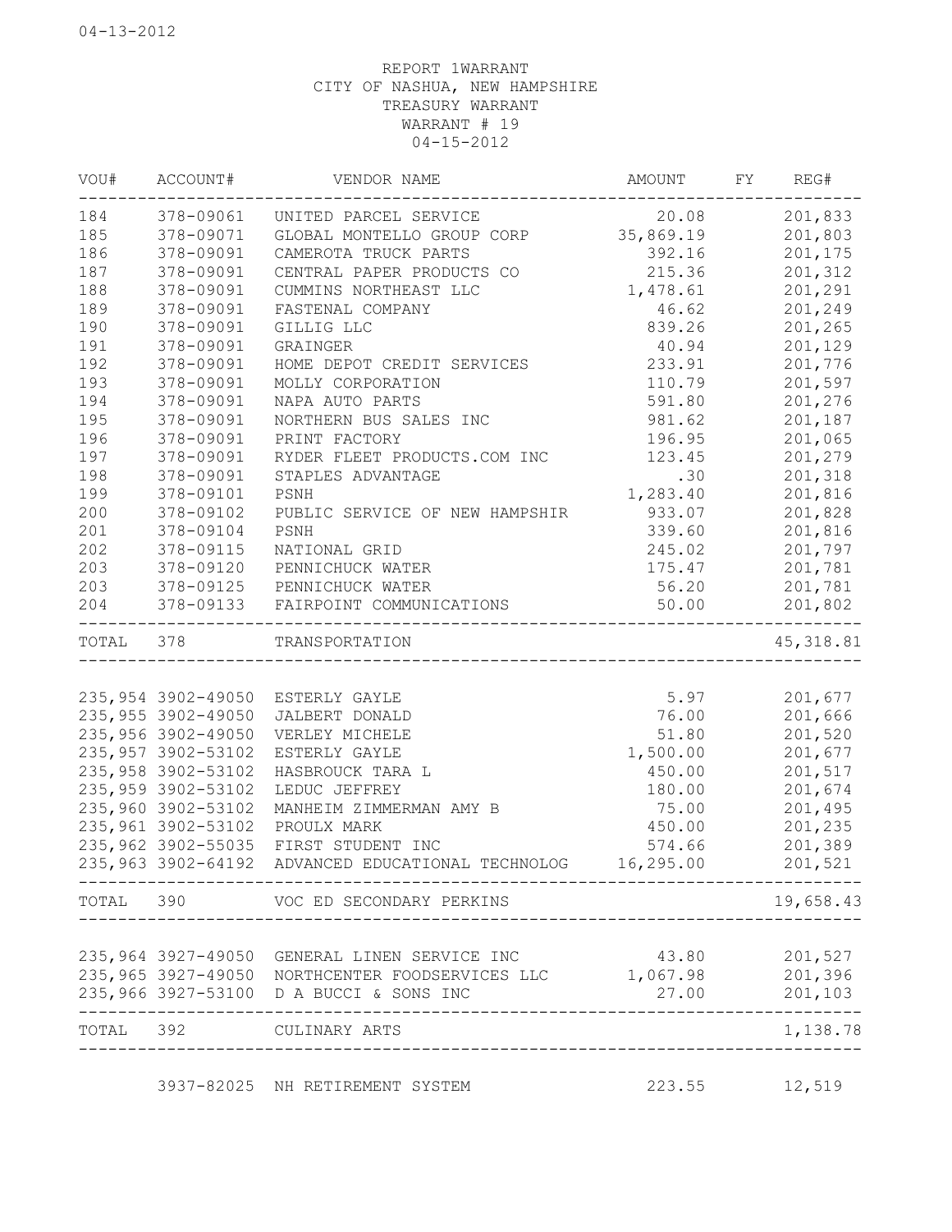04-13-2012

REPORT 1WARRANT
CITY OF NASHUA, NEW HAMPSHIRE
TREASURY WARRANT
WARRANT # 19
04-15-2012

| VOU# | ACCOUNT# | VENDOR NAME | AMOUNT | FY | REG# |
|---|---|---|---|---|---|
| 184 | 378-09061 | UNITED PARCEL SERVICE | 20.08 | | 201,833 |
| 185 | 378-09071 | GLOBAL MONTELLO GROUP CORP | 35,869.19 | | 201,803 |
| 186 | 378-09091 | CAMEROTA TRUCK PARTS | 392.16 | | 201,175 |
| 187 | 378-09091 | CENTRAL PAPER PRODUCTS CO | 215.36 | | 201,312 |
| 188 | 378-09091 | CUMMINS NORTHEAST LLC | 1,478.61 | | 201,291 |
| 189 | 378-09091 | FASTENAL COMPANY | 46.62 | | 201,249 |
| 190 | 378-09091 | GILLIG LLC | 839.26 | | 201,265 |
| 191 | 378-09091 | GRAINGER | 40.94 | | 201,129 |
| 192 | 378-09091 | HOME DEPOT CREDIT SERVICES | 233.91 | | 201,776 |
| 193 | 378-09091 | MOLLY CORPORATION | 110.79 | | 201,597 |
| 194 | 378-09091 | NAPA AUTO PARTS | 591.80 | | 201,276 |
| 195 | 378-09091 | NORTHERN BUS SALES INC | 981.62 | | 201,187 |
| 196 | 378-09091 | PRINT FACTORY | 196.95 | | 201,065 |
| 197 | 378-09091 | RYDER FLEET PRODUCTS.COM INC | 123.45 | | 201,279 |
| 198 | 378-09091 | STAPLES ADVANTAGE | .30 | | 201,318 |
| 199 | 378-09101 | PSNH | 1,283.40 | | 201,816 |
| 200 | 378-09102 | PUBLIC SERVICE OF NEW HAMPSHIR | 933.07 | | 201,828 |
| 201 | 378-09104 | PSNH | 339.60 | | 201,816 |
| 202 | 378-09115 | NATIONAL GRID | 245.02 | | 201,797 |
| 203 | 378-09120 | PENNICHUCK WATER | 175.47 | | 201,781 |
| 203 | 378-09125 | PENNICHUCK WATER | 56.20 | | 201,781 |
| 204 | 378-09133 | FAIRPOINT COMMUNICATIONS | 50.00 | | 201,802 |
| TOTAL | 378 | TRANSPORTATION | | | 45,318.81 |
| 235,954 | 3902-49050 | ESTERLY GAYLE | 5.97 | | 201,677 |
| 235,955 | 3902-49050 | JALBERT DONALD | 76.00 | | 201,666 |
| 235,956 | 3902-49050 | VERLEY MICHELE | 51.80 | | 201,520 |
| 235,957 | 3902-53102 | ESTERLY GAYLE | 1,500.00 | | 201,677 |
| 235,958 | 3902-53102 | HASBROUCK TARA L | 450.00 | | 201,517 |
| 235,959 | 3902-53102 | LEDUC JEFFREY | 180.00 | | 201,674 |
| 235,960 | 3902-53102 | MANHEIM ZIMMERMAN AMY B | 75.00 | | 201,495 |
| 235,961 | 3902-53102 | PROULX MARK | 450.00 | | 201,235 |
| 235,962 | 3902-55035 | FIRST STUDENT INC | 574.66 | | 201,389 |
| 235,963 | 3902-64192 | ADVANCED EDUCATIONAL TECHNOLOG | 16,295.00 | | 201,521 |
| TOTAL | 390 | VOC ED SECONDARY PERKINS | | | 19,658.43 |
| 235,964 | 3927-49050 | GENERAL LINEN SERVICE INC | 43.80 | | 201,527 |
| 235,965 | 3927-49050 | NORTHCENTER FOODSERVICES LLC | 1,067.98 | | 201,396 |
| 235,966 | 3927-53100 | D A BUCCI & SONS INC | 27.00 | | 201,103 |
| TOTAL | 392 | CULINARY ARTS | | | 1,138.78 |
| | 3937-82025 | NH RETIREMENT SYSTEM | 223.55 | | 12,519 |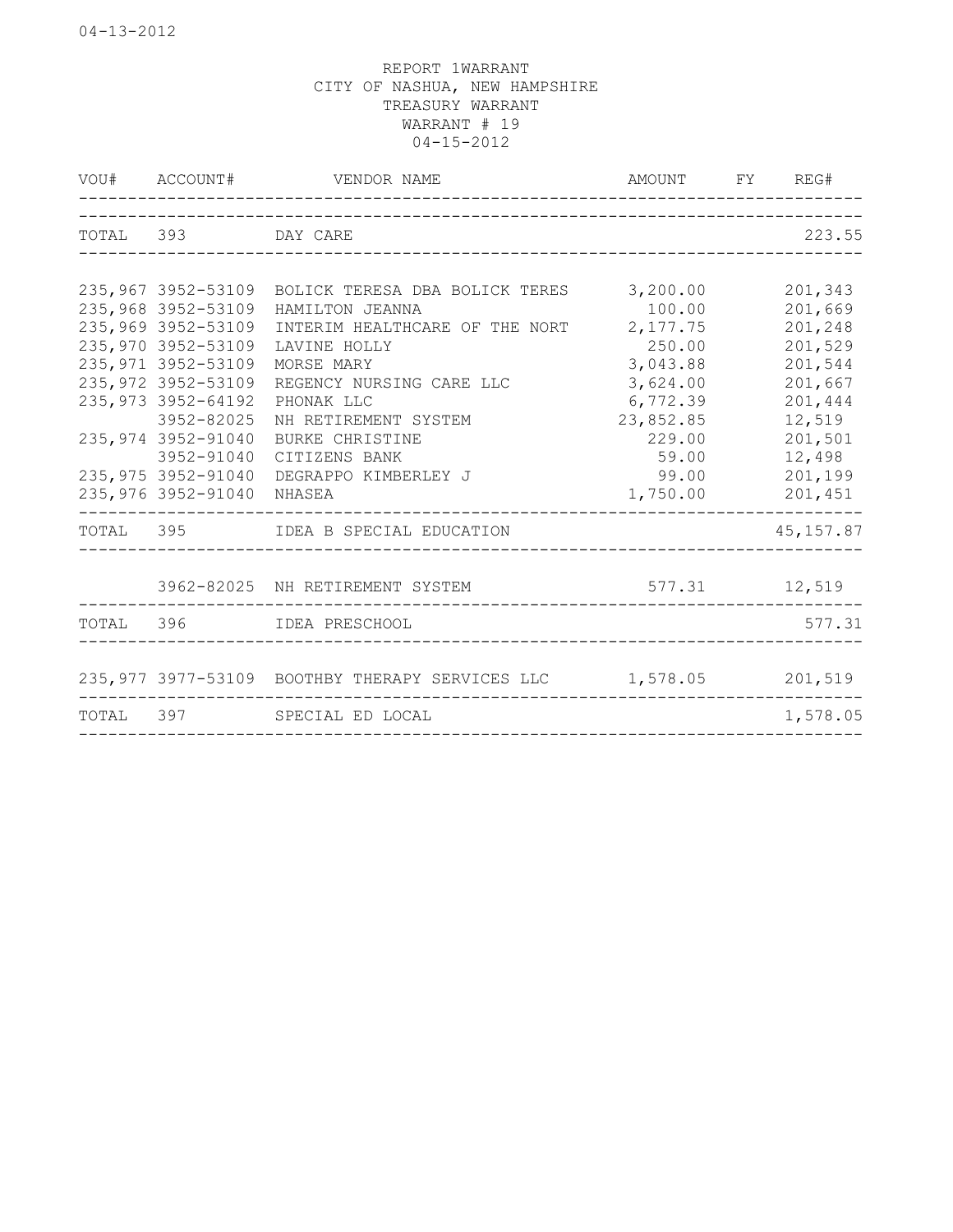04-13-2012

REPORT 1WARRANT
CITY OF NASHUA, NEW HAMPSHIRE
TREASURY WARRANT
WARRANT # 19
04-15-2012

| VOU# | ACCOUNT# | VENDOR NAME | AMOUNT | FY | REG# |
|---|---|---|---|---|---|
| TOTAL | 393 | DAY CARE | | | 223.55 |
| 235,967 | 3952-53109 | BOLICK TERESA DBA BOLICK TERES | 3,200.00 | | 201,343 |
| 235,968 | 3952-53109 | HAMILTON JEANNA | 100.00 | | 201,669 |
| 235,969 | 3952-53109 | INTERIM HEALTHCARE OF THE NORT | 2,177.75 | | 201,248 |
| 235,970 | 3952-53109 | LAVINE HOLLY | 250.00 | | 201,529 |
| 235,971 | 3952-53109 | MORSE MARY | 3,043.88 | | 201,544 |
| 235,972 | 3952-53109 | REGENCY NURSING CARE LLC | 3,624.00 | | 201,667 |
| 235,973 | 3952-64192 | PHONAK LLC | 6,772.39 | | 201,444 |
| | 3952-82025 | NH RETIREMENT SYSTEM | 23,852.85 | | 12,519 |
| 235,974 | 3952-91040 | BURKE CHRISTINE | 229.00 | | 201,501 |
| | 3952-91040 | CITIZENS BANK | 59.00 | | 12,498 |
| 235,975 | 3952-91040 | DEGRAPPO KIMBERLEY J | 99.00 | | 201,199 |
| 235,976 | 3952-91040 | NHASEA | 1,750.00 | | 201,451 |
| TOTAL | 395 | IDEA B SPECIAL EDUCATION | | | 45,157.87 |
| | 3962-82025 | NH RETIREMENT SYSTEM | 577.31 | | 12,519 |
| TOTAL | 396 | IDEA PRESCHOOL | | | 577.31 |
| 235,977 | 3977-53109 | BOOTHBY THERAPY SERVICES LLC | 1,578.05 | | 201,519 |
| TOTAL | 397 | SPECIAL ED LOCAL | | | 1,578.05 |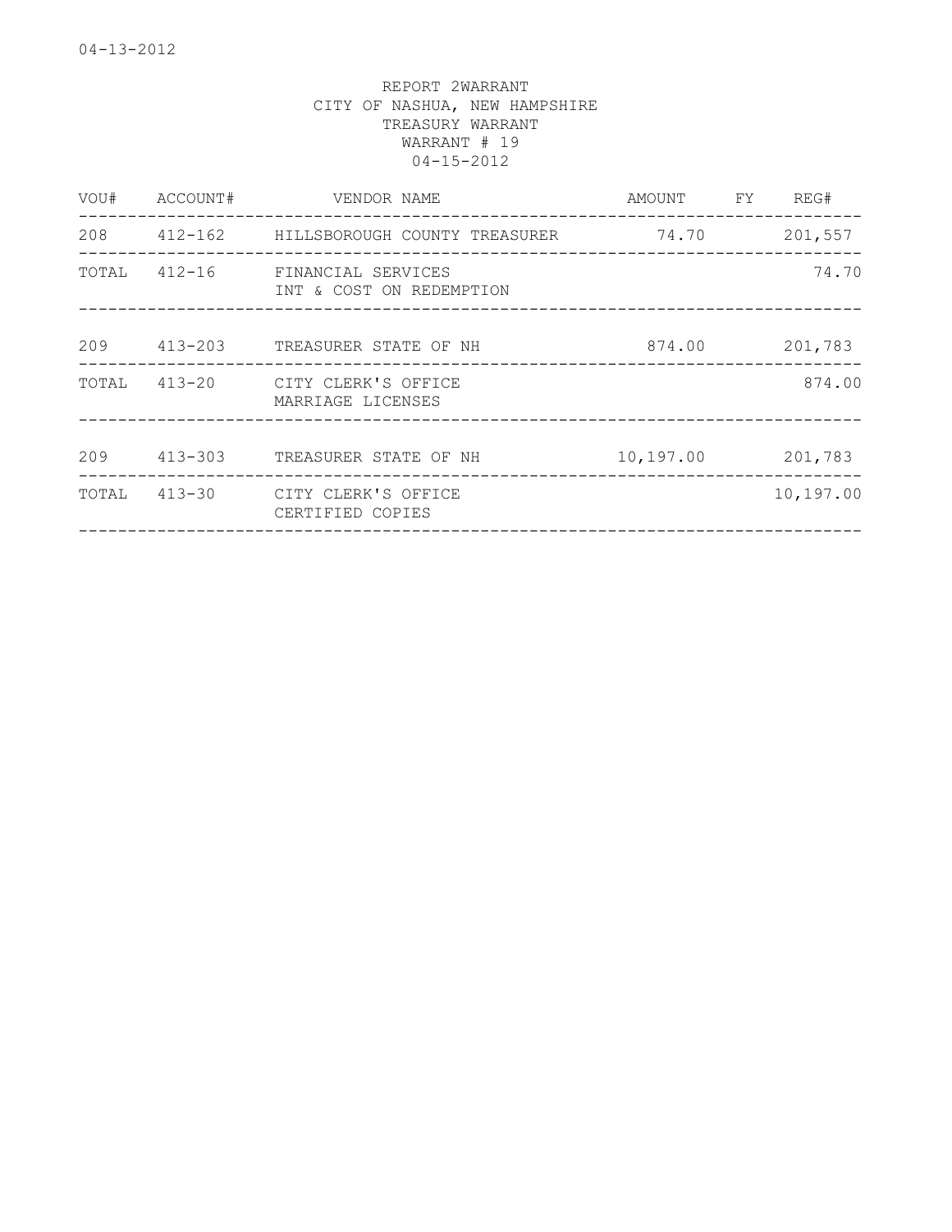04-13-2012

REPORT 2WARRANT
CITY OF NASHUA, NEW HAMPSHIRE
TREASURY WARRANT
WARRANT # 19
04-15-2012

| VOU# | ACCOUNT# | VENDOR NAME | AMOUNT | FY | REG# |
|---|---|---|---|---|---|
| 208 | 412-162 | HILLSBOROUGH COUNTY TREASURER | 74.70 | | 201,557 |
| TOTAL | 412-16 | FINANCIAL SERVICES INT & COST ON REDEMPTION | | | 74.70 |
| 209 | 413-203 | TREASURER STATE OF NH | 874.00 | | 201,783 |
| TOTAL | 413-20 | CITY CLERK'S OFFICE MARRIAGE LICENSES | | | 874.00 |
| 209 | 413-303 | TREASURER STATE OF NH | 10,197.00 | | 201,783 |
| TOTAL | 413-30 | CITY CLERK'S OFFICE CERTIFIED COPIES | | | 10,197.00 |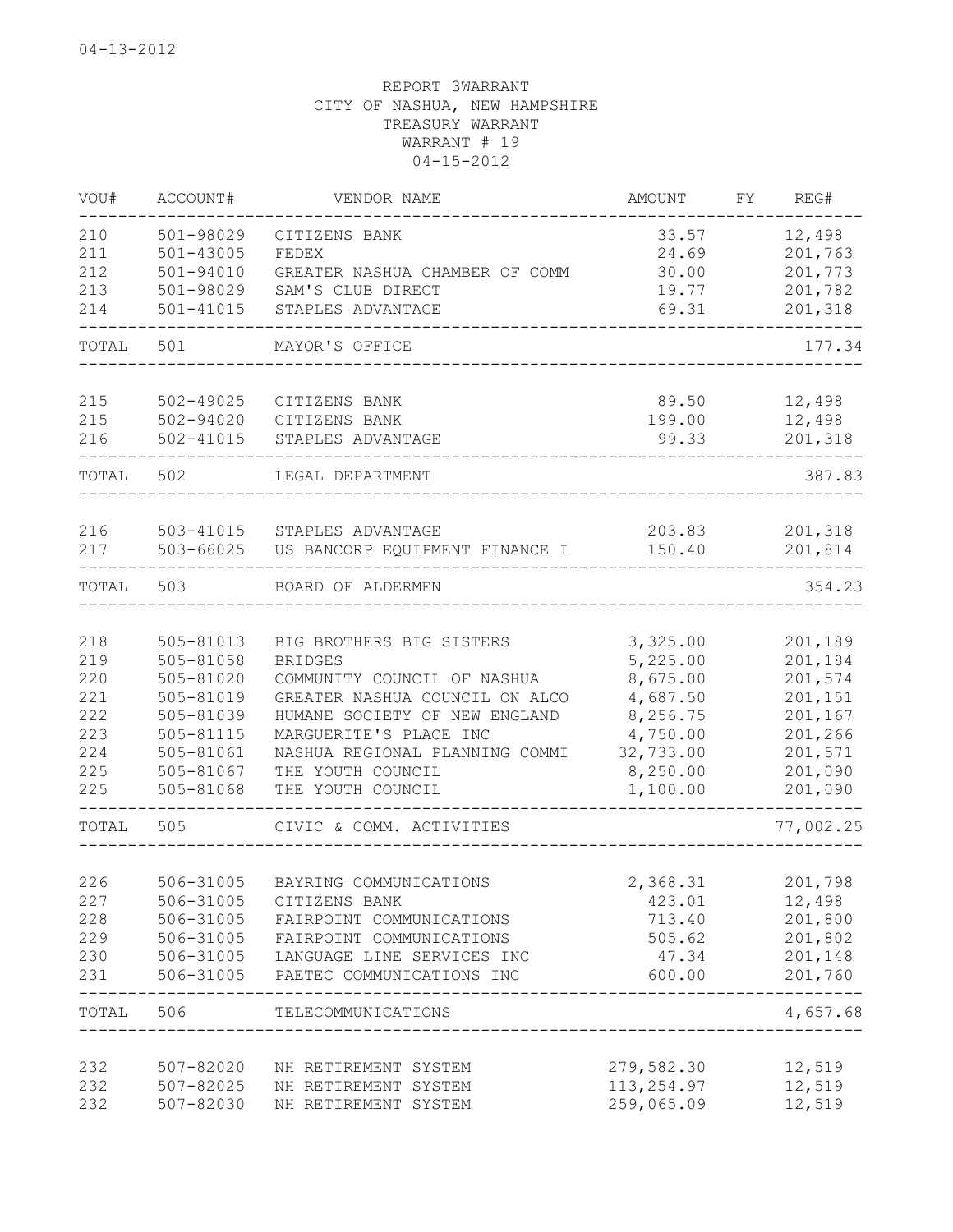04-13-2012

REPORT 3WARRANT
CITY OF NASHUA, NEW HAMPSHIRE
TREASURY WARRANT
WARRANT # 19
04-15-2012

| VOU# | ACCOUNT# | VENDOR NAME | AMOUNT | FY | REG# |
|---|---|---|---|---|---|
| 210 | 501-98029 | CITIZENS BANK | 33.57 | | 12,498 |
| 211 | 501-43005 | FEDEX | 24.69 | | 201,763 |
| 212 | 501-94010 | GREATER NASHUA CHAMBER OF COMM | 30.00 | | 201,773 |
| 213 | 501-98029 | SAM'S CLUB DIRECT | 19.77 | | 201,782 |
| 214 | 501-41015 | STAPLES ADVANTAGE | 69.31 | | 201,318 |
| TOTAL | 501 | MAYOR'S OFFICE | | | 177.34 |
| 215 | 502-49025 | CITIZENS BANK | 89.50 | | 12,498 |
| 215 | 502-94020 | CITIZENS BANK | 199.00 | | 12,498 |
| 216 | 502-41015 | STAPLES ADVANTAGE | 99.33 | | 201,318 |
| TOTAL | 502 | LEGAL DEPARTMENT | | | 387.83 |
| 216 | 503-41015 | STAPLES ADVANTAGE | 203.83 | | 201,318 |
| 217 | 503-66025 | US BANCORP EQUIPMENT FINANCE I | 150.40 | | 201,814 |
| TOTAL | 503 | BOARD OF ALDERMEN | | | 354.23 |
| 218 | 505-81013 | BIG BROTHERS BIG SISTERS | 3,325.00 | | 201,189 |
| 219 | 505-81058 | BRIDGES | 5,225.00 | | 201,184 |
| 220 | 505-81020 | COMMUNITY COUNCIL OF NASHUA | 8,675.00 | | 201,574 |
| 221 | 505-81019 | GREATER NASHUA COUNCIL ON ALCO | 4,687.50 | | 201,151 |
| 222 | 505-81039 | HUMANE SOCIETY OF NEW ENGLAND | 8,256.75 | | 201,167 |
| 223 | 505-81115 | MARGUERITE'S PLACE INC | 4,750.00 | | 201,266 |
| 224 | 505-81061 | NASHUA REGIONAL PLANNING COMMI | 32,733.00 | | 201,571 |
| 225 | 505-81067 | THE YOUTH COUNCIL | 8,250.00 | | 201,090 |
| 225 | 505-81068 | THE YOUTH COUNCIL | 1,100.00 | | 201,090 |
| TOTAL | 505 | CIVIC & COMM. ACTIVITIES | | | 77,002.25 |
| 226 | 506-31005 | BAYRING COMMUNICATIONS | 2,368.31 | | 201,798 |
| 227 | 506-31005 | CITIZENS BANK | 423.01 | | 12,498 |
| 228 | 506-31005 | FAIRPOINT COMMUNICATIONS | 713.40 | | 201,800 |
| 229 | 506-31005 | FAIRPOINT COMMUNICATIONS | 505.62 | | 201,802 |
| 230 | 506-31005 | LANGUAGE LINE SERVICES INC | 47.34 | | 201,148 |
| 231 | 506-31005 | PAETEC COMMUNICATIONS INC | 600.00 | | 201,760 |
| TOTAL | 506 | TELECOMMUNICATIONS | | | 4,657.68 |
| 232 | 507-82020 | NH RETIREMENT SYSTEM | 279,582.30 | | 12,519 |
| 232 | 507-82025 | NH RETIREMENT SYSTEM | 113,254.97 | | 12,519 |
| 232 | 507-82030 | NH RETIREMENT SYSTEM | 259,065.09 | | 12,519 |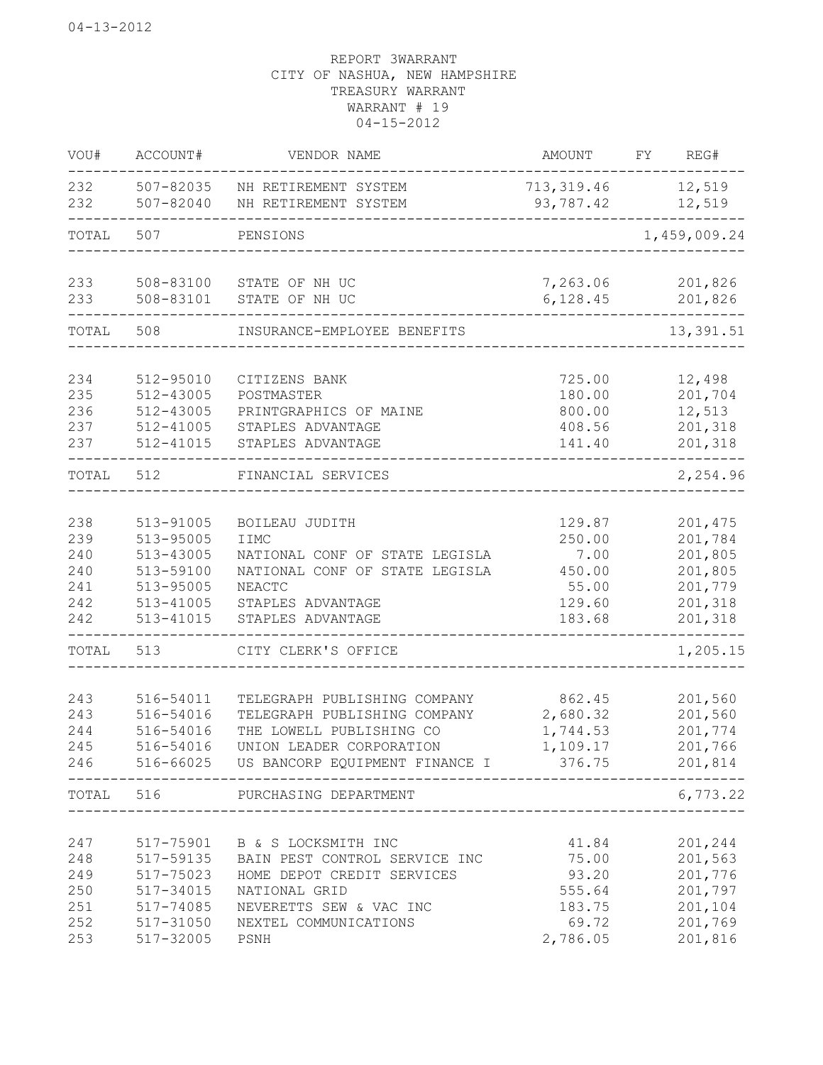04-13-2012

REPORT 3WARRANT
CITY OF NASHUA, NEW HAMPSHIRE
TREASURY WARRANT
WARRANT # 19
04-15-2012

| VOU# | ACCOUNT# | VENDOR NAME | AMOUNT | FY | REG# |
|---|---|---|---|---|---|
| 232 | 507-82035 | NH RETIREMENT SYSTEM | 713,319.46 | | 12,519 |
| 232 | 507-82040 | NH RETIREMENT SYSTEM | 93,787.42 | | 12,519 |
| TOTAL | 507 | PENSIONS | | | 1,459,009.24 |
| 233 | 508-83100 | STATE OF NH UC | 7,263.06 | | 201,826 |
| 233 | 508-83101 | STATE OF NH UC | 6,128.45 | | 201,826 |
| TOTAL | 508 | INSURANCE-EMPLOYEE BENEFITS | | | 13,391.51 |
| 234 | 512-95010 | CITIZENS BANK | 725.00 | | 12,498 |
| 235 | 512-43005 | POSTMASTER | 180.00 | | 201,704 |
| 236 | 512-43005 | PRINTGRAPHICS OF MAINE | 800.00 | | 12,513 |
| 237 | 512-41005 | STAPLES ADVANTAGE | 408.56 | | 201,318 |
| 237 | 512-41015 | STAPLES ADVANTAGE | 141.40 | | 201,318 |
| TOTAL | 512 | FINANCIAL SERVICES | | | 2,254.96 |
| 238 | 513-91005 | BOILEAU JUDITH | 129.87 | | 201,475 |
| 239 | 513-95005 | IIMC | 250.00 | | 201,784 |
| 240 | 513-43005 | NATIONAL CONF OF STATE LEGISLA | 7.00 | | 201,805 |
| 240 | 513-59100 | NATIONAL CONF OF STATE LEGISLA | 450.00 | | 201,805 |
| 241 | 513-95005 | NEACTC | 55.00 | | 201,779 |
| 242 | 513-41005 | STAPLES ADVANTAGE | 129.60 | | 201,318 |
| 242 | 513-41015 | STAPLES ADVANTAGE | 183.68 | | 201,318 |
| TOTAL | 513 | CITY CLERK'S OFFICE | | | 1,205.15 |
| 243 | 516-54011 | TELEGRAPH PUBLISHING COMPANY | 862.45 | | 201,560 |
| 243 | 516-54016 | TELEGRAPH PUBLISHING COMPANY | 2,680.32 | | 201,560 |
| 244 | 516-54016 | THE LOWELL PUBLISHING CO | 1,744.53 | | 201,774 |
| 245 | 516-54016 | UNION LEADER CORPORATION | 1,109.17 | | 201,766 |
| 246 | 516-66025 | US BANCORP EQUIPMENT FINANCE I | 376.75 | | 201,814 |
| TOTAL | 516 | PURCHASING DEPARTMENT | | | 6,773.22 |
| 247 | 517-75901 | B & S LOCKSMITH INC | 41.84 | | 201,244 |
| 248 | 517-59135 | BAIN PEST CONTROL SERVICE INC | 75.00 | | 201,563 |
| 249 | 517-75023 | HOME DEPOT CREDIT SERVICES | 93.20 | | 201,776 |
| 250 | 517-34015 | NATIONAL GRID | 555.64 | | 201,797 |
| 251 | 517-74085 | NEVERETTS SEW & VAC INC | 183.75 | | 201,104 |
| 252 | 517-31050 | NEXTEL COMMUNICATIONS | 69.72 | | 201,769 |
| 253 | 517-32005 | PSNH | 2,786.05 | | 201,816 |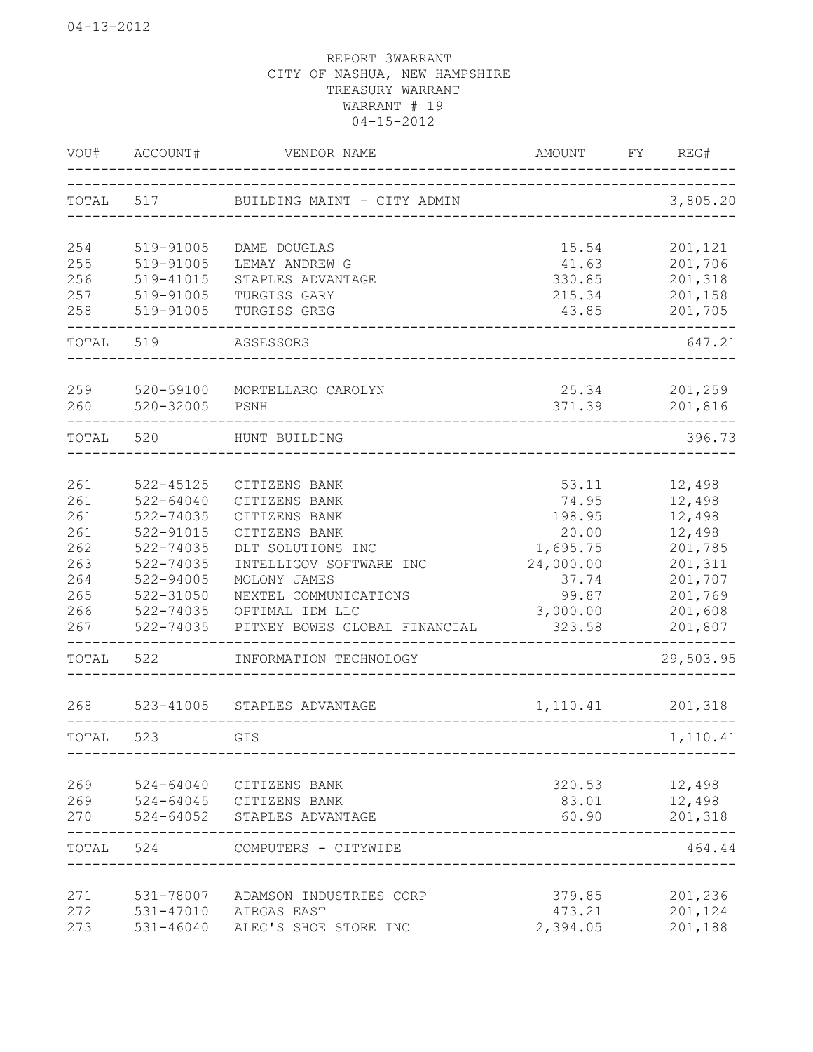04-13-2012

REPORT 3WARRANT
CITY OF NASHUA, NEW HAMPSHIRE
TREASURY WARRANT
WARRANT # 19
04-15-2012

| VOU# | ACCOUNT# | VENDOR NAME | AMOUNT | FY | REG# |
|---|---|---|---|---|---|
| TOTAL | 517 | BUILDING MAINT - CITY ADMIN | | | 3,805.20 |
| 254 | 519-91005 | DAME DOUGLAS | 15.54 | | 201,121 |
| 255 | 519-91005 | LEMAY ANDREW G | 41.63 | | 201,706 |
| 256 | 519-41015 | STAPLES ADVANTAGE | 330.85 | | 201,318 |
| 257 | 519-91005 | TURGISS GARY | 215.34 | | 201,158 |
| 258 | 519-91005 | TURGISS GREG | 43.85 | | 201,705 |
| TOTAL | 519 | ASSESSORS | | | 647.21 |
| 259 | 520-59100 | MORTELLARO CAROLYN | 25.34 | | 201,259 |
| 260 | 520-32005 | PSNH | 371.39 | | 201,816 |
| TOTAL | 520 | HUNT BUILDING | | | 396.73 |
| 261 | 522-45125 | CITIZENS BANK | 53.11 | | 12,498 |
| 261 | 522-64040 | CITIZENS BANK | 74.95 | | 12,498 |
| 261 | 522-74035 | CITIZENS BANK | 198.95 | | 12,498 |
| 261 | 522-91015 | CITIZENS BANK | 20.00 | | 12,498 |
| 262 | 522-74035 | DLT SOLUTIONS INC | 1,695.75 | | 201,785 |
| 263 | 522-74035 | INTELLIGOV SOFTWARE INC | 24,000.00 | | 201,311 |
| 264 | 522-94005 | MOLONY JAMES | 37.74 | | 201,707 |
| 265 | 522-31050 | NEXTEL COMMUNICATIONS | 99.87 | | 201,769 |
| 266 | 522-74035 | OPTIMAL IDM LLC | 3,000.00 | | 201,608 |
| 267 | 522-74035 | PITNEY BOWES GLOBAL FINANCIAL | 323.58 | | 201,807 |
| TOTAL | 522 | INFORMATION TECHNOLOGY | | | 29,503.95 |
| 268 | 523-41005 | STAPLES ADVANTAGE | 1,110.41 | | 201,318 |
| TOTAL | 523 | GIS | | | 1,110.41 |
| 269 | 524-64040 | CITIZENS BANK | 320.53 | | 12,498 |
| 269 | 524-64045 | CITIZENS BANK | 83.01 | | 12,498 |
| 270 | 524-64052 | STAPLES ADVANTAGE | 60.90 | | 201,318 |
| TOTAL | 524 | COMPUTERS - CITYWIDE | | | 464.44 |
| 271 | 531-78007 | ADAMSON INDUSTRIES CORP | 379.85 | | 201,236 |
| 272 | 531-47010 | AIRGAS EAST | 473.21 | | 201,124 |
| 273 | 531-46040 | ALEC'S SHOE STORE INC | 2,394.05 | | 201,188 |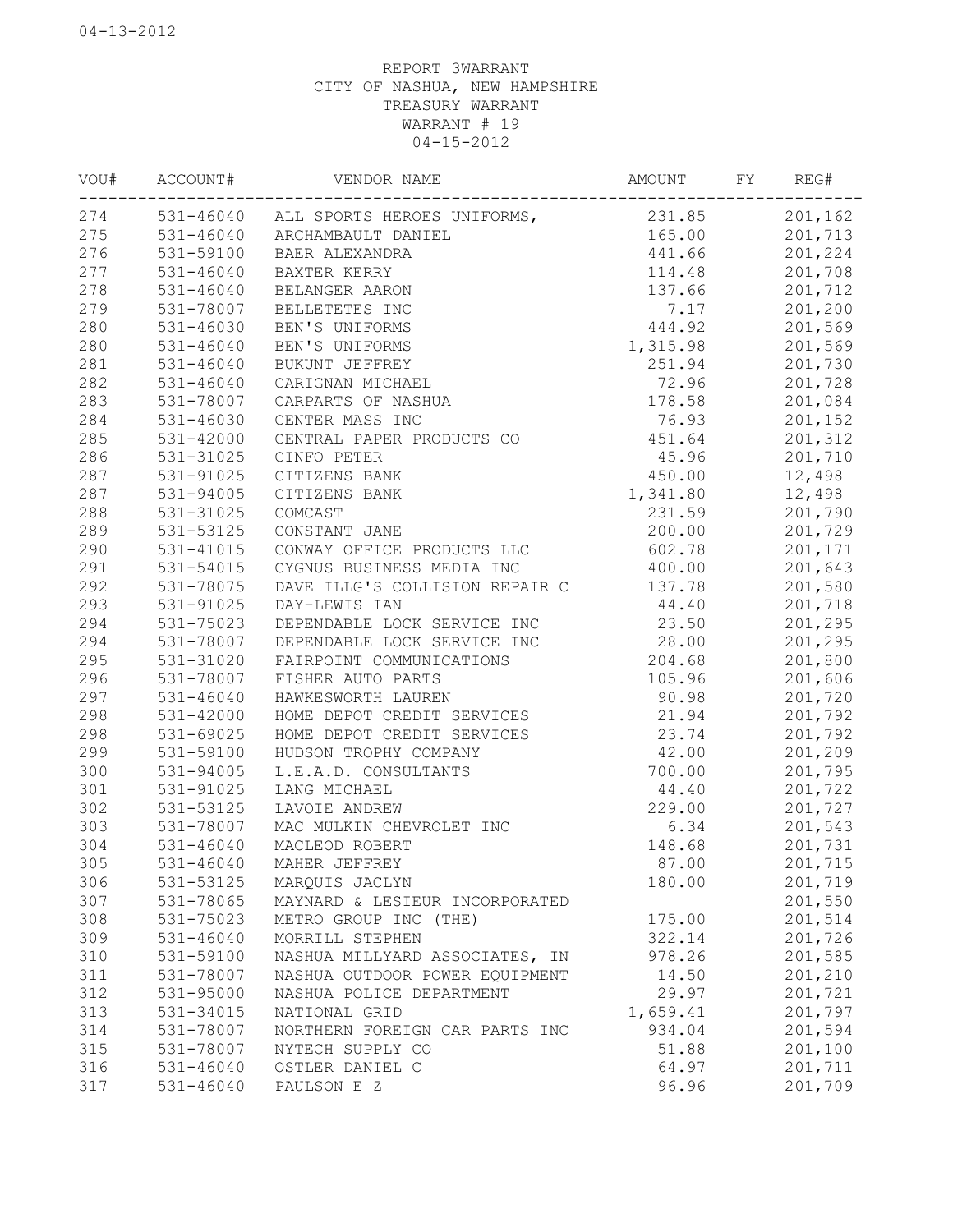04-13-2012

REPORT 3WARRANT
CITY OF NASHUA, NEW HAMPSHIRE
TREASURY WARRANT
WARRANT # 19
04-15-2012

| VOU# | ACCOUNT# | VENDOR NAME | AMOUNT | FY | REG# |
|---|---|---|---|---|---|
| 274 | 531-46040 | ALL SPORTS HEROES UNIFORMS, | 231.85 | | 201,162 |
| 275 | 531-46040 | ARCHAMBAULT DANIEL | 165.00 | | 201,713 |
| 276 | 531-59100 | BAER ALEXANDRA | 441.66 | | 201,224 |
| 277 | 531-46040 | BAXTER KERRY | 114.48 | | 201,708 |
| 278 | 531-46040 | BELANGER AARON | 137.66 | | 201,712 |
| 279 | 531-78007 | BELLETETES INC | 7.17 | | 201,200 |
| 280 | 531-46030 | BEN'S UNIFORMS | 444.92 | | 201,569 |
| 280 | 531-46040 | BEN'S UNIFORMS | 1,315.98 | | 201,569 |
| 281 | 531-46040 | BUKUNT JEFFREY | 251.94 | | 201,730 |
| 282 | 531-46040 | CARIGNAN MICHAEL | 72.96 | | 201,728 |
| 283 | 531-78007 | CARPARTS OF NASHUA | 178.58 | | 201,084 |
| 284 | 531-46030 | CENTER MASS INC | 76.93 | | 201,152 |
| 285 | 531-42000 | CENTRAL PAPER PRODUCTS CO | 451.64 | | 201,312 |
| 286 | 531-31025 | CINFO PETER | 45.96 | | 201,710 |
| 287 | 531-91025 | CITIZENS BANK | 450.00 | | 12,498 |
| 287 | 531-94005 | CITIZENS BANK | 1,341.80 | | 12,498 |
| 288 | 531-31025 | COMCAST | 231.59 | | 201,790 |
| 289 | 531-53125 | CONSTANT JANE | 200.00 | | 201,729 |
| 290 | 531-41015 | CONWAY OFFICE PRODUCTS LLC | 602.78 | | 201,171 |
| 291 | 531-54015 | CYGNUS BUSINESS MEDIA INC | 400.00 | | 201,643 |
| 292 | 531-78075 | DAVE ILLG'S COLLISION REPAIR C | 137.78 | | 201,580 |
| 293 | 531-91025 | DAY-LEWIS IAN | 44.40 | | 201,718 |
| 294 | 531-75023 | DEPENDABLE LOCK SERVICE INC | 23.50 | | 201,295 |
| 294 | 531-78007 | DEPENDABLE LOCK SERVICE INC | 28.00 | | 201,295 |
| 295 | 531-31020 | FAIRPOINT COMMUNICATIONS | 204.68 | | 201,800 |
| 296 | 531-78007 | FISHER AUTO PARTS | 105.96 | | 201,606 |
| 297 | 531-46040 | HAWKESWORTH LAUREN | 90.98 | | 201,720 |
| 298 | 531-42000 | HOME DEPOT CREDIT SERVICES | 21.94 | | 201,792 |
| 298 | 531-69025 | HOME DEPOT CREDIT SERVICES | 23.74 | | 201,792 |
| 299 | 531-59100 | HUDSON TROPHY COMPANY | 42.00 | | 201,209 |
| 300 | 531-94005 | L.E.A.D. CONSULTANTS | 700.00 | | 201,795 |
| 301 | 531-91025 | LANG MICHAEL | 44.40 | | 201,722 |
| 302 | 531-53125 | LAVOIE ANDREW | 229.00 | | 201,727 |
| 303 | 531-78007 | MAC MULKIN CHEVROLET INC | 6.34 | | 201,543 |
| 304 | 531-46040 | MACLEOD ROBERT | 148.68 | | 201,731 |
| 305 | 531-46040 | MAHER JEFFREY | 87.00 | | 201,715 |
| 306 | 531-53125 | MARQUIS JACLYN | 180.00 | | 201,719 |
| 307 | 531-78065 | MAYNARD & LESIEUR INCORPORATED | | | 201,550 |
| 308 | 531-75023 | METRO GROUP INC (THE) | 175.00 | | 201,514 |
| 309 | 531-46040 | MORRILL STEPHEN | 322.14 | | 201,726 |
| 310 | 531-59100 | NASHUA MILLYARD ASSOCIATES, IN | 978.26 | | 201,585 |
| 311 | 531-78007 | NASHUA OUTDOOR POWER EQUIPMENT | 14.50 | | 201,210 |
| 312 | 531-95000 | NASHUA POLICE DEPARTMENT | 29.97 | | 201,721 |
| 313 | 531-34015 | NATIONAL GRID | 1,659.41 | | 201,797 |
| 314 | 531-78007 | NORTHERN FOREIGN CAR PARTS INC | 934.04 | | 201,594 |
| 315 | 531-78007 | NYTECH SUPPLY CO | 51.88 | | 201,100 |
| 316 | 531-46040 | OSTLER DANIEL C | 64.97 | | 201,711 |
| 317 | 531-46040 | PAULSON E Z | 96.96 | | 201,709 |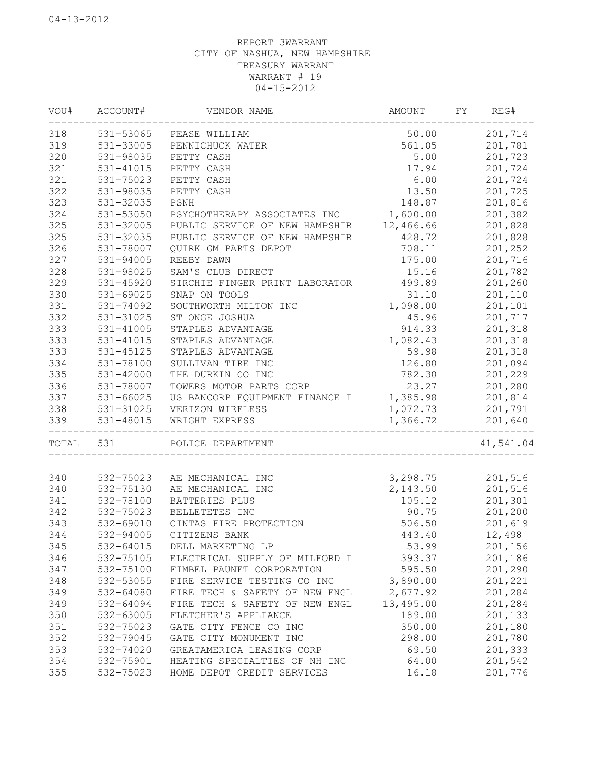REPORT 3WARRANT
CITY OF NASHUA, NEW HAMPSHIRE
TREASURY WARRANT
WARRANT # 19
04-15-2012

| VOU# | ACCOUNT# | VENDOR NAME | AMOUNT | FY | REG# |
|---|---|---|---|---|---|
| 318 | 531-53065 | PEASE WILLIAM | 50.00 | | 201,714 |
| 319 | 531-33005 | PENNICHUCK WATER | 561.05 | | 201,781 |
| 320 | 531-98035 | PETTY CASH | 5.00 | | 201,723 |
| 321 | 531-41015 | PETTY CASH | 17.94 | | 201,724 |
| 321 | 531-75023 | PETTY CASH | 6.00 | | 201,724 |
| 322 | 531-98035 | PETTY CASH | 13.50 | | 201,725 |
| 323 | 531-32035 | PSNH | 148.87 | | 201,816 |
| 324 | 531-53050 | PSYCHOTHERAPY ASSOCIATES INC | 1,600.00 | | 201,382 |
| 325 | 531-32005 | PUBLIC SERVICE OF NEW HAMPSHIR | 12,466.66 | | 201,828 |
| 325 | 531-32035 | PUBLIC SERVICE OF NEW HAMPSHIR | 428.72 | | 201,828 |
| 326 | 531-78007 | QUIRK GM PARTS DEPOT | 708.11 | | 201,252 |
| 327 | 531-94005 | REEBY DAWN | 175.00 | | 201,716 |
| 328 | 531-98025 | SAM'S CLUB DIRECT | 15.16 | | 201,782 |
| 329 | 531-45920 | SIRCHIE FINGER PRINT LABORATOR | 499.89 | | 201,260 |
| 330 | 531-69025 | SNAP ON TOOLS | 31.10 | | 201,110 |
| 331 | 531-74092 | SOUTHWORTH MILTON INC | 1,098.00 | | 201,101 |
| 332 | 531-31025 | ST ONGE JOSHUA | 45.96 | | 201,717 |
| 333 | 531-41005 | STAPLES ADVANTAGE | 914.33 | | 201,318 |
| 333 | 531-41015 | STAPLES ADVANTAGE | 1,082.43 | | 201,318 |
| 333 | 531-45125 | STAPLES ADVANTAGE | 59.98 | | 201,318 |
| 334 | 531-78100 | SULLIVAN TIRE INC | 126.80 | | 201,094 |
| 335 | 531-42000 | THE DURKIN CO INC | 782.30 | | 201,229 |
| 336 | 531-78007 | TOWERS MOTOR PARTS CORP | 23.27 | | 201,280 |
| 337 | 531-66025 | US BANCORP EQUIPMENT FINANCE I | 1,385.98 | | 201,814 |
| 338 | 531-31025 | VERIZON WIRELESS | 1,072.73 | | 201,791 |
| 339 | 531-48015 | WRIGHT EXPRESS | 1,366.72 | | 201,640 |
| TOTAL | 531 | POLICE DEPARTMENT | | | 41,541.04 |
| 340 | 532-75023 | AE MECHANICAL INC | 3,298.75 | | 201,516 |
| 340 | 532-75130 | AE MECHANICAL INC | 2,143.50 | | 201,516 |
| 341 | 532-78100 | BATTERIES PLUS | 105.12 | | 201,301 |
| 342 | 532-75023 | BELLETETES INC | 90.75 | | 201,200 |
| 343 | 532-69010 | CINTAS FIRE PROTECTION | 506.50 | | 201,619 |
| 344 | 532-94005 | CITIZENS BANK | 443.40 | | 12,498 |
| 345 | 532-64015 | DELL MARKETING LP | 53.99 | | 201,156 |
| 346 | 532-75105 | ELECTRICAL SUPPLY OF MILFORD I | 393.37 | | 201,186 |
| 347 | 532-75100 | FIMBEL PAUNET CORPORATION | 595.50 | | 201,290 |
| 348 | 532-53055 | FIRE SERVICE TESTING CO INC | 3,890.00 | | 201,221 |
| 349 | 532-64080 | FIRE TECH & SAFETY OF NEW ENGL | 2,677.92 | | 201,284 |
| 349 | 532-64094 | FIRE TECH & SAFETY OF NEW ENGL | 13,495.00 | | 201,284 |
| 350 | 532-63005 | FLETCHER'S APPLIANCE | 189.00 | | 201,133 |
| 351 | 532-75023 | GATE CITY FENCE CO INC | 350.00 | | 201,180 |
| 352 | 532-79045 | GATE CITY MONUMENT INC | 298.00 | | 201,780 |
| 353 | 532-74020 | GREATAMERICA LEASING CORP | 69.50 | | 201,333 |
| 354 | 532-75901 | HEATING SPECIALTIES OF NH INC | 64.00 | | 201,542 |
| 355 | 532-75023 | HOME DEPOT CREDIT SERVICES | 16.18 | | 201,776 |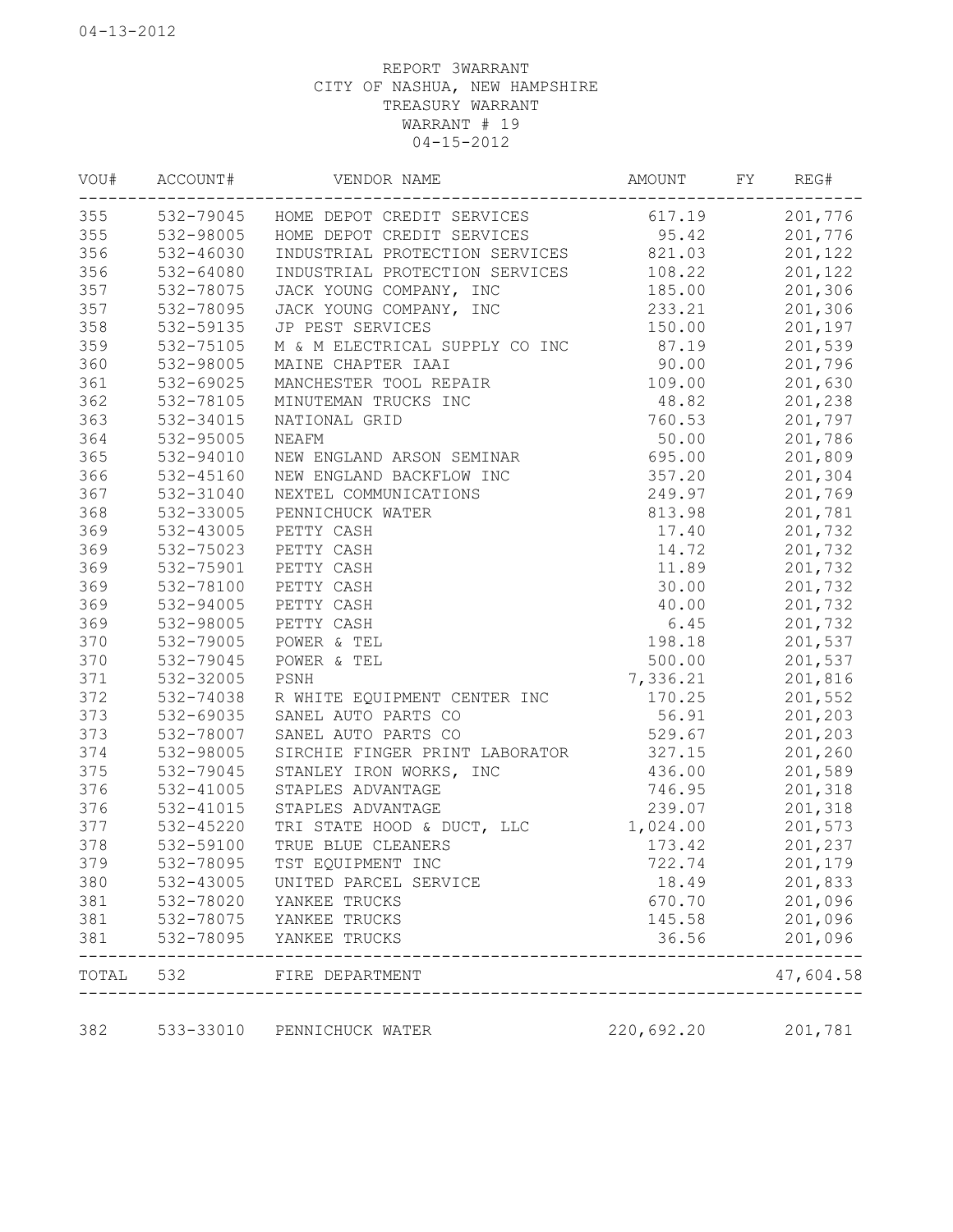04-13-2012

REPORT 3WARRANT
CITY OF NASHUA, NEW HAMPSHIRE
TREASURY WARRANT
WARRANT # 19
04-15-2012

| VOU# | ACCOUNT# | VENDOR NAME | AMOUNT | FY | REG# |
|---|---|---|---|---|---|
| 355 | 532-79045 | HOME DEPOT CREDIT SERVICES | 617.19 | | 201,776 |
| 355 | 532-98005 | HOME DEPOT CREDIT SERVICES | 95.42 | | 201,776 |
| 356 | 532-46030 | INDUSTRIAL PROTECTION SERVICES | 821.03 | | 201,122 |
| 356 | 532-64080 | INDUSTRIAL PROTECTION SERVICES | 108.22 | | 201,122 |
| 357 | 532-78075 | JACK YOUNG COMPANY, INC | 185.00 | | 201,306 |
| 357 | 532-78095 | JACK YOUNG COMPANY, INC | 233.21 | | 201,306 |
| 358 | 532-59135 | JP PEST SERVICES | 150.00 | | 201,197 |
| 359 | 532-75105 | M & M ELECTRICAL SUPPLY CO INC | 87.19 | | 201,539 |
| 360 | 532-98005 | MAINE CHAPTER IAAI | 90.00 | | 201,796 |
| 361 | 532-69025 | MANCHESTER TOOL REPAIR | 109.00 | | 201,630 |
| 362 | 532-78105 | MINUTEMAN TRUCKS INC | 48.82 | | 201,238 |
| 363 | 532-34015 | NATIONAL GRID | 760.53 | | 201,797 |
| 364 | 532-95005 | NEAFM | 50.00 | | 201,786 |
| 365 | 532-94010 | NEW ENGLAND ARSON SEMINAR | 695.00 | | 201,809 |
| 366 | 532-45160 | NEW ENGLAND BACKFLOW INC | 357.20 | | 201,304 |
| 367 | 532-31040 | NEXTEL COMMUNICATIONS | 249.97 | | 201,769 |
| 368 | 532-33005 | PENNICHUCK WATER | 813.98 | | 201,781 |
| 369 | 532-43005 | PETTY CASH | 17.40 | | 201,732 |
| 369 | 532-75023 | PETTY CASH | 14.72 | | 201,732 |
| 369 | 532-75901 | PETTY CASH | 11.89 | | 201,732 |
| 369 | 532-78100 | PETTY CASH | 30.00 | | 201,732 |
| 369 | 532-94005 | PETTY CASH | 40.00 | | 201,732 |
| 369 | 532-98005 | PETTY CASH | 6.45 | | 201,732 |
| 370 | 532-79005 | POWER & TEL | 198.18 | | 201,537 |
| 370 | 532-79045 | POWER & TEL | 500.00 | | 201,537 |
| 371 | 532-32005 | PSNH | 7,336.21 | | 201,816 |
| 372 | 532-74038 | R WHITE EQUIPMENT CENTER INC | 170.25 | | 201,552 |
| 373 | 532-69035 | SANEL AUTO PARTS CO | 56.91 | | 201,203 |
| 373 | 532-78007 | SANEL AUTO PARTS CO | 529.67 | | 201,203 |
| 374 | 532-98005 | SIRCHIE FINGER PRINT LABORATOR | 327.15 | | 201,260 |
| 375 | 532-79045 | STANLEY IRON WORKS, INC | 436.00 | | 201,589 |
| 376 | 532-41005 | STAPLES ADVANTAGE | 746.95 | | 201,318 |
| 376 | 532-41015 | STAPLES ADVANTAGE | 239.07 | | 201,318 |
| 377 | 532-45220 | TRI STATE HOOD & DUCT, LLC | 1,024.00 | | 201,573 |
| 378 | 532-59100 | TRUE BLUE CLEANERS | 173.42 | | 201,237 |
| 379 | 532-78095 | TST EQUIPMENT INC | 722.74 | | 201,179 |
| 380 | 532-43005 | UNITED PARCEL SERVICE | 18.49 | | 201,833 |
| 381 | 532-78020 | YANKEE TRUCKS | 670.70 | | 201,096 |
| 381 | 532-78075 | YANKEE TRUCKS | 145.58 | | 201,096 |
| 381 | 532-78095 | YANKEE TRUCKS | 36.56 | | 201,096 |
| TOTAL | 532 | FIRE DEPARTMENT | | | 47,604.58 |
| 382 | 533-33010 | PENNICHUCK WATER | 220,692.20 | | 201,781 |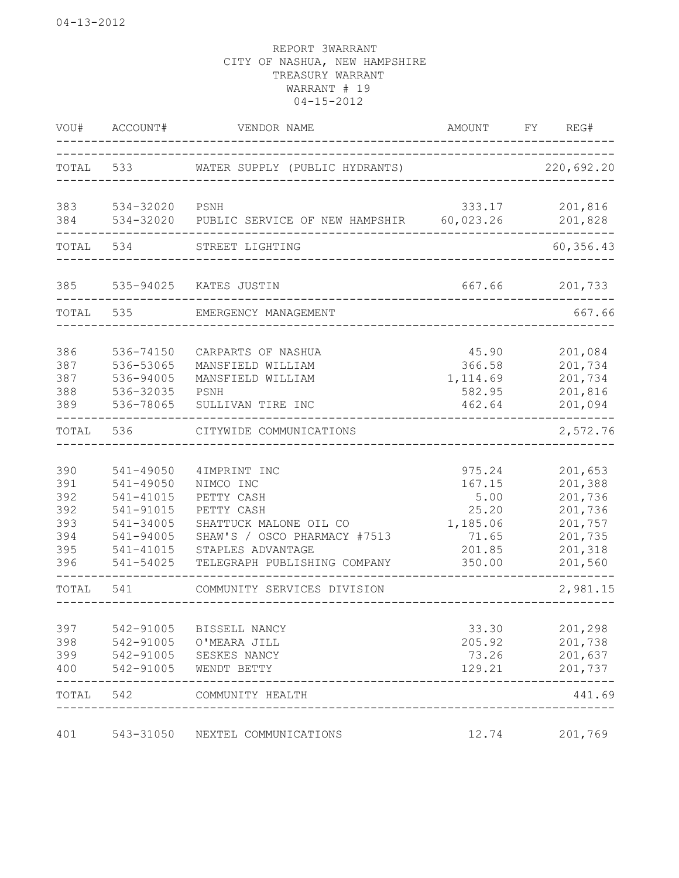04-13-2012

REPORT 3WARRANT
CITY OF NASHUA, NEW HAMPSHIRE
TREASURY WARRANT
WARRANT # 19
04-15-2012

| VOU# | ACCOUNT# | VENDOR NAME | AMOUNT | FY | REG# |
|---|---|---|---|---|---|
| TOTAL | 533 | WATER SUPPLY (PUBLIC HYDRANTS) | | | 220,692.20 |
| 383 | 534-32020 | PSNH | 333.17 | | 201,816 |
| 384 | 534-32020 | PUBLIC SERVICE OF NEW HAMPSHIR | 60,023.26 | | 201,828 |
| TOTAL | 534 | STREET LIGHTING | | | 60,356.43 |
| 385 | 535-94025 | KATES JUSTIN | 667.66 | | 201,733 |
| TOTAL | 535 | EMERGENCY MANAGEMENT | | | 667.66 |
| 386 | 536-74150 | CARPARTS OF NASHUA | 45.90 | | 201,084 |
| 387 | 536-53065 | MANSFIELD WILLIAM | 366.58 | | 201,734 |
| 387 | 536-94005 | MANSFIELD WILLIAM | 1,114.69 | | 201,734 |
| 388 | 536-32035 | PSNH | 582.95 | | 201,816 |
| 389 | 536-78065 | SULLIVAN TIRE INC | 462.64 | | 201,094 |
| TOTAL | 536 | CITYWIDE COMMUNICATIONS | | | 2,572.76 |
| 390 | 541-49050 | 4IMPRINT INC | 975.24 | | 201,653 |
| 391 | 541-49050 | NIMCO INC | 167.15 | | 201,388 |
| 392 | 541-41015 | PETTY CASH | 5.00 | | 201,736 |
| 392 | 541-91015 | PETTY CASH | 25.20 | | 201,736 |
| 393 | 541-34005 | SHATTUCK MALONE OIL CO | 1,185.06 | | 201,757 |
| 394 | 541-94005 | SHAW'S / OSCO PHARMACY #7513 | 71.65 | | 201,735 |
| 395 | 541-41015 | STAPLES ADVANTAGE | 201.85 | | 201,318 |
| 396 | 541-54025 | TELEGRAPH PUBLISHING COMPANY | 350.00 | | 201,560 |
| TOTAL | 541 | COMMUNITY SERVICES DIVISION | | | 2,981.15 |
| 397 | 542-91005 | BISSELL NANCY | 33.30 | | 201,298 |
| 398 | 542-91005 | O'MEARA JILL | 205.92 | | 201,738 |
| 399 | 542-91005 | SESKES NANCY | 73.26 | | 201,637 |
| 400 | 542-91005 | WENDT BETTY | 129.21 | | 201,737 |
| TOTAL | 542 | COMMUNITY HEALTH | | | 441.69 |
| 401 | 543-31050 | NEXTEL COMMUNICATIONS | 12.74 | | 201,769 |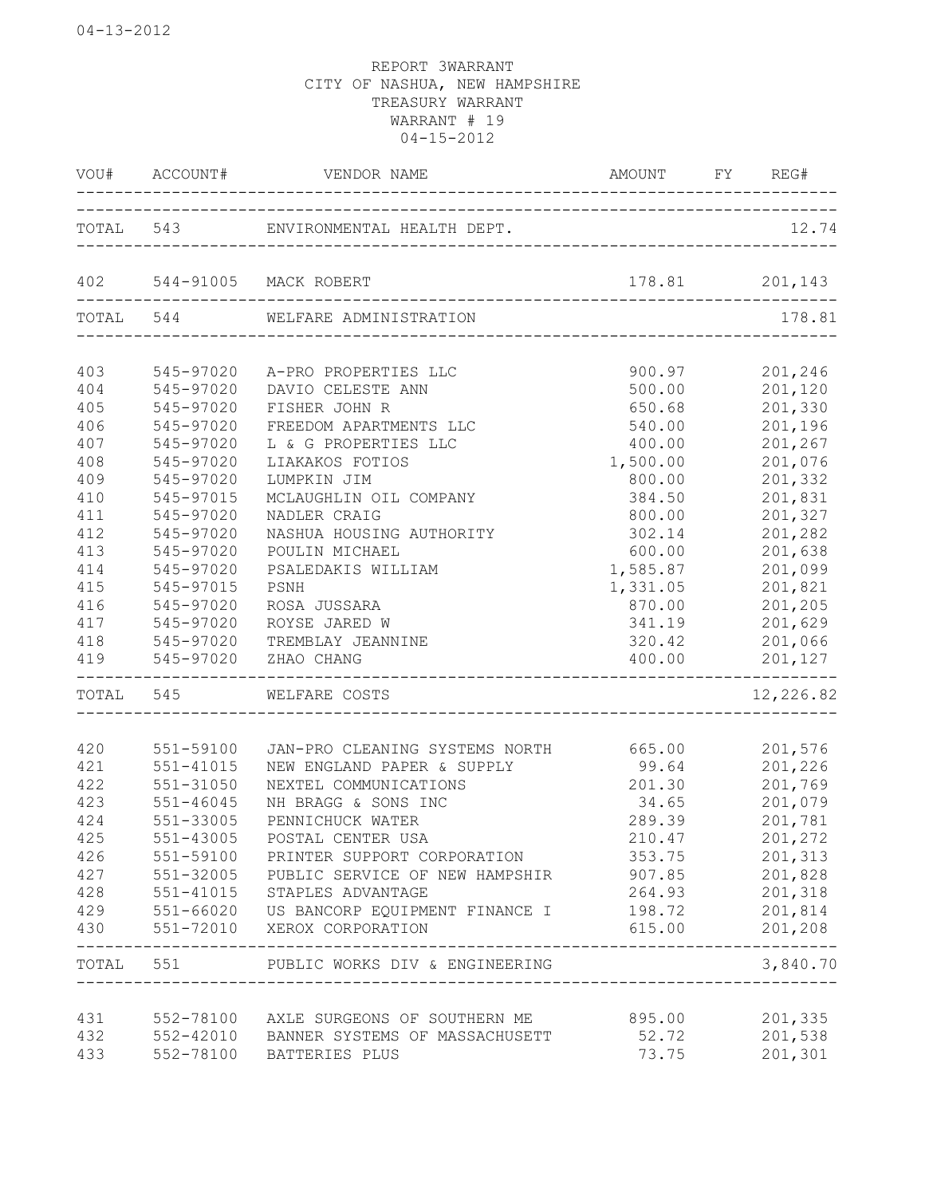04-13-2012

REPORT 3WARRANT
CITY OF NASHUA, NEW HAMPSHIRE
TREASURY WARRANT
WARRANT # 19
04-15-2012

| VOU# | ACCOUNT# | VENDOR NAME | AMOUNT | FY | REG# |
|---|---|---|---|---|---|
| TOTAL | 543 | ENVIRONMENTAL HEALTH DEPT. | | | 12.74 |
| 402 | 544-91005 | MACK ROBERT | 178.81 | | 201,143 |
| TOTAL | 544 | WELFARE ADMINISTRATION | | | 178.81 |
| 403 | 545-97020 | A-PRO PROPERTIES LLC | 900.97 | | 201,246 |
| 404 | 545-97020 | DAVIO CELESTE ANN | 500.00 | | 201,120 |
| 405 | 545-97020 | FISHER JOHN R | 650.68 | | 201,330 |
| 406 | 545-97020 | FREEDOM APARTMENTS LLC | 540.00 | | 201,196 |
| 407 | 545-97020 | L & G PROPERTIES LLC | 400.00 | | 201,267 |
| 408 | 545-97020 | LIAKAKOS FOTIOS | 1,500.00 | | 201,076 |
| 409 | 545-97020 | LUMPKIN JIM | 800.00 | | 201,332 |
| 410 | 545-97015 | MCLAUGHLIN OIL COMPANY | 384.50 | | 201,831 |
| 411 | 545-97020 | NADLER CRAIG | 800.00 | | 201,327 |
| 412 | 545-97020 | NASHUA HOUSING AUTHORITY | 302.14 | | 201,282 |
| 413 | 545-97020 | POULIN MICHAEL | 600.00 | | 201,638 |
| 414 | 545-97020 | PSALEDAKIS WILLIAM | 1,585.87 | | 201,099 |
| 415 | 545-97015 | PSNH | 1,331.05 | | 201,821 |
| 416 | 545-97020 | ROSA JUSSARA | 870.00 | | 201,205 |
| 417 | 545-97020 | ROYSE JARED W | 341.19 | | 201,629 |
| 418 | 545-97020 | TREMBLAY JEANNINE | 320.42 | | 201,066 |
| 419 | 545-97020 | ZHAO CHANG | 400.00 | | 201,127 |
| TOTAL | 545 | WELFARE COSTS | | | 12,226.82 |
| 420 | 551-59100 | JAN-PRO CLEANING SYSTEMS NORTH | 665.00 | | 201,576 |
| 421 | 551-41015 | NEW ENGLAND PAPER & SUPPLY | 99.64 | | 201,226 |
| 422 | 551-31050 | NEXTEL COMMUNICATIONS | 201.30 | | 201,769 |
| 423 | 551-46045 | NH BRAGG & SONS INC | 34.65 | | 201,079 |
| 424 | 551-33005 | PENNICHUCK WATER | 289.39 | | 201,781 |
| 425 | 551-43005 | POSTAL CENTER USA | 210.47 | | 201,272 |
| 426 | 551-59100 | PRINTER SUPPORT CORPORATION | 353.75 | | 201,313 |
| 427 | 551-32005 | PUBLIC SERVICE OF NEW HAMPSHIR | 907.85 | | 201,828 |
| 428 | 551-41015 | STAPLES ADVANTAGE | 264.93 | | 201,318 |
| 429 | 551-66020 | US BANCORP EQUIPMENT FINANCE I | 198.72 | | 201,814 |
| 430 | 551-72010 | XEROX CORPORATION | 615.00 | | 201,208 |
| TOTAL | 551 | PUBLIC WORKS DIV & ENGINEERING | | | 3,840.70 |
| 431 | 552-78100 | AXLE SURGEONS OF SOUTHERN ME | 895.00 | | 201,335 |
| 432 | 552-42010 | BANNER SYSTEMS OF MASSACHUSETT | 52.72 | | 201,538 |
| 433 | 552-78100 | BATTERIES PLUS | 73.75 | | 201,301 |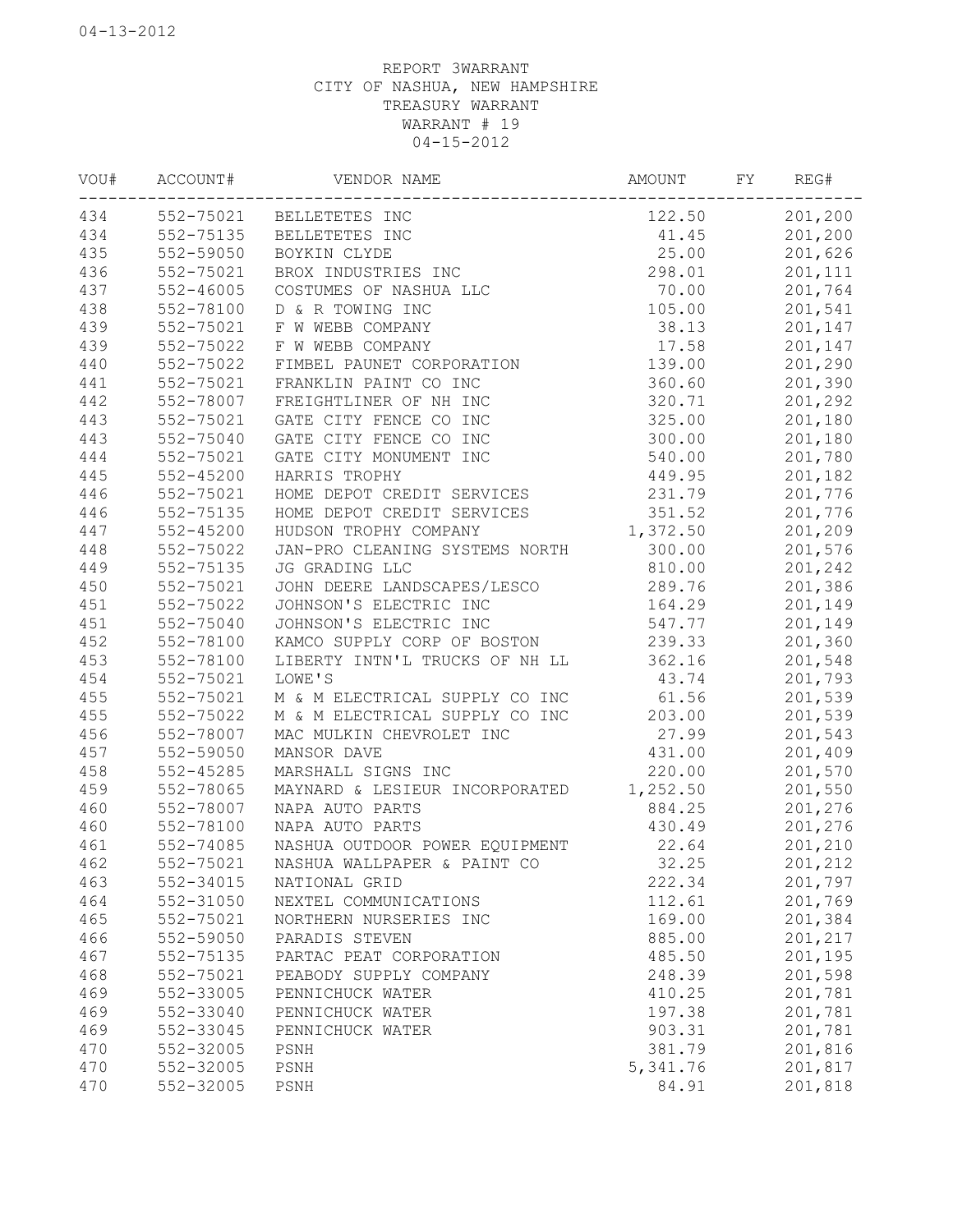REPORT 3WARRANT
CITY OF NASHUA, NEW HAMPSHIRE
TREASURY WARRANT
WARRANT # 19
04-15-2012

| VOU# | ACCOUNT# | VENDOR NAME | AMOUNT | FY | REG# |
|---|---|---|---|---|---|
| 434 | 552-75021 | BELLETETES INC | 122.50 | | 201,200 |
| 434 | 552-75135 | BELLETETES INC | 41.45 | | 201,200 |
| 435 | 552-59050 | BOYKIN CLYDE | 25.00 | | 201,626 |
| 436 | 552-75021 | BROX INDUSTRIES INC | 298.01 | | 201,111 |
| 437 | 552-46005 | COSTUMES OF NASHUA LLC | 70.00 | | 201,764 |
| 438 | 552-78100 | D & R TOWING INC | 105.00 | | 201,541 |
| 439 | 552-75021 | F W WEBB COMPANY | 38.13 | | 201,147 |
| 439 | 552-75022 | F W WEBB COMPANY | 17.58 | | 201,147 |
| 440 | 552-75022 | FIMBEL PAUNET CORPORATION | 139.00 | | 201,290 |
| 441 | 552-75021 | FRANKLIN PAINT CO INC | 360.60 | | 201,390 |
| 442 | 552-78007 | FREIGHTLINER OF NH INC | 320.71 | | 201,292 |
| 443 | 552-75021 | GATE CITY FENCE CO INC | 325.00 | | 201,180 |
| 443 | 552-75040 | GATE CITY FENCE CO INC | 300.00 | | 201,180 |
| 444 | 552-75021 | GATE CITY MONUMENT INC | 540.00 | | 201,780 |
| 445 | 552-45200 | HARRIS TROPHY | 449.95 | | 201,182 |
| 446 | 552-75021 | HOME DEPOT CREDIT SERVICES | 231.79 | | 201,776 |
| 446 | 552-75135 | HOME DEPOT CREDIT SERVICES | 351.52 | | 201,776 |
| 447 | 552-45200 | HUDSON TROPHY COMPANY | 1,372.50 | | 201,209 |
| 448 | 552-75022 | JAN-PRO CLEANING SYSTEMS NORTH | 300.00 | | 201,576 |
| 449 | 552-75135 | JG GRADING LLC | 810.00 | | 201,242 |
| 450 | 552-75021 | JOHN DEERE LANDSCAPES/LESCO | 289.76 | | 201,386 |
| 451 | 552-75022 | JOHNSON'S ELECTRIC INC | 164.29 | | 201,149 |
| 451 | 552-75040 | JOHNSON'S ELECTRIC INC | 547.77 | | 201,149 |
| 452 | 552-78100 | KAMCO SUPPLY CORP OF BOSTON | 239.33 | | 201,360 |
| 453 | 552-78100 | LIBERTY INTN'L TRUCKS OF NH LL | 362.16 | | 201,548 |
| 454 | 552-75021 | LOWE'S | 43.74 | | 201,793 |
| 455 | 552-75021 | M & M ELECTRICAL SUPPLY CO INC | 61.56 | | 201,539 |
| 455 | 552-75022 | M & M ELECTRICAL SUPPLY CO INC | 203.00 | | 201,539 |
| 456 | 552-78007 | MAC MULKIN CHEVROLET INC | 27.99 | | 201,543 |
| 457 | 552-59050 | MANSOR DAVE | 431.00 | | 201,409 |
| 458 | 552-45285 | MARSHALL SIGNS INC | 220.00 | | 201,570 |
| 459 | 552-78065 | MAYNARD & LESIEUR INCORPORATED | 1,252.50 | | 201,550 |
| 460 | 552-78007 | NAPA AUTO PARTS | 884.25 | | 201,276 |
| 460 | 552-78100 | NAPA AUTO PARTS | 430.49 | | 201,276 |
| 461 | 552-74085 | NASHUA OUTDOOR POWER EQUIPMENT | 22.64 | | 201,210 |
| 462 | 552-75021 | NASHUA WALLPAPER & PAINT CO | 32.25 | | 201,212 |
| 463 | 552-34015 | NATIONAL GRID | 222.34 | | 201,797 |
| 464 | 552-31050 | NEXTEL COMMUNICATIONS | 112.61 | | 201,769 |
| 465 | 552-75021 | NORTHERN NURSERIES INC | 169.00 | | 201,384 |
| 466 | 552-59050 | PARADIS STEVEN | 885.00 | | 201,217 |
| 467 | 552-75135 | PARTAC PEAT CORPORATION | 485.50 | | 201,195 |
| 468 | 552-75021 | PEABODY SUPPLY COMPANY | 248.39 | | 201,598 |
| 469 | 552-33005 | PENNICHUCK WATER | 410.25 | | 201,781 |
| 469 | 552-33040 | PENNICHUCK WATER | 197.38 | | 201,781 |
| 469 | 552-33045 | PENNICHUCK WATER | 903.31 | | 201,781 |
| 470 | 552-32005 | PSNH | 381.79 | | 201,816 |
| 470 | 552-32005 | PSNH | 5,341.76 | | 201,817 |
| 470 | 552-32005 | PSNH | 84.91 | | 201,818 |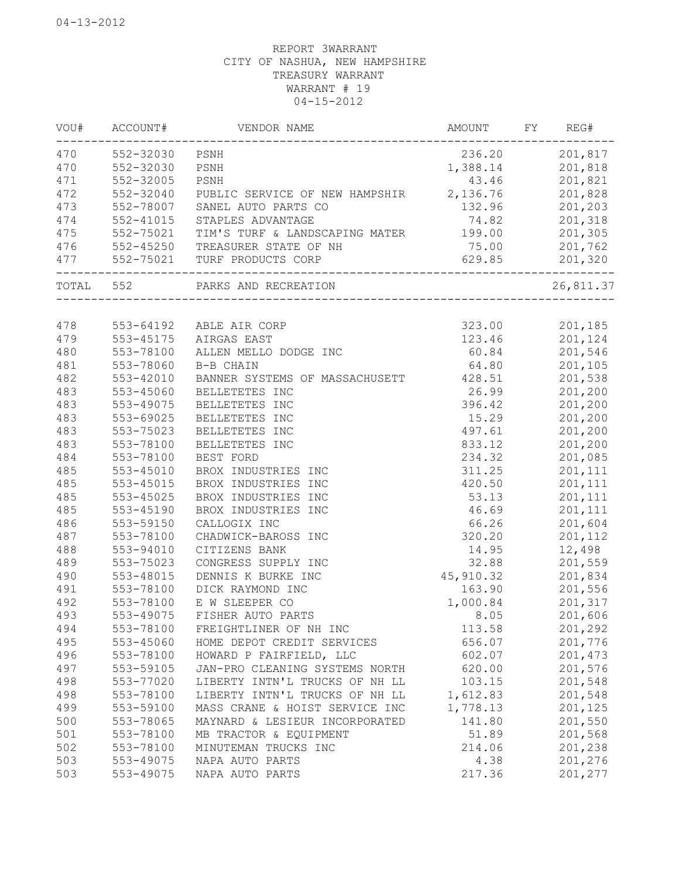04-13-2012

REPORT 3WARRANT
CITY OF NASHUA, NEW HAMPSHIRE
TREASURY WARRANT
WARRANT # 19
04-15-2012

| VOU# | ACCOUNT# | VENDOR NAME | AMOUNT | FY | REG# |
|---|---|---|---|---|---|
| 470 | 552-32030 | PSNH | 236.20 | | 201,817 |
| 470 | 552-32030 | PSNH | 1,388.14 | | 201,818 |
| 471 | 552-32005 | PSNH | 43.46 | | 201,821 |
| 472 | 552-32040 | PUBLIC SERVICE OF NEW HAMPSHIR | 2,136.76 | | 201,828 |
| 473 | 552-78007 | SANEL AUTO PARTS CO | 132.96 | | 201,203 |
| 474 | 552-41015 | STAPLES ADVANTAGE | 74.82 | | 201,318 |
| 475 | 552-75021 | TIM'S TURF & LANDSCAPING MATER | 199.00 | | 201,305 |
| 476 | 552-45250 | TREASURER STATE OF NH | 75.00 | | 201,762 |
| 477 | 552-75021 | TURF PRODUCTS CORP | 629.85 | | 201,320 |
| TOTAL | 552 | PARKS AND RECREATION | | | 26,811.37 |
| 478 | 553-64192 | ABLE AIR CORP | 323.00 | | 201,185 |
| 479 | 553-45175 | AIRGAS EAST | 123.46 | | 201,124 |
| 480 | 553-78100 | ALLEN MELLO DODGE INC | 60.84 | | 201,546 |
| 481 | 553-78060 | B-B CHAIN | 64.80 | | 201,105 |
| 482 | 553-42010 | BANNER SYSTEMS OF MASSACHUSETT | 428.51 | | 201,538 |
| 483 | 553-45060 | BELLETETES INC | 26.99 | | 201,200 |
| 483 | 553-49075 | BELLETETES INC | 396.42 | | 201,200 |
| 483 | 553-69025 | BELLETETES INC | 15.29 | | 201,200 |
| 483 | 553-75023 | BELLETETES INC | 497.61 | | 201,200 |
| 483 | 553-78100 | BELLETETES INC | 833.12 | | 201,200 |
| 484 | 553-78100 | BEST FORD | 234.32 | | 201,085 |
| 485 | 553-45010 | BROX INDUSTRIES INC | 311.25 | | 201,111 |
| 485 | 553-45015 | BROX INDUSTRIES INC | 420.50 | | 201,111 |
| 485 | 553-45025 | BROX INDUSTRIES INC | 53.13 | | 201,111 |
| 485 | 553-45190 | BROX INDUSTRIES INC | 46.69 | | 201,111 |
| 486 | 553-59150 | CALLOGIX INC | 66.26 | | 201,604 |
| 487 | 553-78100 | CHADWICK-BAROSS INC | 320.20 | | 201,112 |
| 488 | 553-94010 | CITIZENS BANK | 14.95 | | 12,498 |
| 489 | 553-75023 | CONGRESS SUPPLY INC | 32.88 | | 201,559 |
| 490 | 553-48015 | DENNIS K BURKE INC | 45,910.32 | | 201,834 |
| 491 | 553-78100 | DICK RAYMOND INC | 163.90 | | 201,556 |
| 492 | 553-78100 | E W SLEEPER CO | 1,000.84 | | 201,317 |
| 493 | 553-49075 | FISHER AUTO PARTS | 8.05 | | 201,606 |
| 494 | 553-78100 | FREIGHTLINER OF NH INC | 113.58 | | 201,292 |
| 495 | 553-45060 | HOME DEPOT CREDIT SERVICES | 656.07 | | 201,776 |
| 496 | 553-78100 | HOWARD P FAIRFIELD, LLC | 602.07 | | 201,473 |
| 497 | 553-59105 | JAN-PRO CLEANING SYSTEMS NORTH | 620.00 | | 201,576 |
| 498 | 553-77020 | LIBERTY INTN'L TRUCKS OF NH LL | 103.15 | | 201,548 |
| 498 | 553-78100 | LIBERTY INTN'L TRUCKS OF NH LL | 1,612.83 | | 201,548 |
| 499 | 553-59100 | MASS CRANE & HOIST SERVICE INC | 1,778.13 | | 201,125 |
| 500 | 553-78065 | MAYNARD & LESIEUR INCORPORATED | 141.80 | | 201,550 |
| 501 | 553-78100 | MB TRACTOR & EQUIPMENT | 51.89 | | 201,568 |
| 502 | 553-78100 | MINUTEMAN TRUCKS INC | 214.06 | | 201,238 |
| 503 | 553-49075 | NAPA AUTO PARTS | 4.38 | | 201,276 |
| 503 | 553-49075 | NAPA AUTO PARTS | 217.36 | | 201,277 |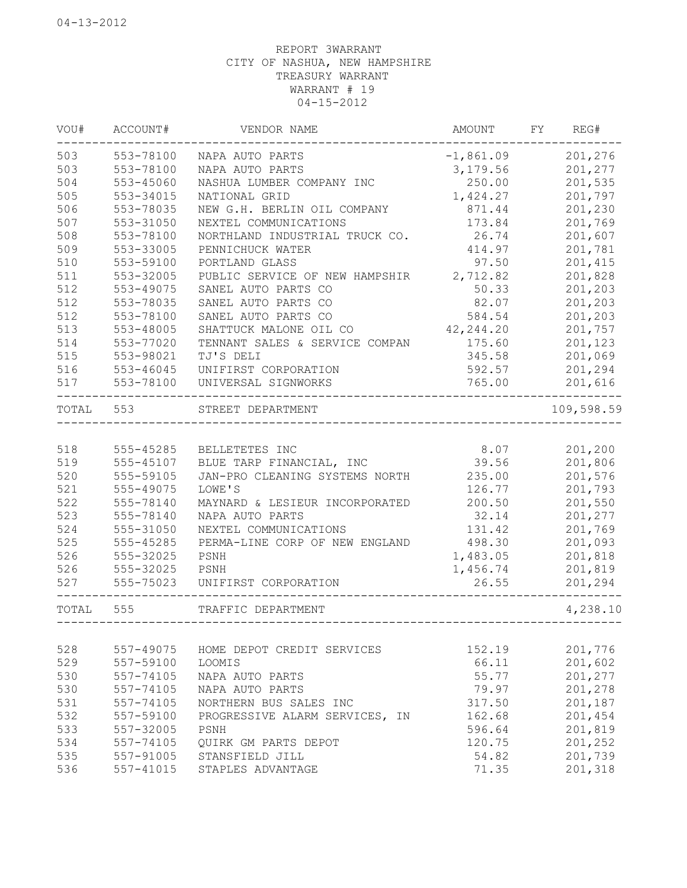04-13-2012

REPORT 3WARRANT
CITY OF NASHUA, NEW HAMPSHIRE
TREASURY WARRANT
WARRANT # 19
04-15-2012

| VOU# | ACCOUNT# | VENDOR NAME | AMOUNT | FY | REG# |
|---|---|---|---|---|---|
| 503 | 553-78100 | NAPA AUTO PARTS | -1,861.09 | | 201,276 |
| 503 | 553-78100 | NAPA AUTO PARTS | 3,179.56 | | 201,277 |
| 504 | 553-45060 | NASHUA LUMBER COMPANY INC | 250.00 | | 201,535 |
| 505 | 553-34015 | NATIONAL GRID | 1,424.27 | | 201,797 |
| 506 | 553-78035 | NEW G.H. BERLIN OIL COMPANY | 871.44 | | 201,230 |
| 507 | 553-31050 | NEXTEL COMMUNICATIONS | 173.84 | | 201,769 |
| 508 | 553-78100 | NORTHLAND INDUSTRIAL TRUCK CO. | 26.74 | | 201,607 |
| 509 | 553-33005 | PENNICHUCK WATER | 414.97 | | 201,781 |
| 510 | 553-59100 | PORTLAND GLASS | 97.50 | | 201,415 |
| 511 | 553-32005 | PUBLIC SERVICE OF NEW HAMPSHIR | 2,712.82 | | 201,828 |
| 512 | 553-49075 | SANEL AUTO PARTS CO | 50.33 | | 201,203 |
| 512 | 553-78035 | SANEL AUTO PARTS CO | 82.07 | | 201,203 |
| 512 | 553-78100 | SANEL AUTO PARTS CO | 584.54 | | 201,203 |
| 513 | 553-48005 | SHATTUCK MALONE OIL CO | 42,244.20 | | 201,757 |
| 514 | 553-77020 | TENNANT SALES & SERVICE COMPAN | 175.60 | | 201,123 |
| 515 | 553-98021 | TJ'S DELI | 345.58 | | 201,069 |
| 516 | 553-46045 | UNIFIRST CORPORATION | 592.57 | | 201,294 |
| 517 | 553-78100 | UNIVERSAL SIGNWORKS | 765.00 | | 201,616 |
| TOTAL | 553 | STREET DEPARTMENT | | | 109,598.59 |
| 518 | 555-45285 | BELLETETES INC | 8.07 | | 201,200 |
| 519 | 555-45107 | BLUE TARP FINANCIAL, INC | 39.56 | | 201,806 |
| 520 | 555-59105 | JAN-PRO CLEANING SYSTEMS NORTH | 235.00 | | 201,576 |
| 521 | 555-49075 | LOWE'S | 126.77 | | 201,793 |
| 522 | 555-78140 | MAYNARD & LESIEUR INCORPORATED | 200.50 | | 201,550 |
| 523 | 555-78140 | NAPA AUTO PARTS | 32.14 | | 201,277 |
| 524 | 555-31050 | NEXTEL COMMUNICATIONS | 131.42 | | 201,769 |
| 525 | 555-45285 | PERMA-LINE CORP OF NEW ENGLAND | 498.30 | | 201,093 |
| 526 | 555-32025 | PSNH | 1,483.05 | | 201,818 |
| 526 | 555-32025 | PSNH | 1,456.74 | | 201,819 |
| 527 | 555-75023 | UNIFIRST CORPORATION | 26.55 | | 201,294 |
| TOTAL | 555 | TRAFFIC DEPARTMENT | | | 4,238.10 |
| 528 | 557-49075 | HOME DEPOT CREDIT SERVICES | 152.19 | | 201,776 |
| 529 | 557-59100 | LOOMIS | 66.11 | | 201,602 |
| 530 | 557-74105 | NAPA AUTO PARTS | 55.77 | | 201,277 |
| 530 | 557-74105 | NAPA AUTO PARTS | 79.97 | | 201,278 |
| 531 | 557-74105 | NORTHERN BUS SALES INC | 317.50 | | 201,187 |
| 532 | 557-59100 | PROGRESSIVE ALARM SERVICES, IN | 162.68 | | 201,454 |
| 533 | 557-32005 | PSNH | 596.64 | | 201,819 |
| 534 | 557-74105 | QUIRK GM PARTS DEPOT | 120.75 | | 201,252 |
| 535 | 557-91005 | STANSFIELD JILL | 54.82 | | 201,739 |
| 536 | 557-41015 | STAPLES ADVANTAGE | 71.35 | | 201,318 |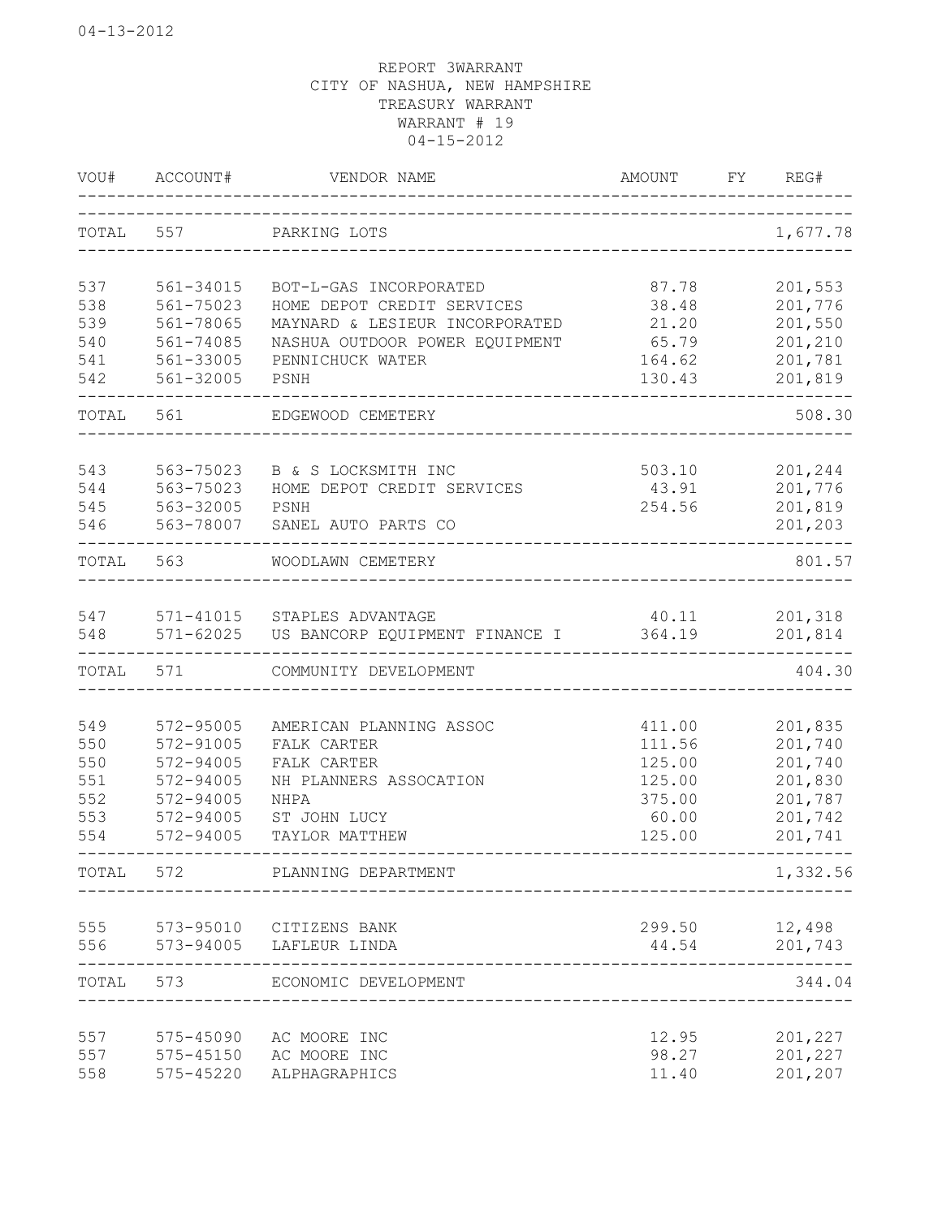04-13-2012

REPORT 3WARRANT
CITY OF NASHUA, NEW HAMPSHIRE
TREASURY WARRANT
WARRANT # 19
04-15-2012

| VOU# | ACCOUNT# | VENDOR NAME | AMOUNT | FY | REG# |
|---|---|---|---|---|---|
| TOTAL | 557 | PARKING LOTS | | | 1,677.78 |
| 537 | 561-34015 | BOT-L-GAS INCORPORATED | 87.78 | | 201,553 |
| 538 | 561-75023 | HOME DEPOT CREDIT SERVICES | 38.48 | | 201,776 |
| 539 | 561-78065 | MAYNARD & LESIEUR INCORPORATED | 21.20 | | 201,550 |
| 540 | 561-74085 | NASHUA OUTDOOR POWER EQUIPMENT | 65.79 | | 201,210 |
| 541 | 561-33005 | PENNICHUCK WATER | 164.62 | | 201,781 |
| 542 | 561-32005 | PSNH | 130.43 | | 201,819 |
| TOTAL | 561 | EDGEWOOD CEMETERY | | | 508.30 |
| 543 | 563-75023 | B & S LOCKSMITH INC | 503.10 | | 201,244 |
| 544 | 563-75023 | HOME DEPOT CREDIT SERVICES | 43.91 | | 201,776 |
| 545 | 563-32005 | PSNH | 254.56 | | 201,819 |
| 546 | 563-78007 | SANEL AUTO PARTS CO | | | 201,203 |
| TOTAL | 563 | WOODLAWN CEMETERY | | | 801.57 |
| 547 | 571-41015 | STAPLES ADVANTAGE | 40.11 | | 201,318 |
| 548 | 571-62025 | US BANCORP EQUIPMENT FINANCE I | 364.19 | | 201,814 |
| TOTAL | 571 | COMMUNITY DEVELOPMENT | | | 404.30 |
| 549 | 572-95005 | AMERICAN PLANNING ASSOC | 411.00 | | 201,835 |
| 550 | 572-91005 | FALK CARTER | 111.56 | | 201,740 |
| 550 | 572-94005 | FALK CARTER | 125.00 | | 201,740 |
| 551 | 572-94005 | NH PLANNERS ASSOCATION | 125.00 | | 201,830 |
| 552 | 572-94005 | NHPA | 375.00 | | 201,787 |
| 553 | 572-94005 | ST JOHN LUCY | 60.00 | | 201,742 |
| 554 | 572-94005 | TAYLOR MATTHEW | 125.00 | | 201,741 |
| TOTAL | 572 | PLANNING DEPARTMENT | | | 1,332.56 |
| 555 | 573-95010 | CITIZENS BANK | 299.50 | | 12,498 |
| 556 | 573-94005 | LAFLEUR LINDA | 44.54 | | 201,743 |
| TOTAL | 573 | ECONOMIC DEVELOPMENT | | | 344.04 |
| 557 | 575-45090 | AC MOORE INC | 12.95 | | 201,227 |
| 557 | 575-45150 | AC MOORE INC | 98.27 | | 201,227 |
| 558 | 575-45220 | ALPHAGRAPHICS | 11.40 | | 201,207 |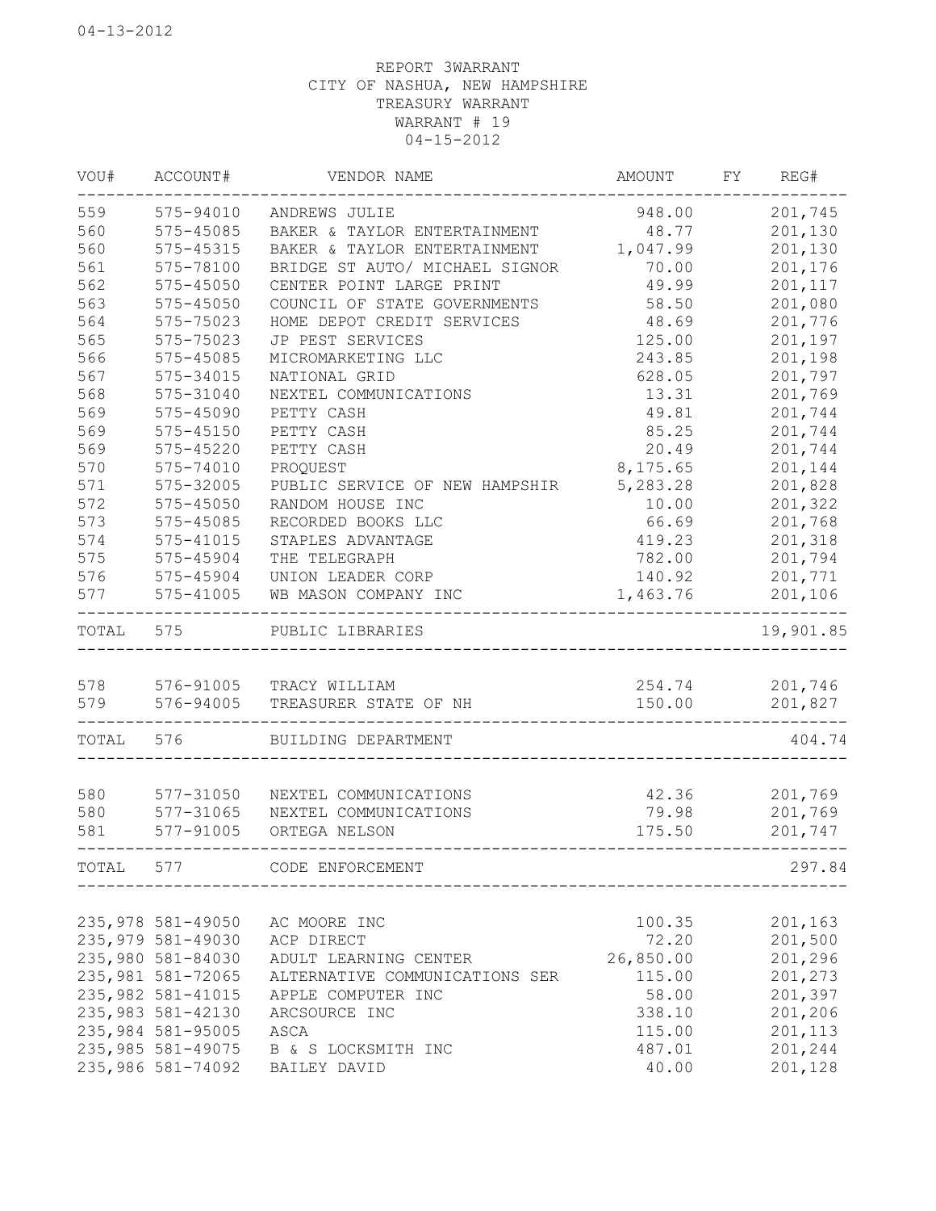04-13-2012

REPORT 3WARRANT
CITY OF NASHUA, NEW HAMPSHIRE
TREASURY WARRANT
WARRANT # 19
04-15-2012

| VOU# | ACCOUNT# | VENDOR NAME | AMOUNT | FY | REG# |
|---|---|---|---|---|---|
| 559 | 575-94010 | ANDREWS JULIE | 948.00 | | 201,745 |
| 560 | 575-45085 | BAKER & TAYLOR ENTERTAINMENT | 48.77 | | 201,130 |
| 560 | 575-45315 | BAKER & TAYLOR ENTERTAINMENT | 1,047.99 | | 201,130 |
| 561 | 575-78100 | BRIDGE ST AUTO/ MICHAEL SIGNOR | 70.00 | | 201,176 |
| 562 | 575-45050 | CENTER POINT LARGE PRINT | 49.99 | | 201,117 |
| 563 | 575-45050 | COUNCIL OF STATE GOVERNMENTS | 58.50 | | 201,080 |
| 564 | 575-75023 | HOME DEPOT CREDIT SERVICES | 48.69 | | 201,776 |
| 565 | 575-75023 | JP PEST SERVICES | 125.00 | | 201,197 |
| 566 | 575-45085 | MICROMARKETING LLC | 243.85 | | 201,198 |
| 567 | 575-34015 | NATIONAL GRID | 628.05 | | 201,797 |
| 568 | 575-31040 | NEXTEL COMMUNICATIONS | 13.31 | | 201,769 |
| 569 | 575-45090 | PETTY CASH | 49.81 | | 201,744 |
| 569 | 575-45150 | PETTY CASH | 85.25 | | 201,744 |
| 569 | 575-45220 | PETTY CASH | 20.49 | | 201,744 |
| 570 | 575-74010 | PROQUEST | 8,175.65 | | 201,144 |
| 571 | 575-32005 | PUBLIC SERVICE OF NEW HAMPSHIR | 5,283.28 | | 201,828 |
| 572 | 575-45050 | RANDOM HOUSE INC | 10.00 | | 201,322 |
| 573 | 575-45085 | RECORDED BOOKS LLC | 66.69 | | 201,768 |
| 574 | 575-41015 | STAPLES ADVANTAGE | 419.23 | | 201,318 |
| 575 | 575-45904 | THE TELEGRAPH | 782.00 | | 201,794 |
| 576 | 575-45904 | UNION LEADER CORP | 140.92 | | 201,771 |
| 577 | 575-41005 | WB MASON COMPANY INC | 1,463.76 | | 201,106 |
| TOTAL | 575 | PUBLIC LIBRARIES | | | 19,901.85 |
| 578 | 576-91005 | TRACY WILLIAM | 254.74 | | 201,746 |
| 579 | 576-94005 | TREASURER STATE OF NH | 150.00 | | 201,827 |
| TOTAL | 576 | BUILDING DEPARTMENT | | | 404.74 |
| 580 | 577-31050 | NEXTEL COMMUNICATIONS | 42.36 | | 201,769 |
| 580 | 577-31065 | NEXTEL COMMUNICATIONS | 79.98 | | 201,769 |
| 581 | 577-91005 | ORTEGA NELSON | 175.50 | | 201,747 |
| TOTAL | 577 | CODE ENFORCEMENT | | | 297.84 |
| 235,978 | 581-49050 | AC MOORE INC | 100.35 | | 201,163 |
| 235,979 | 581-49030 | ACP DIRECT | 72.20 | | 201,500 |
| 235,980 | 581-84030 | ADULT LEARNING CENTER | 26,850.00 | | 201,296 |
| 235,981 | 581-72065 | ALTERNATIVE COMMUNICATIONS SER | 115.00 | | 201,273 |
| 235,982 | 581-41015 | APPLE COMPUTER INC | 58.00 | | 201,397 |
| 235,983 | 581-42130 | ARCSOURCE INC | 338.10 | | 201,206 |
| 235,984 | 581-95005 | ASCA | 115.00 | | 201,113 |
| 235,985 | 581-49075 | B & S LOCKSMITH INC | 487.01 | | 201,244 |
| 235,986 | 581-74092 | BAILEY DAVID | 40.00 | | 201,128 |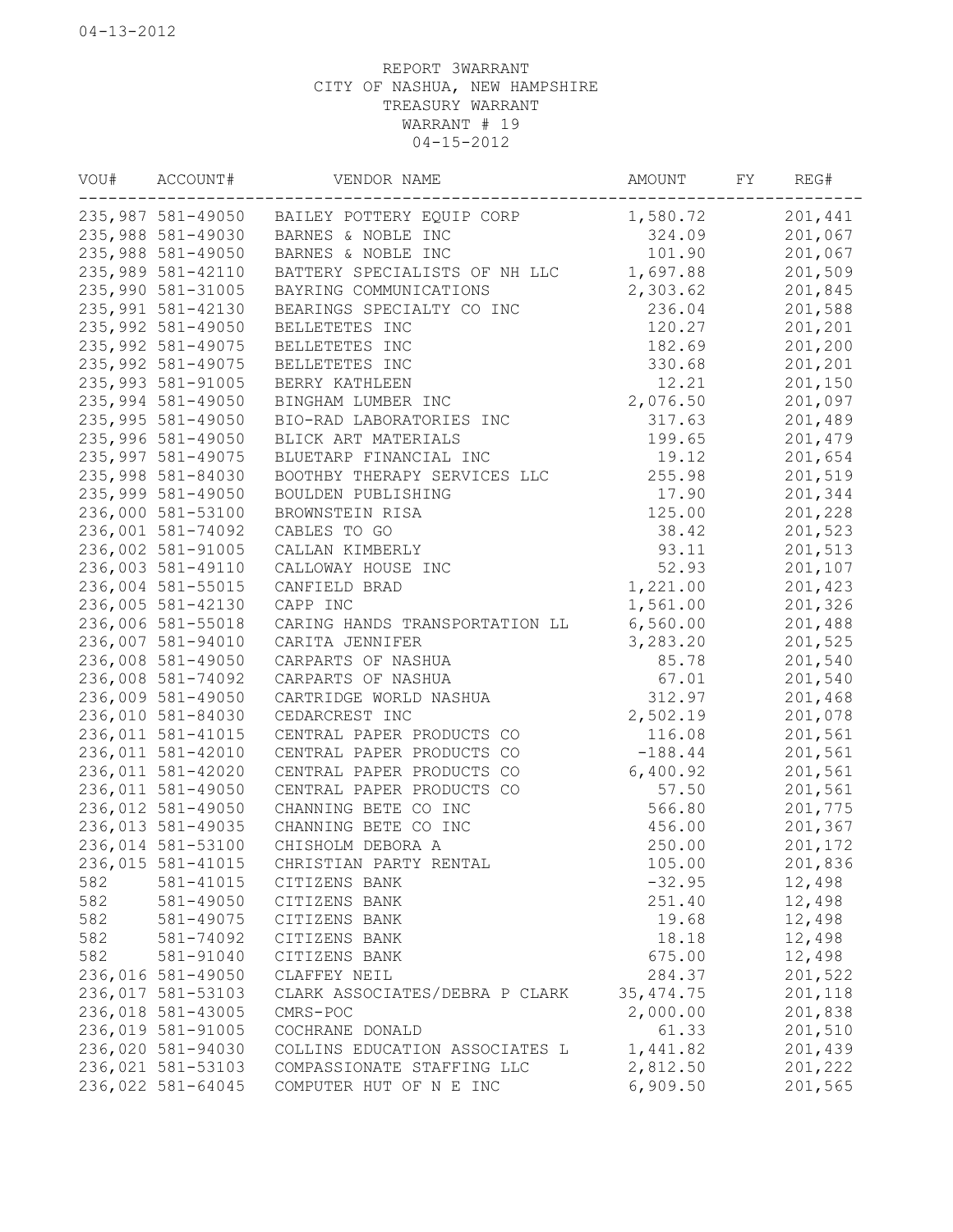04-13-2012

REPORT 3WARRANT
CITY OF NASHUA, NEW HAMPSHIRE
TREASURY WARRANT
WARRANT # 19
04-15-2012

| VOU# | ACCOUNT# | VENDOR NAME | AMOUNT | FY | REG# |
|---|---|---|---|---|---|
| 235,987 | 581-49050 | BAILEY POTTERY EQUIP CORP | 1,580.72 | | 201,441 |
| 235,988 | 581-49030 | BARNES & NOBLE INC | 324.09 | | 201,067 |
| 235,988 | 581-49050 | BARNES & NOBLE INC | 101.90 | | 201,067 |
| 235,989 | 581-42110 | BATTERY SPECIALISTS OF NH LLC | 1,697.88 | | 201,509 |
| 235,990 | 581-31005 | BAYRING COMMUNICATIONS | 2,303.62 | | 201,845 |
| 235,991 | 581-42130 | BEARINGS SPECIALTY CO INC | 236.04 | | 201,588 |
| 235,992 | 581-49050 | BELLETETES INC | 120.27 | | 201,201 |
| 235,992 | 581-49075 | BELLETETES INC | 182.69 | | 201,200 |
| 235,992 | 581-49075 | BELLETETES INC | 330.68 | | 201,201 |
| 235,993 | 581-91005 | BERRY KATHLEEN | 12.21 | | 201,150 |
| 235,994 | 581-49050 | BINGHAM LUMBER INC | 2,076.50 | | 201,097 |
| 235,995 | 581-49050 | BIO-RAD LABORATORIES INC | 317.63 | | 201,489 |
| 235,996 | 581-49050 | BLICK ART MATERIALS | 199.65 | | 201,479 |
| 235,997 | 581-49075 | BLUETARP FINANCIAL INC | 19.12 | | 201,654 |
| 235,998 | 581-84030 | BOOTHBY THERAPY SERVICES LLC | 255.98 | | 201,519 |
| 235,999 | 581-49050 | BOULDEN PUBLISHING | 17.90 | | 201,344 |
| 236,000 | 581-53100 | BROWNSTEIN RISA | 125.00 | | 201,228 |
| 236,001 | 581-74092 | CABLES TO GO | 38.42 | | 201,523 |
| 236,002 | 581-91005 | CALLAN KIMBERLY | 93.11 | | 201,513 |
| 236,003 | 581-49110 | CALLOWAY HOUSE INC | 52.93 | | 201,107 |
| 236,004 | 581-55015 | CANFIELD BRAD | 1,221.00 | | 201,423 |
| 236,005 | 581-42130 | CAPP INC | 1,561.00 | | 201,326 |
| 236,006 | 581-55018 | CARING HANDS TRANSPORTATION LL | 6,560.00 | | 201,488 |
| 236,007 | 581-94010 | CARITA JENNIFER | 3,283.20 | | 201,525 |
| 236,008 | 581-49050 | CARPARTS OF NASHUA | 85.78 | | 201,540 |
| 236,008 | 581-74092 | CARPARTS OF NASHUA | 67.01 | | 201,540 |
| 236,009 | 581-49050 | CARTRIDGE WORLD NASHUA | 312.97 | | 201,468 |
| 236,010 | 581-84030 | CEDARCREST INC | 2,502.19 | | 201,078 |
| 236,011 | 581-41015 | CENTRAL PAPER PRODUCTS CO | 116.08 | | 201,561 |
| 236,011 | 581-42010 | CENTRAL PAPER PRODUCTS CO | -188.44 | | 201,561 |
| 236,011 | 581-42020 | CENTRAL PAPER PRODUCTS CO | 6,400.92 | | 201,561 |
| 236,011 | 581-49050 | CENTRAL PAPER PRODUCTS CO | 57.50 | | 201,561 |
| 236,012 | 581-49050 | CHANNING BETE CO INC | 566.80 | | 201,775 |
| 236,013 | 581-49035 | CHANNING BETE CO INC | 456.00 | | 201,367 |
| 236,014 | 581-53100 | CHISHOLM DEBORA A | 250.00 | | 201,172 |
| 236,015 | 581-41015 | CHRISTIAN PARTY RENTAL | 105.00 | | 201,836 |
| 582 | 581-41015 | CITIZENS BANK | -32.95 | | 12,498 |
| 582 | 581-49050 | CITIZENS BANK | 251.40 | | 12,498 |
| 582 | 581-49075 | CITIZENS BANK | 19.68 | | 12,498 |
| 582 | 581-74092 | CITIZENS BANK | 18.18 | | 12,498 |
| 582 | 581-91040 | CITIZENS BANK | 675.00 | | 12,498 |
| 236,016 | 581-49050 | CLAFFEY NEIL | 284.37 | | 201,522 |
| 236,017 | 581-53103 | CLARK ASSOCIATES/DEBRA P CLARK | 35,474.75 | | 201,118 |
| 236,018 | 581-43005 | CMRS-POC | 2,000.00 | | 201,838 |
| 236,019 | 581-91005 | COCHRANE DONALD | 61.33 | | 201,510 |
| 236,020 | 581-94030 | COLLINS EDUCATION ASSOCIATES L | 1,441.82 | | 201,439 |
| 236,021 | 581-53103 | COMPASSIONATE STAFFING LLC | 2,812.50 | | 201,222 |
| 236,022 | 581-64045 | COMPUTER HUT OF N E INC | 6,909.50 | | 201,565 |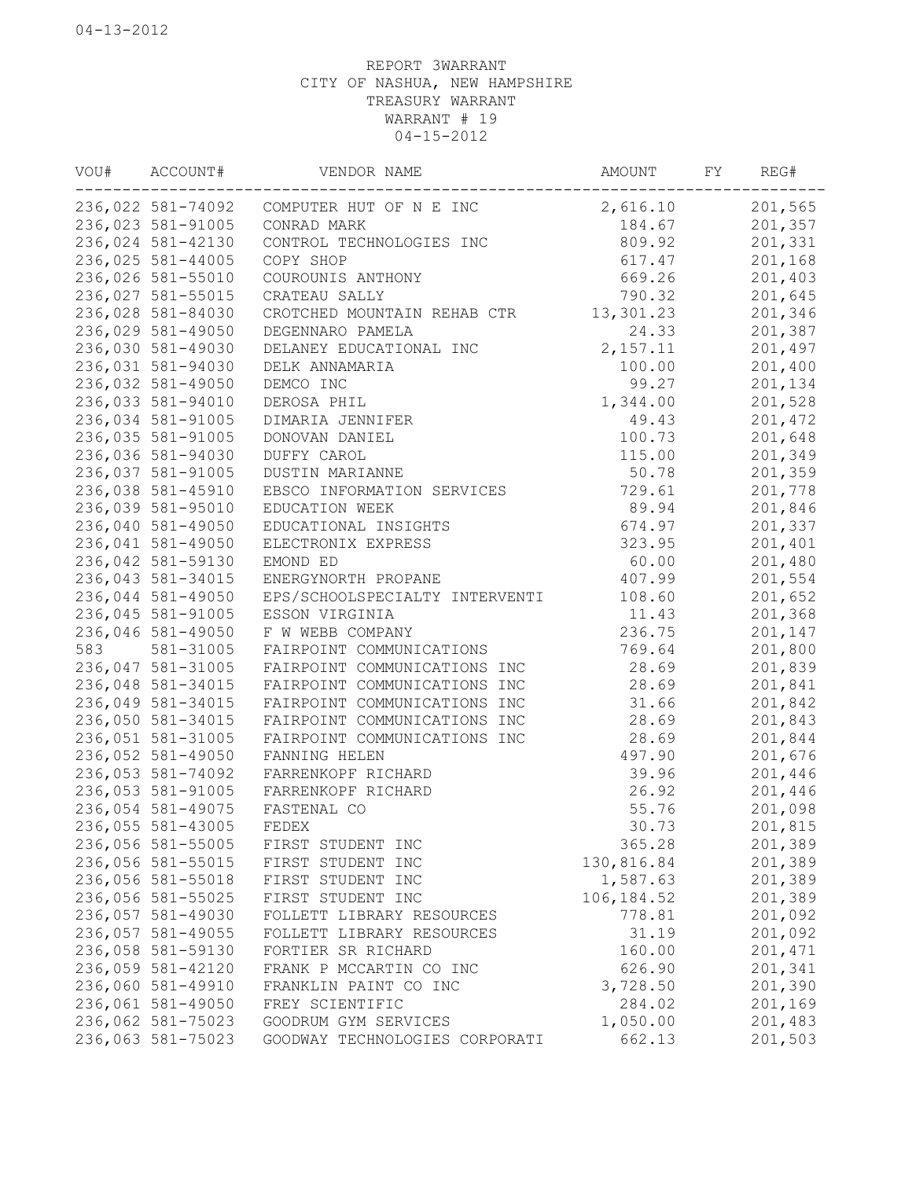04-13-2012

REPORT 3WARRANT
CITY OF NASHUA, NEW HAMPSHIRE
TREASURY WARRANT
WARRANT # 19
04-15-2012

| VOU# | ACCOUNT# | VENDOR NAME | AMOUNT | FY | REG# |
|---|---|---|---|---|---|
| 236,022 | 581-74092 | COMPUTER HUT OF N E INC | 2,616.10 | | 201,565 |
| 236,023 | 581-91005 | CONRAD MARK | 184.67 | | 201,357 |
| 236,024 | 581-42130 | CONTROL TECHNOLOGIES INC | 809.92 | | 201,331 |
| 236,025 | 581-44005 | COPY SHOP | 617.47 | | 201,168 |
| 236,026 | 581-55010 | COUROUNIS ANTHONY | 669.26 | | 201,403 |
| 236,027 | 581-55015 | CRATEAU SALLY | 790.32 | | 201,645 |
| 236,028 | 581-84030 | CROTCHED MOUNTAIN REHAB CTR | 13,301.23 | | 201,346 |
| 236,029 | 581-49050 | DEGENNARO PAMELA | 24.33 | | 201,387 |
| 236,030 | 581-49030 | DELANEY EDUCATIONAL INC | 2,157.11 | | 201,497 |
| 236,031 | 581-94030 | DELK ANNAMARIA | 100.00 | | 201,400 |
| 236,032 | 581-49050 | DEMCO INC | 99.27 | | 201,134 |
| 236,033 | 581-94010 | DEROSA PHIL | 1,344.00 | | 201,528 |
| 236,034 | 581-91005 | DIMARIA JENNIFER | 49.43 | | 201,472 |
| 236,035 | 581-91005 | DONOVAN DANIEL | 100.73 | | 201,648 |
| 236,036 | 581-94030 | DUFFY CAROL | 115.00 | | 201,349 |
| 236,037 | 581-91005 | DUSTIN MARIANNE | 50.78 | | 201,359 |
| 236,038 | 581-45910 | EBSCO INFORMATION SERVICES | 729.61 | | 201,778 |
| 236,039 | 581-95010 | EDUCATION WEEK | 89.94 | | 201,846 |
| 236,040 | 581-49050 | EDUCATIONAL INSIGHTS | 674.97 | | 201,337 |
| 236,041 | 581-49050 | ELECTRONIX EXPRESS | 323.95 | | 201,401 |
| 236,042 | 581-59130 | EMOND ED | 60.00 | | 201,480 |
| 236,043 | 581-34015 | ENERGYNORTH PROPANE | 407.99 | | 201,554 |
| 236,044 | 581-49050 | EPS/SCHOOLSPECIALTY INTERVENTI | 108.60 | | 201,652 |
| 236,045 | 581-91005 | ESSON VIRGINIA | 11.43 | | 201,368 |
| 236,046 | 581-49050 | F W WEBB COMPANY | 236.75 | | 201,147 |
| 583 | 581-31005 | FAIRPOINT COMMUNICATIONS | 769.64 | | 201,800 |
| 236,047 | 581-31005 | FAIRPOINT COMMUNICATIONS INC | 28.69 | | 201,839 |
| 236,048 | 581-34015 | FAIRPOINT COMMUNICATIONS INC | 28.69 | | 201,841 |
| 236,049 | 581-34015 | FAIRPOINT COMMUNICATIONS INC | 31.66 | | 201,842 |
| 236,050 | 581-34015 | FAIRPOINT COMMUNICATIONS INC | 28.69 | | 201,843 |
| 236,051 | 581-31005 | FAIRPOINT COMMUNICATIONS INC | 28.69 | | 201,844 |
| 236,052 | 581-49050 | FANNING HELEN | 497.90 | | 201,676 |
| 236,053 | 581-74092 | FARRENKOPF RICHARD | 39.96 | | 201,446 |
| 236,053 | 581-91005 | FARRENKOPF RICHARD | 26.92 | | 201,446 |
| 236,054 | 581-49075 | FASTENAL CO | 55.76 | | 201,098 |
| 236,055 | 581-43005 | FEDEX | 30.73 | | 201,815 |
| 236,056 | 581-55005 | FIRST STUDENT INC | 365.28 | | 201,389 |
| 236,056 | 581-55015 | FIRST STUDENT INC | 130,816.84 | | 201,389 |
| 236,056 | 581-55018 | FIRST STUDENT INC | 1,587.63 | | 201,389 |
| 236,056 | 581-55025 | FIRST STUDENT INC | 106,184.52 | | 201,389 |
| 236,057 | 581-49030 | FOLLETT LIBRARY RESOURCES | 778.81 | | 201,092 |
| 236,057 | 581-49055 | FOLLETT LIBRARY RESOURCES | 31.19 | | 201,092 |
| 236,058 | 581-59130 | FORTIER SR RICHARD | 160.00 | | 201,471 |
| 236,059 | 581-42120 | FRANK P MCCARTIN CO INC | 626.90 | | 201,341 |
| 236,060 | 581-49910 | FRANKLIN PAINT CO INC | 3,728.50 | | 201,390 |
| 236,061 | 581-49050 | FREY SCIENTIFIC | 284.02 | | 201,169 |
| 236,062 | 581-75023 | GOODRUM GYM SERVICES | 1,050.00 | | 201,483 |
| 236,063 | 581-75023 | GOODWAY TECHNOLOGIES CORPORATI | 662.13 | | 201,503 |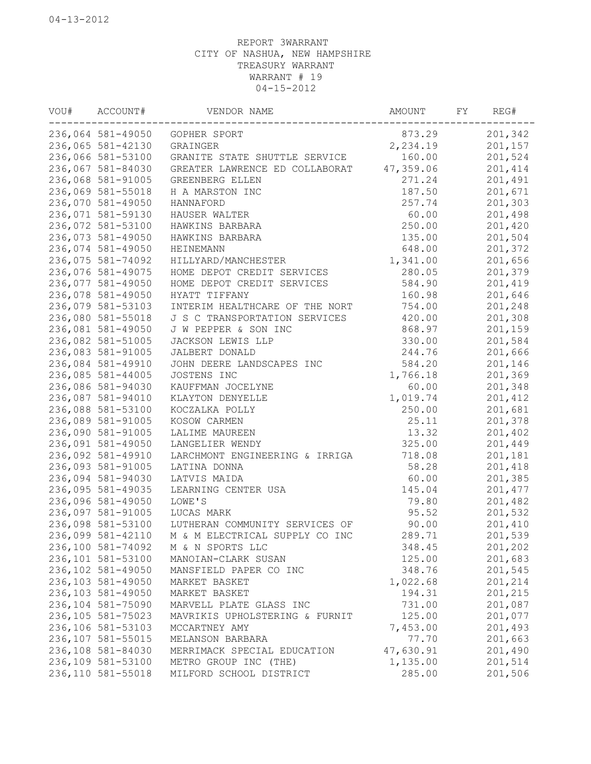04-13-2012

REPORT 3WARRANT
CITY OF NASHUA, NEW HAMPSHIRE
TREASURY WARRANT
WARRANT # 19
04-15-2012

| VOU# | ACCOUNT# | VENDOR NAME | AMOUNT | FY | REG# |
|---|---|---|---|---|---|
| 236,064 | 581-49050 | GOPHER SPORT | 873.29 | | 201,342 |
| 236,065 | 581-42130 | GRAINGER | 2,234.19 | | 201,157 |
| 236,066 | 581-53100 | GRANITE STATE SHUTTLE SERVICE | 160.00 | | 201,524 |
| 236,067 | 581-84030 | GREATER LAWRENCE ED COLLABORAT | 47,359.06 | | 201,414 |
| 236,068 | 581-91005 | GREENBERG ELLEN | 271.24 | | 201,491 |
| 236,069 | 581-55018 | H A MARSTON INC | 187.50 | | 201,671 |
| 236,070 | 581-49050 | HANNAFORD | 257.74 | | 201,303 |
| 236,071 | 581-59130 | HAUSER WALTER | 60.00 | | 201,498 |
| 236,072 | 581-53100 | HAWKINS BARBARA | 250.00 | | 201,420 |
| 236,073 | 581-49050 | HAWKINS BARBARA | 135.00 | | 201,504 |
| 236,074 | 581-49050 | HEINEMANN | 648.00 | | 201,372 |
| 236,075 | 581-74092 | HILLYARD/MANCHESTER | 1,341.00 | | 201,656 |
| 236,076 | 581-49075 | HOME DEPOT CREDIT SERVICES | 280.05 | | 201,379 |
| 236,077 | 581-49050 | HOME DEPOT CREDIT SERVICES | 584.90 | | 201,419 |
| 236,078 | 581-49050 | HYATT TIFFANY | 160.98 | | 201,646 |
| 236,079 | 581-53103 | INTERIM HEALTHCARE OF THE NORT | 754.00 | | 201,248 |
| 236,080 | 581-55018 | J S C TRANSPORTATION SERVICES | 420.00 | | 201,308 |
| 236,081 | 581-49050 | J W PEPPER & SON INC | 868.97 | | 201,159 |
| 236,082 | 581-51005 | JACKSON LEWIS LLP | 330.00 | | 201,584 |
| 236,083 | 581-91005 | JALBERT DONALD | 244.76 | | 201,666 |
| 236,084 | 581-49910 | JOHN DEERE LANDSCAPES INC | 584.20 | | 201,146 |
| 236,085 | 581-44005 | JOSTENS INC | 1,766.18 | | 201,369 |
| 236,086 | 581-94030 | KAUFFMAN JOCELYNE | 60.00 | | 201,348 |
| 236,087 | 581-94010 | KLAYTON DENYELLE | 1,019.74 | | 201,412 |
| 236,088 | 581-53100 | KOCZALKA POLLY | 250.00 | | 201,681 |
| 236,089 | 581-91005 | KOSOW CARMEN | 25.11 | | 201,378 |
| 236,090 | 581-91005 | LALIME MAUREEN | 13.32 | | 201,402 |
| 236,091 | 581-49050 | LANGELIER WENDY | 325.00 | | 201,449 |
| 236,092 | 581-49910 | LARCHMONT ENGINEERING & IRRIGA | 718.08 | | 201,181 |
| 236,093 | 581-91005 | LATINA DONNA | 58.28 | | 201,418 |
| 236,094 | 581-94030 | LATVIS MAIDA | 60.00 | | 201,385 |
| 236,095 | 581-49035 | LEARNING CENTER USA | 145.04 | | 201,477 |
| 236,096 | 581-49050 | LOWE'S | 79.80 | | 201,482 |
| 236,097 | 581-91005 | LUCAS MARK | 95.52 | | 201,532 |
| 236,098 | 581-53100 | LUTHERAN COMMUNITY SERVICES OF | 90.00 | | 201,410 |
| 236,099 | 581-42110 | M & M ELECTRICAL SUPPLY CO INC | 289.71 | | 201,539 |
| 236,100 | 581-74092 | M & N SPORTS LLC | 348.45 | | 201,202 |
| 236,101 | 581-53100 | MANOIAN-CLARK SUSAN | 125.00 | | 201,683 |
| 236,102 | 581-49050 | MANSFIELD PAPER CO INC | 348.76 | | 201,545 |
| 236,103 | 581-49050 | MARKET BASKET | 1,022.68 | | 201,214 |
| 236,103 | 581-49050 | MARKET BASKET | 194.31 | | 201,215 |
| 236,104 | 581-75090 | MARVELL PLATE GLASS INC | 731.00 | | 201,087 |
| 236,105 | 581-75023 | MAVRIKIS UPHOLSTERING & FURNIT | 125.00 | | 201,077 |
| 236,106 | 581-53103 | MCCARTNEY AMY | 7,453.00 | | 201,493 |
| 236,107 | 581-55015 | MELANSON BARBARA | 77.70 | | 201,663 |
| 236,108 | 581-84030 | MERRIMACK SPECIAL EDUCATION | 47,630.91 | | 201,490 |
| 236,109 | 581-53100 | METRO GROUP INC (THE) | 1,135.00 | | 201,514 |
| 236,110 | 581-55018 | MILFORD SCHOOL DISTRICT | 285.00 | | 201,506 |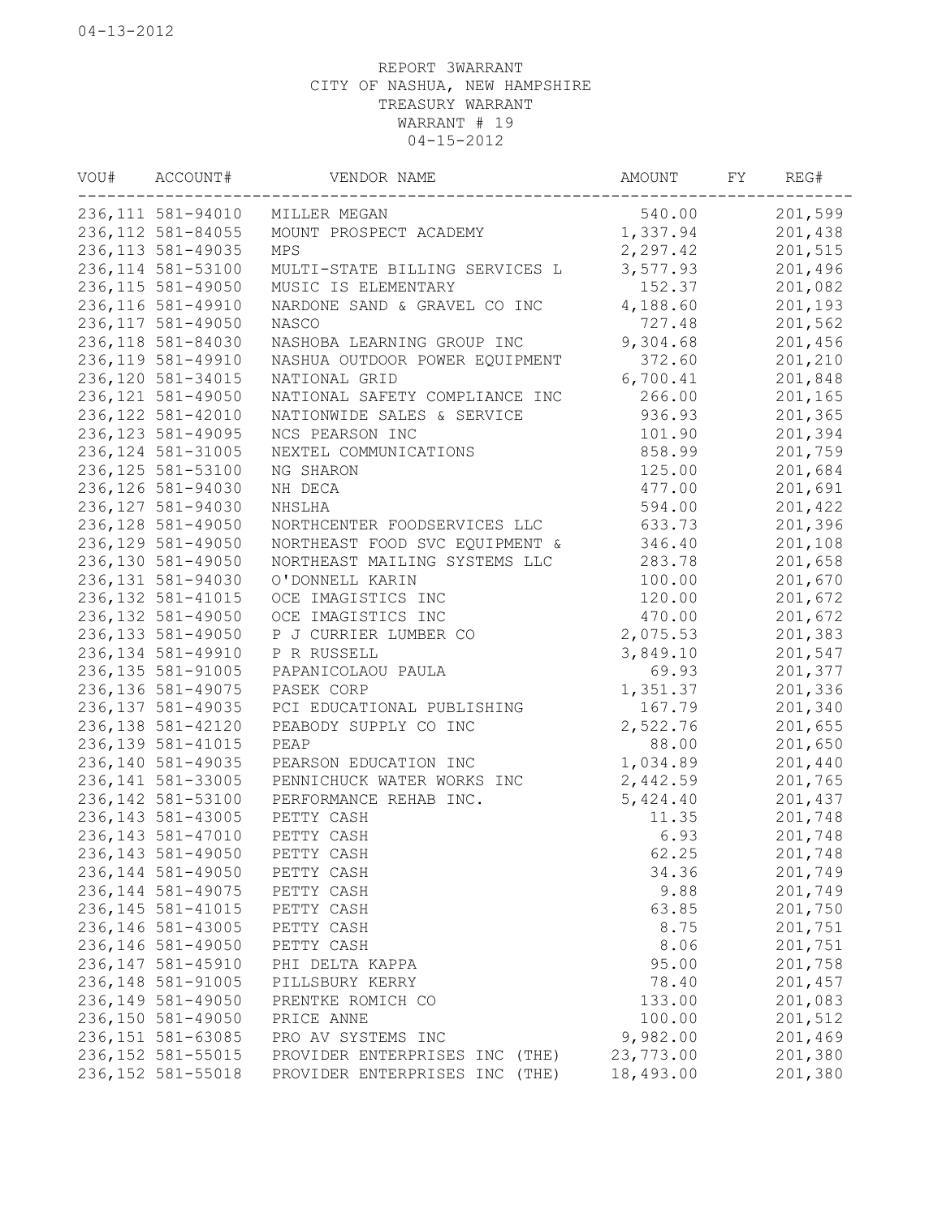04-13-2012

REPORT 3WARRANT
CITY OF NASHUA, NEW HAMPSHIRE
TREASURY WARRANT
WARRANT # 19
04-15-2012

| VOU# | ACCOUNT# | VENDOR NAME | AMOUNT | FY | REG# |
|---|---|---|---|---|---|
| 236,111 | 581-94010 | MILLER MEGAN | 540.00 | | 201,599 |
| 236,112 | 581-84055 | MOUNT PROSPECT ACADEMY | 1,337.94 | | 201,438 |
| 236,113 | 581-49035 | MPS | 2,297.42 | | 201,515 |
| 236,114 | 581-53100 | MULTI-STATE BILLING SERVICES L | 3,577.93 | | 201,496 |
| 236,115 | 581-49050 | MUSIC IS ELEMENTARY | 152.37 | | 201,082 |
| 236,116 | 581-49910 | NARDONE SAND & GRAVEL CO INC | 4,188.60 | | 201,193 |
| 236,117 | 581-49050 | NASCO | 727.48 | | 201,562 |
| 236,118 | 581-84030 | NASHOBA LEARNING GROUP INC | 9,304.68 | | 201,456 |
| 236,119 | 581-49910 | NASHUA OUTDOOR POWER EQUIPMENT | 372.60 | | 201,210 |
| 236,120 | 581-34015 | NATIONAL GRID | 6,700.41 | | 201,848 |
| 236,121 | 581-49050 | NATIONAL SAFETY COMPLIANCE INC | 266.00 | | 201,165 |
| 236,122 | 581-42010 | NATIONWIDE SALES & SERVICE | 936.93 | | 201,365 |
| 236,123 | 581-49095 | NCS PEARSON INC | 101.90 | | 201,394 |
| 236,124 | 581-31005 | NEXTEL COMMUNICATIONS | 858.99 | | 201,759 |
| 236,125 | 581-53100 | NG SHARON | 125.00 | | 201,684 |
| 236,126 | 581-94030 | NH DECA | 477.00 | | 201,691 |
| 236,127 | 581-94030 | NHSLHA | 594.00 | | 201,422 |
| 236,128 | 581-49050 | NORTHCENTER FOODSERVICES LLC | 633.73 | | 201,396 |
| 236,129 | 581-49050 | NORTHEAST FOOD SVC EQUIPMENT & | 346.40 | | 201,108 |
| 236,130 | 581-49050 | NORTHEAST MAILING SYSTEMS LLC | 283.78 | | 201,658 |
| 236,131 | 581-94030 | O'DONNELL KARIN | 100.00 | | 201,670 |
| 236,132 | 581-41015 | OCE IMAGISTICS INC | 120.00 | | 201,672 |
| 236,132 | 581-49050 | OCE IMAGISTICS INC | 470.00 | | 201,672 |
| 236,133 | 581-49050 | P J CURRIER LUMBER CO | 2,075.53 | | 201,383 |
| 236,134 | 581-49910 | P R RUSSELL | 3,849.10 | | 201,547 |
| 236,135 | 581-91005 | PAPANICOLAOU PAULA | 69.93 | | 201,377 |
| 236,136 | 581-49075 | PASEK CORP | 1,351.37 | | 201,336 |
| 236,137 | 581-49035 | PCI EDUCATIONAL PUBLISHING | 167.79 | | 201,340 |
| 236,138 | 581-42120 | PEABODY SUPPLY CO INC | 2,522.76 | | 201,655 |
| 236,139 | 581-41015 | PEAP | 88.00 | | 201,650 |
| 236,140 | 581-49035 | PEARSON EDUCATION INC | 1,034.89 | | 201,440 |
| 236,141 | 581-33005 | PENNICHUCK WATER WORKS INC | 2,442.59 | | 201,765 |
| 236,142 | 581-53100 | PERFORMANCE REHAB INC. | 5,424.40 | | 201,437 |
| 236,143 | 581-43005 | PETTY CASH | 11.35 | | 201,748 |
| 236,143 | 581-47010 | PETTY CASH | 6.93 | | 201,748 |
| 236,143 | 581-49050 | PETTY CASH | 62.25 | | 201,748 |
| 236,144 | 581-49050 | PETTY CASH | 34.36 | | 201,749 |
| 236,144 | 581-49075 | PETTY CASH | 9.88 | | 201,749 |
| 236,145 | 581-41015 | PETTY CASH | 63.85 | | 201,750 |
| 236,146 | 581-43005 | PETTY CASH | 8.75 | | 201,751 |
| 236,146 | 581-49050 | PETTY CASH | 8.06 | | 201,751 |
| 236,147 | 581-45910 | PHI DELTA KAPPA | 95.00 | | 201,758 |
| 236,148 | 581-91005 | PILLSBURY KERRY | 78.40 | | 201,457 |
| 236,149 | 581-49050 | PRENTKE ROMICH CO | 133.00 | | 201,083 |
| 236,150 | 581-49050 | PRICE ANNE | 100.00 | | 201,512 |
| 236,151 | 581-63085 | PRO AV SYSTEMS INC | 9,982.00 | | 201,469 |
| 236,152 | 581-55015 | PROVIDER ENTERPRISES INC (THE) | 23,773.00 | | 201,380 |
| 236,152 | 581-55018 | PROVIDER ENTERPRISES INC (THE) | 18,493.00 | | 201,380 |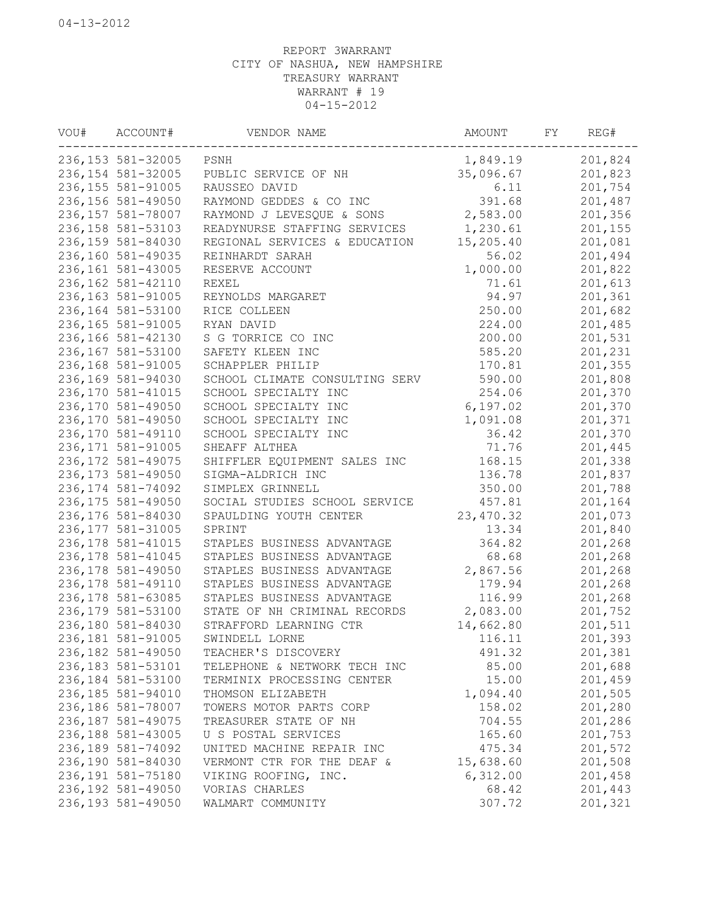04-13-2012

REPORT 3WARRANT
CITY OF NASHUA, NEW HAMPSHIRE
TREASURY WARRANT
WARRANT # 19
04-15-2012

| VOU# | ACCOUNT# | VENDOR NAME | AMOUNT | FY | REG# |
|---|---|---|---|---|---|
| 236,153 | 581-32005 | PSNH | 1,849.19 | | 201,824 |
| 236,154 | 581-32005 | PUBLIC SERVICE OF NH | 35,096.67 | | 201,823 |
| 236,155 | 581-91005 | RAUSSEO DAVID | 6.11 | | 201,754 |
| 236,156 | 581-49050 | RAYMOND GEDDES & CO INC | 391.68 | | 201,487 |
| 236,157 | 581-78007 | RAYMOND J LEVESQUE & SONS | 2,583.00 | | 201,356 |
| 236,158 | 581-53103 | READYNURSE STAFFING SERVICES | 1,230.61 | | 201,155 |
| 236,159 | 581-84030 | REGIONAL SERVICES & EDUCATION | 15,205.40 | | 201,081 |
| 236,160 | 581-49035 | REINHARDT SARAH | 56.02 | | 201,494 |
| 236,161 | 581-43005 | RESERVE ACCOUNT | 1,000.00 | | 201,822 |
| 236,162 | 581-42110 | REXEL | 71.61 | | 201,613 |
| 236,163 | 581-91005 | REYNOLDS MARGARET | 94.97 | | 201,361 |
| 236,164 | 581-53100 | RICE COLLEEN | 250.00 | | 201,682 |
| 236,165 | 581-91005 | RYAN DAVID | 224.00 | | 201,485 |
| 236,166 | 581-42130 | S G TORRICE CO INC | 200.00 | | 201,531 |
| 236,167 | 581-53100 | SAFETY KLEEN INC | 585.20 | | 201,231 |
| 236,168 | 581-91005 | SCHAPPLER PHILIP | 170.81 | | 201,355 |
| 236,169 | 581-94030 | SCHOOL CLIMATE CONSULTING SERV | 590.00 | | 201,808 |
| 236,170 | 581-41015 | SCHOOL SPECIALTY INC | 254.06 | | 201,370 |
| 236,170 | 581-49050 | SCHOOL SPECIALTY INC | 6,197.02 | | 201,370 |
| 236,170 | 581-49050 | SCHOOL SPECIALTY INC | 1,091.08 | | 201,371 |
| 236,170 | 581-49110 | SCHOOL SPECIALTY INC | 36.42 | | 201,370 |
| 236,171 | 581-91005 | SHEAFF ALTHEA | 71.76 | | 201,445 |
| 236,172 | 581-49075 | SHIFFLER EQUIPMENT SALES INC | 168.15 | | 201,338 |
| 236,173 | 581-49050 | SIGMA-ALDRICH INC | 136.78 | | 201,837 |
| 236,174 | 581-74092 | SIMPLEX GRINNELL | 350.00 | | 201,788 |
| 236,175 | 581-49050 | SOCIAL STUDIES SCHOOL SERVICE | 457.81 | | 201,164 |
| 236,176 | 581-84030 | SPAULDING YOUTH CENTER | 23,470.32 | | 201,073 |
| 236,177 | 581-31005 | SPRINT | 13.34 | | 201,840 |
| 236,178 | 581-41015 | STAPLES BUSINESS ADVANTAGE | 364.82 | | 201,268 |
| 236,178 | 581-41045 | STAPLES BUSINESS ADVANTAGE | 68.68 | | 201,268 |
| 236,178 | 581-49050 | STAPLES BUSINESS ADVANTAGE | 2,867.56 | | 201,268 |
| 236,178 | 581-49110 | STAPLES BUSINESS ADVANTAGE | 179.94 | | 201,268 |
| 236,178 | 581-63085 | STAPLES BUSINESS ADVANTAGE | 116.99 | | 201,268 |
| 236,179 | 581-53100 | STATE OF NH CRIMINAL RECORDS | 2,083.00 | | 201,752 |
| 236,180 | 581-84030 | STRAFFORD LEARNING CTR | 14,662.80 | | 201,511 |
| 236,181 | 581-91005 | SWINDELL LORNE | 116.11 | | 201,393 |
| 236,182 | 581-49050 | TEACHER'S DISCOVERY | 491.32 | | 201,381 |
| 236,183 | 581-53101 | TELEPHONE & NETWORK TECH INC | 85.00 | | 201,688 |
| 236,184 | 581-53100 | TERMINIX PROCESSING CENTER | 15.00 | | 201,459 |
| 236,185 | 581-94010 | THOMSON ELIZABETH | 1,094.40 | | 201,505 |
| 236,186 | 581-78007 | TOWERS MOTOR PARTS CORP | 158.02 | | 201,280 |
| 236,187 | 581-49075 | TREASURER STATE OF NH | 704.55 | | 201,286 |
| 236,188 | 581-43005 | U S POSTAL SERVICES | 165.60 | | 201,753 |
| 236,189 | 581-74092 | UNITED MACHINE REPAIR INC | 475.34 | | 201,572 |
| 236,190 | 581-84030 | VERMONT CTR FOR THE DEAF & | 15,638.60 | | 201,508 |
| 236,191 | 581-75180 | VIKING ROOFING, INC. | 6,312.00 | | 201,458 |
| 236,192 | 581-49050 | VORIAS CHARLES | 68.42 | | 201,443 |
| 236,193 | 581-49050 | WALMART COMMUNITY | 307.72 | | 201,321 |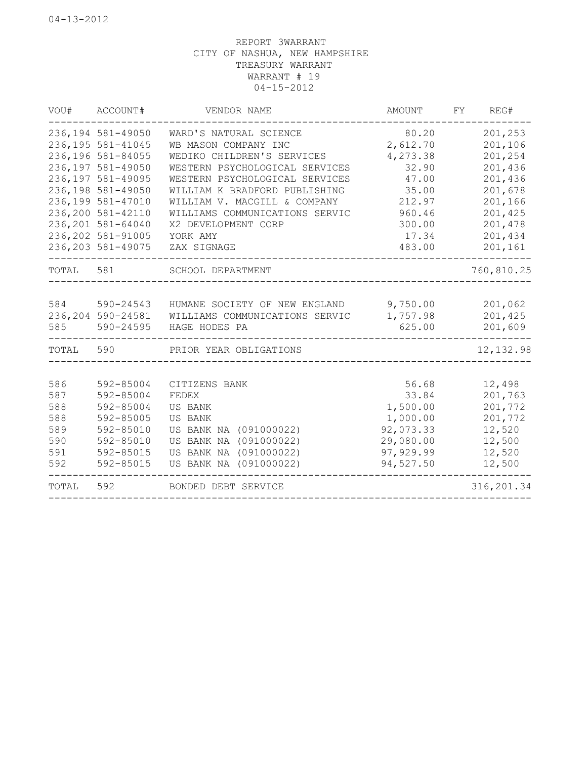04-13-2012

REPORT 3WARRANT
CITY OF NASHUA, NEW HAMPSHIRE
TREASURY WARRANT
WARRANT # 19
04-15-2012

| VOU# | ACCOUNT# | VENDOR NAME | AMOUNT | FY | REG# |
|---|---|---|---|---|---|
| 236,194 | 581-49050 | WARD'S NATURAL SCIENCE | 80.20 | | 201,253 |
| 236,195 | 581-41045 | WB MASON COMPANY INC | 2,612.70 | | 201,106 |
| 236,196 | 581-84055 | WEDIKO CHILDREN'S SERVICES | 4,273.38 | | 201,254 |
| 236,197 | 581-49050 | WESTERN PSYCHOLOGICAL SERVICES | 32.90 | | 201,436 |
| 236,197 | 581-49095 | WESTERN PSYCHOLOGICAL SERVICES | 47.00 | | 201,436 |
| 236,198 | 581-49050 | WILLIAM K BRADFORD PUBLISHING | 35.00 | | 201,678 |
| 236,199 | 581-47010 | WILLIAM V. MACGILL & COMPANY | 212.97 | | 201,166 |
| 236,200 | 581-42110 | WILLIAMS COMMUNICATIONS SERVIC | 960.46 | | 201,425 |
| 236,201 | 581-64040 | X2 DEVELOPMENT CORP | 300.00 | | 201,478 |
| 236,202 | 581-91005 | YORK AMY | 17.34 | | 201,434 |
| 236,203 | 581-49075 | ZAX SIGNAGE | 483.00 | | 201,161 |
| TOTAL | 581 | SCHOOL DEPARTMENT | | | 760,810.25 |
| 584 | 590-24543 | HUMANE SOCIETY OF NEW ENGLAND | 9,750.00 | | 201,062 |
| 236,204 | 590-24581 | WILLIAMS COMMUNICATIONS SERVIC | 1,757.98 | | 201,425 |
| 585 | 590-24595 | HAGE HODES PA | 625.00 | | 201,609 |
| TOTAL | 590 | PRIOR YEAR OBLIGATIONS | | | 12,132.98 |
| 586 | 592-85004 | CITIZENS BANK | 56.68 | | 12,498 |
| 587 | 592-85004 | FEDEX | 33.84 | | 201,763 |
| 588 | 592-85004 | US BANK | 1,500.00 | | 201,772 |
| 588 | 592-85005 | US BANK | 1,000.00 | | 201,772 |
| 589 | 592-85010 | US BANK NA (091000022) | 92,073.33 | | 12,520 |
| 590 | 592-85010 | US BANK NA (091000022) | 29,080.00 | | 12,500 |
| 591 | 592-85015 | US BANK NA (091000022) | 97,929.99 | | 12,520 |
| 592 | 592-85015 | US BANK NA (091000022) | 94,527.50 | | 12,500 |
| TOTAL | 592 | BONDED DEBT SERVICE | | | 316,201.34 |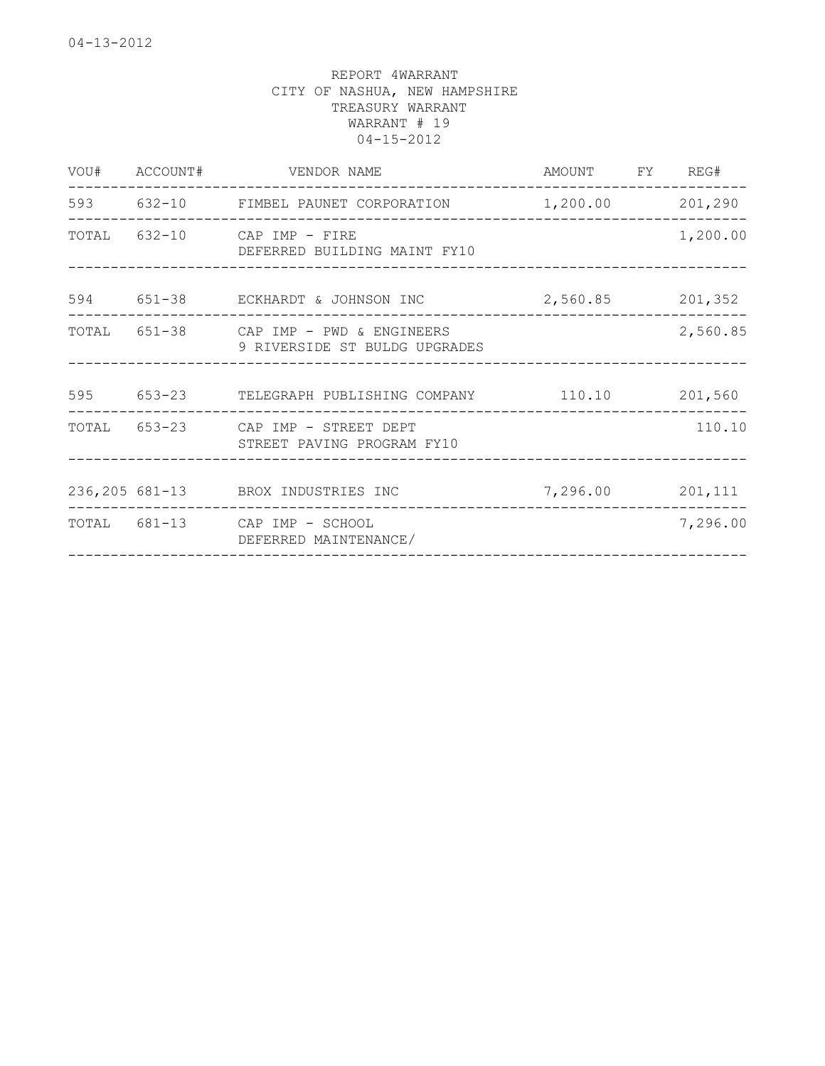04-13-2012

REPORT 4WARRANT
CITY OF NASHUA, NEW HAMPSHIRE
TREASURY WARRANT
WARRANT # 19
04-15-2012

| VOU# | ACCOUNT# | VENDOR NAME | AMOUNT | FY | REG# |
|---|---|---|---|---|---|
| 593 | 632-10 | FIMBEL PAUNET CORPORATION | 1,200.00 | | 201,290 |
| TOTAL | 632-10 | CAP IMP - FIRE<br>DEFERRED BUILDING MAINT FY10 | | | 1,200.00 |
| 594 | 651-38 | ECKHARDT & JOHNSON INC | 2,560.85 | | 201,352 |
| TOTAL | 651-38 | CAP IMP - PWD & ENGINEERS<br>9 RIVERSIDE ST BULDG UPGRADES | | | 2,560.85 |
| 595 | 653-23 | TELEGRAPH PUBLISHING COMPANY | 110.10 | | 201,560 |
| TOTAL | 653-23 | CAP IMP - STREET DEPT<br>STREET PAVING PROGRAM FY10 | | | 110.10 |
| 236,205 | 681-13 | BROX INDUSTRIES INC | 7,296.00 | | 201,111 |
| TOTAL | 681-13 | CAP IMP - SCHOOL<br>DEFERRED MAINTENANCE/ | | | 7,296.00 |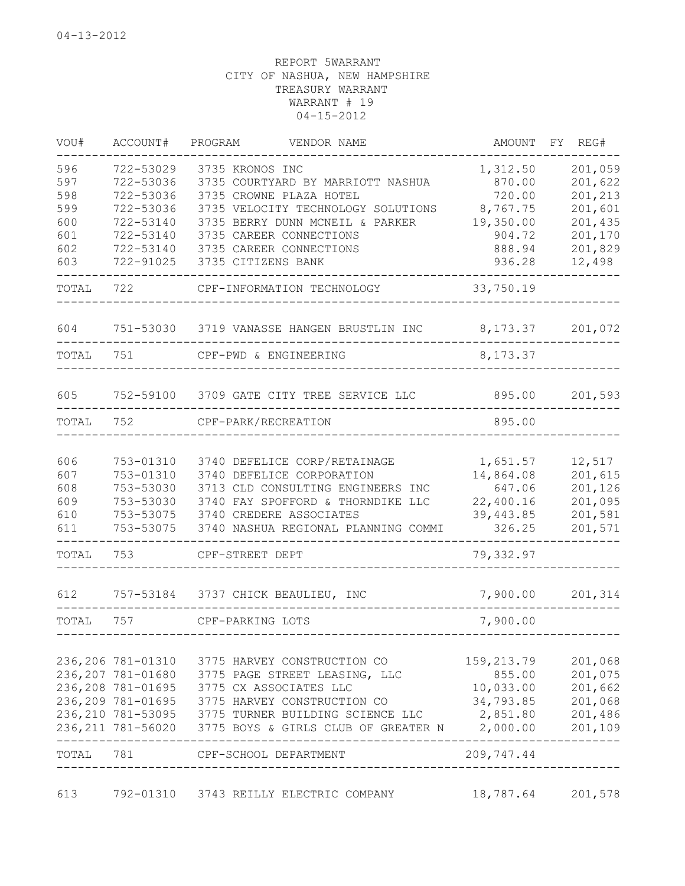04-13-2012

REPORT 5WARRANT
CITY OF NASHUA, NEW HAMPSHIRE
TREASURY WARRANT
WARRANT # 19
04-15-2012

| VOU# | ACCOUNT# | PROGRAM | VENDOR NAME | AMOUNT | FY REG# |
|---|---|---|---|---|---|
| 596 | 722-53029 | 3735 | KRONOS INC | 1,312.50 | 201,059 |
| 597 | 722-53036 | 3735 | COURTYARD BY MARRIOTT NASHUA | 870.00 | 201,622 |
| 598 | 722-53036 | 3735 | CROWNE PLAZA HOTEL | 720.00 | 201,213 |
| 599 | 722-53036 | 3735 | VELOCITY TECHNOLOGY SOLUTIONS | 8,767.75 | 201,601 |
| 600 | 722-53140 | 3735 | BERRY DUNN MCNEIL & PARKER | 19,350.00 | 201,435 |
| 601 | 722-53140 | 3735 | CAREER CONNECTIONS | 904.72 | 201,170 |
| 602 | 722-53140 | 3735 | CAREER CONNECTIONS | 888.94 | 201,829 |
| 603 | 722-91025 | 3735 | CITIZENS BANK | 936.28 | 12,498 |
| TOTAL | 722 | | CPF-INFORMATION TECHNOLOGY | 33,750.19 | |
| 604 | 751-53030 | 3719 | VANASSE HANGEN BRUSTLIN INC | 8,173.37 | 201,072 |
| TOTAL | 751 | | CPF-PWD & ENGINEERING | 8,173.37 | |
| 605 | 752-59100 | 3709 | GATE CITY TREE SERVICE LLC | 895.00 | 201,593 |
| TOTAL | 752 | | CPF-PARK/RECREATION | 895.00 | |
| 606 | 753-01310 | 3740 | DEFELICE CORP/RETAINAGE | 1,651.57 | 12,517 |
| 607 | 753-01310 | 3740 | DEFELICE CORPORATION | 14,864.08 | 201,615 |
| 608 | 753-53030 | 3713 | CLD CONSULTING ENGINEERS INC | 647.06 | 201,126 |
| 609 | 753-53030 | 3740 | FAY SPOFFORD & THORNDIKE LLC | 22,400.16 | 201,095 |
| 610 | 753-53075 | 3740 | CREDERE ASSOCIATES | 39,443.85 | 201,581 |
| 611 | 753-53075 | 3740 | NASHUA REGIONAL PLANNING COMMI | 326.25 | 201,571 |
| TOTAL | 753 | | CPF-STREET DEPT | 79,332.97 | |
| 612 | 757-53184 | 3737 | CHICK BEAULIEU, INC | 7,900.00 | 201,314 |
| TOTAL | 757 | | CPF-PARKING LOTS | 7,900.00 | |
| 236,206 | 781-01310 | 3775 | HARVEY CONSTRUCTION CO | 159,213.79 | 201,068 |
| 236,207 | 781-01680 | 3775 | PAGE STREET LEASING, LLC | 855.00 | 201,075 |
| 236,208 | 781-01695 | 3775 | CX ASSOCIATES LLC | 10,033.00 | 201,662 |
| 236,209 | 781-01695 | 3775 | HARVEY CONSTRUCTION CO | 34,793.85 | 201,068 |
| 236,210 | 781-53095 | 3775 | TURNER BUILDING SCIENCE LLC | 2,851.80 | 201,486 |
| 236,211 | 781-56020 | 3775 | BOYS & GIRLS CLUB OF GREATER N | 2,000.00 | 201,109 |
| TOTAL | 781 | | CPF-SCHOOL DEPARTMENT | 209,747.44 | |
| 613 | 792-01310 | 3743 | REILLY ELECTRIC COMPANY | 18,787.64 | 201,578 |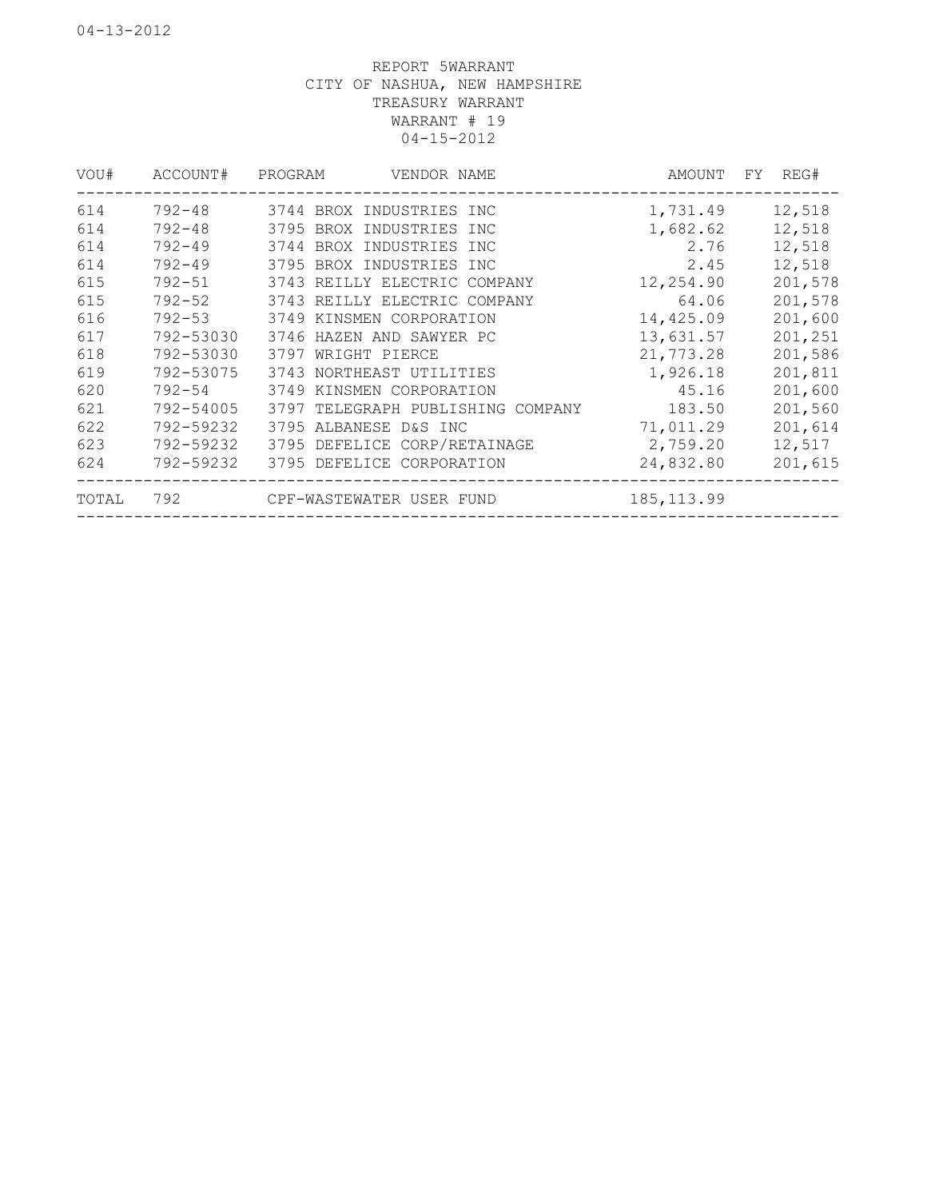04-13-2012

REPORT 5WARRANT
CITY OF NASHUA, NEW HAMPSHIRE
TREASURY WARRANT
WARRANT # 19
04-15-2012

| VOU# | ACCOUNT# | PROGRAM | VENDOR NAME | AMOUNT | FY | REG# |
|---|---|---|---|---|---|---|
| 614 | 792-48 | 3744 | BROX INDUSTRIES INC | 1,731.49 | | 12,518 |
| 614 | 792-48 | 3795 | BROX INDUSTRIES INC | 1,682.62 | | 12,518 |
| 614 | 792-49 | 3744 | BROX INDUSTRIES INC | 2.76 | | 12,518 |
| 614 | 792-49 | 3795 | BROX INDUSTRIES INC | 2.45 | | 12,518 |
| 615 | 792-51 | 3743 | REILLY ELECTRIC COMPANY | 12,254.90 | | 201,578 |
| 615 | 792-52 | 3743 | REILLY ELECTRIC COMPANY | 64.06 | | 201,578 |
| 616 | 792-53 | 3749 | KINSMEN CORPORATION | 14,425.09 | | 201,600 |
| 617 | 792-53030 | 3746 | HAZEN AND SAWYER PC | 13,631.57 | | 201,251 |
| 618 | 792-53030 | 3797 | WRIGHT PIERCE | 21,773.28 | | 201,586 |
| 619 | 792-53075 | 3743 | NORTHEAST UTILITIES | 1,926.18 | | 201,811 |
| 620 | 792-54 | 3749 | KINSMEN CORPORATION | 45.16 | | 201,600 |
| 621 | 792-54005 | 3797 | TELEGRAPH PUBLISHING COMPANY | 183.50 | | 201,560 |
| 622 | 792-59232 | 3795 | ALBANESE D&S INC | 71,011.29 | | 201,614 |
| 623 | 792-59232 | 3795 | DEFELICE CORP/RETAINAGE | 2,759.20 | | 12,517 |
| 624 | 792-59232 | 3795 | DEFELICE CORPORATION | 24,832.80 | | 201,615 |
| TOTAL | 792 | | CPF-WASTEWATER USER FUND | 185,113.99 | | |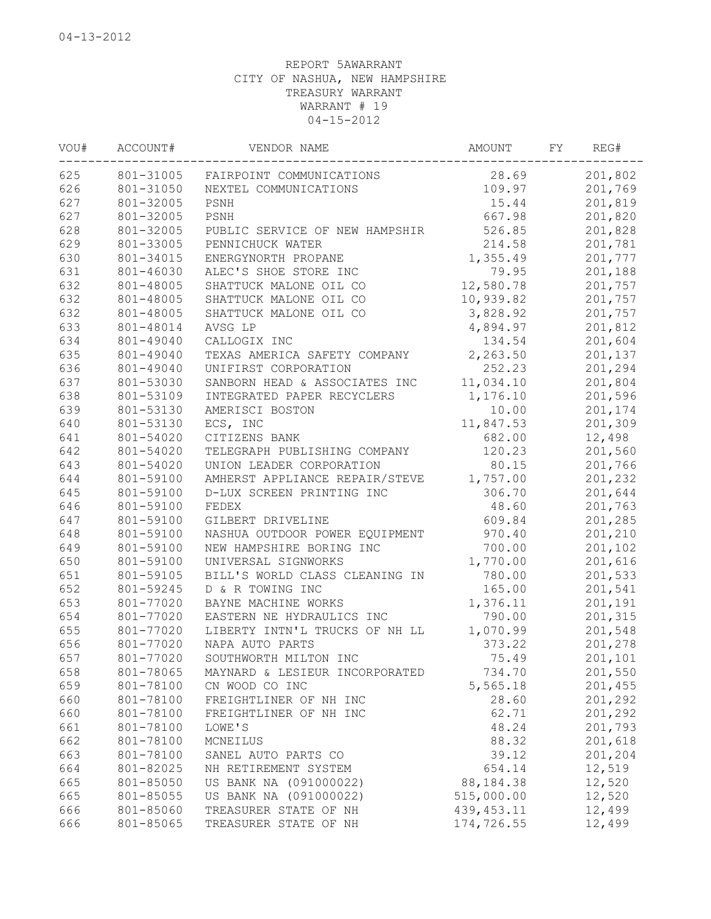04-13-2012

REPORT 5AWARRANT
CITY OF NASHUA, NEW HAMPSHIRE
TREASURY WARRANT
WARRANT # 19
04-15-2012

| VOU# | ACCOUNT# | VENDOR NAME | AMOUNT | FY | REG# |
|---|---|---|---|---|---|
| 625 | 801-31005 | FAIRPOINT COMMUNICATIONS | 28.69 | | 201,802 |
| 626 | 801-31050 | NEXTEL COMMUNICATIONS | 109.97 | | 201,769 |
| 627 | 801-32005 | PSNH | 15.44 | | 201,819 |
| 627 | 801-32005 | PSNH | 667.98 | | 201,820 |
| 628 | 801-32005 | PUBLIC SERVICE OF NEW HAMPSHIR | 526.85 | | 201,828 |
| 629 | 801-33005 | PENNICHUCK WATER | 214.58 | | 201,781 |
| 630 | 801-34015 | ENERGYNORTH PROPANE | 1,355.49 | | 201,777 |
| 631 | 801-46030 | ALEC'S SHOE STORE INC | 79.95 | | 201,188 |
| 632 | 801-48005 | SHATTUCK MALONE OIL CO | 12,580.78 | | 201,757 |
| 632 | 801-48005 | SHATTUCK MALONE OIL CO | 10,939.82 | | 201,757 |
| 632 | 801-48005 | SHATTUCK MALONE OIL CO | 3,828.92 | | 201,757 |
| 633 | 801-48014 | AVSG LP | 4,894.97 | | 201,812 |
| 634 | 801-49040 | CALLOGIX INC | 134.54 | | 201,604 |
| 635 | 801-49040 | TEXAS AMERICA SAFETY COMPANY | 2,263.50 | | 201,137 |
| 636 | 801-49040 | UNIFIRST CORPORATION | 252.23 | | 201,294 |
| 637 | 801-53030 | SANBORN HEAD & ASSOCIATES INC | 11,034.10 | | 201,804 |
| 638 | 801-53109 | INTEGRATED PAPER RECYCLERS | 1,176.10 | | 201,596 |
| 639 | 801-53130 | AMERISCI BOSTON | 10.00 | | 201,174 |
| 640 | 801-53130 | ECS, INC | 11,847.53 | | 201,309 |
| 641 | 801-54020 | CITIZENS BANK | 682.00 | | 12,498 |
| 642 | 801-54020 | TELEGRAPH PUBLISHING COMPANY | 120.23 | | 201,560 |
| 643 | 801-54020 | UNION LEADER CORPORATION | 80.15 | | 201,766 |
| 644 | 801-59100 | AMHERST APPLIANCE REPAIR/STEVE | 1,757.00 | | 201,232 |
| 645 | 801-59100 | D-LUX SCREEN PRINTING INC | 306.70 | | 201,644 |
| 646 | 801-59100 | FEDEX | 48.60 | | 201,763 |
| 647 | 801-59100 | GILBERT DRIVELINE | 609.84 | | 201,285 |
| 648 | 801-59100 | NASHUA OUTDOOR POWER EQUIPMENT | 970.40 | | 201,210 |
| 649 | 801-59100 | NEW HAMPSHIRE BORING INC | 700.00 | | 201,102 |
| 650 | 801-59100 | UNIVERSAL SIGNWORKS | 1,770.00 | | 201,616 |
| 651 | 801-59105 | BILL'S WORLD CLASS CLEANING IN | 780.00 | | 201,533 |
| 652 | 801-59245 | D & R TOWING INC | 165.00 | | 201,541 |
| 653 | 801-77020 | BAYNE MACHINE WORKS | 1,376.11 | | 201,191 |
| 654 | 801-77020 | EASTERN NE HYDRAULICS INC | 790.00 | | 201,315 |
| 655 | 801-77020 | LIBERTY INTN'L TRUCKS OF NH LL | 1,070.99 | | 201,548 |
| 656 | 801-77020 | NAPA AUTO PARTS | 373.22 | | 201,278 |
| 657 | 801-77020 | SOUTHWORTH MILTON INC | 75.49 | | 201,101 |
| 658 | 801-78065 | MAYNARD & LESIEUR INCORPORATED | 734.70 | | 201,550 |
| 659 | 801-78100 | CN WOOD CO INC | 5,565.18 | | 201,455 |
| 660 | 801-78100 | FREIGHTLINER OF NH INC | 28.60 | | 201,292 |
| 660 | 801-78100 | FREIGHTLINER OF NH INC | 62.71 | | 201,292 |
| 661 | 801-78100 | LOWE'S | 48.24 | | 201,793 |
| 662 | 801-78100 | MCNEILUS | 88.32 | | 201,618 |
| 663 | 801-78100 | SANEL AUTO PARTS CO | 39.12 | | 201,204 |
| 664 | 801-82025 | NH RETIREMENT SYSTEM | 654.14 | | 12,519 |
| 665 | 801-85050 | US BANK NA (091000022) | 88,184.38 | | 12,520 |
| 665 | 801-85055 | US BANK NA (091000022) | 515,000.00 | | 12,520 |
| 666 | 801-85060 | TREASURER STATE OF NH | 439,453.11 | | 12,499 |
| 666 | 801-85065 | TREASURER STATE OF NH | 174,726.55 | | 12,499 |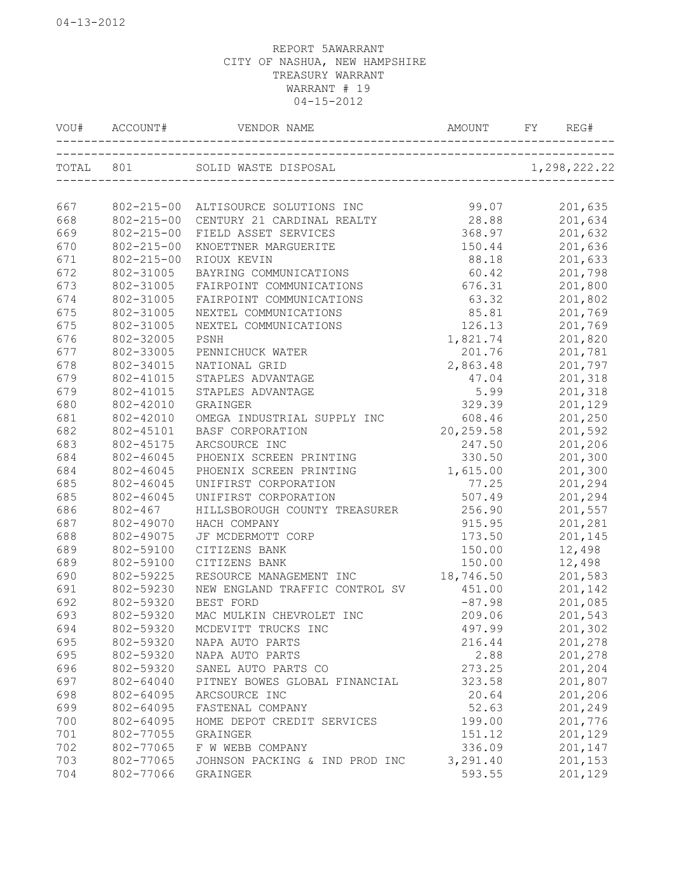04-13-2012

REPORT 5AWARRANT
CITY OF NASHUA, NEW HAMPSHIRE
TREASURY WARRANT
WARRANT # 19
04-15-2012

| VOU# | ACCOUNT# | VENDOR NAME | AMOUNT | FY | REG# |
|---|---|---|---|---|---|
| TOTAL | 801 | SOLID WASTE DISPOSAL | | | 1,298,222.22 |
| 667 | 802-215-00 | ALTISOURCE SOLUTIONS INC | 99.07 | | 201,635 |
| 668 | 802-215-00 | CENTURY 21 CARDINAL REALTY | 28.88 | | 201,634 |
| 669 | 802-215-00 | FIELD ASSET SERVICES | 368.97 | | 201,632 |
| 670 | 802-215-00 | KNOETTNER MARGUERITE | 150.44 | | 201,636 |
| 671 | 802-215-00 | RIOUX KEVIN | 88.18 | | 201,633 |
| 672 | 802-31005 | BAYRING COMMUNICATIONS | 60.42 | | 201,798 |
| 673 | 802-31005 | FAIRPOINT COMMUNICATIONS | 676.31 | | 201,800 |
| 674 | 802-31005 | FAIRPOINT COMMUNICATIONS | 63.32 | | 201,802 |
| 675 | 802-31005 | NEXTEL COMMUNICATIONS | 85.81 | | 201,769 |
| 675 | 802-31005 | NEXTEL COMMUNICATIONS | 126.13 | | 201,769 |
| 676 | 802-32005 | PSNH | 1,821.74 | | 201,820 |
| 677 | 802-33005 | PENNICHUCK WATER | 201.76 | | 201,781 |
| 678 | 802-34015 | NATIONAL GRID | 2,863.48 | | 201,797 |
| 679 | 802-41015 | STAPLES ADVANTAGE | 47.04 | | 201,318 |
| 679 | 802-41015 | STAPLES ADVANTAGE | 5.99 | | 201,318 |
| 680 | 802-42010 | GRAINGER | 329.39 | | 201,129 |
| 681 | 802-42010 | OMEGA INDUSTRIAL SUPPLY INC | 608.46 | | 201,250 |
| 682 | 802-45101 | BASF CORPORATION | 20,259.58 | | 201,592 |
| 683 | 802-45175 | ARCSOURCE INC | 247.50 | | 201,206 |
| 684 | 802-46045 | PHOENIX SCREEN PRINTING | 330.50 | | 201,300 |
| 684 | 802-46045 | PHOENIX SCREEN PRINTING | 1,615.00 | | 201,300 |
| 685 | 802-46045 | UNIFIRST CORPORATION | 77.25 | | 201,294 |
| 685 | 802-46045 | UNIFIRST CORPORATION | 507.49 | | 201,294 |
| 686 | 802-467 | HILLSBOROUGH COUNTY TREASURER | 256.90 | | 201,557 |
| 687 | 802-49070 | HACH COMPANY | 915.95 | | 201,281 |
| 688 | 802-49075 | JF MCDERMOTT CORP | 173.50 | | 201,145 |
| 689 | 802-59100 | CITIZENS BANK | 150.00 | | 12,498 |
| 689 | 802-59100 | CITIZENS BANK | 150.00 | | 12,498 |
| 690 | 802-59225 | RESOURCE MANAGEMENT INC | 18,746.50 | | 201,583 |
| 691 | 802-59230 | NEW ENGLAND TRAFFIC CONTROL SV | 451.00 | | 201,142 |
| 692 | 802-59320 | BEST FORD | -87.98 | | 201,085 |
| 693 | 802-59320 | MAC MULKIN CHEVROLET INC | 209.06 | | 201,543 |
| 694 | 802-59320 | MCDEVITT TRUCKS INC | 497.99 | | 201,302 |
| 695 | 802-59320 | NAPA AUTO PARTS | 216.44 | | 201,278 |
| 695 | 802-59320 | NAPA AUTO PARTS | 2.88 | | 201,278 |
| 696 | 802-59320 | SANEL AUTO PARTS CO | 273.25 | | 201,204 |
| 697 | 802-64040 | PITNEY BOWES GLOBAL FINANCIAL | 323.58 | | 201,807 |
| 698 | 802-64095 | ARCSOURCE INC | 20.64 | | 201,206 |
| 699 | 802-64095 | FASTENAL COMPANY | 52.63 | | 201,249 |
| 700 | 802-64095 | HOME DEPOT CREDIT SERVICES | 199.00 | | 201,776 |
| 701 | 802-77055 | GRAINGER | 151.12 | | 201,129 |
| 702 | 802-77065 | F W WEBB COMPANY | 336.09 | | 201,147 |
| 703 | 802-77065 | JOHNSON PACKING & IND PROD INC | 3,291.40 | | 201,153 |
| 704 | 802-77066 | GRAINGER | 593.55 | | 201,129 |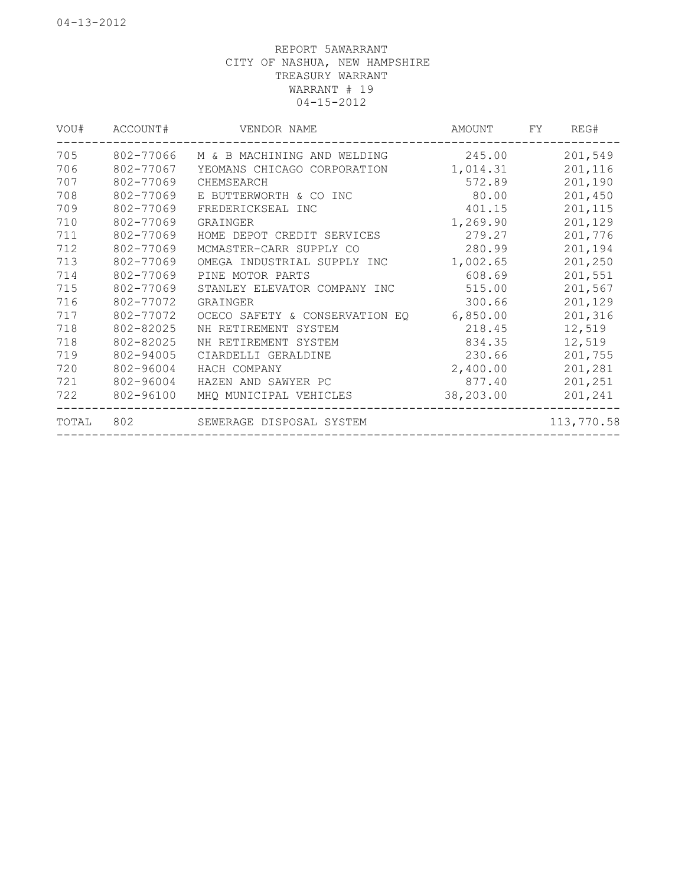04-13-2012

REPORT 5AWARRANT
CITY OF NASHUA, NEW HAMPSHIRE
TREASURY WARRANT
WARRANT # 19
04-15-2012

| VOU# | ACCOUNT# | VENDOR NAME | AMOUNT | FY | REG# |
|---|---|---|---|---|---|
| 705 | 802-77066 | M & B MACHINING AND WELDING | 245.00 | | 201,549 |
| 706 | 802-77067 | YEOMANS CHICAGO CORPORATION | 1,014.31 | | 201,116 |
| 707 | 802-77069 | CHEMSEARCH | 572.89 | | 201,190 |
| 708 | 802-77069 | E BUTTERWORTH & CO INC | 80.00 | | 201,450 |
| 709 | 802-77069 | FREDERICKSEAL INC | 401.15 | | 201,115 |
| 710 | 802-77069 | GRAINGER | 1,269.90 | | 201,129 |
| 711 | 802-77069 | HOME DEPOT CREDIT SERVICES | 279.27 | | 201,776 |
| 712 | 802-77069 | MCMASTER-CARR SUPPLY CO | 280.99 | | 201,194 |
| 713 | 802-77069 | OMEGA INDUSTRIAL SUPPLY INC | 1,002.65 | | 201,250 |
| 714 | 802-77069 | PINE MOTOR PARTS | 608.69 | | 201,551 |
| 715 | 802-77069 | STANLEY ELEVATOR COMPANY INC | 515.00 | | 201,567 |
| 716 | 802-77072 | GRAINGER | 300.66 | | 201,129 |
| 717 | 802-77072 | OCECO SAFETY & CONSERVATION EQ | 6,850.00 | | 201,316 |
| 718 | 802-82025 | NH RETIREMENT SYSTEM | 218.45 | | 12,519 |
| 718 | 802-82025 | NH RETIREMENT SYSTEM | 834.35 | | 12,519 |
| 719 | 802-94005 | CIARDELLI GERALDINE | 230.66 | | 201,755 |
| 720 | 802-96004 | HACH COMPANY | 2,400.00 | | 201,281 |
| 721 | 802-96004 | HAZEN AND SAWYER PC | 877.40 | | 201,251 |
| 722 | 802-96100 | MHQ MUNICIPAL VEHICLES | 38,203.00 | | 201,241 |
| TOTAL | 802 | SEWERAGE DISPOSAL SYSTEM | | | 113,770.58 |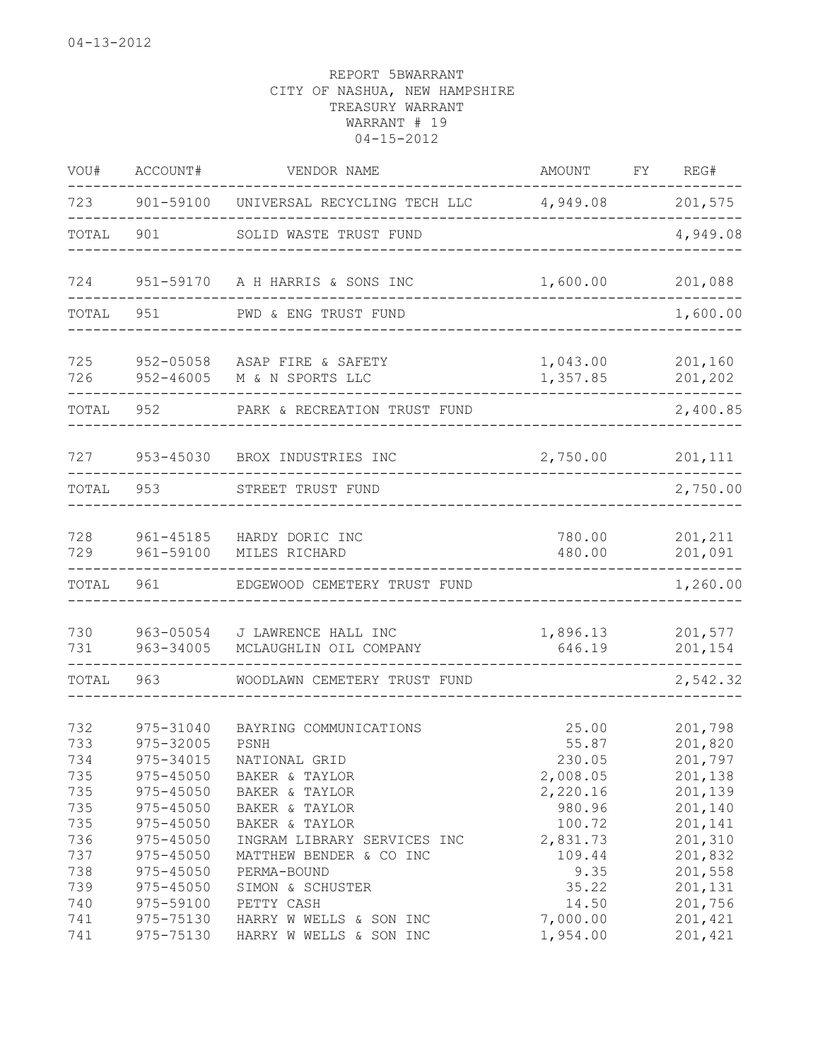04-13-2012

REPORT 5BWARRANT
CITY OF NASHUA, NEW HAMPSHIRE
TREASURY WARRANT
WARRANT # 19
04-15-2012

| VOU# | ACCOUNT# | VENDOR NAME | AMOUNT | FY | REG# |
|---|---|---|---|---|---|
| 723 | 901-59100 | UNIVERSAL RECYCLING TECH LLC | 4,949.08 | | 201,575 |
| TOTAL | 901 | SOLID WASTE TRUST FUND | | | 4,949.08 |
| 724 | 951-59170 | A H HARRIS & SONS INC | 1,600.00 | | 201,088 |
| TOTAL | 951 | PWD & ENG TRUST FUND | | | 1,600.00 |
| 725 | 952-05058 | ASAP FIRE & SAFETY | 1,043.00 | | 201,160 |
| 726 | 952-46005 | M & N SPORTS LLC | 1,357.85 | | 201,202 |
| TOTAL | 952 | PARK & RECREATION TRUST FUND | | | 2,400.85 |
| 727 | 953-45030 | BROX INDUSTRIES INC | 2,750.00 | | 201,111 |
| TOTAL | 953 | STREET TRUST FUND | | | 2,750.00 |
| 728 | 961-45185 | HARDY DORIC INC | 780.00 | | 201,211 |
| 729 | 961-59100 | MILES RICHARD | 480.00 | | 201,091 |
| TOTAL | 961 | EDGEWOOD CEMETERY TRUST FUND | | | 1,260.00 |
| 730 | 963-05054 | J LAWRENCE HALL INC | 1,896.13 | | 201,577 |
| 731 | 963-34005 | MCLAUGHLIN OIL COMPANY | 646.19 | | 201,154 |
| TOTAL | 963 | WOODLAWN CEMETERY TRUST FUND | | | 2,542.32 |
| 732 | 975-31040 | BAYRING COMMUNICATIONS | 25.00 | | 201,798 |
| 733 | 975-32005 | PSNH | 55.87 | | 201,820 |
| 734 | 975-34015 | NATIONAL GRID | 230.05 | | 201,797 |
| 735 | 975-45050 | BAKER & TAYLOR | 2,008.05 | | 201,138 |
| 735 | 975-45050 | BAKER & TAYLOR | 2,220.16 | | 201,139 |
| 735 | 975-45050 | BAKER & TAYLOR | 980.96 | | 201,140 |
| 735 | 975-45050 | BAKER & TAYLOR | 100.72 | | 201,141 |
| 736 | 975-45050 | INGRAM LIBRARY SERVICES INC | 2,831.73 | | 201,310 |
| 737 | 975-45050 | MATTHEW BENDER & CO INC | 109.44 | | 201,832 |
| 738 | 975-45050 | PERMA-BOUND | 9.35 | | 201,558 |
| 739 | 975-45050 | SIMON & SCHUSTER | 35.22 | | 201,131 |
| 740 | 975-59100 | PETTY CASH | 14.50 | | 201,756 |
| 741 | 975-75130 | HARRY W WELLS & SON INC | 7,000.00 | | 201,421 |
| 741 | 975-75130 | HARRY W WELLS & SON INC | 1,954.00 | | 201,421 |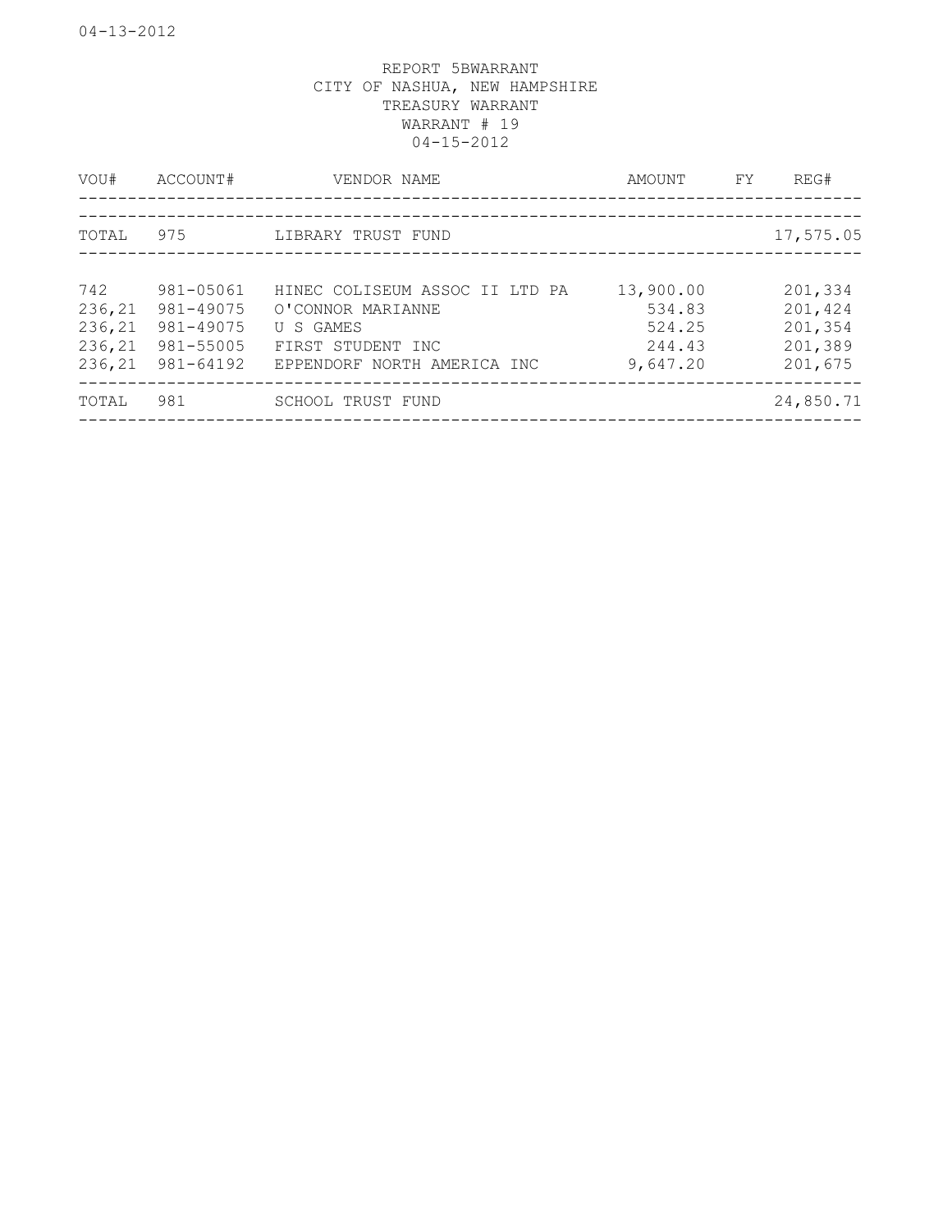REPORT 5BWARRANT
CITY OF NASHUA, NEW HAMPSHIRE
TREASURY WARRANT
WARRANT # 19
04-15-2012

| VOU# | ACCOUNT# | VENDOR NAME | AMOUNT | FY | REG# |
|---|---|---|---|---|---|
| TOTAL | 975 | LIBRARY TRUST FUND | | | 17,575.05 |
| 742 | 981-05061 | HINEC COLISEUM ASSOC II LTD PA | 13,900.00 | | 201,334 |
| 236,21 | 981-49075 | O'CONNOR MARIANNE | 534.83 | | 201,424 |
| 236,21 | 981-49075 | U S GAMES | 524.25 | | 201,354 |
| 236,21 | 981-55005 | FIRST STUDENT INC | 244.43 | | 201,389 |
| 236,21 | 981-64192 | EPPENDORF NORTH AMERICA INC | 9,647.20 | | 201,675 |
| TOTAL | 981 | SCHOOL TRUST FUND | | | 24,850.71 |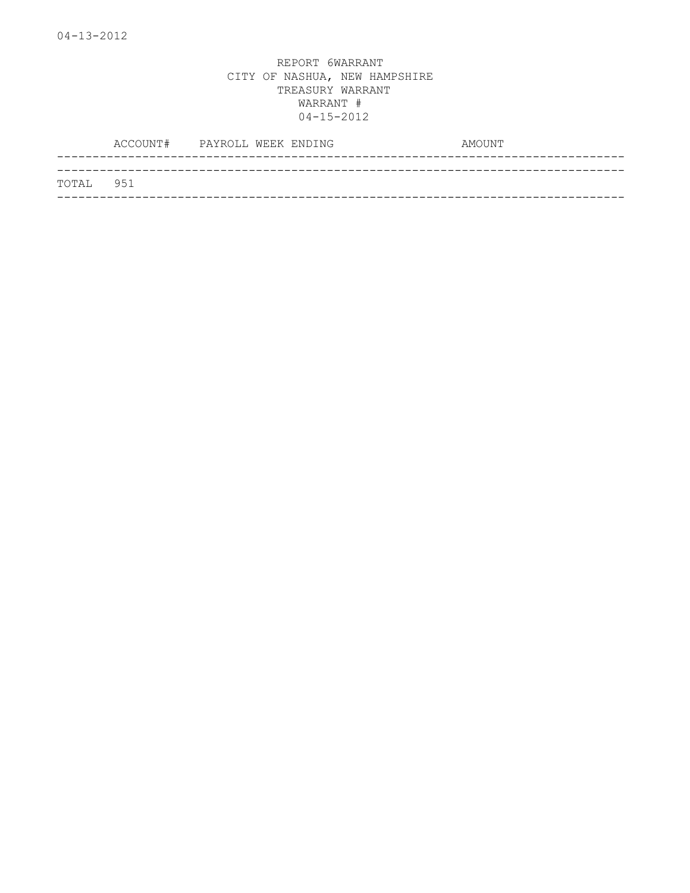04-13-2012

REPORT 6WARRANT
CITY OF NASHUA, NEW HAMPSHIRE
TREASURY WARRANT
WARRANT #
04-15-2012

| ACCOUNT# | PAYROLL WEEK ENDING | AMOUNT |
|---|---|---|
| TOTAL 951 | | |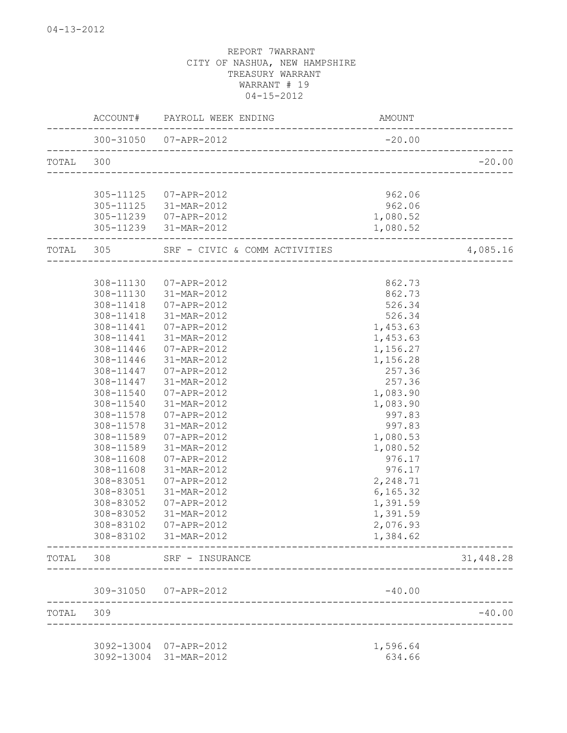04-13-2012

REPORT 7WARRANT
CITY OF NASHUA, NEW HAMPSHIRE
TREASURY WARRANT
WARRANT # 19
04-15-2012

| | ACCOUNT# | PAYROLL WEEK ENDING | AMOUNT | |
|---|---|---|---|---|
| | 300-31050 | 07-APR-2012 | -20.00 | |
| TOTAL | 300 | | | -20.00 |
| | 305-11125 | 07-APR-2012 | 962.06 | |
| | 305-11125 | 31-MAR-2012 | 962.06 | |
| | 305-11239 | 07-APR-2012 | 1,080.52 | |
| | 305-11239 | 31-MAR-2012 | 1,080.52 | |
| TOTAL | 305 | SRF - CIVIC & COMM ACTIVITIES | | 4,085.16 |
| | 308-11130 | 07-APR-2012 | 862.73 | |
| | 308-11130 | 31-MAR-2012 | 862.73 | |
| | 308-11418 | 07-APR-2012 | 526.34 | |
| | 308-11418 | 31-MAR-2012 | 526.34 | |
| | 308-11441 | 07-APR-2012 | 1,453.63 | |
| | 308-11441 | 31-MAR-2012 | 1,453.63 | |
| | 308-11446 | 07-APR-2012 | 1,156.27 | |
| | 308-11446 | 31-MAR-2012 | 1,156.28 | |
| | 308-11447 | 07-APR-2012 | 257.36 | |
| | 308-11447 | 31-MAR-2012 | 257.36 | |
| | 308-11540 | 07-APR-2012 | 1,083.90 | |
| | 308-11540 | 31-MAR-2012 | 1,083.90 | |
| | 308-11578 | 07-APR-2012 | 997.83 | |
| | 308-11578 | 31-MAR-2012 | 997.83 | |
| | 308-11589 | 07-APR-2012 | 1,080.53 | |
| | 308-11589 | 31-MAR-2012 | 1,080.52 | |
| | 308-11608 | 07-APR-2012 | 976.17 | |
| | 308-11608 | 31-MAR-2012 | 976.17 | |
| | 308-83051 | 07-APR-2012 | 2,248.71 | |
| | 308-83051 | 31-MAR-2012 | 6,165.32 | |
| | 308-83052 | 07-APR-2012 | 1,391.59 | |
| | 308-83052 | 31-MAR-2012 | 1,391.59 | |
| | 308-83102 | 07-APR-2012 | 2,076.93 | |
| | 308-83102 | 31-MAR-2012 | 1,384.62 | |
| TOTAL | 308 | SRF - INSURANCE | | 31,448.28 |
| | 309-31050 | 07-APR-2012 | -40.00 | |
| TOTAL | 309 | | | -40.00 |
| | 3092-13004 | 07-APR-2012 | 1,596.64 | |
| | 3092-13004 | 31-MAR-2012 | 634.66 | |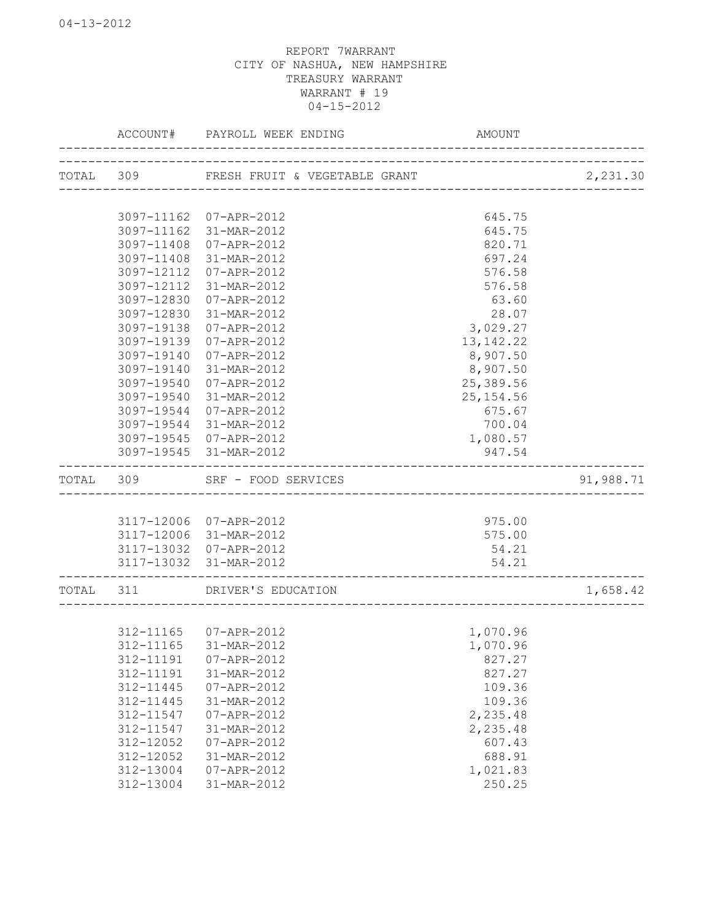REPORT 7WARRANT
CITY OF NASHUA, NEW HAMPSHIRE
TREASURY WARRANT
WARRANT # 19
04-15-2012

| | ACCOUNT# | PAYROLL WEEK ENDING | AMOUNT | |
|---|---|---|---|---|
| TOTAL | 309 | FRESH FRUIT & VEGETABLE GRANT | | 2,231.30 |
| | 3097-11162 | 07-APR-2012 | 645.75 | |
| | 3097-11162 | 31-MAR-2012 | 645.75 | |
| | 3097-11408 | 07-APR-2012 | 820.71 | |
| | 3097-11408 | 31-MAR-2012 | 697.24 | |
| | 3097-12112 | 07-APR-2012 | 576.58 | |
| | 3097-12112 | 31-MAR-2012 | 576.58 | |
| | 3097-12830 | 07-APR-2012 | 63.60 | |
| | 3097-12830 | 31-MAR-2012 | 28.07 | |
| | 3097-19138 | 07-APR-2012 | 3,029.27 | |
| | 3097-19139 | 07-APR-2012 | 13,142.22 | |
| | 3097-19140 | 07-APR-2012 | 8,907.50 | |
| | 3097-19140 | 31-MAR-2012 | 8,907.50 | |
| | 3097-19540 | 07-APR-2012 | 25,389.56 | |
| | 3097-19540 | 31-MAR-2012 | 25,154.56 | |
| | 3097-19544 | 07-APR-2012 | 675.67 | |
| | 3097-19544 | 31-MAR-2012 | 700.04 | |
| | 3097-19545 | 07-APR-2012 | 1,080.57 | |
| | 3097-19545 | 31-MAR-2012 | 947.54 | |
| TOTAL | 309 | SRF - FOOD SERVICES | | 91,988.71 |
| | 3117-12006 | 07-APR-2012 | 975.00 | |
| | 3117-12006 | 31-MAR-2012 | 575.00 | |
| | 3117-13032 | 07-APR-2012 | 54.21 | |
| | 3117-13032 | 31-MAR-2012 | 54.21 | |
| TOTAL | 311 | DRIVER'S EDUCATION | | 1,658.42 |
| | 312-11165 | 07-APR-2012 | 1,070.96 | |
| | 312-11165 | 31-MAR-2012 | 1,070.96 | |
| | 312-11191 | 07-APR-2012 | 827.27 | |
| | 312-11191 | 31-MAR-2012 | 827.27 | |
| | 312-11445 | 07-APR-2012 | 109.36 | |
| | 312-11445 | 31-MAR-2012 | 109.36 | |
| | 312-11547 | 07-APR-2012 | 2,235.48 | |
| | 312-11547 | 31-MAR-2012 | 2,235.48 | |
| | 312-12052 | 07-APR-2012 | 607.43 | |
| | 312-12052 | 31-MAR-2012 | 688.91 | |
| | 312-13004 | 07-APR-2012 | 1,021.83 | |
| | 312-13004 | 31-MAR-2012 | 250.25 | |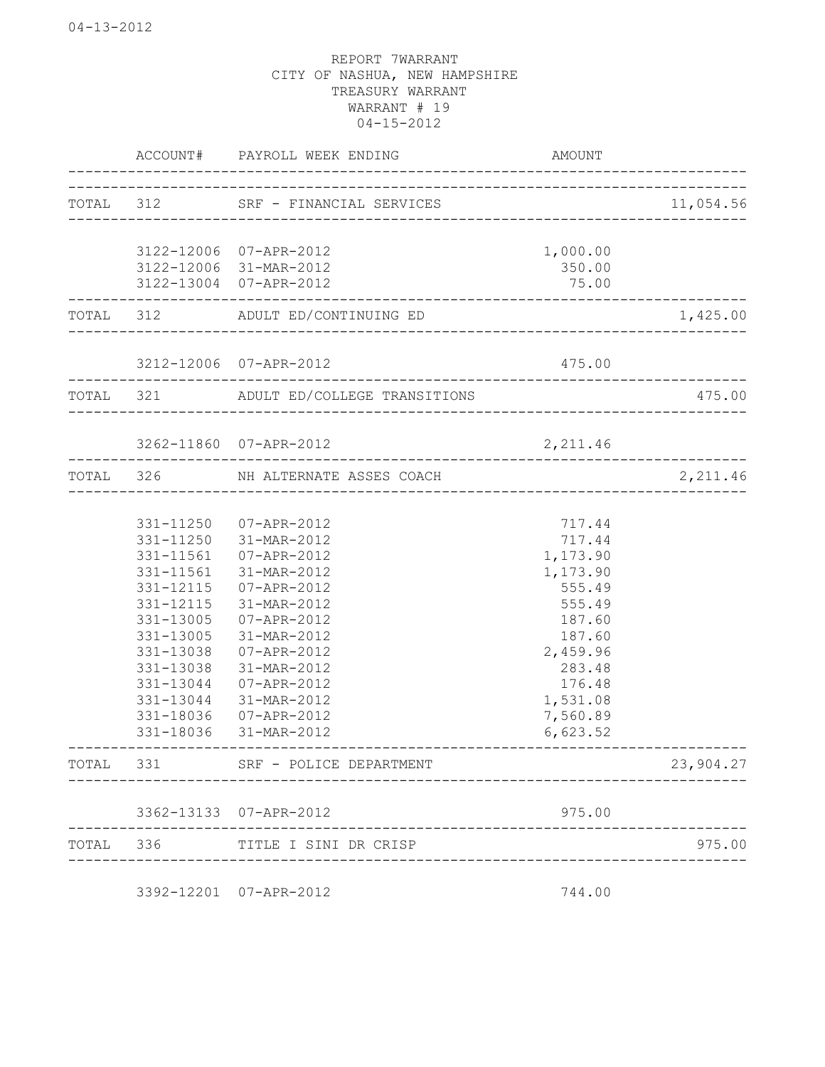04-13-2012

REPORT 7WARRANT
CITY OF NASHUA, NEW HAMPSHIRE
TREASURY WARRANT
WARRANT # 19
04-15-2012

| | ACCOUNT# | PAYROLL WEEK ENDING | AMOUNT | |
|---|---|---|---|---|
| TOTAL | 312 | SRF - FINANCIAL SERVICES | | 11,054.56 |
| | 3122-12006 | 07-APR-2012 | 1,000.00 | |
| | 3122-12006 | 31-MAR-2012 | 350.00 | |
| | 3122-13004 | 07-APR-2012 | 75.00 | |
| TOTAL | 312 | ADULT ED/CONTINUING ED | | 1,425.00 |
| | 3212-12006 | 07-APR-2012 | 475.00 | |
| TOTAL | 321 | ADULT ED/COLLEGE TRANSITIONS | | 475.00 |
| | 3262-11860 | 07-APR-2012 | 2,211.46 | |
| TOTAL | 326 | NH ALTERNATE ASSES COACH | | 2,211.46 |
| | 331-11250 | 07-APR-2012 | 717.44 | |
| | 331-11250 | 31-MAR-2012 | 717.44 | |
| | 331-11561 | 07-APR-2012 | 1,173.90 | |
| | 331-11561 | 31-MAR-2012 | 1,173.90 | |
| | 331-12115 | 07-APR-2012 | 555.49 | |
| | 331-12115 | 31-MAR-2012 | 555.49 | |
| | 331-13005 | 07-APR-2012 | 187.60 | |
| | 331-13005 | 31-MAR-2012 | 187.60 | |
| | 331-13038 | 07-APR-2012 | 2,459.96 | |
| | 331-13038 | 31-MAR-2012 | 283.48 | |
| | 331-13044 | 07-APR-2012 | 176.48 | |
| | 331-13044 | 31-MAR-2012 | 1,531.08 | |
| | 331-18036 | 07-APR-2012 | 7,560.89 | |
| | 331-18036 | 31-MAR-2012 | 6,623.52 | |
| TOTAL | 331 | SRF - POLICE DEPARTMENT | | 23,904.27 |
| | 3362-13133 | 07-APR-2012 | 975.00 | |
| TOTAL | 336 | TITLE I SINI DR CRISP | | 975.00 |
| | 3392-12201 | 07-APR-2012 | 744.00 | |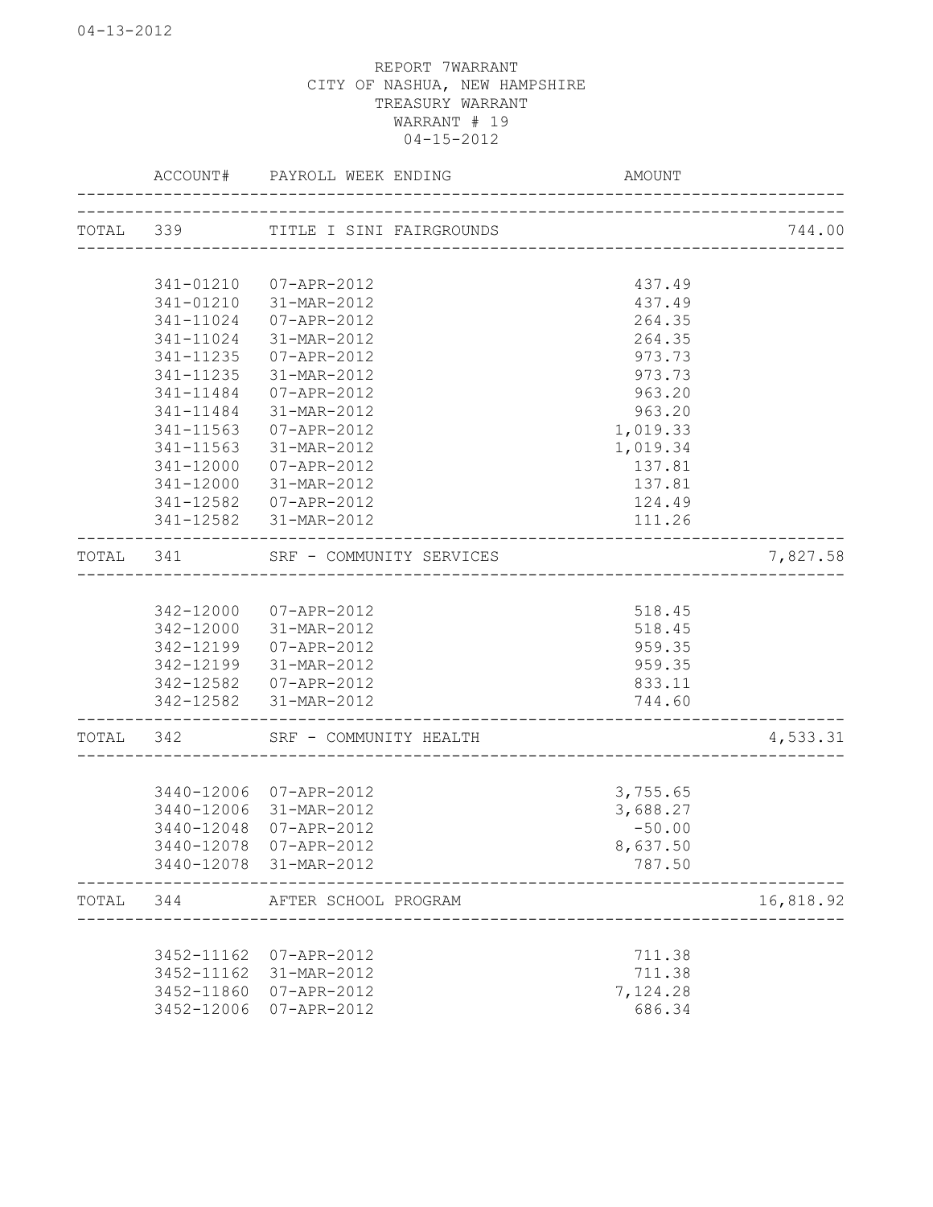REPORT 7WARRANT
CITY OF NASHUA, NEW HAMPSHIRE
TREASURY WARRANT
WARRANT # 19
04-15-2012

| | ACCOUNT# | PAYROLL WEEK ENDING | AMOUNT | |
|---|---|---|---|---|
| TOTAL | 339 | TITLE I SINI FAIRGROUNDS | | 744.00 |
| | 341-01210 | 07-APR-2012 | 437.49 | |
| | 341-01210 | 31-MAR-2012 | 437.49 | |
| | 341-11024 | 07-APR-2012 | 264.35 | |
| | 341-11024 | 31-MAR-2012 | 264.35 | |
| | 341-11235 | 07-APR-2012 | 973.73 | |
| | 341-11235 | 31-MAR-2012 | 973.73 | |
| | 341-11484 | 07-APR-2012 | 963.20 | |
| | 341-11484 | 31-MAR-2012 | 963.20 | |
| | 341-11563 | 07-APR-2012 | 1,019.33 | |
| | 341-11563 | 31-MAR-2012 | 1,019.34 | |
| | 341-12000 | 07-APR-2012 | 137.81 | |
| | 341-12000 | 31-MAR-2012 | 137.81 | |
| | 341-12582 | 07-APR-2012 | 124.49 | |
| | 341-12582 | 31-MAR-2012 | 111.26 | |
| TOTAL | 341 | SRF - COMMUNITY SERVICES | | 7,827.58 |
| | 342-12000 | 07-APR-2012 | 518.45 | |
| | 342-12000 | 31-MAR-2012 | 518.45 | |
| | 342-12199 | 07-APR-2012 | 959.35 | |
| | 342-12199 | 31-MAR-2012 | 959.35 | |
| | 342-12582 | 07-APR-2012 | 833.11 | |
| | 342-12582 | 31-MAR-2012 | 744.60 | |
| TOTAL | 342 | SRF - COMMUNITY HEALTH | | 4,533.31 |
| | 3440-12006 | 07-APR-2012 | 3,755.65 | |
| | 3440-12006 | 31-MAR-2012 | 3,688.27 | |
| | 3440-12048 | 07-APR-2012 | -50.00 | |
| | 3440-12078 | 07-APR-2012 | 8,637.50 | |
| | 3440-12078 | 31-MAR-2012 | 787.50 | |
| TOTAL | 344 | AFTER SCHOOL PROGRAM | | 16,818.92 |
| | 3452-11162 | 07-APR-2012 | 711.38 | |
| | 3452-11162 | 31-MAR-2012 | 711.38 | |
| | 3452-11860 | 07-APR-2012 | 7,124.28 | |
| | 3452-12006 | 07-APR-2012 | 686.34 | |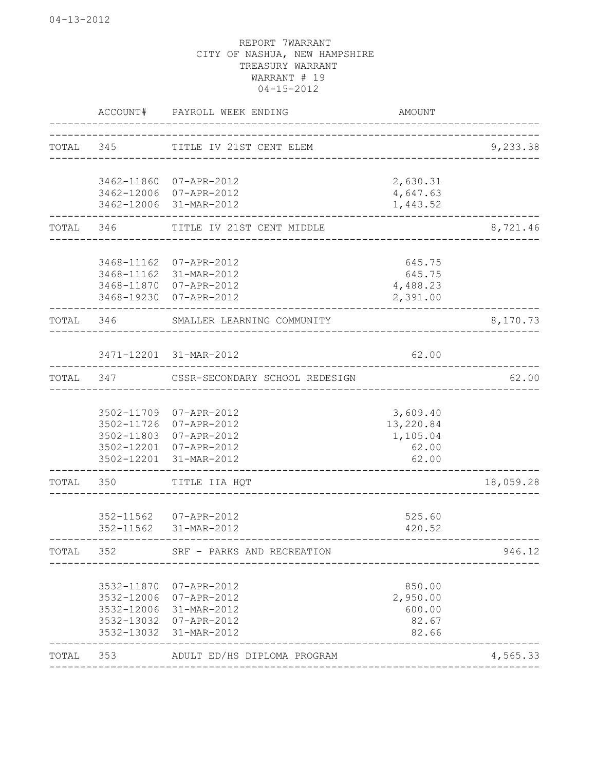04-13-2012

REPORT 7WARRANT
CITY OF NASHUA, NEW HAMPSHIRE
TREASURY WARRANT
WARRANT # 19
04-15-2012

| | ACCOUNT# | PAYROLL WEEK ENDING | AMOUNT | |
|---|---|---|---|---|
| TOTAL | 345 | TITLE IV 21ST CENT ELEM | | 9,233.38 |
| | 3462-11860 | 07-APR-2012 | 2,630.31 | |
| | 3462-12006 | 07-APR-2012 | 4,647.63 | |
| | 3462-12006 | 31-MAR-2012 | 1,443.52 | |
| TOTAL | 346 | TITLE IV 21ST CENT MIDDLE | | 8,721.46 |
| | 3468-11162 | 07-APR-2012 | 645.75 | |
| | 3468-11162 | 31-MAR-2012 | 645.75 | |
| | 3468-11870 | 07-APR-2012 | 4,488.23 | |
| | 3468-19230 | 07-APR-2012 | 2,391.00 | |
| TOTAL | 346 | SMALLER LEARNING COMMUNITY | | 8,170.73 |
| | 3471-12201 | 31-MAR-2012 | 62.00 | |
| TOTAL | 347 | CSSR-SECONDARY SCHOOL REDESIGN | | 62.00 |
| | 3502-11709 | 07-APR-2012 | 3,609.40 | |
| | 3502-11726 | 07-APR-2012 | 13,220.84 | |
| | 3502-11803 | 07-APR-2012 | 1,105.04 | |
| | 3502-12201 | 07-APR-2012 | 62.00 | |
| | 3502-12201 | 31-MAR-2012 | 62.00 | |
| TOTAL | 350 | TITLE IIA HQT | | 18,059.28 |
| | 352-11562 | 07-APR-2012 | 525.60 | |
| | 352-11562 | 31-MAR-2012 | 420.52 | |
| TOTAL | 352 | SRF - PARKS AND RECREATION | | 946.12 |
| | 3532-11870 | 07-APR-2012 | 850.00 | |
| | 3532-12006 | 07-APR-2012 | 2,950.00 | |
| | 3532-12006 | 31-MAR-2012 | 600.00 | |
| | 3532-13032 | 07-APR-2012 | 82.67 | |
| | 3532-13032 | 31-MAR-2012 | 82.66 | |
| TOTAL | 353 | ADULT ED/HS DIPLOMA PROGRAM | | 4,565.33 |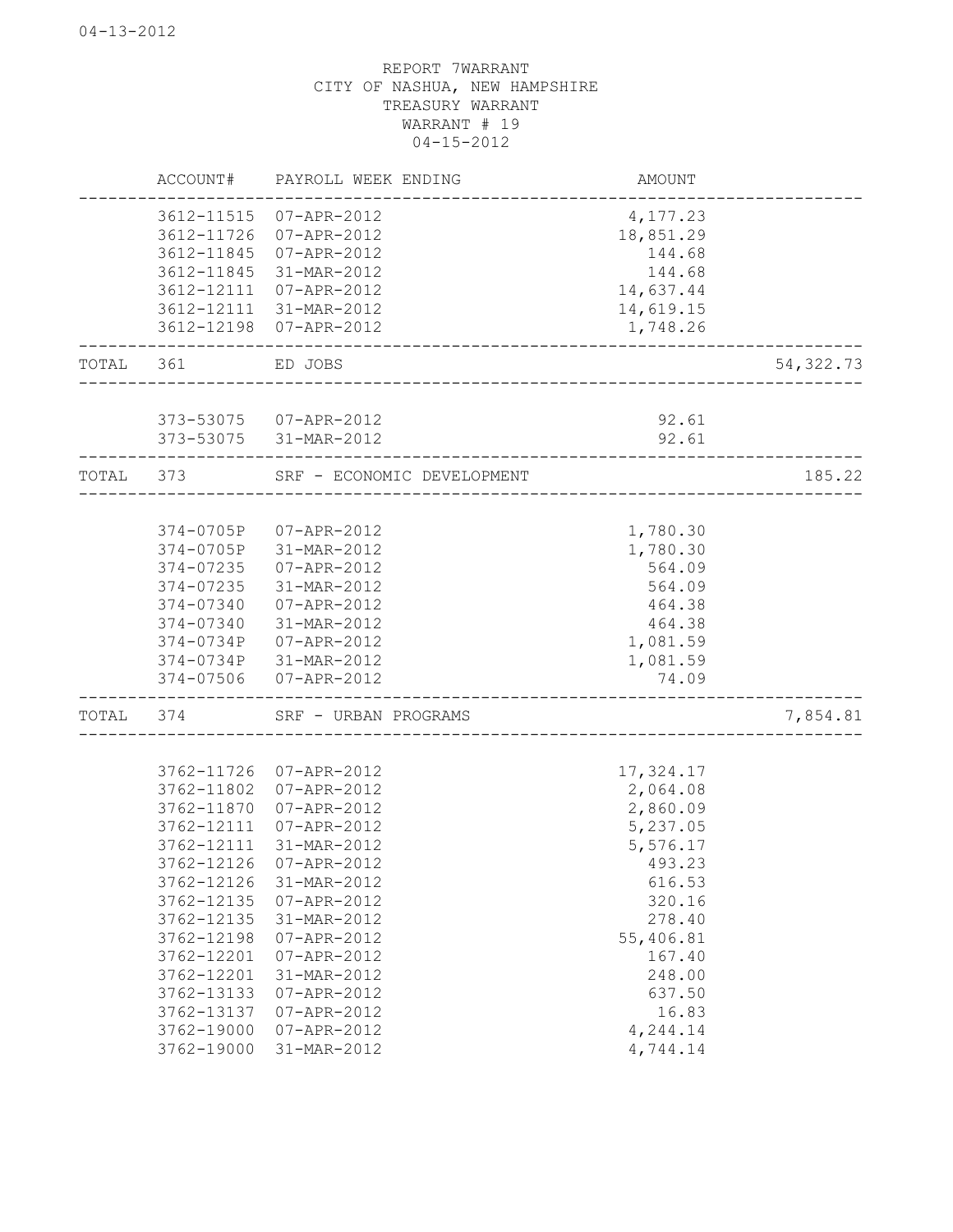REPORT 7WARRANT
CITY OF NASHUA, NEW HAMPSHIRE
TREASURY WARRANT
WARRANT # 19
04-15-2012

| | ACCOUNT# | PAYROLL WEEK ENDING | AMOUNT | |
|---|---|---|---|---|
| | 3612-11515 | 07-APR-2012 | 4,177.23 | |
| | 3612-11726 | 07-APR-2012 | 18,851.29 | |
| | 3612-11845 | 07-APR-2012 | 144.68 | |
| | 3612-11845 | 31-MAR-2012 | 144.68 | |
| | 3612-12111 | 07-APR-2012 | 14,637.44 | |
| | 3612-12111 | 31-MAR-2012 | 14,619.15 | |
| | 3612-12198 | 07-APR-2012 | 1,748.26 | |
| TOTAL | 361 | ED JOBS | | 54,322.73 |
| | 373-53075 | 07-APR-2012 | 92.61 | |
| | 373-53075 | 31-MAR-2012 | 92.61 | |
| TOTAL | 373 | SRF - ECONOMIC DEVELOPMENT | | 185.22 |
| | 374-0705P | 07-APR-2012 | 1,780.30 | |
| | 374-0705P | 31-MAR-2012 | 1,780.30 | |
| | 374-07235 | 07-APR-2012 | 564.09 | |
| | 374-07235 | 31-MAR-2012 | 564.09 | |
| | 374-07340 | 07-APR-2012 | 464.38 | |
| | 374-07340 | 31-MAR-2012 | 464.38 | |
| | 374-0734P | 07-APR-2012 | 1,081.59 | |
| | 374-0734P | 31-MAR-2012 | 1,081.59 | |
| | 374-07506 | 07-APR-2012 | 74.09 | |
| TOTAL | 374 | SRF - URBAN PROGRAMS | | 7,854.81 |
| | 3762-11726 | 07-APR-2012 | 17,324.17 | |
| | 3762-11802 | 07-APR-2012 | 2,064.08 | |
| | 3762-11870 | 07-APR-2012 | 2,860.09 | |
| | 3762-12111 | 07-APR-2012 | 5,237.05 | |
| | 3762-12111 | 31-MAR-2012 | 5,576.17 | |
| | 3762-12126 | 07-APR-2012 | 493.23 | |
| | 3762-12126 | 31-MAR-2012 | 616.53 | |
| | 3762-12135 | 07-APR-2012 | 320.16 | |
| | 3762-12135 | 31-MAR-2012 | 278.40 | |
| | 3762-12198 | 07-APR-2012 | 55,406.81 | |
| | 3762-12201 | 07-APR-2012 | 167.40 | |
| | 3762-12201 | 31-MAR-2012 | 248.00 | |
| | 3762-13133 | 07-APR-2012 | 637.50 | |
| | 3762-13137 | 07-APR-2012 | 16.83 | |
| | 3762-19000 | 07-APR-2012 | 4,244.14 | |
| | 3762-19000 | 31-MAR-2012 | 4,744.14 | |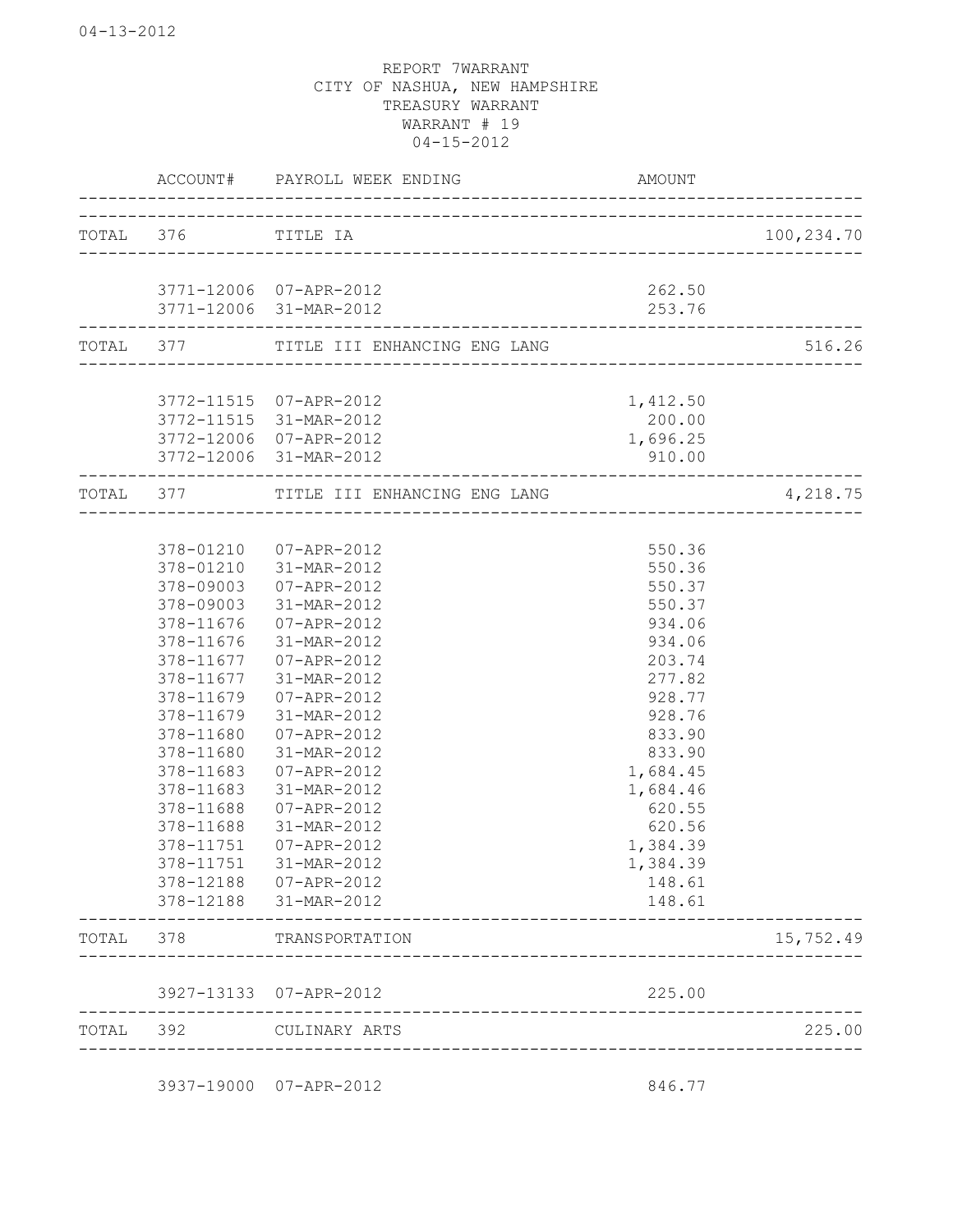REPORT 7WARRANT
CITY OF NASHUA, NEW HAMPSHIRE
TREASURY WARRANT
WARRANT # 19
04-15-2012

| | ACCOUNT# | PAYROLL WEEK ENDING | AMOUNT | |
|---|---|---|---|---|
| TOTAL | 376 | TITLE IA | | 100,234.70 |
| | 3771-12006 | 07-APR-2012 | 262.50 | |
| | 3771-12006 | 31-MAR-2012 | 253.76 | |
| TOTAL | 377 | TITLE III ENHANCING ENG LANG | | 516.26 |
| | 3772-11515 | 07-APR-2012 | 1,412.50 | |
| | 3772-11515 | 31-MAR-2012 | 200.00 | |
| | 3772-12006 | 07-APR-2012 | 1,696.25 | |
| | 3772-12006 | 31-MAR-2012 | 910.00 | |
| TOTAL | 377 | TITLE III ENHANCING ENG LANG | | 4,218.75 |
| | 378-01210 | 07-APR-2012 | 550.36 | |
| | 378-01210 | 31-MAR-2012 | 550.36 | |
| | 378-09003 | 07-APR-2012 | 550.37 | |
| | 378-09003 | 31-MAR-2012 | 550.37 | |
| | 378-11676 | 07-APR-2012 | 934.06 | |
| | 378-11676 | 31-MAR-2012 | 934.06 | |
| | 378-11677 | 07-APR-2012 | 203.74 | |
| | 378-11677 | 31-MAR-2012 | 277.82 | |
| | 378-11679 | 07-APR-2012 | 928.77 | |
| | 378-11679 | 31-MAR-2012 | 928.76 | |
| | 378-11680 | 07-APR-2012 | 833.90 | |
| | 378-11680 | 31-MAR-2012 | 833.90 | |
| | 378-11683 | 07-APR-2012 | 1,684.45 | |
| | 378-11683 | 31-MAR-2012 | 1,684.46 | |
| | 378-11688 | 07-APR-2012 | 620.55 | |
| | 378-11688 | 31-MAR-2012 | 620.56 | |
| | 378-11751 | 07-APR-2012 | 1,384.39 | |
| | 378-11751 | 31-MAR-2012 | 1,384.39 | |
| | 378-12188 | 07-APR-2012 | 148.61 | |
| | 378-12188 | 31-MAR-2012 | 148.61 | |
| TOTAL | 378 | TRANSPORTATION | | 15,752.49 |
| | 3927-13133 | 07-APR-2012 | 225.00 | |
| TOTAL | 392 | CULINARY ARTS | | 225.00 |
| | 3937-19000 | 07-APR-2012 | 846.77 | |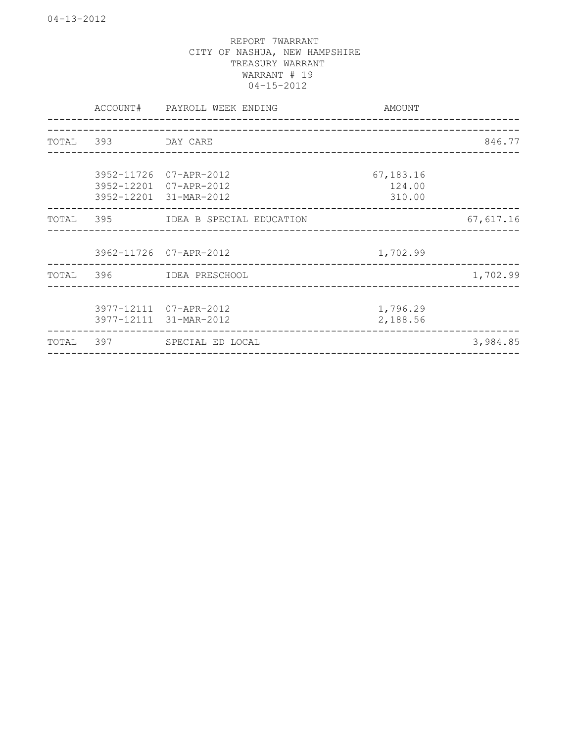REPORT 7WARRANT
CITY OF NASHUA, NEW HAMPSHIRE
TREASURY WARRANT
WARRANT # 19
04-15-2012

| | ACCOUNT# | PAYROLL WEEK ENDING | AMOUNT | |
|---|---|---|---|---|
| TOTAL | 393 | DAY CARE | | 846.77 |
| | 3952-11726 | 07-APR-2012 | 67,183.16 | |
| | 3952-12201 | 07-APR-2012 | 124.00 | |
| | 3952-12201 | 31-MAR-2012 | 310.00 | |
| TOTAL | 395 | IDEA B SPECIAL EDUCATION | | 67,617.16 |
| | 3962-11726 | 07-APR-2012 | 1,702.99 | |
| TOTAL | 396 | IDEA PRESCHOOL | | 1,702.99 |
| | 3977-12111 | 07-APR-2012 | 1,796.29 | |
| | 3977-12111 | 31-MAR-2012 | 2,188.56 | |
| TOTAL | 397 | SPECIAL ED LOCAL | | 3,984.85 |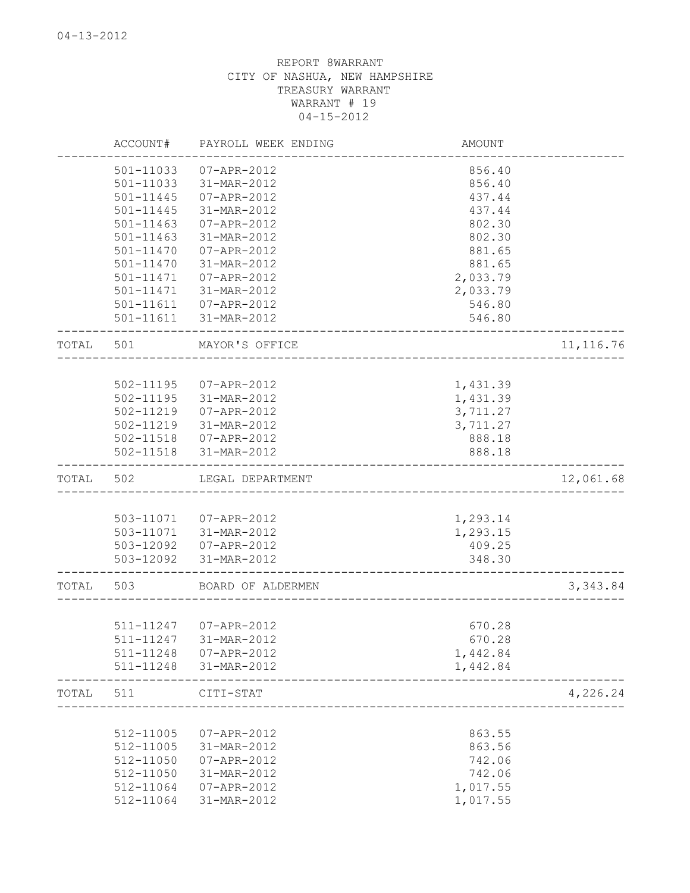04-13-2012

REPORT 8WARRANT
CITY OF NASHUA, NEW HAMPSHIRE
TREASURY WARRANT
WARRANT # 19
04-15-2012

| | ACCOUNT# | PAYROLL WEEK ENDING | AMOUNT | |
|---|---|---|---|---|
| | 501-11033 | 07-APR-2012 | 856.40 | |
| | 501-11033 | 31-MAR-2012 | 856.40 | |
| | 501-11445 | 07-APR-2012 | 437.44 | |
| | 501-11445 | 31-MAR-2012 | 437.44 | |
| | 501-11463 | 07-APR-2012 | 802.30 | |
| | 501-11463 | 31-MAR-2012 | 802.30 | |
| | 501-11470 | 07-APR-2012 | 881.65 | |
| | 501-11470 | 31-MAR-2012 | 881.65 | |
| | 501-11471 | 07-APR-2012 | 2,033.79 | |
| | 501-11471 | 31-MAR-2012 | 2,033.79 | |
| | 501-11611 | 07-APR-2012 | 546.80 | |
| | 501-11611 | 31-MAR-2012 | 546.80 | |
| TOTAL | 501 | MAYOR'S OFFICE | | 11,116.76 |
| | 502-11195 | 07-APR-2012 | 1,431.39 | |
| | 502-11195 | 31-MAR-2012 | 1,431.39 | |
| | 502-11219 | 07-APR-2012 | 3,711.27 | |
| | 502-11219 | 31-MAR-2012 | 3,711.27 | |
| | 502-11518 | 07-APR-2012 | 888.18 | |
| | 502-11518 | 31-MAR-2012 | 888.18 | |
| TOTAL | 502 | LEGAL DEPARTMENT | | 12,061.68 |
| | 503-11071 | 07-APR-2012 | 1,293.14 | |
| | 503-11071 | 31-MAR-2012 | 1,293.15 | |
| | 503-12092 | 07-APR-2012 | 409.25 | |
| | 503-12092 | 31-MAR-2012 | 348.30 | |
| TOTAL | 503 | BOARD OF ALDERMEN | | 3,343.84 |
| | 511-11247 | 07-APR-2012 | 670.28 | |
| | 511-11247 | 31-MAR-2012 | 670.28 | |
| | 511-11248 | 07-APR-2012 | 1,442.84 | |
| | 511-11248 | 31-MAR-2012 | 1,442.84 | |
| TOTAL | 511 | CITI-STAT | | 4,226.24 |
| | 512-11005 | 07-APR-2012 | 863.55 | |
| | 512-11005 | 31-MAR-2012 | 863.56 | |
| | 512-11050 | 07-APR-2012 | 742.06 | |
| | 512-11050 | 31-MAR-2012 | 742.06 | |
| | 512-11064 | 07-APR-2012 | 1,017.55 | |
| | 512-11064 | 31-MAR-2012 | 1,017.55 | |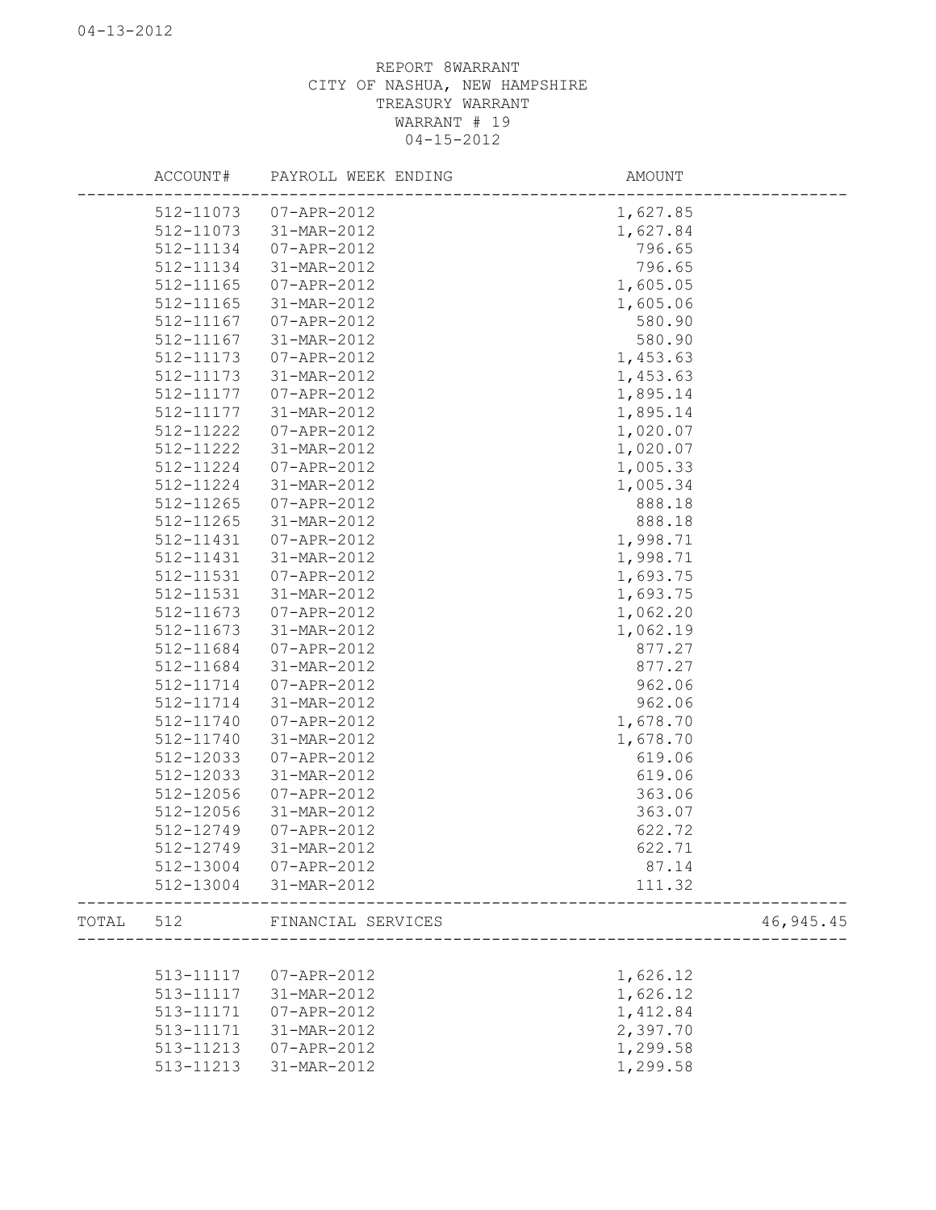04-13-2012

REPORT 8WARRANT
CITY OF NASHUA, NEW HAMPSHIRE
TREASURY WARRANT
WARRANT # 19
04-15-2012

| | ACCOUNT# | PAYROLL WEEK ENDING | AMOUNT | |
|---|---|---|---|---|
| | 512-11073 | 07-APR-2012 | 1,627.85 | |
| | 512-11073 | 31-MAR-2012 | 1,627.84 | |
| | 512-11134 | 07-APR-2012 | 796.65 | |
| | 512-11134 | 31-MAR-2012 | 796.65 | |
| | 512-11165 | 07-APR-2012 | 1,605.05 | |
| | 512-11165 | 31-MAR-2012 | 1,605.06 | |
| | 512-11167 | 07-APR-2012 | 580.90 | |
| | 512-11167 | 31-MAR-2012 | 580.90 | |
| | 512-11173 | 07-APR-2012 | 1,453.63 | |
| | 512-11173 | 31-MAR-2012 | 1,453.63 | |
| | 512-11177 | 07-APR-2012 | 1,895.14 | |
| | 512-11177 | 31-MAR-2012 | 1,895.14 | |
| | 512-11222 | 07-APR-2012 | 1,020.07 | |
| | 512-11222 | 31-MAR-2012 | 1,020.07 | |
| | 512-11224 | 07-APR-2012 | 1,005.33 | |
| | 512-11224 | 31-MAR-2012 | 1,005.34 | |
| | 512-11265 | 07-APR-2012 | 888.18 | |
| | 512-11265 | 31-MAR-2012 | 888.18 | |
| | 512-11431 | 07-APR-2012 | 1,998.71 | |
| | 512-11431 | 31-MAR-2012 | 1,998.71 | |
| | 512-11531 | 07-APR-2012 | 1,693.75 | |
| | 512-11531 | 31-MAR-2012 | 1,693.75 | |
| | 512-11673 | 07-APR-2012 | 1,062.20 | |
| | 512-11673 | 31-MAR-2012 | 1,062.19 | |
| | 512-11684 | 07-APR-2012 | 877.27 | |
| | 512-11684 | 31-MAR-2012 | 877.27 | |
| | 512-11714 | 07-APR-2012 | 962.06 | |
| | 512-11714 | 31-MAR-2012 | 962.06 | |
| | 512-11740 | 07-APR-2012 | 1,678.70 | |
| | 512-11740 | 31-MAR-2012 | 1,678.70 | |
| | 512-12033 | 07-APR-2012 | 619.06 | |
| | 512-12033 | 31-MAR-2012 | 619.06 | |
| | 512-12056 | 07-APR-2012 | 363.06 | |
| | 512-12056 | 31-MAR-2012 | 363.07 | |
| | 512-12749 | 07-APR-2012 | 622.72 | |
| | 512-12749 | 31-MAR-2012 | 622.71 | |
| | 512-13004 | 07-APR-2012 | 87.14 | |
| | 512-13004 | 31-MAR-2012 | 111.32 | |
| TOTAL | 512 | FINANCIAL SERVICES | | 46,945.45 |
| | 513-11117 | 07-APR-2012 | 1,626.12 | |
| | 513-11117 | 31-MAR-2012 | 1,626.12 | |
| | 513-11171 | 07-APR-2012 | 1,412.84 | |
| | 513-11171 | 31-MAR-2012 | 2,397.70 | |
| | 513-11213 | 07-APR-2012 | 1,299.58 | |
| | 513-11213 | 31-MAR-2012 | 1,299.58 | |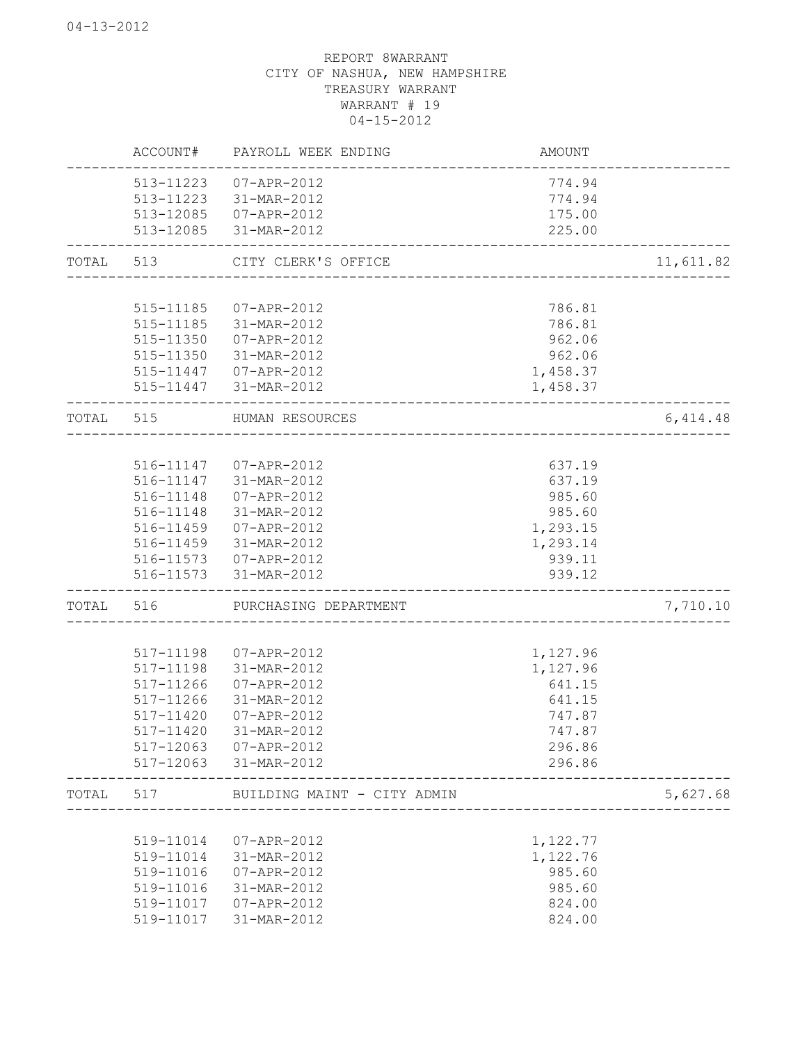REPORT 8WARRANT
CITY OF NASHUA, NEW HAMPSHIRE
TREASURY WARRANT
WARRANT # 19
04-15-2012

| | ACCOUNT# | PAYROLL WEEK ENDING | AMOUNT | |
|---|---|---|---|---|
| | 513-11223 | 07-APR-2012 | 774.94 | |
| | 513-11223 | 31-MAR-2012 | 774.94 | |
| | 513-12085 | 07-APR-2012 | 175.00 | |
| | 513-12085 | 31-MAR-2012 | 225.00 | |
| TOTAL | 513 | CITY CLERK'S OFFICE | | 11,611.82 |
| | 515-11185 | 07-APR-2012 | 786.81 | |
| | 515-11185 | 31-MAR-2012 | 786.81 | |
| | 515-11350 | 07-APR-2012 | 962.06 | |
| | 515-11350 | 31-MAR-2012 | 962.06 | |
| | 515-11447 | 07-APR-2012 | 1,458.37 | |
| | 515-11447 | 31-MAR-2012 | 1,458.37 | |
| TOTAL | 515 | HUMAN RESOURCES | | 6,414.48 |
| | 516-11147 | 07-APR-2012 | 637.19 | |
| | 516-11147 | 31-MAR-2012 | 637.19 | |
| | 516-11148 | 07-APR-2012 | 985.60 | |
| | 516-11148 | 31-MAR-2012 | 985.60 | |
| | 516-11459 | 07-APR-2012 | 1,293.15 | |
| | 516-11459 | 31-MAR-2012 | 1,293.14 | |
| | 516-11573 | 07-APR-2012 | 939.11 | |
| | 516-11573 | 31-MAR-2012 | 939.12 | |
| TOTAL | 516 | PURCHASING DEPARTMENT | | 7,710.10 |
| | 517-11198 | 07-APR-2012 | 1,127.96 | |
| | 517-11198 | 31-MAR-2012 | 1,127.96 | |
| | 517-11266 | 07-APR-2012 | 641.15 | |
| | 517-11266 | 31-MAR-2012 | 641.15 | |
| | 517-11420 | 07-APR-2012 | 747.87 | |
| | 517-11420 | 31-MAR-2012 | 747.87 | |
| | 517-12063 | 07-APR-2012 | 296.86 | |
| | 517-12063 | 31-MAR-2012 | 296.86 | |
| TOTAL | 517 | BUILDING MAINT - CITY ADMIN | | 5,627.68 |
| | 519-11014 | 07-APR-2012 | 1,122.77 | |
| | 519-11014 | 31-MAR-2012 | 1,122.76 | |
| | 519-11016 | 07-APR-2012 | 985.60 | |
| | 519-11016 | 31-MAR-2012 | 985.60 | |
| | 519-11017 | 07-APR-2012 | 824.00 | |
| | 519-11017 | 31-MAR-2012 | 824.00 | |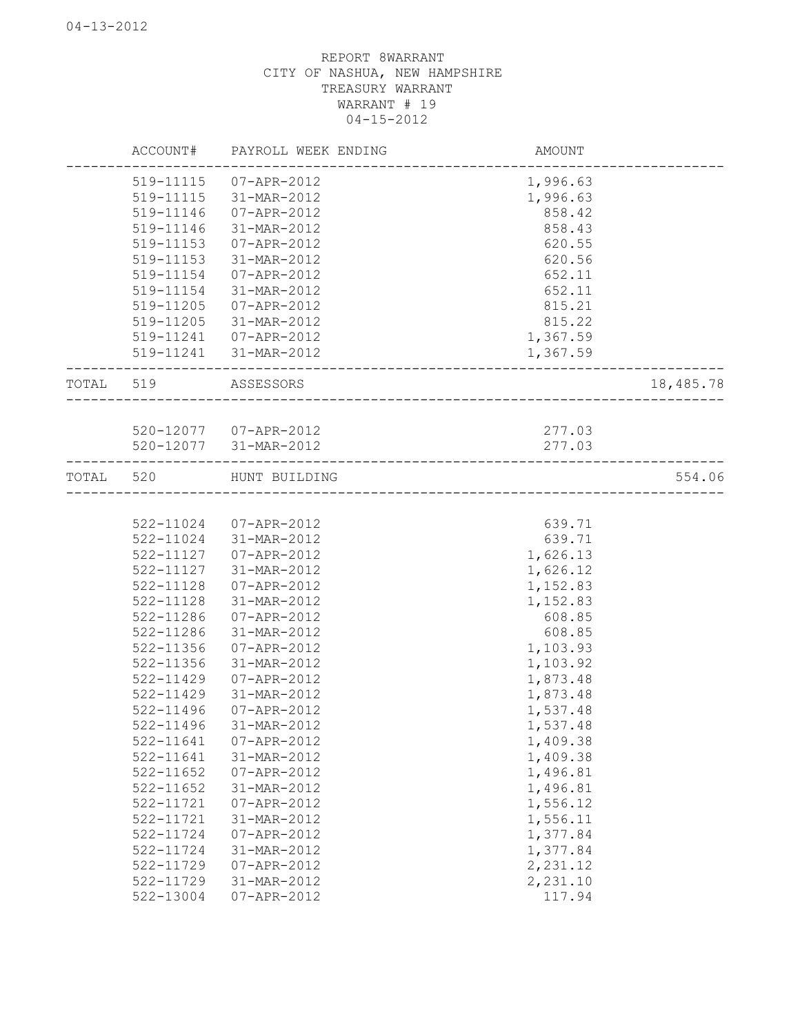04-13-2012

REPORT 8WARRANT
CITY OF NASHUA, NEW HAMPSHIRE
TREASURY WARRANT
WARRANT # 19
04-15-2012

| | ACCOUNT# | PAYROLL WEEK ENDING | AMOUNT | |
|---|---|---|---|---|
| | 519-11115 | 07-APR-2012 | 1,996.63 | |
| | 519-11115 | 31-MAR-2012 | 1,996.63 | |
| | 519-11146 | 07-APR-2012 | 858.42 | |
| | 519-11146 | 31-MAR-2012 | 858.43 | |
| | 519-11153 | 07-APR-2012 | 620.55 | |
| | 519-11153 | 31-MAR-2012 | 620.56 | |
| | 519-11154 | 07-APR-2012 | 652.11 | |
| | 519-11154 | 31-MAR-2012 | 652.11 | |
| | 519-11205 | 07-APR-2012 | 815.21 | |
| | 519-11205 | 31-MAR-2012 | 815.22 | |
| | 519-11241 | 07-APR-2012 | 1,367.59 | |
| | 519-11241 | 31-MAR-2012 | 1,367.59 | |
| TOTAL | 519 | ASSESSORS | | 18,485.78 |
| | 520-12077 | 07-APR-2012 | 277.03 | |
| | 520-12077 | 31-MAR-2012 | 277.03 | |
| TOTAL | 520 | HUNT BUILDING | | 554.06 |
| | 522-11024 | 07-APR-2012 | 639.71 | |
| | 522-11024 | 31-MAR-2012 | 639.71 | |
| | 522-11127 | 07-APR-2012 | 1,626.13 | |
| | 522-11127 | 31-MAR-2012 | 1,626.12 | |
| | 522-11128 | 07-APR-2012 | 1,152.83 | |
| | 522-11128 | 31-MAR-2012 | 1,152.83 | |
| | 522-11286 | 07-APR-2012 | 608.85 | |
| | 522-11286 | 31-MAR-2012 | 608.85 | |
| | 522-11356 | 07-APR-2012 | 1,103.93 | |
| | 522-11356 | 31-MAR-2012 | 1,103.92 | |
| | 522-11429 | 07-APR-2012 | 1,873.48 | |
| | 522-11429 | 31-MAR-2012 | 1,873.48 | |
| | 522-11496 | 07-APR-2012 | 1,537.48 | |
| | 522-11496 | 31-MAR-2012 | 1,537.48 | |
| | 522-11641 | 07-APR-2012 | 1,409.38 | |
| | 522-11641 | 31-MAR-2012 | 1,409.38 | |
| | 522-11652 | 07-APR-2012 | 1,496.81 | |
| | 522-11652 | 31-MAR-2012 | 1,496.81 | |
| | 522-11721 | 07-APR-2012 | 1,556.12 | |
| | 522-11721 | 31-MAR-2012 | 1,556.11 | |
| | 522-11724 | 07-APR-2012 | 1,377.84 | |
| | 522-11724 | 31-MAR-2012 | 1,377.84 | |
| | 522-11729 | 07-APR-2012 | 2,231.12 | |
| | 522-11729 | 31-MAR-2012 | 2,231.10 | |
| | 522-13004 | 07-APR-2012 | 117.94 | |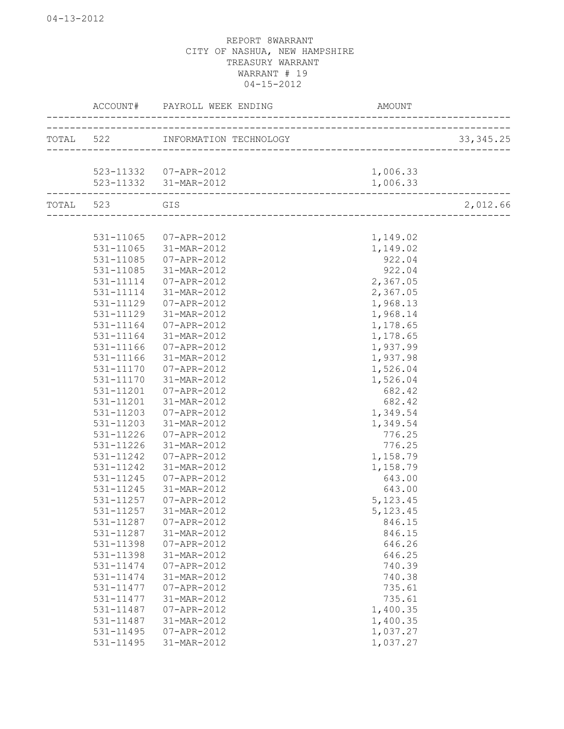04-13-2012

REPORT 8WARRANT
CITY OF NASHUA, NEW HAMPSHIRE
TREASURY WARRANT
WARRANT # 19
04-15-2012

| | ACCOUNT# | PAYROLL WEEK ENDING | AMOUNT | |
|---|---|---|---|---|
| TOTAL | 522 | INFORMATION TECHNOLOGY | | 33,345.25 |
| | 523-11332 | 07-APR-2012 | 1,006.33 | |
| | 523-11332 | 31-MAR-2012 | 1,006.33 | |
| TOTAL | 523 | GIS | | 2,012.66 |
| | 531-11065 | 07-APR-2012 | 1,149.02 | |
| | 531-11065 | 31-MAR-2012 | 1,149.02 | |
| | 531-11085 | 07-APR-2012 | 922.04 | |
| | 531-11085 | 31-MAR-2012 | 922.04 | |
| | 531-11114 | 07-APR-2012 | 2,367.05 | |
| | 531-11114 | 31-MAR-2012 | 2,367.05 | |
| | 531-11129 | 07-APR-2012 | 1,968.13 | |
| | 531-11129 | 31-MAR-2012 | 1,968.14 | |
| | 531-11164 | 07-APR-2012 | 1,178.65 | |
| | 531-11164 | 31-MAR-2012 | 1,178.65 | |
| | 531-11166 | 07-APR-2012 | 1,937.99 | |
| | 531-11166 | 31-MAR-2012 | 1,937.98 | |
| | 531-11170 | 07-APR-2012 | 1,526.04 | |
| | 531-11170 | 31-MAR-2012 | 1,526.04 | |
| | 531-11201 | 07-APR-2012 | 682.42 | |
| | 531-11201 | 31-MAR-2012 | 682.42 | |
| | 531-11203 | 07-APR-2012 | 1,349.54 | |
| | 531-11203 | 31-MAR-2012 | 1,349.54 | |
| | 531-11226 | 07-APR-2012 | 776.25 | |
| | 531-11226 | 31-MAR-2012 | 776.25 | |
| | 531-11242 | 07-APR-2012 | 1,158.79 | |
| | 531-11242 | 31-MAR-2012 | 1,158.79 | |
| | 531-11245 | 07-APR-2012 | 643.00 | |
| | 531-11245 | 31-MAR-2012 | 643.00 | |
| | 531-11257 | 07-APR-2012 | 5,123.45 | |
| | 531-11257 | 31-MAR-2012 | 5,123.45 | |
| | 531-11287 | 07-APR-2012 | 846.15 | |
| | 531-11287 | 31-MAR-2012 | 846.15 | |
| | 531-11398 | 07-APR-2012 | 646.26 | |
| | 531-11398 | 31-MAR-2012 | 646.25 | |
| | 531-11474 | 07-APR-2012 | 740.39 | |
| | 531-11474 | 31-MAR-2012 | 740.38 | |
| | 531-11477 | 07-APR-2012 | 735.61 | |
| | 531-11477 | 31-MAR-2012 | 735.61 | |
| | 531-11487 | 07-APR-2012 | 1,400.35 | |
| | 531-11487 | 31-MAR-2012 | 1,400.35 | |
| | 531-11495 | 07-APR-2012 | 1,037.27 | |
| | 531-11495 | 31-MAR-2012 | 1,037.27 | |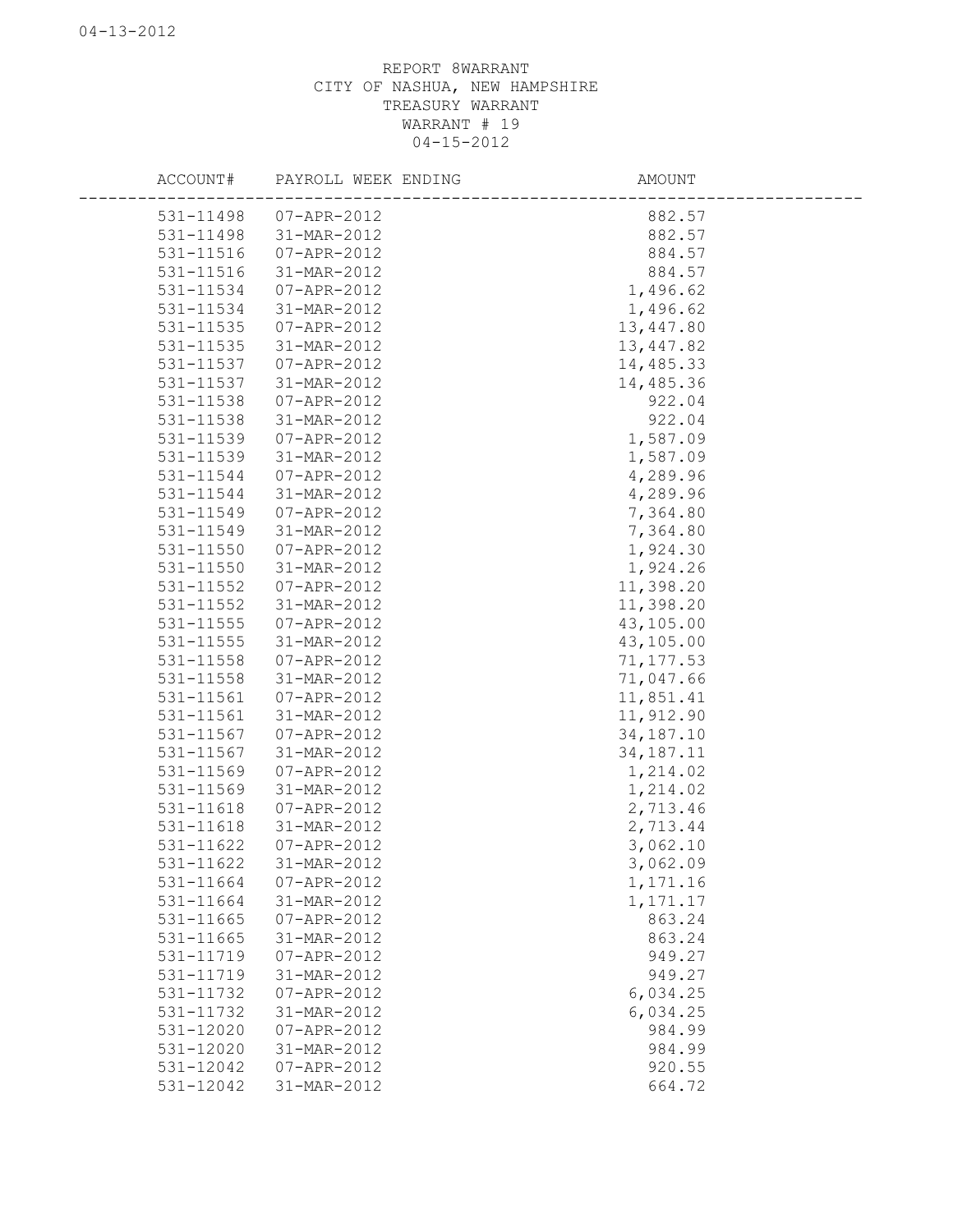REPORT 8WARRANT
CITY OF NASHUA, NEW HAMPSHIRE
TREASURY WARRANT
WARRANT # 19
04-15-2012

| ACCOUNT# | PAYROLL WEEK ENDING | AMOUNT |
|---|---|---|
| 531-11498 | 07-APR-2012 | 882.57 |
| 531-11498 | 31-MAR-2012 | 882.57 |
| 531-11516 | 07-APR-2012 | 884.57 |
| 531-11516 | 31-MAR-2012 | 884.57 |
| 531-11534 | 07-APR-2012 | 1,496.62 |
| 531-11534 | 31-MAR-2012 | 1,496.62 |
| 531-11535 | 07-APR-2012 | 13,447.80 |
| 531-11535 | 31-MAR-2012 | 13,447.82 |
| 531-11537 | 07-APR-2012 | 14,485.33 |
| 531-11537 | 31-MAR-2012 | 14,485.36 |
| 531-11538 | 07-APR-2012 | 922.04 |
| 531-11538 | 31-MAR-2012 | 922.04 |
| 531-11539 | 07-APR-2012 | 1,587.09 |
| 531-11539 | 31-MAR-2012 | 1,587.09 |
| 531-11544 | 07-APR-2012 | 4,289.96 |
| 531-11544 | 31-MAR-2012 | 4,289.96 |
| 531-11549 | 07-APR-2012 | 7,364.80 |
| 531-11549 | 31-MAR-2012 | 7,364.80 |
| 531-11550 | 07-APR-2012 | 1,924.30 |
| 531-11550 | 31-MAR-2012 | 1,924.26 |
| 531-11552 | 07-APR-2012 | 11,398.20 |
| 531-11552 | 31-MAR-2012 | 11,398.20 |
| 531-11555 | 07-APR-2012 | 43,105.00 |
| 531-11555 | 31-MAR-2012 | 43,105.00 |
| 531-11558 | 07-APR-2012 | 71,177.53 |
| 531-11558 | 31-MAR-2012 | 71,047.66 |
| 531-11561 | 07-APR-2012 | 11,851.41 |
| 531-11561 | 31-MAR-2012 | 11,912.90 |
| 531-11567 | 07-APR-2012 | 34,187.10 |
| 531-11567 | 31-MAR-2012 | 34,187.11 |
| 531-11569 | 07-APR-2012 | 1,214.02 |
| 531-11569 | 31-MAR-2012 | 1,214.02 |
| 531-11618 | 07-APR-2012 | 2,713.46 |
| 531-11618 | 31-MAR-2012 | 2,713.44 |
| 531-11622 | 07-APR-2012 | 3,062.10 |
| 531-11622 | 31-MAR-2012 | 3,062.09 |
| 531-11664 | 07-APR-2012 | 1,171.16 |
| 531-11664 | 31-MAR-2012 | 1,171.17 |
| 531-11665 | 07-APR-2012 | 863.24 |
| 531-11665 | 31-MAR-2012 | 863.24 |
| 531-11719 | 07-APR-2012 | 949.27 |
| 531-11719 | 31-MAR-2012 | 949.27 |
| 531-11732 | 07-APR-2012 | 6,034.25 |
| 531-11732 | 31-MAR-2012 | 6,034.25 |
| 531-12020 | 07-APR-2012 | 984.99 |
| 531-12020 | 31-MAR-2012 | 984.99 |
| 531-12042 | 07-APR-2012 | 920.55 |
| 531-12042 | 31-MAR-2012 | 664.72 |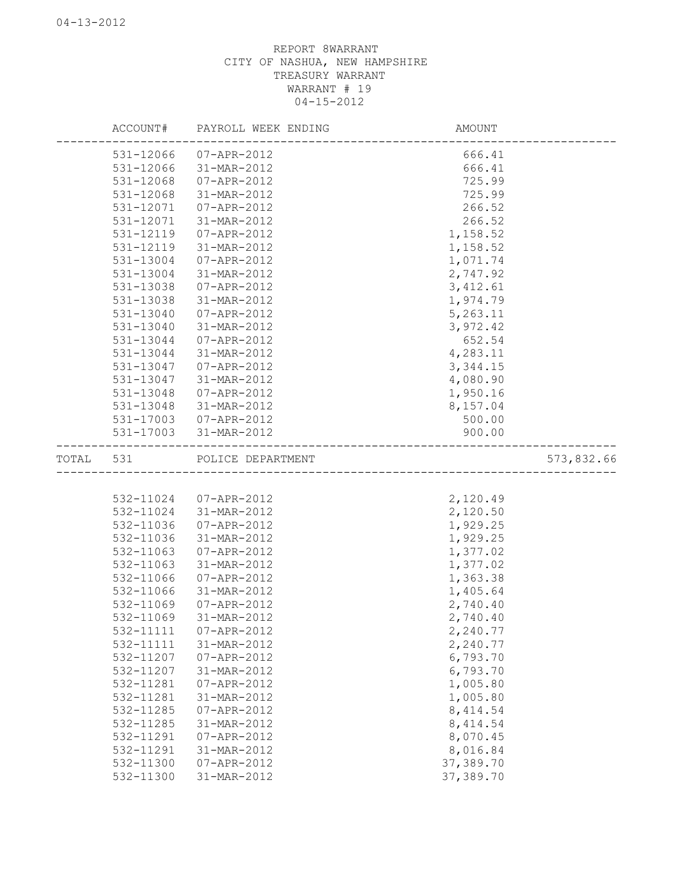04-13-2012

REPORT 8WARRANT
CITY OF NASHUA, NEW HAMPSHIRE
TREASURY WARRANT
WARRANT # 19
04-15-2012

| ACCOUNT# | PAYROLL WEEK ENDING | AMOUNT | |
|---|---|---|---|
| 531-12066 | 07-APR-2012 | 666.41 | |
| 531-12066 | 31-MAR-2012 | 666.41 | |
| 531-12068 | 07-APR-2012 | 725.99 | |
| 531-12068 | 31-MAR-2012 | 725.99 | |
| 531-12071 | 07-APR-2012 | 266.52 | |
| 531-12071 | 31-MAR-2012 | 266.52 | |
| 531-12119 | 07-APR-2012 | 1,158.52 | |
| 531-12119 | 31-MAR-2012 | 1,158.52 | |
| 531-13004 | 07-APR-2012 | 1,071.74 | |
| 531-13004 | 31-MAR-2012 | 2,747.92 | |
| 531-13038 | 07-APR-2012 | 3,412.61 | |
| 531-13038 | 31-MAR-2012 | 1,974.79 | |
| 531-13040 | 07-APR-2012 | 5,263.11 | |
| 531-13040 | 31-MAR-2012 | 3,972.42 | |
| 531-13044 | 07-APR-2012 | 652.54 | |
| 531-13044 | 31-MAR-2012 | 4,283.11 | |
| 531-13047 | 07-APR-2012 | 3,344.15 | |
| 531-13047 | 31-MAR-2012 | 4,080.90 | |
| 531-13048 | 07-APR-2012 | 1,950.16 | |
| 531-13048 | 31-MAR-2012 | 8,157.04 | |
| 531-17003 | 07-APR-2012 | 500.00 | |
| 531-17003 | 31-MAR-2012 | 900.00 | |
| TOTAL 531 | POLICE DEPARTMENT | | 573,832.66 |
| 532-11024 | 07-APR-2012 | 2,120.49 | |
| 532-11024 | 31-MAR-2012 | 2,120.50 | |
| 532-11036 | 07-APR-2012 | 1,929.25 | |
| 532-11036 | 31-MAR-2012 | 1,929.25 | |
| 532-11063 | 07-APR-2012 | 1,377.02 | |
| 532-11063 | 31-MAR-2012 | 1,377.02 | |
| 532-11066 | 07-APR-2012 | 1,363.38 | |
| 532-11066 | 31-MAR-2012 | 1,405.64 | |
| 532-11069 | 07-APR-2012 | 2,740.40 | |
| 532-11069 | 31-MAR-2012 | 2,740.40 | |
| 532-11111 | 07-APR-2012 | 2,240.77 | |
| 532-11111 | 31-MAR-2012 | 2,240.77 | |
| 532-11207 | 07-APR-2012 | 6,793.70 | |
| 532-11207 | 31-MAR-2012 | 6,793.70 | |
| 532-11281 | 07-APR-2012 | 1,005.80 | |
| 532-11281 | 31-MAR-2012 | 1,005.80 | |
| 532-11285 | 07-APR-2012 | 8,414.54 | |
| 532-11285 | 31-MAR-2012 | 8,414.54 | |
| 532-11291 | 07-APR-2012 | 8,070.45 | |
| 532-11291 | 31-MAR-2012 | 8,016.84 | |
| 532-11300 | 07-APR-2012 | 37,389.70 | |
| 532-11300 | 31-MAR-2012 | 37,389.70 | |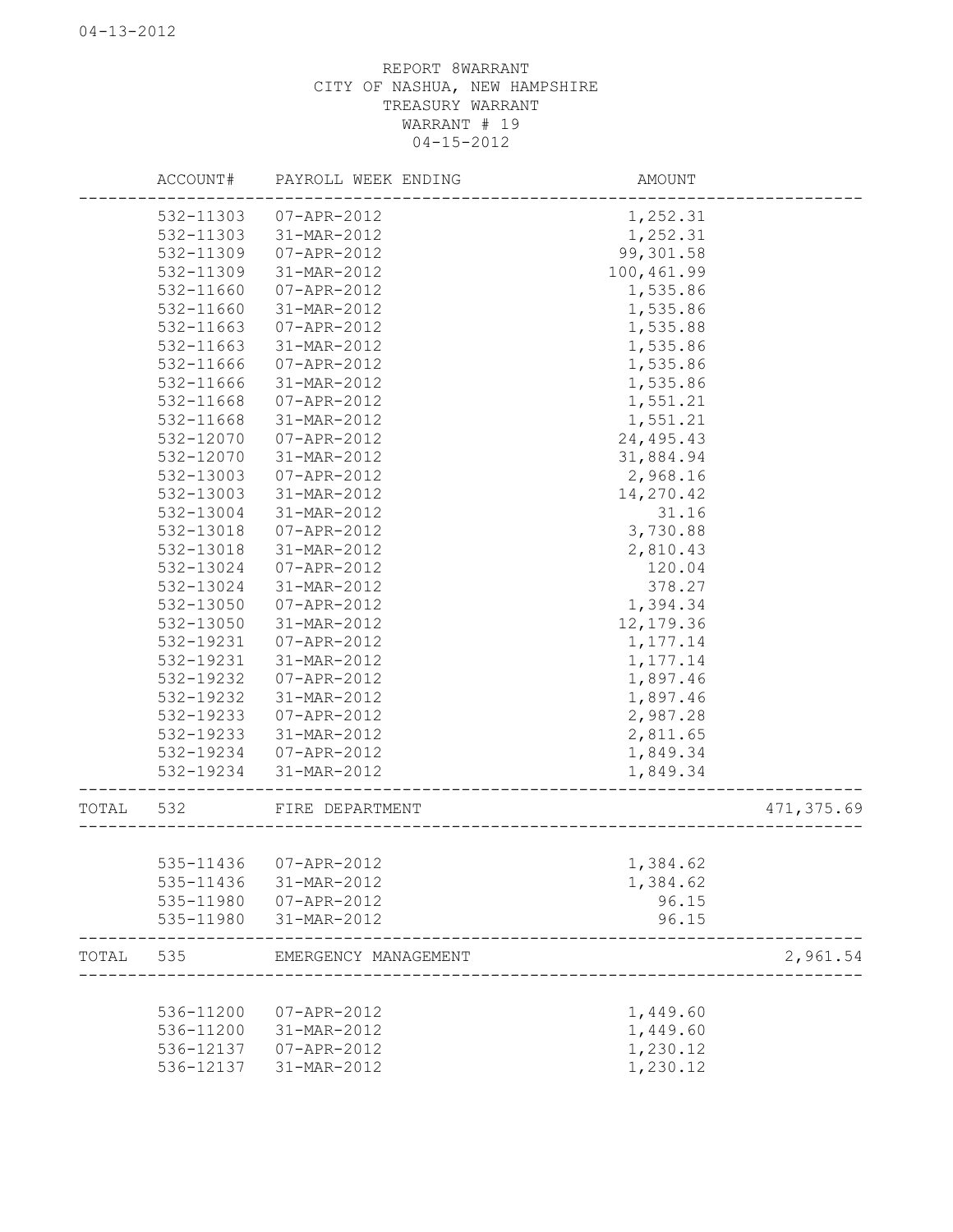04-13-2012

REPORT 8WARRANT
CITY OF NASHUA, NEW HAMPSHIRE
TREASURY WARRANT
WARRANT # 19
04-15-2012

| | ACCOUNT# | PAYROLL WEEK ENDING | AMOUNT | |
|---|---|---|---|---|
| | 532-11303 | 07-APR-2012 | 1,252.31 | |
| | 532-11303 | 31-MAR-2012 | 1,252.31 | |
| | 532-11309 | 07-APR-2012 | 99,301.58 | |
| | 532-11309 | 31-MAR-2012 | 100,461.99 | |
| | 532-11660 | 07-APR-2012 | 1,535.86 | |
| | 532-11660 | 31-MAR-2012 | 1,535.86 | |
| | 532-11663 | 07-APR-2012 | 1,535.88 | |
| | 532-11663 | 31-MAR-2012 | 1,535.86 | |
| | 532-11666 | 07-APR-2012 | 1,535.86 | |
| | 532-11666 | 31-MAR-2012 | 1,535.86 | |
| | 532-11668 | 07-APR-2012 | 1,551.21 | |
| | 532-11668 | 31-MAR-2012 | 1,551.21 | |
| | 532-12070 | 07-APR-2012 | 24,495.43 | |
| | 532-12070 | 31-MAR-2012 | 31,884.94 | |
| | 532-13003 | 07-APR-2012 | 2,968.16 | |
| | 532-13003 | 31-MAR-2012 | 14,270.42 | |
| | 532-13004 | 31-MAR-2012 | 31.16 | |
| | 532-13018 | 07-APR-2012 | 3,730.88 | |
| | 532-13018 | 31-MAR-2012 | 2,810.43 | |
| | 532-13024 | 07-APR-2012 | 120.04 | |
| | 532-13024 | 31-MAR-2012 | 378.27 | |
| | 532-13050 | 07-APR-2012 | 1,394.34 | |
| | 532-13050 | 31-MAR-2012 | 12,179.36 | |
| | 532-19231 | 07-APR-2012 | 1,177.14 | |
| | 532-19231 | 31-MAR-2012 | 1,177.14 | |
| | 532-19232 | 07-APR-2012 | 1,897.46 | |
| | 532-19232 | 31-MAR-2012 | 1,897.46 | |
| | 532-19233 | 07-APR-2012 | 2,987.28 | |
| | 532-19233 | 31-MAR-2012 | 2,811.65 | |
| | 532-19234 | 07-APR-2012 | 1,849.34 | |
| | 532-19234 | 31-MAR-2012 | 1,849.34 | |
| TOTAL | 532 | FIRE DEPARTMENT | | 471,375.69 |
| | 535-11436 | 07-APR-2012 | 1,384.62 | |
| | 535-11436 | 31-MAR-2012 | 1,384.62 | |
| | 535-11980 | 07-APR-2012 | 96.15 | |
| | 535-11980 | 31-MAR-2012 | 96.15 | |
| TOTAL | 535 | EMERGENCY MANAGEMENT | | 2,961.54 |
| | 536-11200 | 07-APR-2012 | 1,449.60 | |
| | 536-11200 | 31-MAR-2012 | 1,449.60 | |
| | 536-12137 | 07-APR-2012 | 1,230.12 | |
| | 536-12137 | 31-MAR-2012 | 1,230.12 | |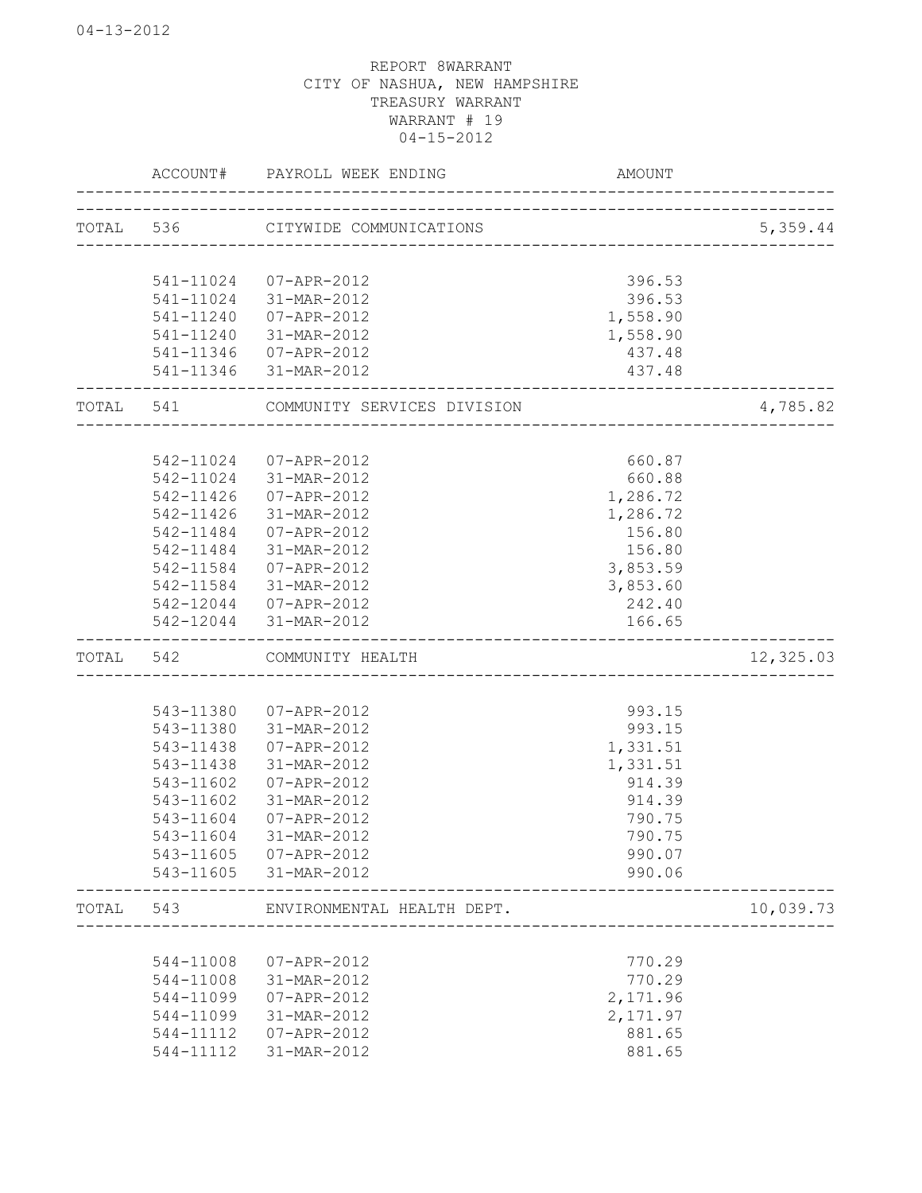04-13-2012

REPORT 8WARRANT
CITY OF NASHUA, NEW HAMPSHIRE
TREASURY WARRANT
WARRANT # 19
04-15-2012

| | ACCOUNT# | PAYROLL WEEK ENDING | AMOUNT | |
|---|---|---|---|---|
| TOTAL | 536 | CITYWIDE COMMUNICATIONS | | 5,359.44 |
| | 541-11024 | 07-APR-2012 | 396.53 | |
| | 541-11024 | 31-MAR-2012 | 396.53 | |
| | 541-11240 | 07-APR-2012 | 1,558.90 | |
| | 541-11240 | 31-MAR-2012 | 1,558.90 | |
| | 541-11346 | 07-APR-2012 | 437.48 | |
| | 541-11346 | 31-MAR-2012 | 437.48 | |
| TOTAL | 541 | COMMUNITY SERVICES DIVISION | | 4,785.82 |
| | 542-11024 | 07-APR-2012 | 660.87 | |
| | 542-11024 | 31-MAR-2012 | 660.88 | |
| | 542-11426 | 07-APR-2012 | 1,286.72 | |
| | 542-11426 | 31-MAR-2012 | 1,286.72 | |
| | 542-11484 | 07-APR-2012 | 156.80 | |
| | 542-11484 | 31-MAR-2012 | 156.80 | |
| | 542-11584 | 07-APR-2012 | 3,853.59 | |
| | 542-11584 | 31-MAR-2012 | 3,853.60 | |
| | 542-12044 | 07-APR-2012 | 242.40 | |
| | 542-12044 | 31-MAR-2012 | 166.65 | |
| TOTAL | 542 | COMMUNITY HEALTH | | 12,325.03 |
| | 543-11380 | 07-APR-2012 | 993.15 | |
| | 543-11380 | 31-MAR-2012 | 993.15 | |
| | 543-11438 | 07-APR-2012 | 1,331.51 | |
| | 543-11438 | 31-MAR-2012 | 1,331.51 | |
| | 543-11602 | 07-APR-2012 | 914.39 | |
| | 543-11602 | 31-MAR-2012 | 914.39 | |
| | 543-11604 | 07-APR-2012 | 790.75 | |
| | 543-11604 | 31-MAR-2012 | 790.75 | |
| | 543-11605 | 07-APR-2012 | 990.07 | |
| | 543-11605 | 31-MAR-2012 | 990.06 | |
| TOTAL | 543 | ENVIRONMENTAL HEALTH DEPT. | | 10,039.73 |
| | 544-11008 | 07-APR-2012 | 770.29 | |
| | 544-11008 | 31-MAR-2012 | 770.29 | |
| | 544-11099 | 07-APR-2012 | 2,171.96 | |
| | 544-11099 | 31-MAR-2012 | 2,171.97 | |
| | 544-11112 | 07-APR-2012 | 881.65 | |
| | 544-11112 | 31-MAR-2012 | 881.65 | |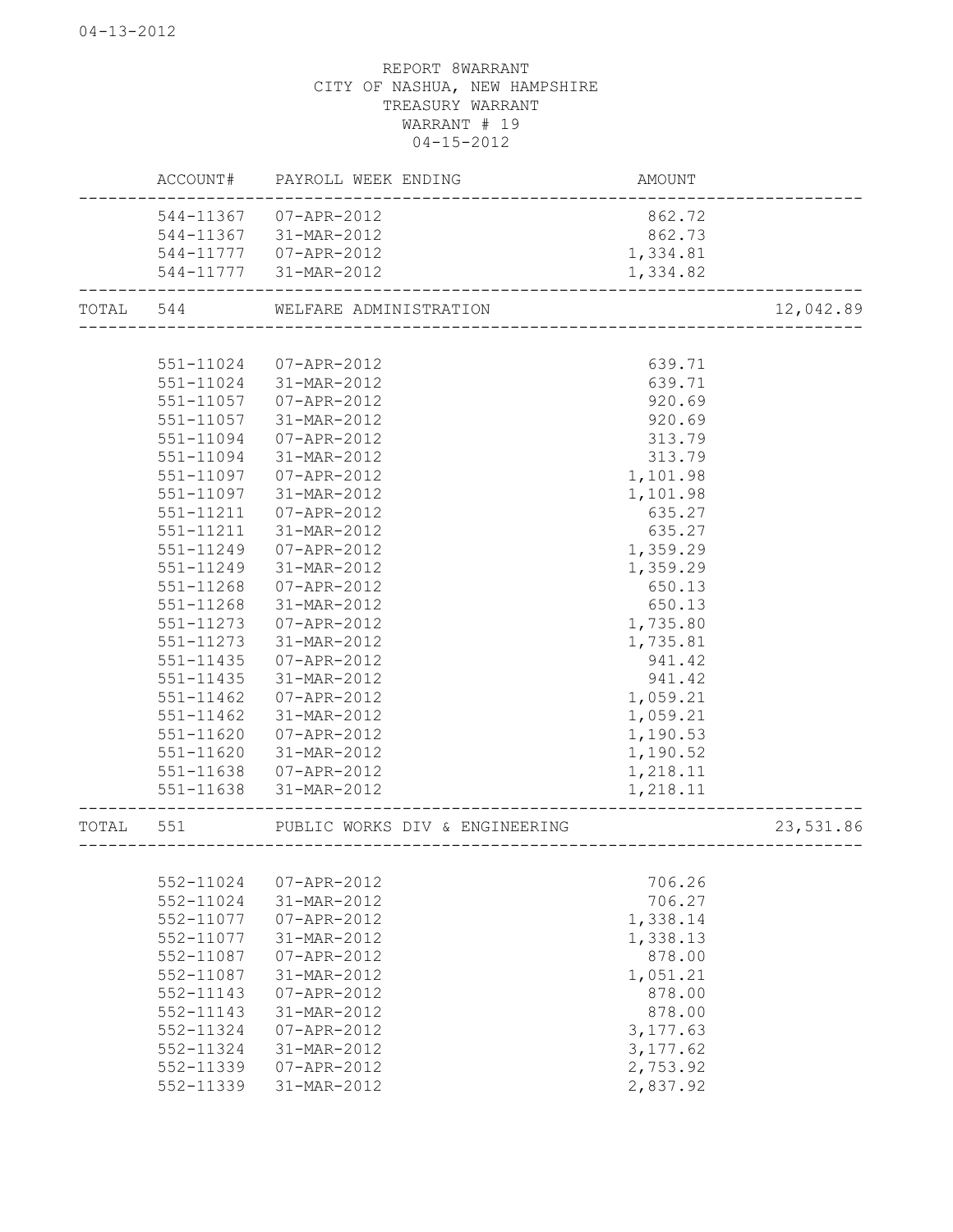04-13-2012

REPORT 8WARRANT
CITY OF NASHUA, NEW HAMPSHIRE
TREASURY WARRANT
WARRANT # 19
04-15-2012

| | ACCOUNT# | PAYROLL WEEK ENDING | AMOUNT | |
|---|---|---|---|---|
| | 544-11367 | 07-APR-2012 | 862.72 | |
| | 544-11367 | 31-MAR-2012 | 862.73 | |
| | 544-11777 | 07-APR-2012 | 1,334.81 | |
| | 544-11777 | 31-MAR-2012 | 1,334.82 | |
| TOTAL | 544 | WELFARE ADMINISTRATION | | 12,042.89 |
| | 551-11024 | 07-APR-2012 | 639.71 | |
| | 551-11024 | 31-MAR-2012 | 639.71 | |
| | 551-11057 | 07-APR-2012 | 920.69 | |
| | 551-11057 | 31-MAR-2012 | 920.69 | |
| | 551-11094 | 07-APR-2012 | 313.79 | |
| | 551-11094 | 31-MAR-2012 | 313.79 | |
| | 551-11097 | 07-APR-2012 | 1,101.98 | |
| | 551-11097 | 31-MAR-2012 | 1,101.98 | |
| | 551-11211 | 07-APR-2012 | 635.27 | |
| | 551-11211 | 31-MAR-2012 | 635.27 | |
| | 551-11249 | 07-APR-2012 | 1,359.29 | |
| | 551-11249 | 31-MAR-2012 | 1,359.29 | |
| | 551-11268 | 07-APR-2012 | 650.13 | |
| | 551-11268 | 31-MAR-2012 | 650.13 | |
| | 551-11273 | 07-APR-2012 | 1,735.80 | |
| | 551-11273 | 31-MAR-2012 | 1,735.81 | |
| | 551-11435 | 07-APR-2012 | 941.42 | |
| | 551-11435 | 31-MAR-2012 | 941.42 | |
| | 551-11462 | 07-APR-2012 | 1,059.21 | |
| | 551-11462 | 31-MAR-2012 | 1,059.21 | |
| | 551-11620 | 07-APR-2012 | 1,190.53 | |
| | 551-11620 | 31-MAR-2012 | 1,190.52 | |
| | 551-11638 | 07-APR-2012 | 1,218.11 | |
| | 551-11638 | 31-MAR-2012 | 1,218.11 | |
| TOTAL | 551 | PUBLIC WORKS DIV & ENGINEERING | | 23,531.86 |
| | 552-11024 | 07-APR-2012 | 706.26 | |
| | 552-11024 | 31-MAR-2012 | 706.27 | |
| | 552-11077 | 07-APR-2012 | 1,338.14 | |
| | 552-11077 | 31-MAR-2012 | 1,338.13 | |
| | 552-11087 | 07-APR-2012 | 878.00 | |
| | 552-11087 | 31-MAR-2012 | 1,051.21 | |
| | 552-11143 | 07-APR-2012 | 878.00 | |
| | 552-11143 | 31-MAR-2012 | 878.00 | |
| | 552-11324 | 07-APR-2012 | 3,177.63 | |
| | 552-11324 | 31-MAR-2012 | 3,177.62 | |
| | 552-11339 | 07-APR-2012 | 2,753.92 | |
| | 552-11339 | 31-MAR-2012 | 2,837.92 | |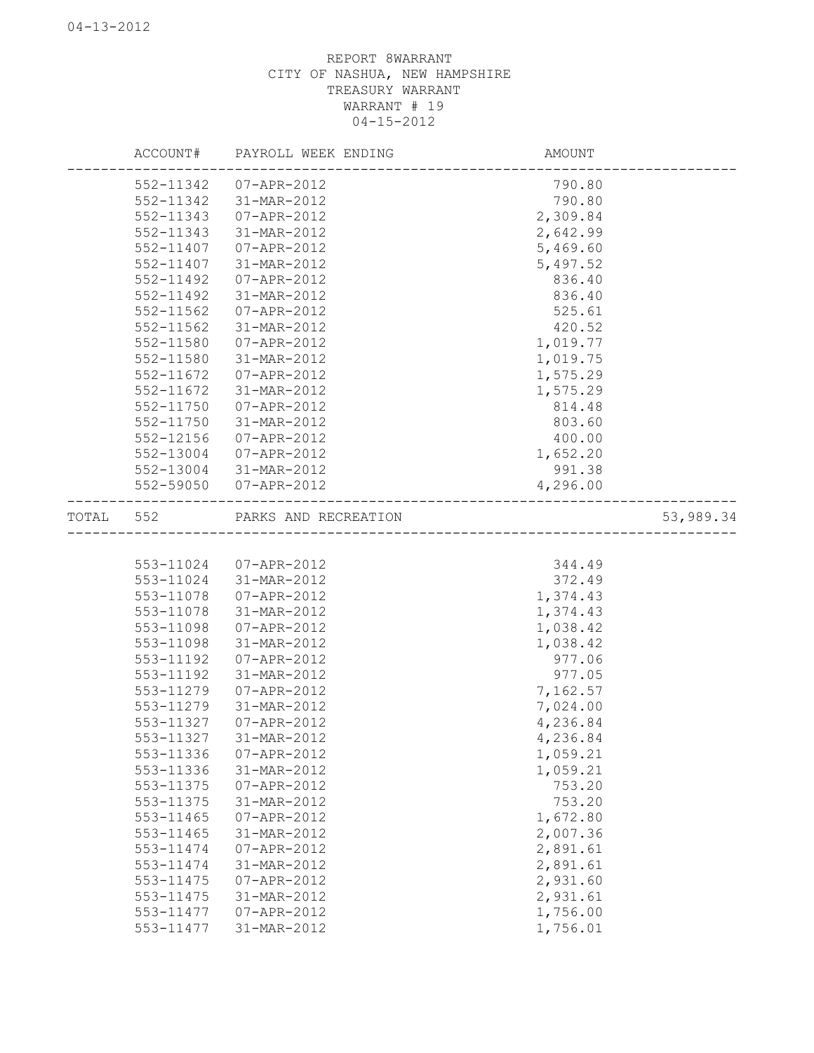04-13-2012

REPORT 8WARRANT
CITY OF NASHUA, NEW HAMPSHIRE
TREASURY WARRANT
WARRANT # 19
04-15-2012

| | ACCOUNT# | PAYROLL WEEK ENDING | AMOUNT | |
|---|---|---|---|---|
| | 552-11342 | 07-APR-2012 | 790.80 | |
| | 552-11342 | 31-MAR-2012 | 790.80 | |
| | 552-11343 | 07-APR-2012 | 2,309.84 | |
| | 552-11343 | 31-MAR-2012 | 2,642.99 | |
| | 552-11407 | 07-APR-2012 | 5,469.60 | |
| | 552-11407 | 31-MAR-2012 | 5,497.52 | |
| | 552-11492 | 07-APR-2012 | 836.40 | |
| | 552-11492 | 31-MAR-2012 | 836.40 | |
| | 552-11562 | 07-APR-2012 | 525.61 | |
| | 552-11562 | 31-MAR-2012 | 420.52 | |
| | 552-11580 | 07-APR-2012 | 1,019.77 | |
| | 552-11580 | 31-MAR-2012 | 1,019.75 | |
| | 552-11672 | 07-APR-2012 | 1,575.29 | |
| | 552-11672 | 31-MAR-2012 | 1,575.29 | |
| | 552-11750 | 07-APR-2012 | 814.48 | |
| | 552-11750 | 31-MAR-2012 | 803.60 | |
| | 552-12156 | 07-APR-2012 | 400.00 | |
| | 552-13004 | 07-APR-2012 | 1,652.20 | |
| | 552-13004 | 31-MAR-2012 | 991.38 | |
| | 552-59050 | 07-APR-2012 | 4,296.00 | |
| TOTAL | 552 | PARKS AND RECREATION | | 53,989.34 |
| | 553-11024 | 07-APR-2012 | 344.49 | |
| | 553-11024 | 31-MAR-2012 | 372.49 | |
| | 553-11078 | 07-APR-2012 | 1,374.43 | |
| | 553-11078 | 31-MAR-2012 | 1,374.43 | |
| | 553-11098 | 07-APR-2012 | 1,038.42 | |
| | 553-11098 | 31-MAR-2012 | 1,038.42 | |
| | 553-11192 | 07-APR-2012 | 977.06 | |
| | 553-11192 | 31-MAR-2012 | 977.05 | |
| | 553-11279 | 07-APR-2012 | 7,162.57 | |
| | 553-11279 | 31-MAR-2012 | 7,024.00 | |
| | 553-11327 | 07-APR-2012 | 4,236.84 | |
| | 553-11327 | 31-MAR-2012 | 4,236.84 | |
| | 553-11336 | 07-APR-2012 | 1,059.21 | |
| | 553-11336 | 31-MAR-2012 | 1,059.21 | |
| | 553-11375 | 07-APR-2012 | 753.20 | |
| | 553-11375 | 31-MAR-2012 | 753.20 | |
| | 553-11465 | 07-APR-2012 | 1,672.80 | |
| | 553-11465 | 31-MAR-2012 | 2,007.36 | |
| | 553-11474 | 07-APR-2012 | 2,891.61 | |
| | 553-11474 | 31-MAR-2012 | 2,891.61 | |
| | 553-11475 | 07-APR-2012 | 2,931.60 | |
| | 553-11475 | 31-MAR-2012 | 2,931.61 | |
| | 553-11477 | 07-APR-2012 | 1,756.00 | |
| | 553-11477 | 31-MAR-2012 | 1,756.01 | |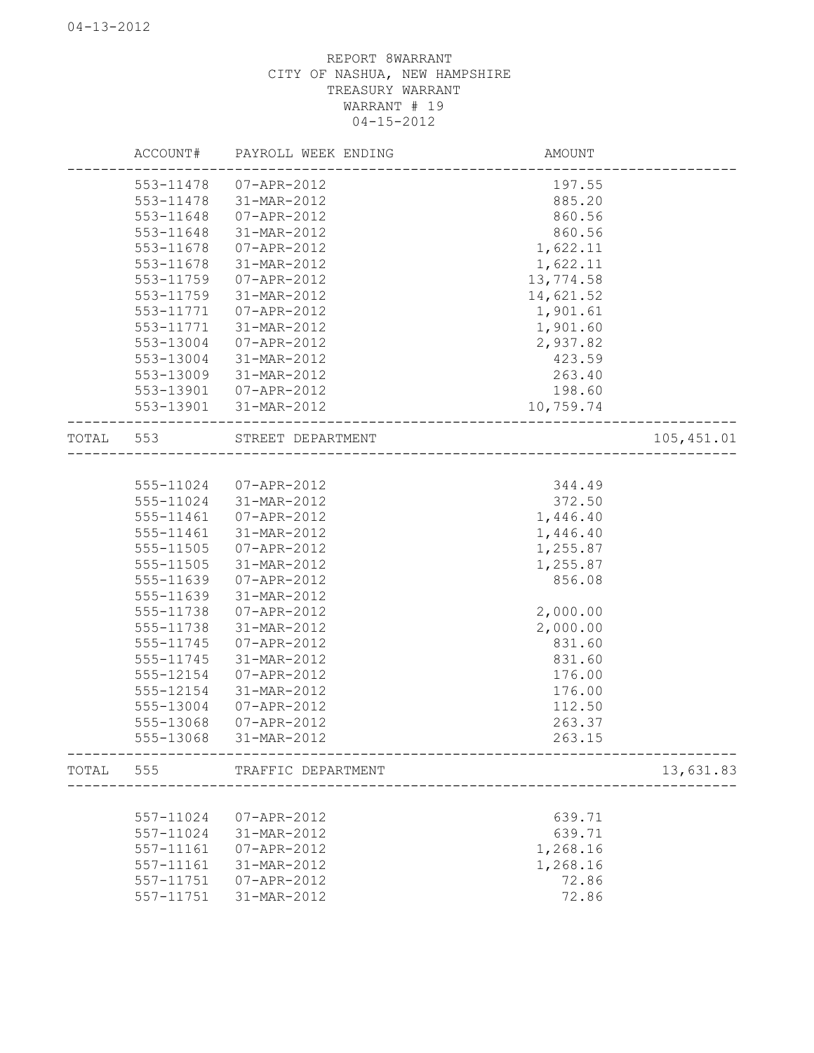REPORT 8WARRANT
CITY OF NASHUA, NEW HAMPSHIRE
TREASURY WARRANT
WARRANT # 19
04-15-2012

| | ACCOUNT# | PAYROLL WEEK ENDING | AMOUNT | |
|---|---|---|---|---|
| | 553-11478 | 07-APR-2012 | 197.55 | |
| | 553-11478 | 31-MAR-2012 | 885.20 | |
| | 553-11648 | 07-APR-2012 | 860.56 | |
| | 553-11648 | 31-MAR-2012 | 860.56 | |
| | 553-11678 | 07-APR-2012 | 1,622.11 | |
| | 553-11678 | 31-MAR-2012 | 1,622.11 | |
| | 553-11759 | 07-APR-2012 | 13,774.58 | |
| | 553-11759 | 31-MAR-2012 | 14,621.52 | |
| | 553-11771 | 07-APR-2012 | 1,901.61 | |
| | 553-11771 | 31-MAR-2012 | 1,901.60 | |
| | 553-13004 | 07-APR-2012 | 2,937.82 | |
| | 553-13004 | 31-MAR-2012 | 423.59 | |
| | 553-13009 | 31-MAR-2012 | 263.40 | |
| | 553-13901 | 07-APR-2012 | 198.60 | |
| | 553-13901 | 31-MAR-2012 | 10,759.74 | |
| TOTAL | 553 | STREET DEPARTMENT | | 105,451.01 |
| | 555-11024 | 07-APR-2012 | 344.49 | |
| | 555-11024 | 31-MAR-2012 | 372.50 | |
| | 555-11461 | 07-APR-2012 | 1,446.40 | |
| | 555-11461 | 31-MAR-2012 | 1,446.40 | |
| | 555-11505 | 07-APR-2012 | 1,255.87 | |
| | 555-11505 | 31-MAR-2012 | 1,255.87 | |
| | 555-11639 | 07-APR-2012 | 856.08 | |
| | 555-11639 | 31-MAR-2012 | | |
| | 555-11738 | 07-APR-2012 | 2,000.00 | |
| | 555-11738 | 31-MAR-2012 | 2,000.00 | |
| | 555-11745 | 07-APR-2012 | 831.60 | |
| | 555-11745 | 31-MAR-2012 | 831.60 | |
| | 555-12154 | 07-APR-2012 | 176.00 | |
| | 555-12154 | 31-MAR-2012 | 176.00 | |
| | 555-13004 | 07-APR-2012 | 112.50 | |
| | 555-13068 | 07-APR-2012 | 263.37 | |
| | 555-13068 | 31-MAR-2012 | 263.15 | |
| TOTAL | 555 | TRAFFIC DEPARTMENT | | 13,631.83 |
| | 557-11024 | 07-APR-2012 | 639.71 | |
| | 557-11024 | 31-MAR-2012 | 639.71 | |
| | 557-11161 | 07-APR-2012 | 1,268.16 | |
| | 557-11161 | 31-MAR-2012 | 1,268.16 | |
| | 557-11751 | 07-APR-2012 | 72.86 | |
| | 557-11751 | 31-MAR-2012 | 72.86 | |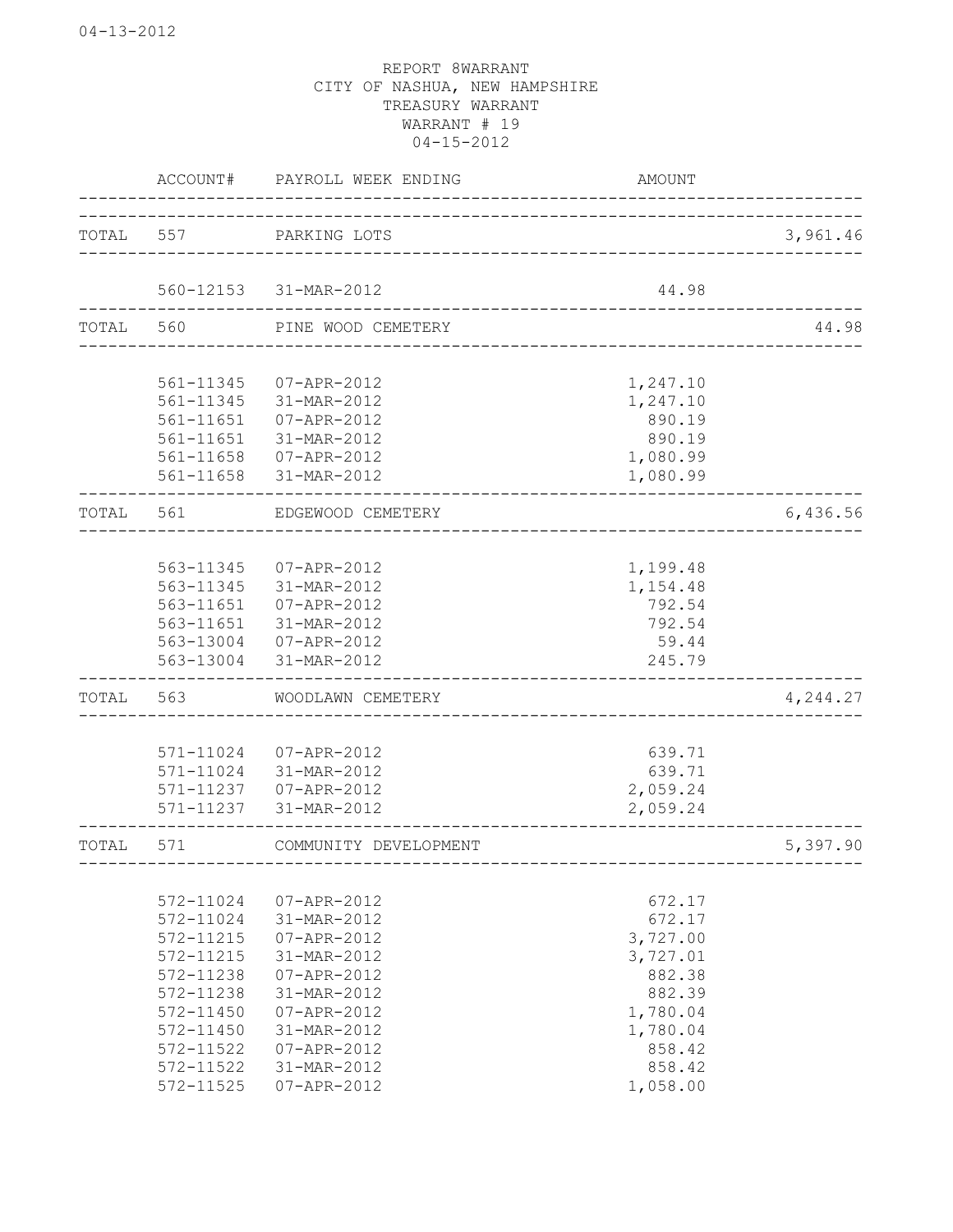REPORT 8WARRANT
CITY OF NASHUA, NEW HAMPSHIRE
TREASURY WARRANT
WARRANT # 19
04-15-2012

| | ACCOUNT# | PAYROLL WEEK ENDING | AMOUNT | |
|---|---|---|---|---|
| TOTAL | 557 | PARKING LOTS | | 3,961.46 |
| | 560-12153 | 31-MAR-2012 | 44.98 | |
| TOTAL | 560 | PINE WOOD CEMETERY | | 44.98 |
| | 561-11345 | 07-APR-2012 | 1,247.10 | |
| | 561-11345 | 31-MAR-2012 | 1,247.10 | |
| | 561-11651 | 07-APR-2012 | 890.19 | |
| | 561-11651 | 31-MAR-2012 | 890.19 | |
| | 561-11658 | 07-APR-2012 | 1,080.99 | |
| | 561-11658 | 31-MAR-2012 | 1,080.99 | |
| TOTAL | 561 | EDGEWOOD CEMETERY | | 6,436.56 |
| | 563-11345 | 07-APR-2012 | 1,199.48 | |
| | 563-11345 | 31-MAR-2012 | 1,154.48 | |
| | 563-11651 | 07-APR-2012 | 792.54 | |
| | 563-11651 | 31-MAR-2012 | 792.54 | |
| | 563-13004 | 07-APR-2012 | 59.44 | |
| | 563-13004 | 31-MAR-2012 | 245.79 | |
| TOTAL | 563 | WOODLAWN CEMETERY | | 4,244.27 |
| | 571-11024 | 07-APR-2012 | 639.71 | |
| | 571-11024 | 31-MAR-2012 | 639.71 | |
| | 571-11237 | 07-APR-2012 | 2,059.24 | |
| | 571-11237 | 31-MAR-2012 | 2,059.24 | |
| TOTAL | 571 | COMMUNITY DEVELOPMENT | | 5,397.90 |
| | 572-11024 | 07-APR-2012 | 672.17 | |
| | 572-11024 | 31-MAR-2012 | 672.17 | |
| | 572-11215 | 07-APR-2012 | 3,727.00 | |
| | 572-11215 | 31-MAR-2012 | 3,727.01 | |
| | 572-11238 | 07-APR-2012 | 882.38 | |
| | 572-11238 | 31-MAR-2012 | 882.39 | |
| | 572-11450 | 07-APR-2012 | 1,780.04 | |
| | 572-11450 | 31-MAR-2012 | 1,780.04 | |
| | 572-11522 | 07-APR-2012 | 858.42 | |
| | 572-11522 | 31-MAR-2012 | 858.42 | |
| | 572-11525 | 07-APR-2012 | 1,058.00 | |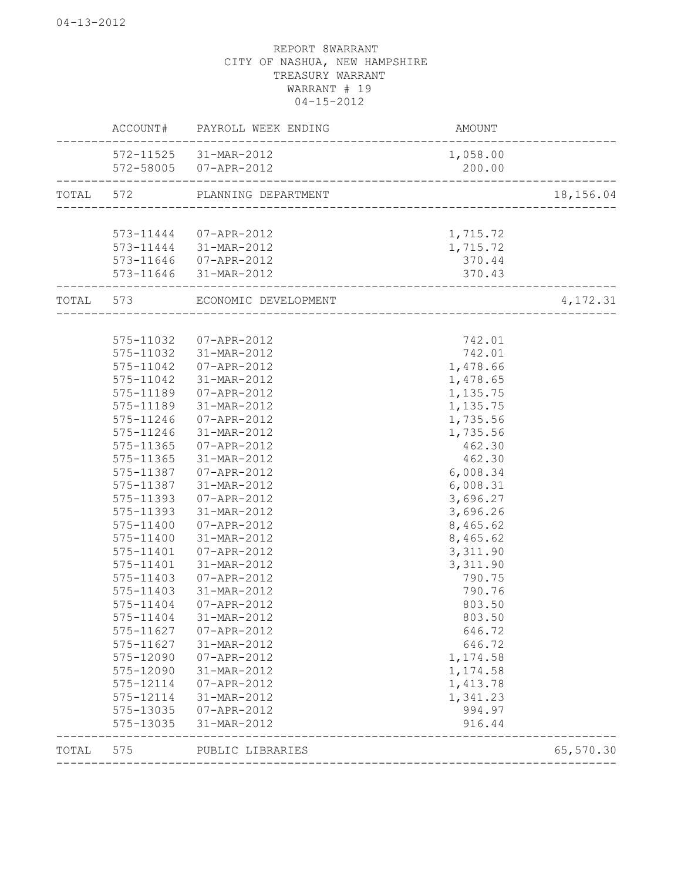04-13-2012

REPORT 8WARRANT
CITY OF NASHUA, NEW HAMPSHIRE
TREASURY WARRANT
WARRANT # 19
04-15-2012

| | ACCOUNT# | PAYROLL WEEK ENDING | AMOUNT | |
|---|---|---|---|---|
| | 572-11525 | 31-MAR-2012 | 1,058.00 | |
| | 572-58005 | 07-APR-2012 | 200.00 | |
| TOTAL | 572 | PLANNING DEPARTMENT | | 18,156.04 |
| | 573-11444 | 07-APR-2012 | 1,715.72 | |
| | 573-11444 | 31-MAR-2012 | 1,715.72 | |
| | 573-11646 | 07-APR-2012 | 370.44 | |
| | 573-11646 | 31-MAR-2012 | 370.43 | |
| TOTAL | 573 | ECONOMIC DEVELOPMENT | | 4,172.31 |
| | 575-11032 | 07-APR-2012 | 742.01 | |
| | 575-11032 | 31-MAR-2012 | 742.01 | |
| | 575-11042 | 07-APR-2012 | 1,478.66 | |
| | 575-11042 | 31-MAR-2012 | 1,478.65 | |
| | 575-11189 | 07-APR-2012 | 1,135.75 | |
| | 575-11189 | 31-MAR-2012 | 1,135.75 | |
| | 575-11246 | 07-APR-2012 | 1,735.56 | |
| | 575-11246 | 31-MAR-2012 | 1,735.56 | |
| | 575-11365 | 07-APR-2012 | 462.30 | |
| | 575-11365 | 31-MAR-2012 | 462.30 | |
| | 575-11387 | 07-APR-2012 | 6,008.34 | |
| | 575-11387 | 31-MAR-2012 | 6,008.31 | |
| | 575-11393 | 07-APR-2012 | 3,696.27 | |
| | 575-11393 | 31-MAR-2012 | 3,696.26 | |
| | 575-11400 | 07-APR-2012 | 8,465.62 | |
| | 575-11400 | 31-MAR-2012 | 8,465.62 | |
| | 575-11401 | 07-APR-2012 | 3,311.90 | |
| | 575-11401 | 31-MAR-2012 | 3,311.90 | |
| | 575-11403 | 07-APR-2012 | 790.75 | |
| | 575-11403 | 31-MAR-2012 | 790.76 | |
| | 575-11404 | 07-APR-2012 | 803.50 | |
| | 575-11404 | 31-MAR-2012 | 803.50 | |
| | 575-11627 | 07-APR-2012 | 646.72 | |
| | 575-11627 | 31-MAR-2012 | 646.72 | |
| | 575-12090 | 07-APR-2012 | 1,174.58 | |
| | 575-12090 | 31-MAR-2012 | 1,174.58 | |
| | 575-12114 | 07-APR-2012 | 1,413.78 | |
| | 575-12114 | 31-MAR-2012 | 1,341.23 | |
| | 575-13035 | 07-APR-2012 | 994.97 | |
| | 575-13035 | 31-MAR-2012 | 916.44 | |
| TOTAL | 575 | PUBLIC LIBRARIES | | 65,570.30 |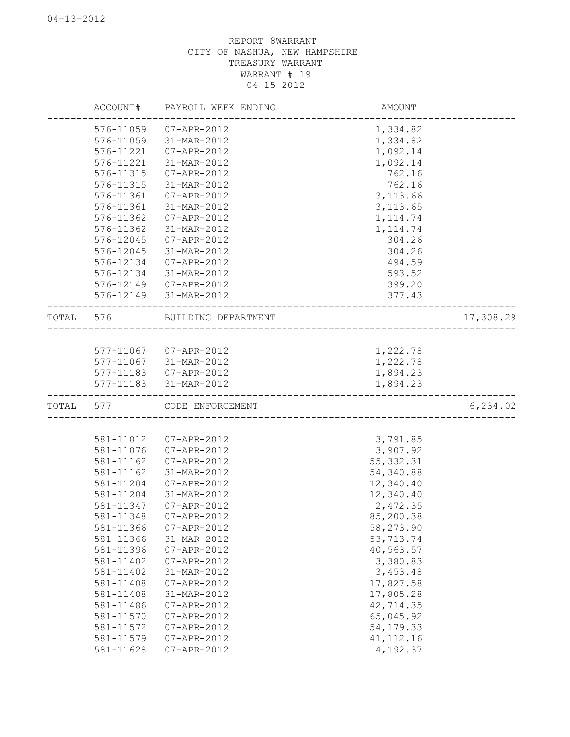04-13-2012

REPORT 8WARRANT
CITY OF NASHUA, NEW HAMPSHIRE
TREASURY WARRANT
WARRANT # 19
04-15-2012

| | ACCOUNT# | PAYROLL WEEK ENDING | AMOUNT | |
|---|---|---|---|---|
| | 576-11059 | 07-APR-2012 | 1,334.82 | |
| | 576-11059 | 31-MAR-2012 | 1,334.82 | |
| | 576-11221 | 07-APR-2012 | 1,092.14 | |
| | 576-11221 | 31-MAR-2012 | 1,092.14 | |
| | 576-11315 | 07-APR-2012 | 762.16 | |
| | 576-11315 | 31-MAR-2012 | 762.16 | |
| | 576-11361 | 07-APR-2012 | 3,113.66 | |
| | 576-11361 | 31-MAR-2012 | 3,113.65 | |
| | 576-11362 | 07-APR-2012 | 1,114.74 | |
| | 576-11362 | 31-MAR-2012 | 1,114.74 | |
| | 576-12045 | 07-APR-2012 | 304.26 | |
| | 576-12045 | 31-MAR-2012 | 304.26 | |
| | 576-12134 | 07-APR-2012 | 494.59 | |
| | 576-12134 | 31-MAR-2012 | 593.52 | |
| | 576-12149 | 07-APR-2012 | 399.20 | |
| | 576-12149 | 31-MAR-2012 | 377.43 | |
| TOTAL | 576 | BUILDING DEPARTMENT | | 17,308.29 |
| | 577-11067 | 07-APR-2012 | 1,222.78 | |
| | 577-11067 | 31-MAR-2012 | 1,222.78 | |
| | 577-11183 | 07-APR-2012 | 1,894.23 | |
| | 577-11183 | 31-MAR-2012 | 1,894.23 | |
| TOTAL | 577 | CODE ENFORCEMENT | | 6,234.02 |
| | 581-11012 | 07-APR-2012 | 3,791.85 | |
| | 581-11076 | 07-APR-2012 | 3,907.92 | |
| | 581-11162 | 07-APR-2012 | 55,332.31 | |
| | 581-11162 | 31-MAR-2012 | 54,340.88 | |
| | 581-11204 | 07-APR-2012 | 12,340.40 | |
| | 581-11204 | 31-MAR-2012 | 12,340.40 | |
| | 581-11347 | 07-APR-2012 | 2,472.35 | |
| | 581-11348 | 07-APR-2012 | 85,200.38 | |
| | 581-11366 | 07-APR-2012 | 58,273.90 | |
| | 581-11366 | 31-MAR-2012 | 53,713.74 | |
| | 581-11396 | 07-APR-2012 | 40,563.57 | |
| | 581-11402 | 07-APR-2012 | 3,380.83 | |
| | 581-11402 | 31-MAR-2012 | 3,453.48 | |
| | 581-11408 | 07-APR-2012 | 17,827.58 | |
| | 581-11408 | 31-MAR-2012 | 17,805.28 | |
| | 581-11486 | 07-APR-2012 | 42,714.35 | |
| | 581-11570 | 07-APR-2012 | 65,045.92 | |
| | 581-11572 | 07-APR-2012 | 54,179.33 | |
| | 581-11579 | 07-APR-2012 | 41,112.16 | |
| | 581-11628 | 07-APR-2012 | 4,192.37 | |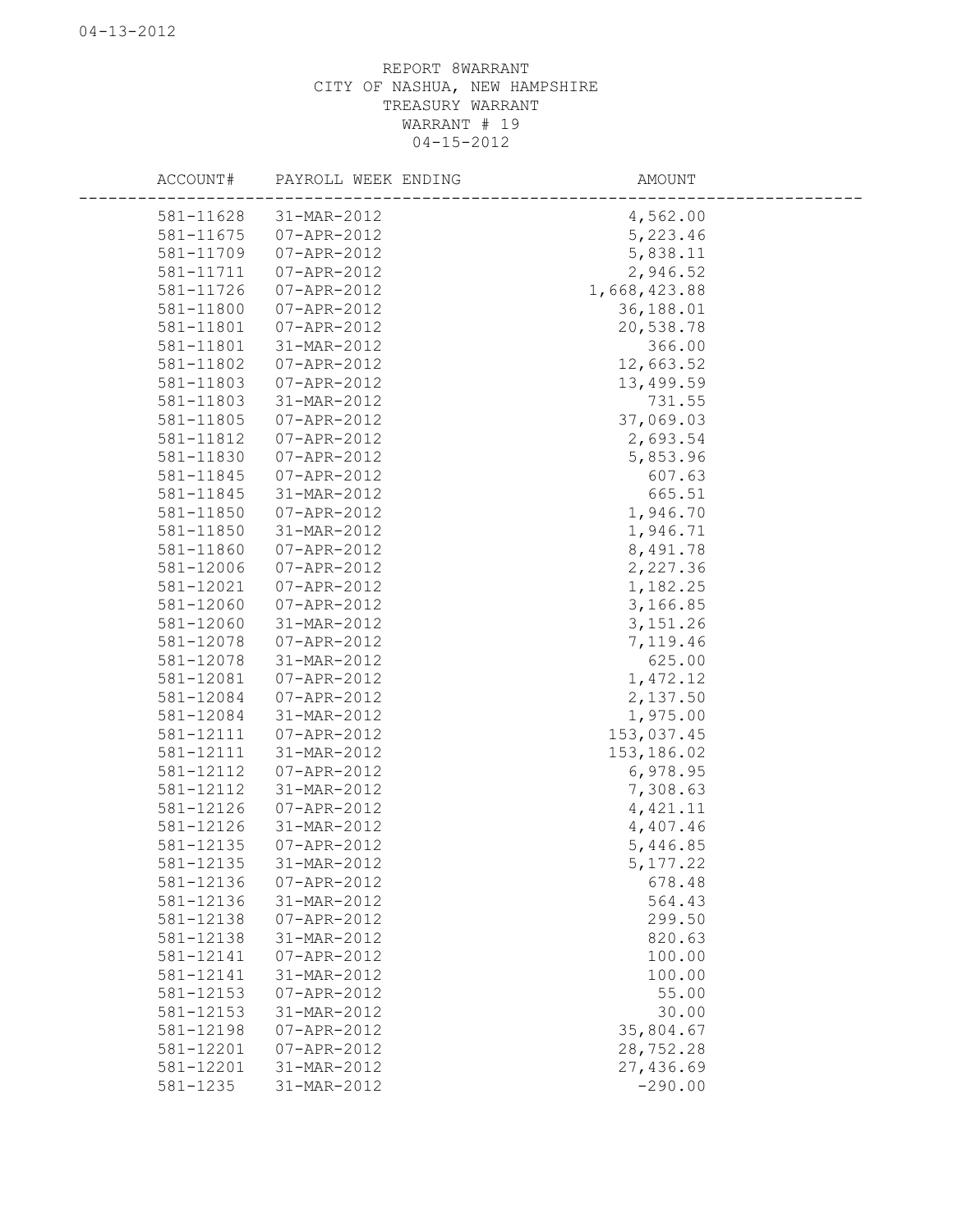REPORT 8WARRANT
CITY OF NASHUA, NEW HAMPSHIRE
TREASURY WARRANT
WARRANT # 19
04-15-2012

| ACCOUNT# | PAYROLL WEEK ENDING | AMOUNT |
|---|---|---|
| 581-11628 | 31-MAR-2012 | 4,562.00 |
| 581-11675 | 07-APR-2012 | 5,223.46 |
| 581-11709 | 07-APR-2012 | 5,838.11 |
| 581-11711 | 07-APR-2012 | 2,946.52 |
| 581-11726 | 07-APR-2012 | 1,668,423.88 |
| 581-11800 | 07-APR-2012 | 36,188.01 |
| 581-11801 | 07-APR-2012 | 20,538.78 |
| 581-11801 | 31-MAR-2012 | 366.00 |
| 581-11802 | 07-APR-2012 | 12,663.52 |
| 581-11803 | 07-APR-2012 | 13,499.59 |
| 581-11803 | 31-MAR-2012 | 731.55 |
| 581-11805 | 07-APR-2012 | 37,069.03 |
| 581-11812 | 07-APR-2012 | 2,693.54 |
| 581-11830 | 07-APR-2012 | 5,853.96 |
| 581-11845 | 07-APR-2012 | 607.63 |
| 581-11845 | 31-MAR-2012 | 665.51 |
| 581-11850 | 07-APR-2012 | 1,946.70 |
| 581-11850 | 31-MAR-2012 | 1,946.71 |
| 581-11860 | 07-APR-2012 | 8,491.78 |
| 581-12006 | 07-APR-2012 | 2,227.36 |
| 581-12021 | 07-APR-2012 | 1,182.25 |
| 581-12060 | 07-APR-2012 | 3,166.85 |
| 581-12060 | 31-MAR-2012 | 3,151.26 |
| 581-12078 | 07-APR-2012 | 7,119.46 |
| 581-12078 | 31-MAR-2012 | 625.00 |
| 581-12081 | 07-APR-2012 | 1,472.12 |
| 581-12084 | 07-APR-2012 | 2,137.50 |
| 581-12084 | 31-MAR-2012 | 1,975.00 |
| 581-12111 | 07-APR-2012 | 153,037.45 |
| 581-12111 | 31-MAR-2012 | 153,186.02 |
| 581-12112 | 07-APR-2012 | 6,978.95 |
| 581-12112 | 31-MAR-2012 | 7,308.63 |
| 581-12126 | 07-APR-2012 | 4,421.11 |
| 581-12126 | 31-MAR-2012 | 4,407.46 |
| 581-12135 | 07-APR-2012 | 5,446.85 |
| 581-12135 | 31-MAR-2012 | 5,177.22 |
| 581-12136 | 07-APR-2012 | 678.48 |
| 581-12136 | 31-MAR-2012 | 564.43 |
| 581-12138 | 07-APR-2012 | 299.50 |
| 581-12138 | 31-MAR-2012 | 820.63 |
| 581-12141 | 07-APR-2012 | 100.00 |
| 581-12141 | 31-MAR-2012 | 100.00 |
| 581-12153 | 07-APR-2012 | 55.00 |
| 581-12153 | 31-MAR-2012 | 30.00 |
| 581-12198 | 07-APR-2012 | 35,804.67 |
| 581-12201 | 07-APR-2012 | 28,752.28 |
| 581-12201 | 31-MAR-2012 | 27,436.69 |
| 581-1235 | 31-MAR-2012 | -290.00 |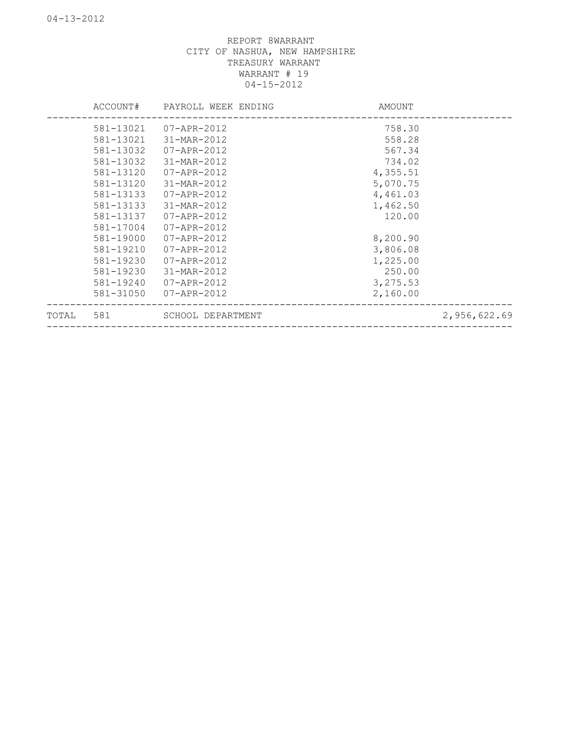REPORT 8WARRANT
CITY OF NASHUA, NEW HAMPSHIRE
TREASURY WARRANT
WARRANT # 19
04-15-2012

| | ACCOUNT# | PAYROLL WEEK ENDING | AMOUNT | |
|---|---|---|---|---|
| | 581-13021 | 07-APR-2012 | 758.30 | |
| | 581-13021 | 31-MAR-2012 | 558.28 | |
| | 581-13032 | 07-APR-2012 | 567.34 | |
| | 581-13032 | 31-MAR-2012 | 734.02 | |
| | 581-13120 | 07-APR-2012 | 4,355.51 | |
| | 581-13120 | 31-MAR-2012 | 5,070.75 | |
| | 581-13133 | 07-APR-2012 | 4,461.03 | |
| | 581-13133 | 31-MAR-2012 | 1,462.50 | |
| | 581-13137 | 07-APR-2012 | 120.00 | |
| | 581-17004 | 07-APR-2012 | | |
| | 581-19000 | 07-APR-2012 | 8,200.90 | |
| | 581-19210 | 07-APR-2012 | 3,806.08 | |
| | 581-19230 | 07-APR-2012 | 1,225.00 | |
| | 581-19230 | 31-MAR-2012 | 250.00 | |
| | 581-19240 | 07-APR-2012 | 3,275.53 | |
| | 581-31050 | 07-APR-2012 | 2,160.00 | |
| TOTAL | 581 | SCHOOL DEPARTMENT | | 2,956,622.69 |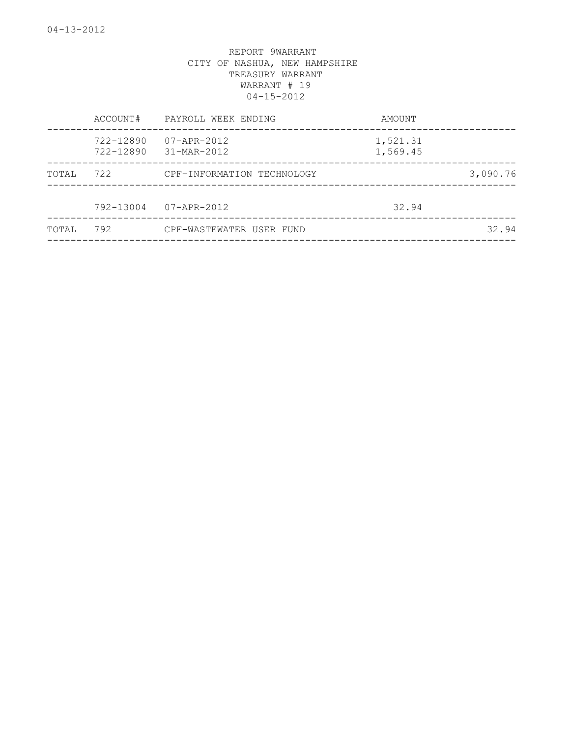04-13-2012

REPORT 9WARRANT
CITY OF NASHUA, NEW HAMPSHIRE
TREASURY WARRANT
WARRANT # 19
04-15-2012

| | ACCOUNT# | PAYROLL WEEK ENDING | AMOUNT | |
|---|---|---|---|---|
| | 722-12890 | 07-APR-2012 | 1,521.31 | |
| | 722-12890 | 31-MAR-2012 | 1,569.45 | |
| TOTAL | 722 | CPF-INFORMATION TECHNOLOGY | | 3,090.76 |
| | 792-13004 | 07-APR-2012 | 32.94 | |
| TOTAL | 792 | CPF-WASTEWATER USER FUND | | 32.94 |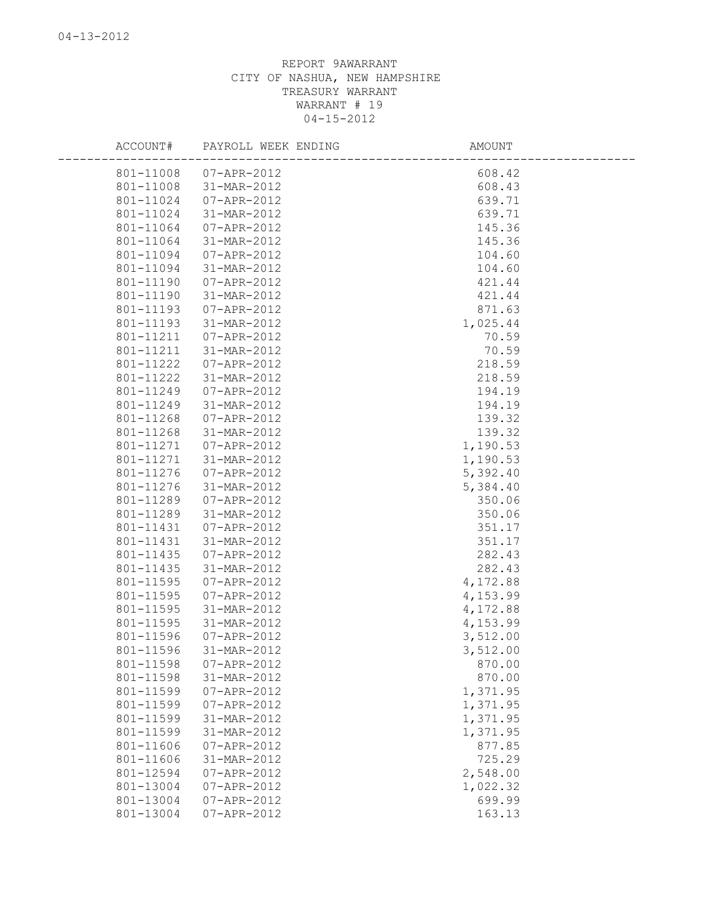04-13-2012

REPORT 9AWARRANT
CITY OF NASHUA, NEW HAMPSHIRE
TREASURY WARRANT
WARRANT # 19
04-15-2012

| ACCOUNT# | PAYROLL WEEK ENDING | AMOUNT |
|---|---|---|
| 801-11008 | 07-APR-2012 | 608.42 |
| 801-11008 | 31-MAR-2012 | 608.43 |
| 801-11024 | 07-APR-2012 | 639.71 |
| 801-11024 | 31-MAR-2012 | 639.71 |
| 801-11064 | 07-APR-2012 | 145.36 |
| 801-11064 | 31-MAR-2012 | 145.36 |
| 801-11094 | 07-APR-2012 | 104.60 |
| 801-11094 | 31-MAR-2012 | 104.60 |
| 801-11190 | 07-APR-2012 | 421.44 |
| 801-11190 | 31-MAR-2012 | 421.44 |
| 801-11193 | 07-APR-2012 | 871.63 |
| 801-11193 | 31-MAR-2012 | 1,025.44 |
| 801-11211 | 07-APR-2012 | 70.59 |
| 801-11211 | 31-MAR-2012 | 70.59 |
| 801-11222 | 07-APR-2012 | 218.59 |
| 801-11222 | 31-MAR-2012 | 218.59 |
| 801-11249 | 07-APR-2012 | 194.19 |
| 801-11249 | 31-MAR-2012 | 194.19 |
| 801-11268 | 07-APR-2012 | 139.32 |
| 801-11268 | 31-MAR-2012 | 139.32 |
| 801-11271 | 07-APR-2012 | 1,190.53 |
| 801-11271 | 31-MAR-2012 | 1,190.53 |
| 801-11276 | 07-APR-2012 | 5,392.40 |
| 801-11276 | 31-MAR-2012 | 5,384.40 |
| 801-11289 | 07-APR-2012 | 350.06 |
| 801-11289 | 31-MAR-2012 | 350.06 |
| 801-11431 | 07-APR-2012 | 351.17 |
| 801-11431 | 31-MAR-2012 | 351.17 |
| 801-11435 | 07-APR-2012 | 282.43 |
| 801-11435 | 31-MAR-2012 | 282.43 |
| 801-11595 | 07-APR-2012 | 4,172.88 |
| 801-11595 | 07-APR-2012 | 4,153.99 |
| 801-11595 | 31-MAR-2012 | 4,172.88 |
| 801-11595 | 31-MAR-2012 | 4,153.99 |
| 801-11596 | 07-APR-2012 | 3,512.00 |
| 801-11596 | 31-MAR-2012 | 3,512.00 |
| 801-11598 | 07-APR-2012 | 870.00 |
| 801-11598 | 31-MAR-2012 | 870.00 |
| 801-11599 | 07-APR-2012 | 1,371.95 |
| 801-11599 | 07-APR-2012 | 1,371.95 |
| 801-11599 | 31-MAR-2012 | 1,371.95 |
| 801-11599 | 31-MAR-2012 | 1,371.95 |
| 801-11606 | 07-APR-2012 | 877.85 |
| 801-11606 | 31-MAR-2012 | 725.29 |
| 801-12594 | 07-APR-2012 | 2,548.00 |
| 801-13004 | 07-APR-2012 | 1,022.32 |
| 801-13004 | 07-APR-2012 | 699.99 |
| 801-13004 | 07-APR-2012 | 163.13 |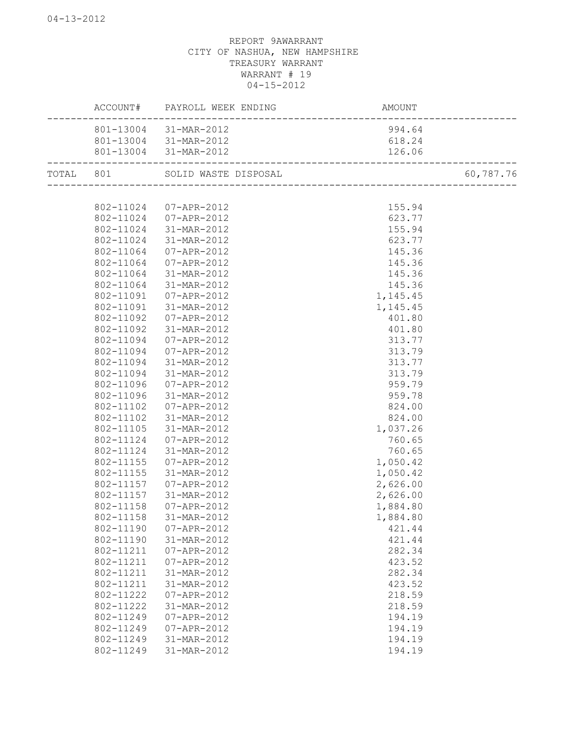REPORT 9AWARRANT
CITY OF NASHUA, NEW HAMPSHIRE
TREASURY WARRANT
WARRANT # 19
04-15-2012

| | ACCOUNT# | PAYROLL WEEK ENDING | AMOUNT | |
|---|---|---|---|---|
| | 801-13004 | 31-MAR-2012 | 994.64 | |
| | 801-13004 | 31-MAR-2012 | 618.24 | |
| | 801-13004 | 31-MAR-2012 | 126.06 | |
| TOTAL | 801 | SOLID WASTE DISPOSAL | | 60,787.76 |
| | 802-11024 | 07-APR-2012 | 155.94 | |
| | 802-11024 | 07-APR-2012 | 623.77 | |
| | 802-11024 | 31-MAR-2012 | 155.94 | |
| | 802-11024 | 31-MAR-2012 | 623.77 | |
| | 802-11064 | 07-APR-2012 | 145.36 | |
| | 802-11064 | 07-APR-2012 | 145.36 | |
| | 802-11064 | 31-MAR-2012 | 145.36 | |
| | 802-11064 | 31-MAR-2012 | 145.36 | |
| | 802-11091 | 07-APR-2012 | 1,145.45 | |
| | 802-11091 | 31-MAR-2012 | 1,145.45 | |
| | 802-11092 | 07-APR-2012 | 401.80 | |
| | 802-11092 | 31-MAR-2012 | 401.80 | |
| | 802-11094 | 07-APR-2012 | 313.77 | |
| | 802-11094 | 07-APR-2012 | 313.79 | |
| | 802-11094 | 31-MAR-2012 | 313.77 | |
| | 802-11094 | 31-MAR-2012 | 313.79 | |
| | 802-11096 | 07-APR-2012 | 959.79 | |
| | 802-11096 | 31-MAR-2012 | 959.78 | |
| | 802-11102 | 07-APR-2012 | 824.00 | |
| | 802-11102 | 31-MAR-2012 | 824.00 | |
| | 802-11105 | 31-MAR-2012 | 1,037.26 | |
| | 802-11124 | 07-APR-2012 | 760.65 | |
| | 802-11124 | 31-MAR-2012 | 760.65 | |
| | 802-11155 | 07-APR-2012 | 1,050.42 | |
| | 802-11155 | 31-MAR-2012 | 1,050.42 | |
| | 802-11157 | 07-APR-2012 | 2,626.00 | |
| | 802-11157 | 31-MAR-2012 | 2,626.00 | |
| | 802-11158 | 07-APR-2012 | 1,884.80 | |
| | 802-11158 | 31-MAR-2012 | 1,884.80 | |
| | 802-11190 | 07-APR-2012 | 421.44 | |
| | 802-11190 | 31-MAR-2012 | 421.44 | |
| | 802-11211 | 07-APR-2012 | 282.34 | |
| | 802-11211 | 07-APR-2012 | 423.52 | |
| | 802-11211 | 31-MAR-2012 | 282.34 | |
| | 802-11211 | 31-MAR-2012 | 423.52 | |
| | 802-11222 | 07-APR-2012 | 218.59 | |
| | 802-11222 | 31-MAR-2012 | 218.59 | |
| | 802-11249 | 07-APR-2012 | 194.19 | |
| | 802-11249 | 07-APR-2012 | 194.19 | |
| | 802-11249 | 31-MAR-2012 | 194.19 | |
| | 802-11249 | 31-MAR-2012 | 194.19 | |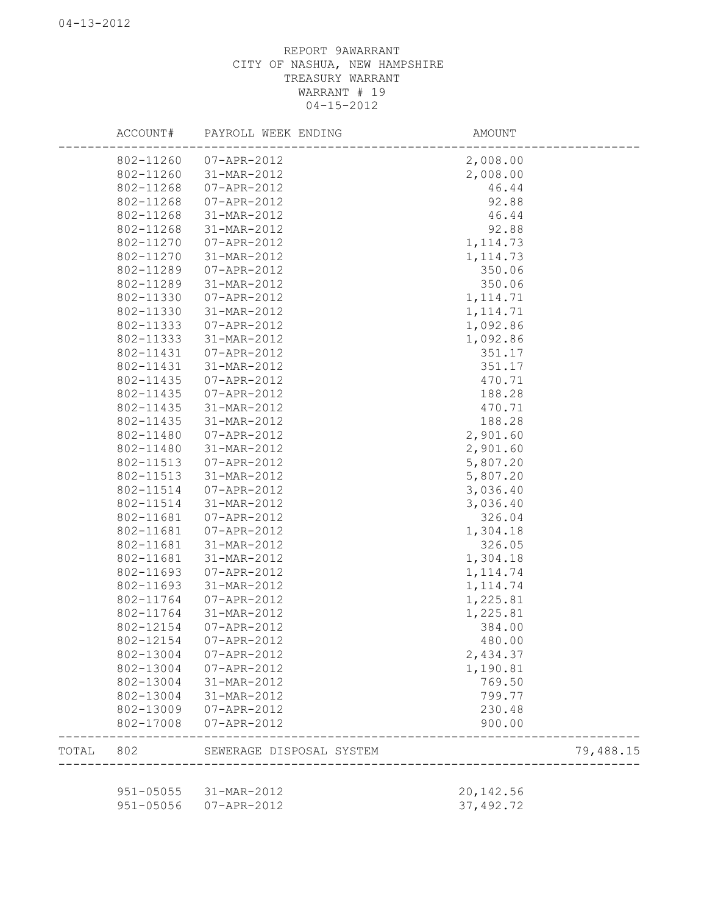REPORT 9AWARRANT
CITY OF NASHUA, NEW HAMPSHIRE
TREASURY WARRANT
WARRANT # 19
04-15-2012

| | ACCOUNT# | PAYROLL WEEK ENDING | AMOUNT | |
|---|---|---|---|---|
| | 802-11260 | 07-APR-2012 | 2,008.00 | |
| | 802-11260 | 31-MAR-2012 | 2,008.00 | |
| | 802-11268 | 07-APR-2012 | 46.44 | |
| | 802-11268 | 07-APR-2012 | 92.88 | |
| | 802-11268 | 31-MAR-2012 | 46.44 | |
| | 802-11268 | 31-MAR-2012 | 92.88 | |
| | 802-11270 | 07-APR-2012 | 1,114.73 | |
| | 802-11270 | 31-MAR-2012 | 1,114.73 | |
| | 802-11289 | 07-APR-2012 | 350.06 | |
| | 802-11289 | 31-MAR-2012 | 350.06 | |
| | 802-11330 | 07-APR-2012 | 1,114.71 | |
| | 802-11330 | 31-MAR-2012 | 1,114.71 | |
| | 802-11333 | 07-APR-2012 | 1,092.86 | |
| | 802-11333 | 31-MAR-2012 | 1,092.86 | |
| | 802-11431 | 07-APR-2012 | 351.17 | |
| | 802-11431 | 31-MAR-2012 | 351.17 | |
| | 802-11435 | 07-APR-2012 | 470.71 | |
| | 802-11435 | 07-APR-2012 | 188.28 | |
| | 802-11435 | 31-MAR-2012 | 470.71 | |
| | 802-11435 | 31-MAR-2012 | 188.28 | |
| | 802-11480 | 07-APR-2012 | 2,901.60 | |
| | 802-11480 | 31-MAR-2012 | 2,901.60 | |
| | 802-11513 | 07-APR-2012 | 5,807.20 | |
| | 802-11513 | 31-MAR-2012 | 5,807.20 | |
| | 802-11514 | 07-APR-2012 | 3,036.40 | |
| | 802-11514 | 31-MAR-2012 | 3,036.40 | |
| | 802-11681 | 07-APR-2012 | 326.04 | |
| | 802-11681 | 07-APR-2012 | 1,304.18 | |
| | 802-11681 | 31-MAR-2012 | 326.05 | |
| | 802-11681 | 31-MAR-2012 | 1,304.18 | |
| | 802-11693 | 07-APR-2012 | 1,114.74 | |
| | 802-11693 | 31-MAR-2012 | 1,114.74 | |
| | 802-11764 | 07-APR-2012 | 1,225.81 | |
| | 802-11764 | 31-MAR-2012 | 1,225.81 | |
| | 802-12154 | 07-APR-2012 | 384.00 | |
| | 802-12154 | 07-APR-2012 | 480.00 | |
| | 802-13004 | 07-APR-2012 | 2,434.37 | |
| | 802-13004 | 07-APR-2012 | 1,190.81 | |
| | 802-13004 | 31-MAR-2012 | 769.50 | |
| | 802-13004 | 31-MAR-2012 | 799.77 | |
| | 802-13009 | 07-APR-2012 | 230.48 | |
| | 802-17008 | 07-APR-2012 | 900.00 | |
| TOTAL | 802 | SEWERAGE DISPOSAL SYSTEM | | 79,488.15 |
| | 951-05055 | 31-MAR-2012 | 20,142.56 | |
| | 951-05056 | 07-APR-2012 | 37,492.72 | |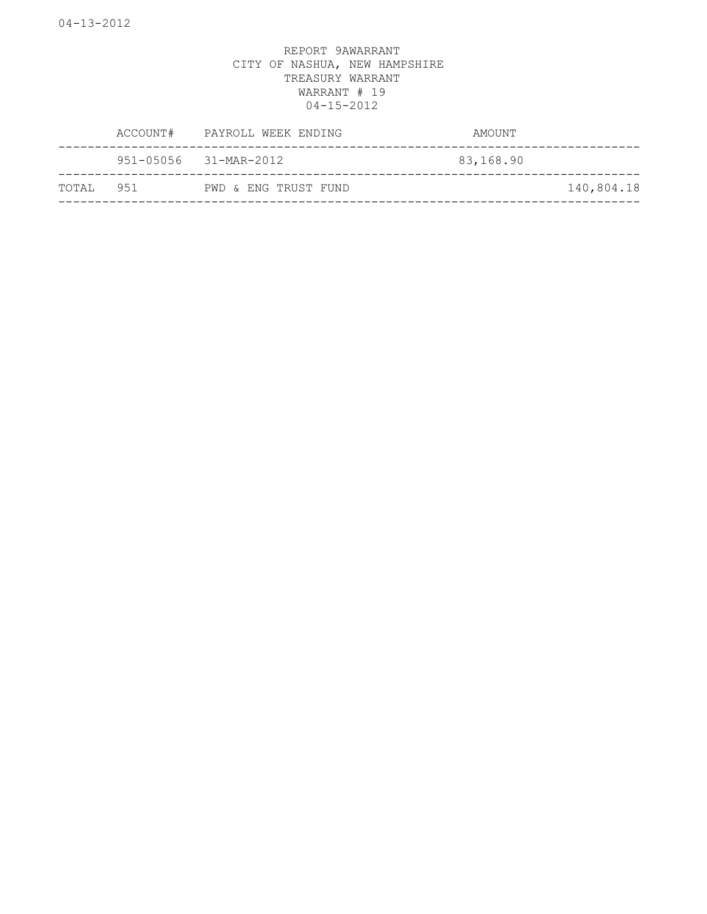04-13-2012

REPORT 9AWARRANT
CITY OF NASHUA, NEW HAMPSHIRE
TREASURY WARRANT
WARRANT # 19
04-15-2012

| | ACCOUNT# | PAYROLL WEEK ENDING | AMOUNT | |
|---|---|---|---|---|
| | 951-05056 | 31-MAR-2012 | 83,168.90 | |
| TOTAL | 951 | PWD & ENG TRUST FUND | | 140,804.18 |